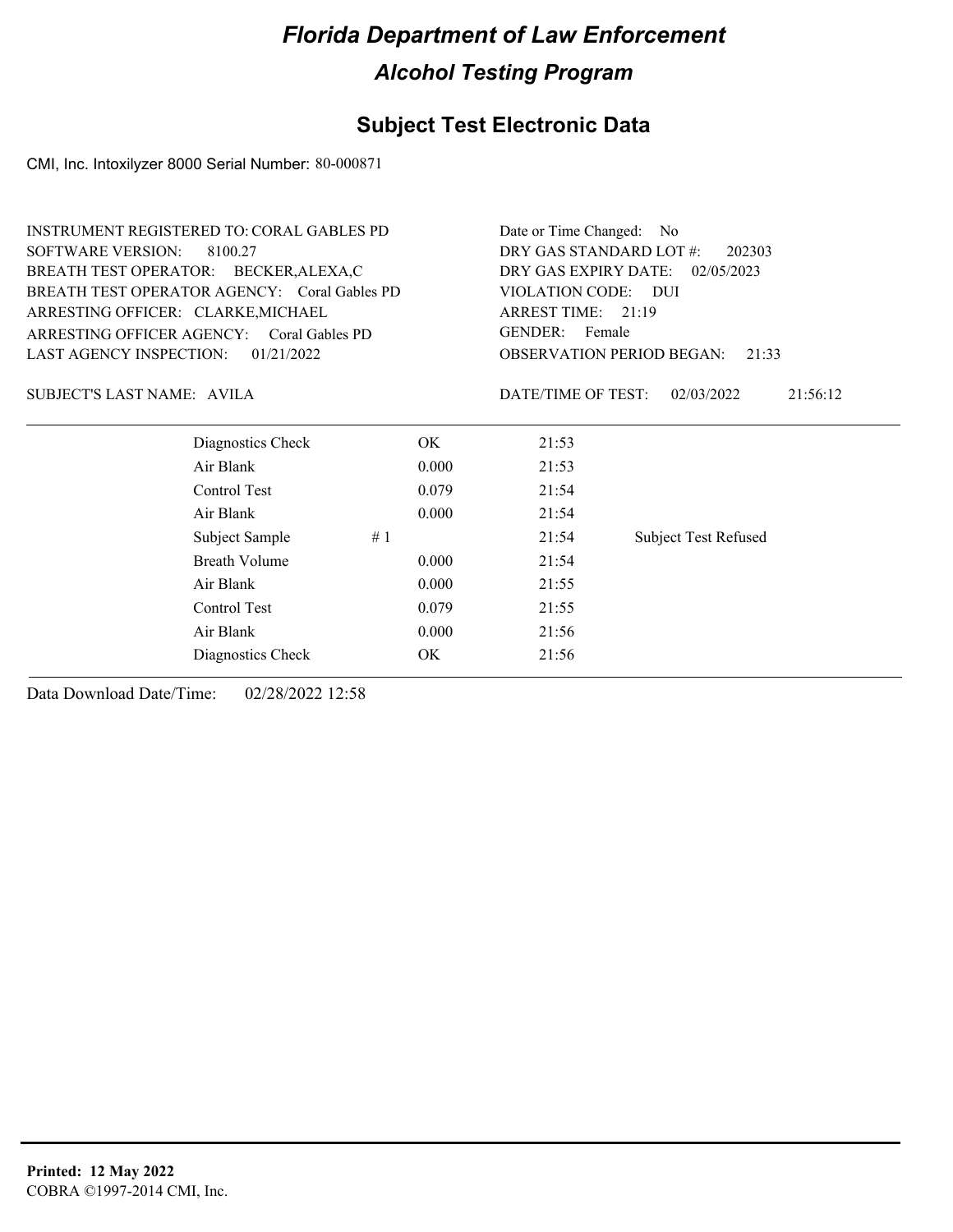# Florida Department of Law Enforcement

## Alcohol Testing Program

## Subject Test Electronic Data

CMI, Inc. Intoxilyzer 8000 Serial Number: 80-000871

INSTRUMENT REGISTERED TO: CORAL GABLES PD
SOFTWARE VERSION: 8100.27
BREATH TEST OPERATOR: BECKER,ALEXA,C
BREATH TEST OPERATOR AGENCY: Coral Gables PD
ARRESTING OFFICER: CLARKE,MICHAEL
ARRESTING OFFICER AGENCY: Coral Gables PD
LAST AGENCY INSPECTION: 01/21/2022

Date or Time Changed: No
DRY GAS STANDARD LOT #: 202303
DRY GAS EXPIRY DATE: 02/05/2023
VIOLATION CODE: DUI
ARREST TIME: 21:19
GENDER: Female
OBSERVATION PERIOD BEGAN: 21:33

SUBJECT'S LAST NAME: AVILA

DATE/TIME OF TEST: 02/03/2022 21:56:12

| | | | | |
|---|---|---|---|---|
| Diagnostics Check | | OK | 21:53 | |
| Air Blank | | 0.000 | 21:53 | |
| Control Test | | 0.079 | 21:54 | |
| Air Blank | | 0.000 | 21:54 | |
| Subject Sample | # 1 | | 21:54 | Subject Test Refused |
| Breath Volume | | 0.000 | 21:54 | |
| Air Blank | | 0.000 | 21:55 | |
| Control Test | | 0.079 | 21:55 | |
| Air Blank | | 0.000 | 21:56 | |
| Diagnostics Check | | OK | 21:56 | |

Data Download Date/Time: 02/28/2022 12:58

**Printed: 12 May 2022**
COBRA ©1997-2014 CMI, Inc.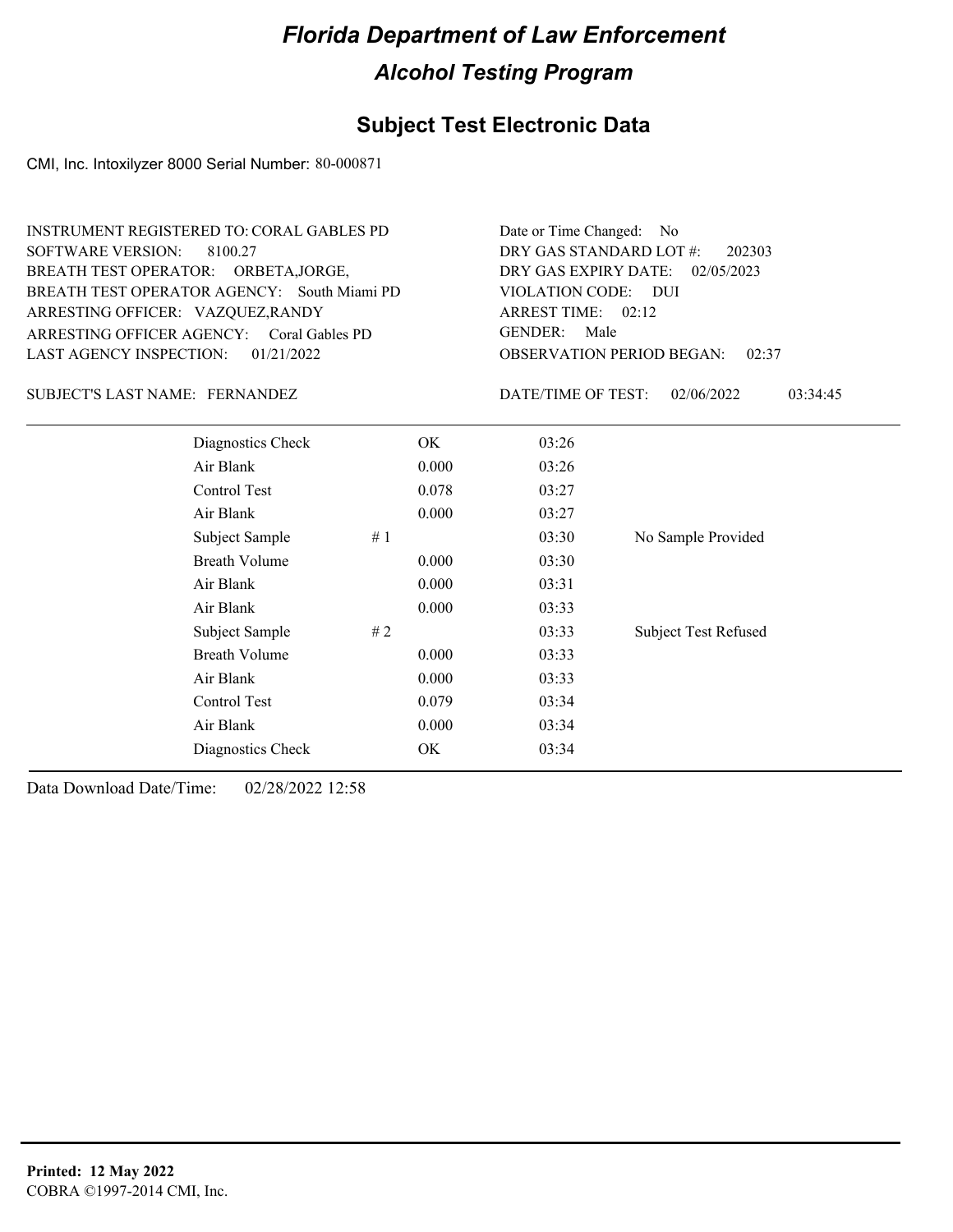# Florida Department of Law Enforcement

## Alcohol Testing Program

### Subject Test Electronic Data

CMI, Inc. Intoxilyzer 8000 Serial Number: 80-000871

INSTRUMENT REGISTERED TO: CORAL GABLES PD
SOFTWARE VERSION: 8100.27
BREATH TEST OPERATOR: ORBETA,JORGE,
BREATH TEST OPERATOR AGENCY: South Miami PD
ARRESTING OFFICER: VAZQUEZ,RANDY
ARRESTING OFFICER AGENCY: Coral Gables PD
LAST AGENCY INSPECTION: 01/21/2022

Date or Time Changed: No
DRY GAS STANDARD LOT #: 202303
DRY GAS EXPIRY DATE: 02/05/2023
VIOLATION CODE: DUI
ARREST TIME: 02:12
GENDER: Male
OBSERVATION PERIOD BEGAN: 02:37

SUBJECT'S LAST NAME: FERNANDEZ

DATE/TIME OF TEST: 02/06/2022 03:34:45

| | | | | |
|---|---|---|---|---|
| Diagnostics Check | | OK | 03:26 | |
| Air Blank | | 0.000 | 03:26 | |
| Control Test | | 0.078 | 03:27 | |
| Air Blank | | 0.000 | 03:27 | |
| Subject Sample | # 1 | | 03:30 | No Sample Provided |
| Breath Volume | | 0.000 | 03:30 | |
| Air Blank | | 0.000 | 03:31 | |
| Air Blank | | 0.000 | 03:33 | |
| Subject Sample | # 2 | | 03:33 | Subject Test Refused |
| Breath Volume | | 0.000 | 03:33 | |
| Air Blank | | 0.000 | 03:33 | |
| Control Test | | 0.079 | 03:34 | |
| Air Blank | | 0.000 | 03:34 | |
| Diagnostics Check | | OK | 03:34 | |

Data Download Date/Time: 02/28/2022 12:58

**Printed: 12 May 2022**
COBRA ©1997-2014 CMI, Inc.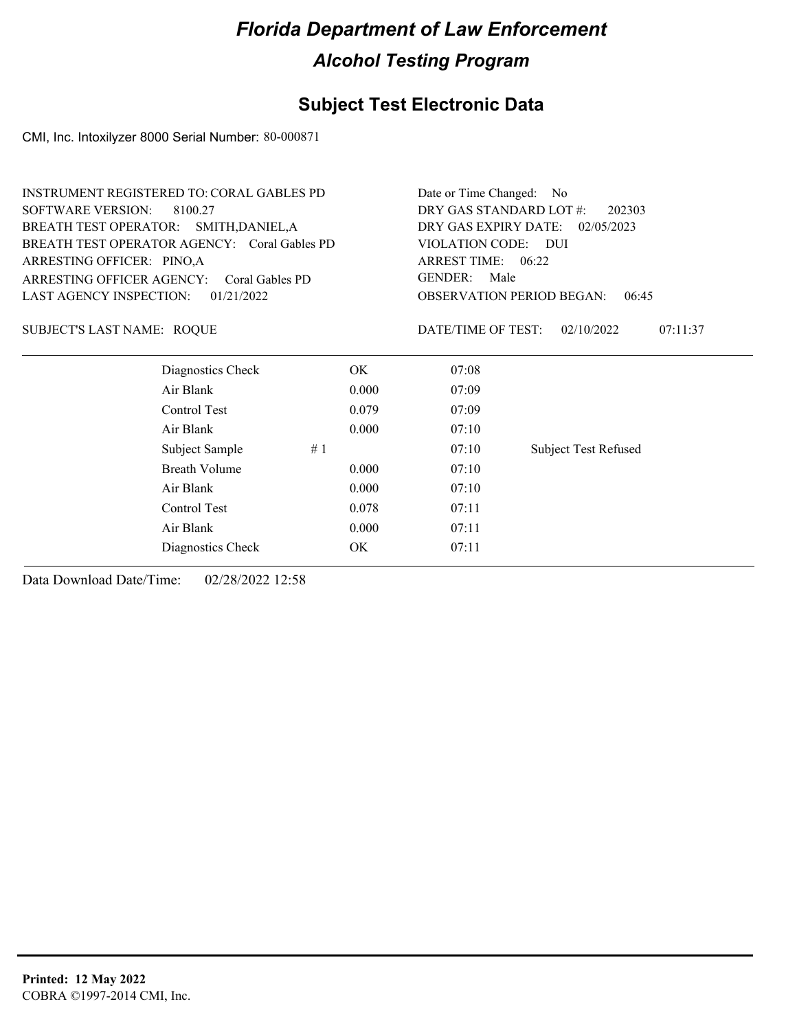# Florida Department of Law Enforcement

## Alcohol Testing Program

### Subject Test Electronic Data

CMI, Inc. Intoxilyzer 8000 Serial Number: 80-000871

INSTRUMENT REGISTERED TO: CORAL GABLES PD
SOFTWARE VERSION: 8100.27
BREATH TEST OPERATOR: SMITH,DANIEL,A
BREATH TEST OPERATOR AGENCY: Coral Gables PD
ARRESTING OFFICER: PINO,A
ARRESTING OFFICER AGENCY: Coral Gables PD
LAST AGENCY INSPECTION: 01/21/2022

Date or Time Changed: No
DRY GAS STANDARD LOT #: 202303
DRY GAS EXPIRY DATE: 02/05/2023
VIOLATION CODE: DUI
ARREST TIME: 06:22
GENDER: Male
OBSERVATION PERIOD BEGAN: 06:45

SUBJECT'S LAST NAME: ROQUE

DATE/TIME OF TEST: 02/10/2022 07:11:37

| | | | | |
|---|---|---|---|---|
| Diagnostics Check | | OK | 07:08 | |
| Air Blank | | 0.000 | 07:09 | |
| Control Test | | 0.079 | 07:09 | |
| Air Blank | | 0.000 | 07:10 | |
| Subject Sample | # 1 | | 07:10 | Subject Test Refused |
| Breath Volume | | 0.000 | 07:10 | |
| Air Blank | | 0.000 | 07:10 | |
| Control Test | | 0.078 | 07:11 | |
| Air Blank | | 0.000 | 07:11 | |
| Diagnostics Check | | OK | 07:11 | |

Data Download Date/Time: 02/28/2022 12:58

**Printed: 12 May 2022**
COBRA ©1997-2014 CMI, Inc.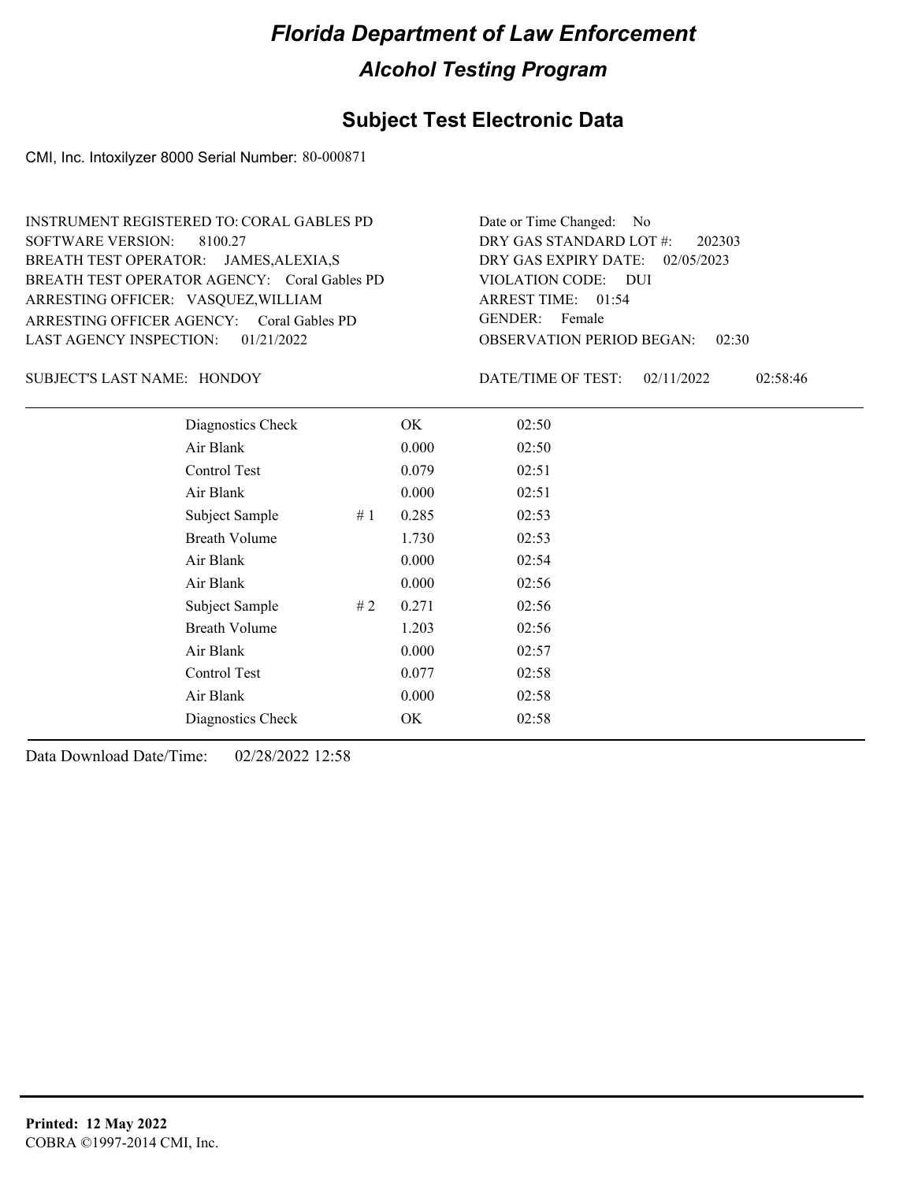# Florida Department of Law Enforcement

## Alcohol Testing Program

### Subject Test Electronic Data

CMI, Inc. Intoxilyzer 8000 Serial Number: 80-000871

INSTRUMENT REGISTERED TO: CORAL GABLES PD
SOFTWARE VERSION: 8100.27
BREATH TEST OPERATOR: JAMES,ALEXIA,S
BREATH TEST OPERATOR AGENCY: Coral Gables PD
ARRESTING OFFICER: VASQUEZ,WILLIAM
ARRESTING OFFICER AGENCY: Coral Gables PD
LAST AGENCY INSPECTION: 01/21/2022

Date or Time Changed: No
DRY GAS STANDARD LOT #: 202303
DRY GAS EXPIRY DATE: 02/05/2023
VIOLATION CODE: DUI
ARREST TIME: 01:54
GENDER: Female
OBSERVATION PERIOD BEGAN: 02:30

SUBJECT'S LAST NAME: HONDOY

DATE/TIME OF TEST: 02/11/2022 02:58:46

| Test | # | Result | Time |
|---|---|---|---|
| Diagnostics Check | | OK | 02:50 |
| Air Blank | | 0.000 | 02:50 |
| Control Test | | 0.079 | 02:51 |
| Air Blank | | 0.000 | 02:51 |
| Subject Sample | # 1 | 0.285 | 02:53 |
| Breath Volume | | 1.730 | 02:53 |
| Air Blank | | 0.000 | 02:54 |
| Air Blank | | 0.000 | 02:56 |
| Subject Sample | # 2 | 0.271 | 02:56 |
| Breath Volume | | 1.203 | 02:56 |
| Air Blank | | 0.000 | 02:57 |
| Control Test | | 0.077 | 02:58 |
| Air Blank | | 0.000 | 02:58 |
| Diagnostics Check | | OK | 02:58 |

Data Download Date/Time: 02/28/2022 12:58

**Printed: 12 May 2022**
COBRA ©1997-2014 CMI, Inc.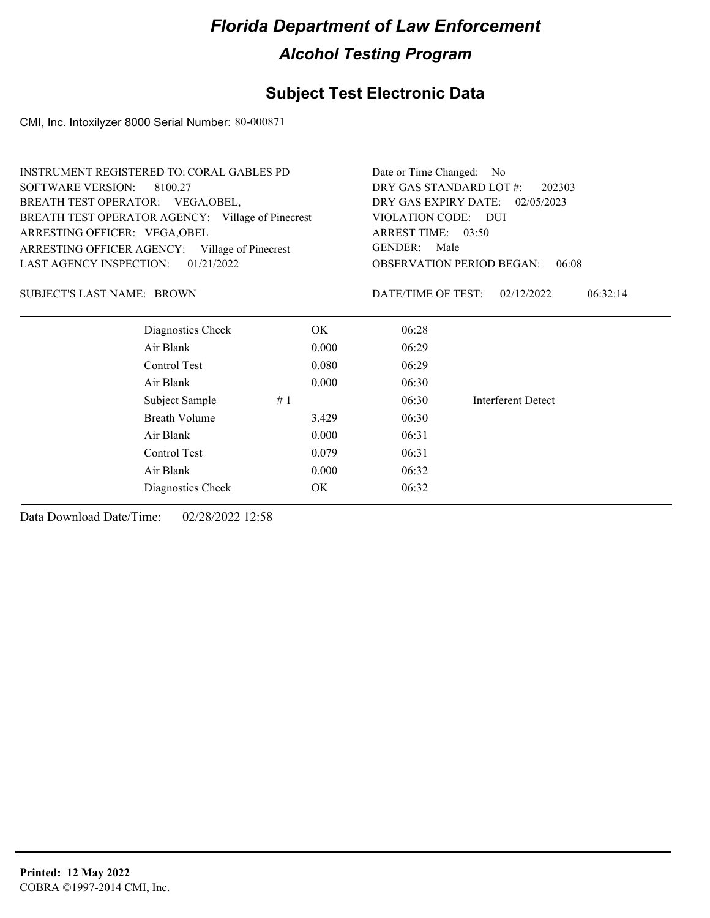# Florida Department of Law Enforcement

## Alcohol Testing Program

## Subject Test Electronic Data

CMI, Inc. Intoxilyzer 8000 Serial Number: 80-000871

INSTRUMENT REGISTERED TO: CORAL GABLES PD
SOFTWARE VERSION: 8100.27
BREATH TEST OPERATOR: VEGA,OBEL,
BREATH TEST OPERATOR AGENCY: Village of Pinecrest
ARRESTING OFFICER: VEGA,OBEL
ARRESTING OFFICER AGENCY: Village of Pinecrest
LAST AGENCY INSPECTION: 01/21/2022

Date or Time Changed: No
DRY GAS STANDARD LOT #: 202303
DRY GAS EXPIRY DATE: 02/05/2023
VIOLATION CODE: DUI
ARREST TIME: 03:50
GENDER: Male
OBSERVATION PERIOD BEGAN: 06:08

SUBJECT'S LAST NAME: BROWN

DATE/TIME OF TEST: 02/12/2022 06:32:14

| | | | | |
|---|---|---|---|---|
| Diagnostics Check | | OK | 06:28 | |
| Air Blank | | 0.000 | 06:29 | |
| Control Test | | 0.080 | 06:29 | |
| Air Blank | | 0.000 | 06:30 | |
| Subject Sample | # 1 | | 06:30 | Interferent Detect |
| Breath Volume | | 3.429 | 06:30 | |
| Air Blank | | 0.000 | 06:31 | |
| Control Test | | 0.079 | 06:31 | |
| Air Blank | | 0.000 | 06:32 | |
| Diagnostics Check | | OK | 06:32 | |

Data Download Date/Time: 02/28/2022 12:58

**Printed: 12 May 2022**
COBRA ©1997-2014 CMI, Inc.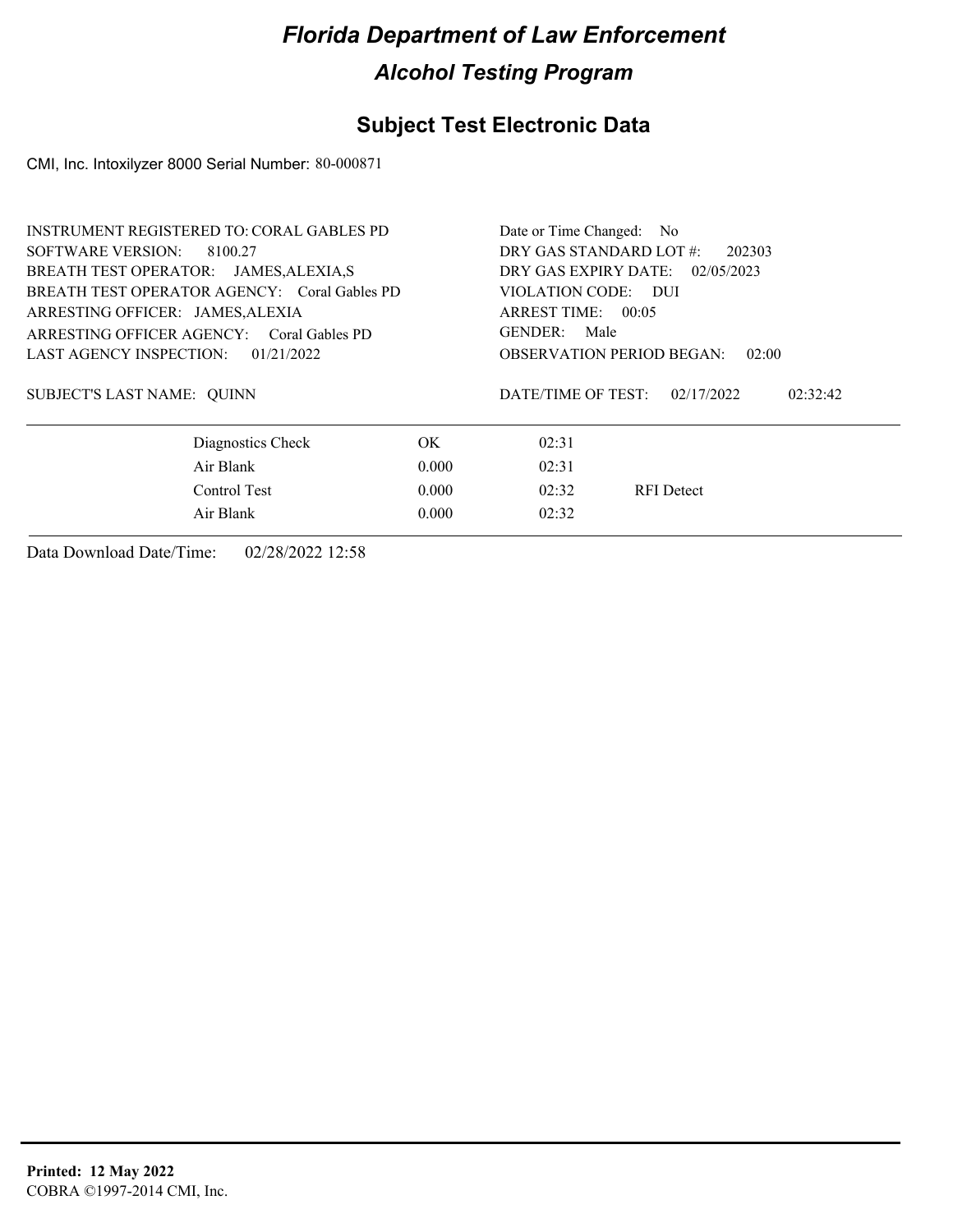# Florida Department of Law Enforcement

## Alcohol Testing Program

### Subject Test Electronic Data

CMI, Inc. Intoxilyzer 8000 Serial Number: 80-000871

INSTRUMENT REGISTERED TO: CORAL GABLES PD
SOFTWARE VERSION: 8100.27
BREATH TEST OPERATOR: JAMES,ALEXIA,S
BREATH TEST OPERATOR AGENCY: Coral Gables PD
ARRESTING OFFICER: JAMES,ALEXIA
ARRESTING OFFICER AGENCY: Coral Gables PD
LAST AGENCY INSPECTION: 01/21/2022

Date or Time Changed: No
DRY GAS STANDARD LOT #: 202303
DRY GAS EXPIRY DATE: 02/05/2023
VIOLATION CODE: DUI
ARREST TIME: 00:05
GENDER: Male
OBSERVATION PERIOD BEGAN: 02:00

SUBJECT'S LAST NAME: QUINN

DATE/TIME OF TEST: 02/17/2022 02:32:42

| | | | |
|---|---|---|---|
| Diagnostics Check | OK | 02:31 | |
| Air Blank | 0.000 | 02:31 | |
| Control Test | 0.000 | 02:32 | RFI Detect |
| Air Blank | 0.000 | 02:32 | |

Data Download Date/Time: 02/28/2022 12:58

**Printed: 12 May 2022**
COBRA ©1997-2014 CMI, Inc.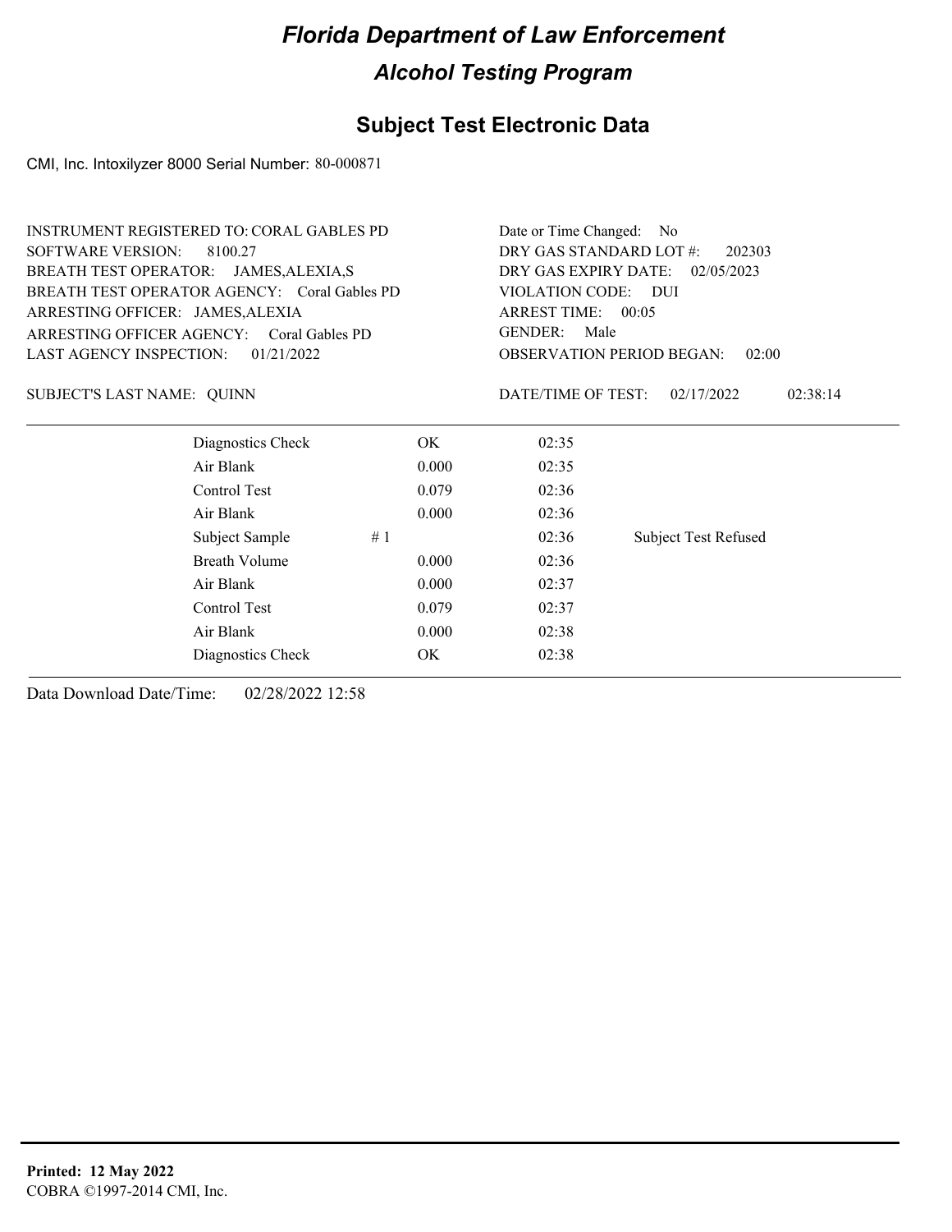# Florida Department of Law Enforcement

## Alcohol Testing Program

### Subject Test Electronic Data

CMI, Inc. Intoxilyzer 8000 Serial Number: 80-000871

INSTRUMENT REGISTERED TO: CORAL GABLES PD
SOFTWARE VERSION: 8100.27
BREATH TEST OPERATOR: JAMES,ALEXIA,S
BREATH TEST OPERATOR AGENCY: Coral Gables PD
ARRESTING OFFICER: JAMES,ALEXIA
ARRESTING OFFICER AGENCY: Coral Gables PD
LAST AGENCY INSPECTION: 01/21/2022

Date or Time Changed: No
DRY GAS STANDARD LOT #: 202303
DRY GAS EXPIRY DATE: 02/05/2023
VIOLATION CODE: DUI
ARREST TIME: 00:05
GENDER: Male
OBSERVATION PERIOD BEGAN: 02:00

SUBJECT'S LAST NAME: QUINN

DATE/TIME OF TEST: 02/17/2022 02:38:14

| | | | | |
|---|---|---|---|---|
| Diagnostics Check | | OK | 02:35 | |
| Air Blank | | 0.000 | 02:35 | |
| Control Test | | 0.079 | 02:36 | |
| Air Blank | | 0.000 | 02:36 | |
| Subject Sample | # 1 | | 02:36 | Subject Test Refused |
| Breath Volume | | 0.000 | 02:36 | |
| Air Blank | | 0.000 | 02:37 | |
| Control Test | | 0.079 | 02:37 | |
| Air Blank | | 0.000 | 02:38 | |
| Diagnostics Check | | OK | 02:38 | |

Data Download Date/Time: 02/28/2022 12:58

**Printed: 12 May 2022**
COBRA ©1997-2014 CMI, Inc.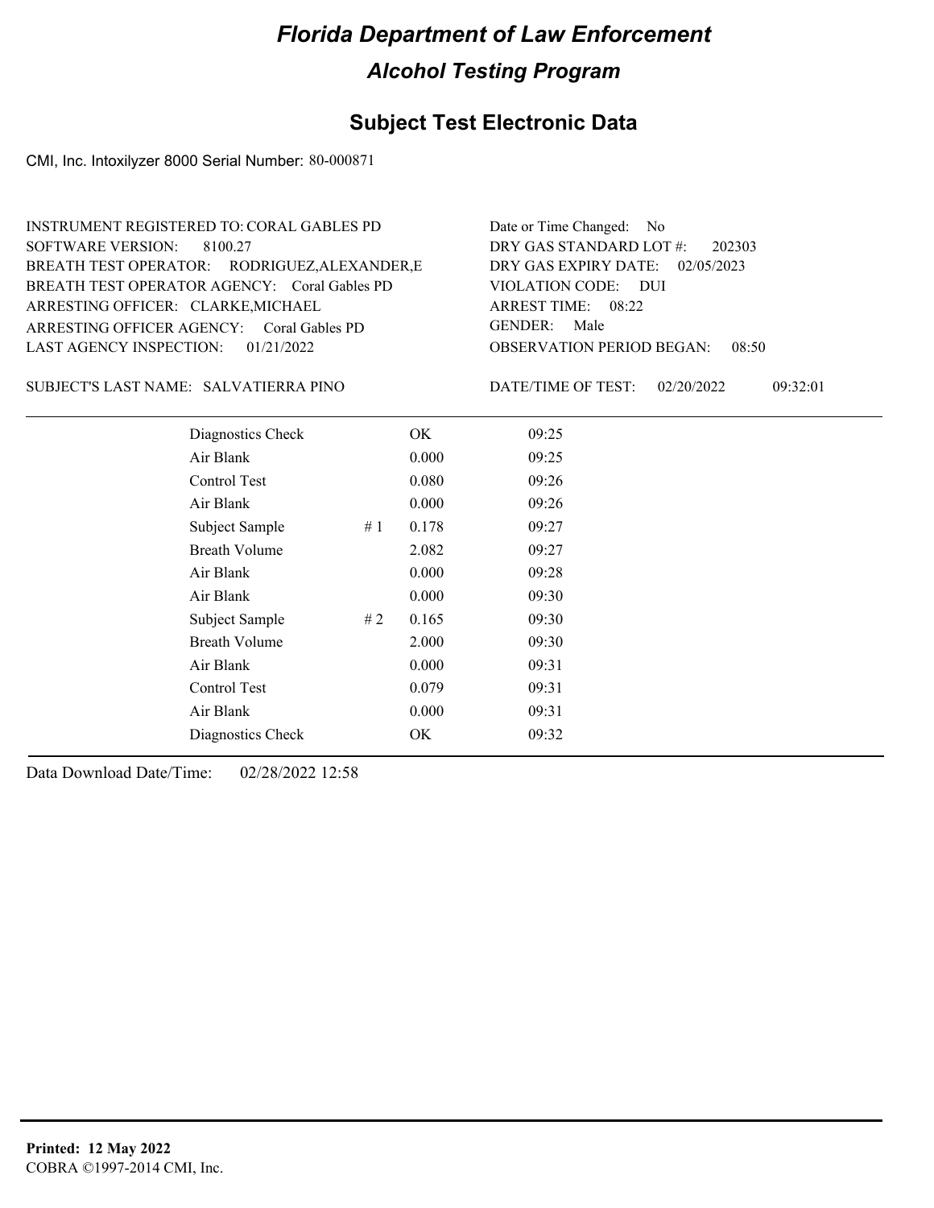# Florida Department of Law Enforcement

## Alcohol Testing Program

## Subject Test Electronic Data

CMI, Inc. Intoxilyzer 8000 Serial Number: 80-000871

INSTRUMENT REGISTERED TO: CORAL GABLES PD
SOFTWARE VERSION: 8100.27
BREATH TEST OPERATOR: RODRIGUEZ,ALEXANDER,E
BREATH TEST OPERATOR AGENCY: Coral Gables PD
ARRESTING OFFICER: CLARKE,MICHAEL
ARRESTING OFFICER AGENCY: Coral Gables PD
LAST AGENCY INSPECTION: 01/21/2022

Date or Time Changed: No
DRY GAS STANDARD LOT #: 202303
DRY GAS EXPIRY DATE: 02/05/2023
VIOLATION CODE: DUI
ARREST TIME: 08:22
GENDER: Male
OBSERVATION PERIOD BEGAN: 08:50

SUBJECT'S LAST NAME: SALVATIERRA PINO

DATE/TIME OF TEST: 02/20/2022 09:32:01

| | | | |
|---|---|---|---|
| Diagnostics Check | | OK | 09:25 |
| Air Blank | | 0.000 | 09:25 |
| Control Test | | 0.080 | 09:26 |
| Air Blank | | 0.000 | 09:26 |
| Subject Sample | # 1 | 0.178 | 09:27 |
| Breath Volume | | 2.082 | 09:27 |
| Air Blank | | 0.000 | 09:28 |
| Air Blank | | 0.000 | 09:30 |
| Subject Sample | # 2 | 0.165 | 09:30 |
| Breath Volume | | 2.000 | 09:30 |
| Air Blank | | 0.000 | 09:31 |
| Control Test | | 0.079 | 09:31 |
| Air Blank | | 0.000 | 09:31 |
| Diagnostics Check | | OK | 09:32 |

Data Download Date/Time: 02/28/2022 12:58

**Printed: 12 May 2022**
COBRA ©1997-2014 CMI, Inc.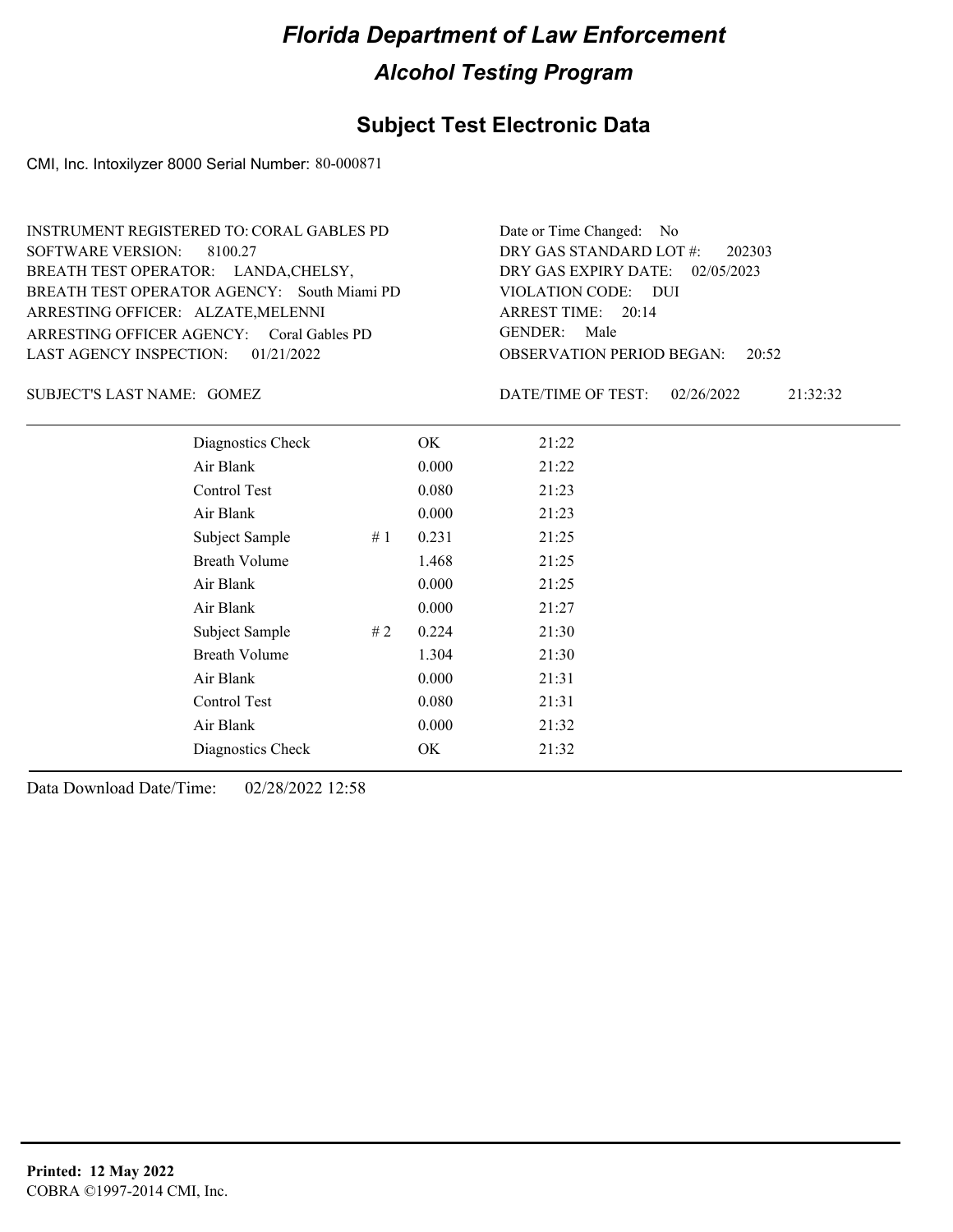# Florida Department of Law Enforcement

## Alcohol Testing Program

## Subject Test Electronic Data

CMI, Inc. Intoxilyzer 8000 Serial Number: 80-000871

INSTRUMENT REGISTERED TO: CORAL GABLES PD
SOFTWARE VERSION: 8100.27
BREATH TEST OPERATOR: LANDA,CHELSY,
BREATH TEST OPERATOR AGENCY: South Miami PD
ARRESTING OFFICER: ALZATE,MELENNI
ARRESTING OFFICER AGENCY: Coral Gables PD
LAST AGENCY INSPECTION: 01/21/2022

Date or Time Changed: No
DRY GAS STANDARD LOT #: 202303
DRY GAS EXPIRY DATE: 02/05/2023
VIOLATION CODE: DUI
ARREST TIME: 20:14
GENDER: Male
OBSERVATION PERIOD BEGAN: 20:52

SUBJECT'S LAST NAME: GOMEZ

DATE/TIME OF TEST: 02/26/2022 21:32:32

| | | | |
|---|---|---|---|
| Diagnostics Check | | OK | 21:22 |
| Air Blank | | 0.000 | 21:22 |
| Control Test | | 0.080 | 21:23 |
| Air Blank | | 0.000 | 21:23 |
| Subject Sample | # 1 | 0.231 | 21:25 |
| Breath Volume | | 1.468 | 21:25 |
| Air Blank | | 0.000 | 21:25 |
| Air Blank | | 0.000 | 21:27 |
| Subject Sample | # 2 | 0.224 | 21:30 |
| Breath Volume | | 1.304 | 21:30 |
| Air Blank | | 0.000 | 21:31 |
| Control Test | | 0.080 | 21:31 |
| Air Blank | | 0.000 | 21:32 |
| Diagnostics Check | | OK | 21:32 |

Data Download Date/Time: 02/28/2022 12:58

**Printed: 12 May 2022**
COBRA ©1997-2014 CMI, Inc.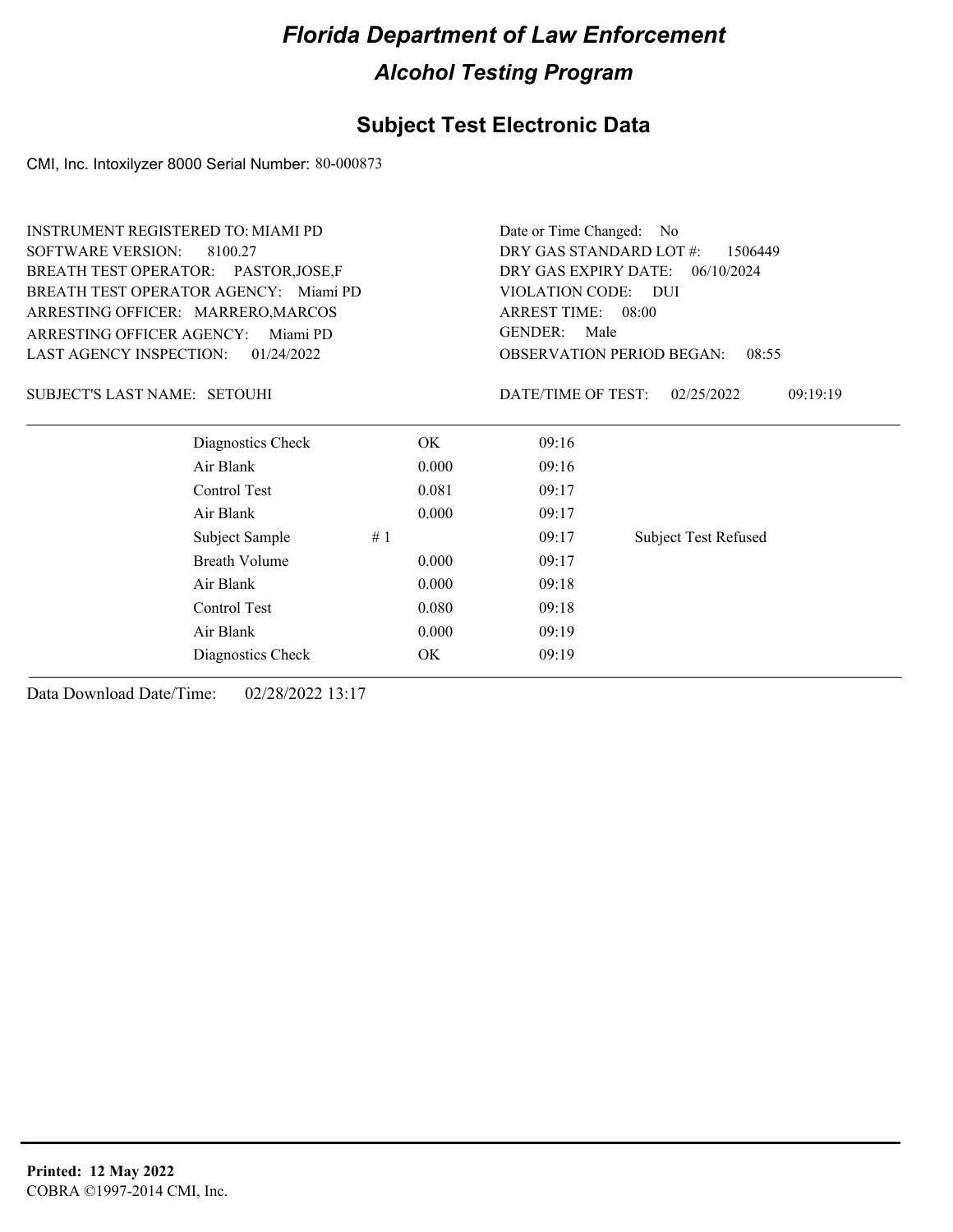# Florida Department of Law Enforcement

## Alcohol Testing Program

## Subject Test Electronic Data

CMI, Inc. Intoxilyzer 8000 Serial Number: 80-000873

INSTRUMENT REGISTERED TO: MIAMI PD
SOFTWARE VERSION: 8100.27
BREATH TEST OPERATOR: PASTOR,JOSE,F
BREATH TEST OPERATOR AGENCY: Miami PD
ARRESTING OFFICER: MARRERO,MARCOS
ARRESTING OFFICER AGENCY: Miami PD
LAST AGENCY INSPECTION: 01/24/2022

Date or Time Changed: No
DRY GAS STANDARD LOT #: 1506449
DRY GAS EXPIRY DATE: 06/10/2024
VIOLATION CODE: DUI
ARREST TIME: 08:00
GENDER: Male
OBSERVATION PERIOD BEGAN: 08:55

SUBJECT'S LAST NAME: SETOUHI

DATE/TIME OF TEST: 02/25/2022 09:19:19

| | | | | |
|---|---|---|---|---|
| Diagnostics Check | | OK | 09:16 | |
| Air Blank | | 0.000 | 09:16 | |
| Control Test | | 0.081 | 09:17 | |
| Air Blank | | 0.000 | 09:17 | |
| Subject Sample | # 1 | | 09:17 | Subject Test Refused |
| Breath Volume | | 0.000 | 09:17 | |
| Air Blank | | 0.000 | 09:18 | |
| Control Test | | 0.080 | 09:18 | |
| Air Blank | | 0.000 | 09:19 | |
| Diagnostics Check | | OK | 09:19 | |

Data Download Date/Time: 02/28/2022 13:17

**Printed: 12 May 2022**
COBRA ©1997-2014 CMI, Inc.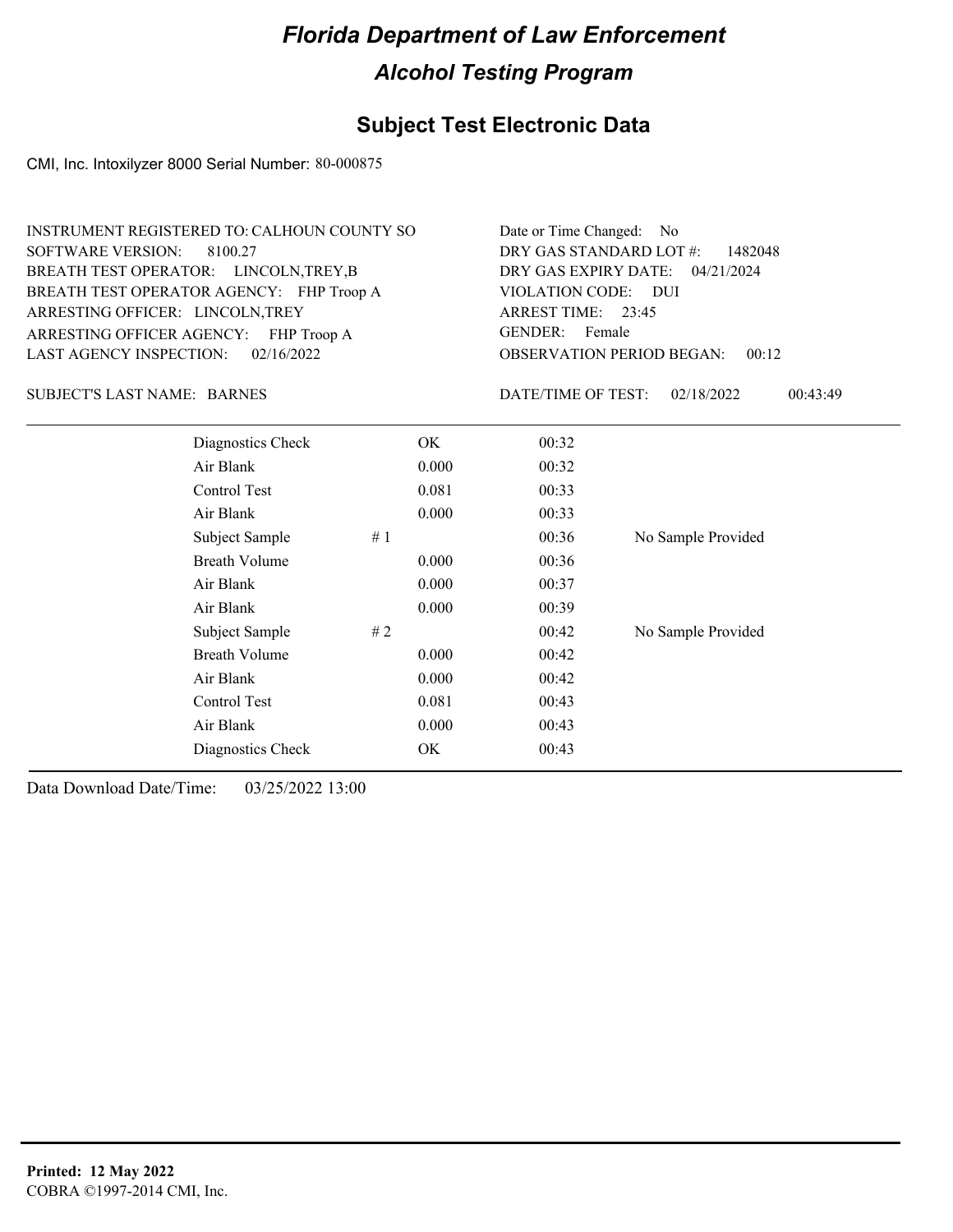# Florida Department of Law Enforcement

## Alcohol Testing Program

## Subject Test Electronic Data

CMI, Inc. Intoxilyzer 8000 Serial Number: 80-000875

INSTRUMENT REGISTERED TO: CALHOUN COUNTY SO
SOFTWARE VERSION: 8100.27
BREATH TEST OPERATOR: LINCOLN,TREY,B
BREATH TEST OPERATOR AGENCY: FHP Troop A
ARRESTING OFFICER: LINCOLN,TREY
ARRESTING OFFICER AGENCY: FHP Troop A
LAST AGENCY INSPECTION: 02/16/2022

Date or Time Changed: No
DRY GAS STANDARD LOT #: 1482048
DRY GAS EXPIRY DATE: 04/21/2024
VIOLATION CODE: DUI
ARREST TIME: 23:45
GENDER: Female
OBSERVATION PERIOD BEGAN: 00:12

SUBJECT'S LAST NAME: BARNES

DATE/TIME OF TEST: 02/18/2022 00:43:49

| | | | |
|---|---|---|---|
| Diagnostics Check | OK | 00:32 | |
| Air Blank | 0.000 | 00:32 | |
| Control Test | 0.081 | 00:33 | |
| Air Blank | 0.000 | 00:33 | |
| Subject Sample | # 1 | 00:36 | No Sample Provided |
| Breath Volume | 0.000 | 00:36 | |
| Air Blank | 0.000 | 00:37 | |
| Air Blank | 0.000 | 00:39 | |
| Subject Sample | # 2 | 00:42 | No Sample Provided |
| Breath Volume | 0.000 | 00:42 | |
| Air Blank | 0.000 | 00:42 | |
| Control Test | 0.081 | 00:43 | |
| Air Blank | 0.000 | 00:43 | |
| Diagnostics Check | OK | 00:43 | |

Data Download Date/Time: 03/25/2022 13:00

**Printed: 12 May 2022**
COBRA ©1997-2014 CMI, Inc.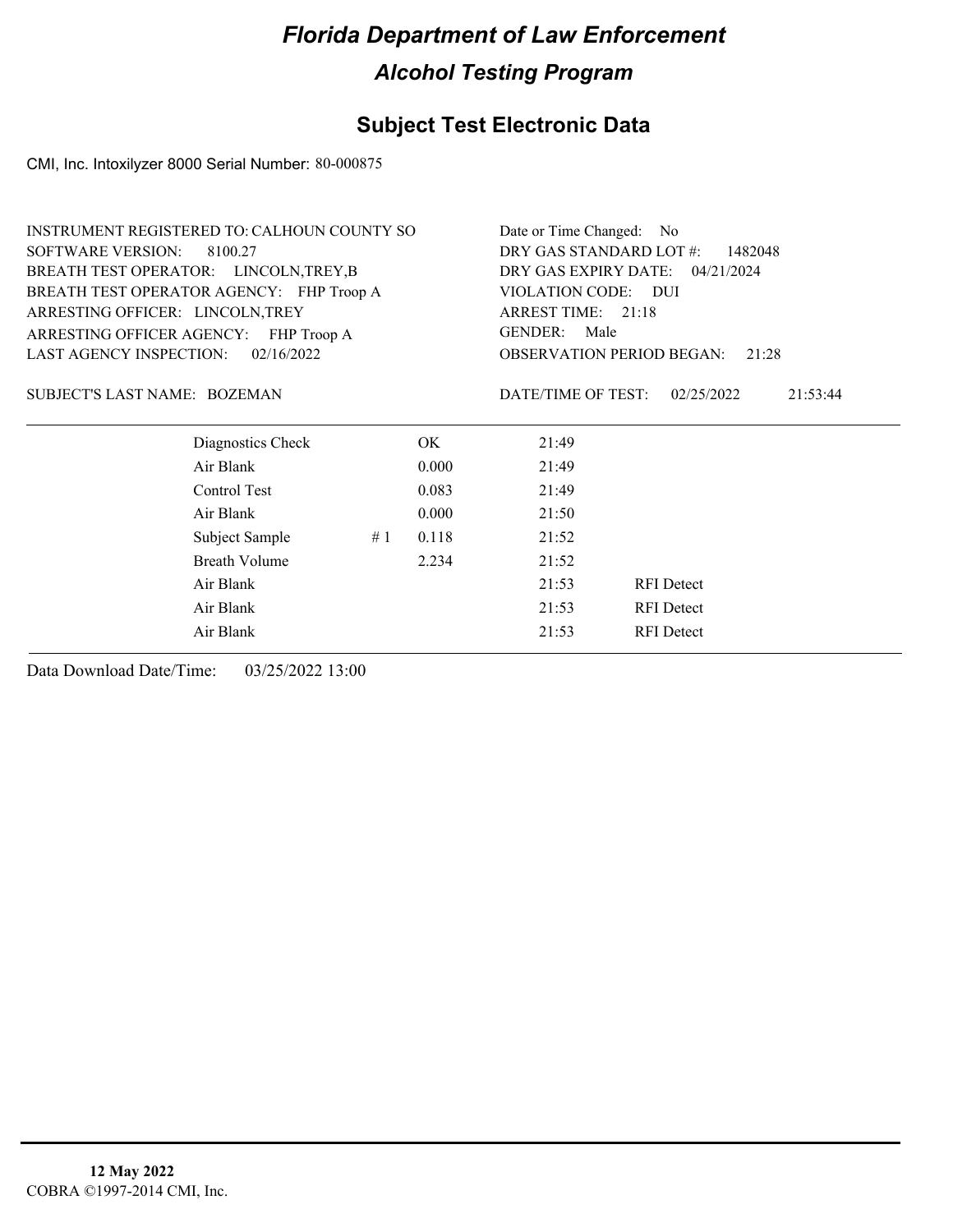# Florida Department of Law Enforcement

## Alcohol Testing Program

## Subject Test Electronic Data

CMI, Inc. Intoxilyzer 8000 Serial Number: 80-000875

INSTRUMENT REGISTERED TO: CALHOUN COUNTY SO
SOFTWARE VERSION: 8100.27
BREATH TEST OPERATOR: LINCOLN,TREY,B
BREATH TEST OPERATOR AGENCY: FHP Troop A
ARRESTING OFFICER: LINCOLN,TREY
ARRESTING OFFICER AGENCY: FHP Troop A
LAST AGENCY INSPECTION: 02/16/2022

Date or Time Changed: No
DRY GAS STANDARD LOT #: 1482048
DRY GAS EXPIRY DATE: 04/21/2024
VIOLATION CODE: DUI
ARREST TIME: 21:18
GENDER: Male
OBSERVATION PERIOD BEGAN: 21:28

SUBJECT'S LAST NAME: BOZEMAN

DATE/TIME OF TEST: 02/25/2022 21:53:44

| | | | | |
|---|---|---|---|---|
| Diagnostics Check | | OK | 21:49 | |
| Air Blank | | 0.000 | 21:49 | |
| Control Test | | 0.083 | 21:49 | |
| Air Blank | | 0.000 | 21:50 | |
| Subject Sample | # 1 | 0.118 | 21:52 | |
| Breath Volume | | 2.234 | 21:52 | |
| Air Blank | | | 21:53 | RFI Detect |
| Air Blank | | | 21:53 | RFI Detect |
| Air Blank | | | 21:53 | RFI Detect |

Data Download Date/Time: 03/25/2022 13:00

**12 May 2022**
COBRA ©1997-2014 CMI, Inc.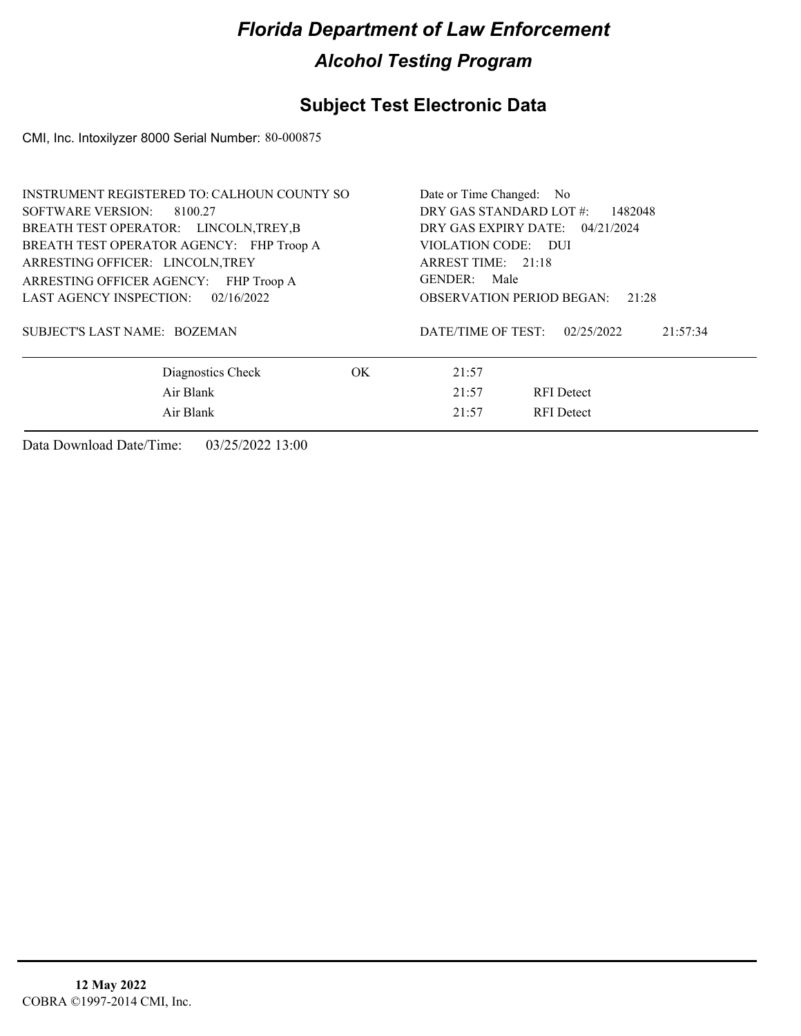# *Florida Department of Law Enforcement*

## *Alcohol Testing Program*

## Subject Test Electronic Data

CMI, Inc. Intoxilyzer 8000 Serial Number: 80-000875

| | |
|---|---|
| INSTRUMENT REGISTERED TO: CALHOUN COUNTY SO | Date or Time Changed: No |
| SOFTWARE VERSION: 8100.27 | DRY GAS STANDARD LOT #: 1482048 |
| BREATH TEST OPERATOR: LINCOLN,TREY,B | DRY GAS EXPIRY DATE: 04/21/2024 |
| BREATH TEST OPERATOR AGENCY: FHP Troop A | VIOLATION CODE: DUI |
| ARRESTING OFFICER: LINCOLN,TREY | ARREST TIME: 21:18 |
| ARRESTING OFFICER AGENCY: FHP Troop A | GENDER: Male |
| LAST AGENCY INSPECTION: 02/16/2022 | OBSERVATION PERIOD BEGAN: 21:28 |
| SUBJECT'S LAST NAME: BOZEMAN | DATE/TIME OF TEST: 02/25/2022 21:57:34 |

| | | | |
|---|---|---|---|
| Diagnostics Check | OK | 21:57 | |
| Air Blank | | 21:57 | RFI Detect |
| Air Blank | | 21:57 | RFI Detect |

Data Download Date/Time: 03/25/2022 13:00

**12 May 2022**
COBRA ©1997-2014 CMI, Inc.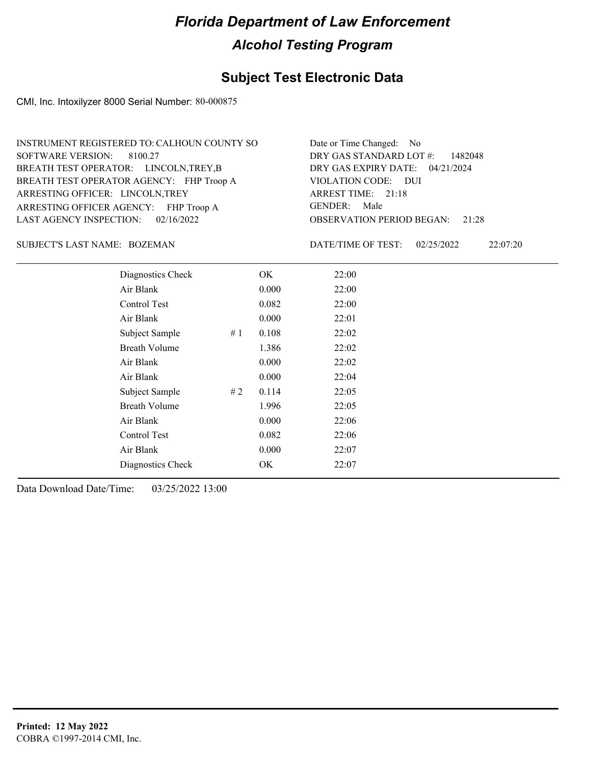# Florida Department of Law Enforcement

## Alcohol Testing Program

### Subject Test Electronic Data

CMI, Inc. Intoxilyzer 8000 Serial Number: 80-000875

INSTRUMENT REGISTERED TO: CALHOUN COUNTY SO
SOFTWARE VERSION: 8100.27
BREATH TEST OPERATOR: LINCOLN,TREY,B
BREATH TEST OPERATOR AGENCY: FHP Troop A
ARRESTING OFFICER: LINCOLN,TREY
ARRESTING OFFICER AGENCY: FHP Troop A
LAST AGENCY INSPECTION: 02/16/2022

Date or Time Changed: No
DRY GAS STANDARD LOT #: 1482048
DRY GAS EXPIRY DATE: 04/21/2024
VIOLATION CODE: DUI
ARREST TIME: 21:18
GENDER: Male
OBSERVATION PERIOD BEGAN: 21:28

SUBJECT'S LAST NAME: BOZEMAN

DATE/TIME OF TEST: 02/25/2022 22:07:20

| | | | |
|---|---|---|---|
| Diagnostics Check | | OK | 22:00 |
| Air Blank | | 0.000 | 22:00 |
| Control Test | | 0.082 | 22:00 |
| Air Blank | | 0.000 | 22:01 |
| Subject Sample | # 1 | 0.108 | 22:02 |
| Breath Volume | | 1.386 | 22:02 |
| Air Blank | | 0.000 | 22:02 |
| Air Blank | | 0.000 | 22:04 |
| Subject Sample | # 2 | 0.114 | 22:05 |
| Breath Volume | | 1.996 | 22:05 |
| Air Blank | | 0.000 | 22:06 |
| Control Test | | 0.082 | 22:06 |
| Air Blank | | 0.000 | 22:07 |
| Diagnostics Check | | OK | 22:07 |

Data Download Date/Time: 03/25/2022 13:00

**Printed: 12 May 2022**
COBRA ©1997-2014 CMI, Inc.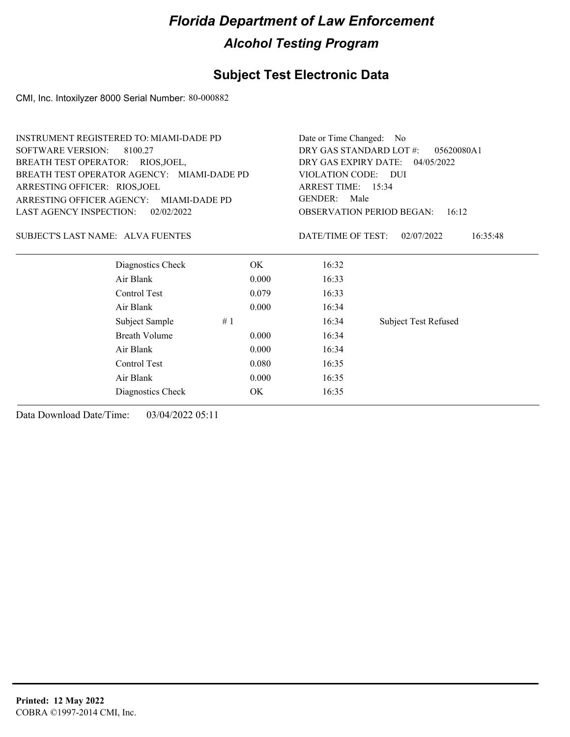# Florida Department of Law Enforcement

## Alcohol Testing Program

### Subject Test Electronic Data

CMI, Inc. Intoxilyzer 8000 Serial Number: 80-000882

INSTRUMENT REGISTERED TO: MIAMI-DADE PD
SOFTWARE VERSION: 8100.27
BREATH TEST OPERATOR: RIOS,JOEL,
BREATH TEST OPERATOR AGENCY: MIAMI-DADE PD
ARRESTING OFFICER: RIOS,JOEL
ARRESTING OFFICER AGENCY: MIAMI-DADE PD
LAST AGENCY INSPECTION: 02/02/2022

Date or Time Changed: No
DRY GAS STANDARD LOT #: 05620080A1
DRY GAS EXPIRY DATE: 04/05/2022
VIOLATION CODE: DUI
ARREST TIME: 15:34
GENDER: Male
OBSERVATION PERIOD BEGAN: 16:12

SUBJECT'S LAST NAME: ALVA FUENTES

DATE/TIME OF TEST: 02/07/2022 16:35:48

| | | | |
|---|---|---|---|
| Diagnostics Check | OK | 16:32 | |
| Air Blank | 0.000 | 16:33 | |
| Control Test | 0.079 | 16:33 | |
| Air Blank | 0.000 | 16:34 | |
| Subject Sample # 1 | | 16:34 | Subject Test Refused |
| Breath Volume | 0.000 | 16:34 | |
| Air Blank | 0.000 | 16:34 | |
| Control Test | 0.080 | 16:35 | |
| Air Blank | 0.000 | 16:35 | |
| Diagnostics Check | OK | 16:35 | |

Data Download Date/Time: 03/04/2022 05:11

**Printed: 12 May 2022**
COBRA ©1997-2014 CMI, Inc.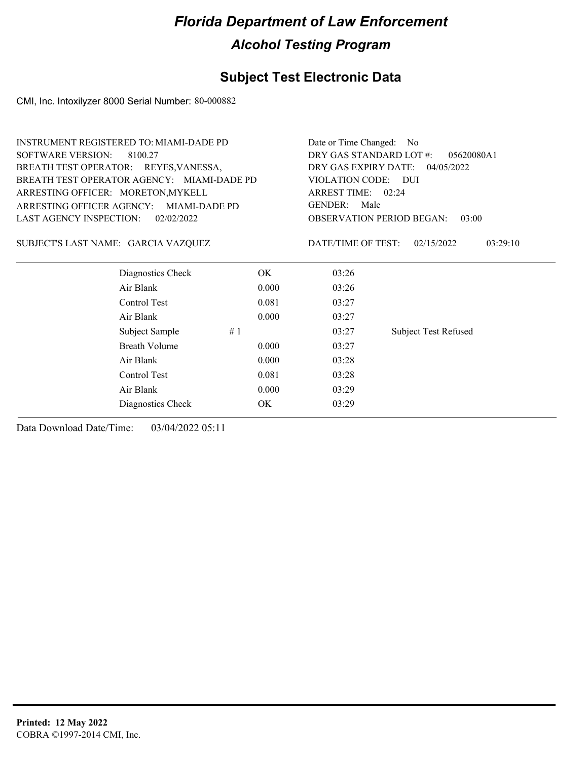# Florida Department of Law Enforcement

## Alcohol Testing Program

## Subject Test Electronic Data

CMI, Inc. Intoxilyzer 8000 Serial Number: 80-000882

INSTRUMENT REGISTERED TO: MIAMI-DADE PD
SOFTWARE VERSION: 8100.27
BREATH TEST OPERATOR: REYES,VANESSA,
BREATH TEST OPERATOR AGENCY: MIAMI-DADE PD
ARRESTING OFFICER: MORETON,MYKELL
ARRESTING OFFICER AGENCY: MIAMI-DADE PD
LAST AGENCY INSPECTION: 02/02/2022

Date or Time Changed: No
DRY GAS STANDARD LOT #: 05620080A1
DRY GAS EXPIRY DATE: 04/05/2022
VIOLATION CODE: DUI
ARREST TIME: 02:24
GENDER: Male
OBSERVATION PERIOD BEGAN: 03:00

SUBJECT'S LAST NAME: GARCIA VAZQUEZ

DATE/TIME OF TEST: 02/15/2022 03:29:10

| | | | |
|---|---|---|---|
| Diagnostics Check | OK | 03:26 | |
| Air Blank | 0.000 | 03:26 | |
| Control Test | 0.081 | 03:27 | |
| Air Blank | 0.000 | 03:27 | |
| Subject Sample # 1 | | 03:27 | Subject Test Refused |
| Breath Volume | 0.000 | 03:27 | |
| Air Blank | 0.000 | 03:28 | |
| Control Test | 0.081 | 03:28 | |
| Air Blank | 0.000 | 03:29 | |
| Diagnostics Check | OK | 03:29 | |

Data Download Date/Time: 03/04/2022 05:11

**Printed: 12 May 2022**
COBRA ©1997-2014 CMI, Inc.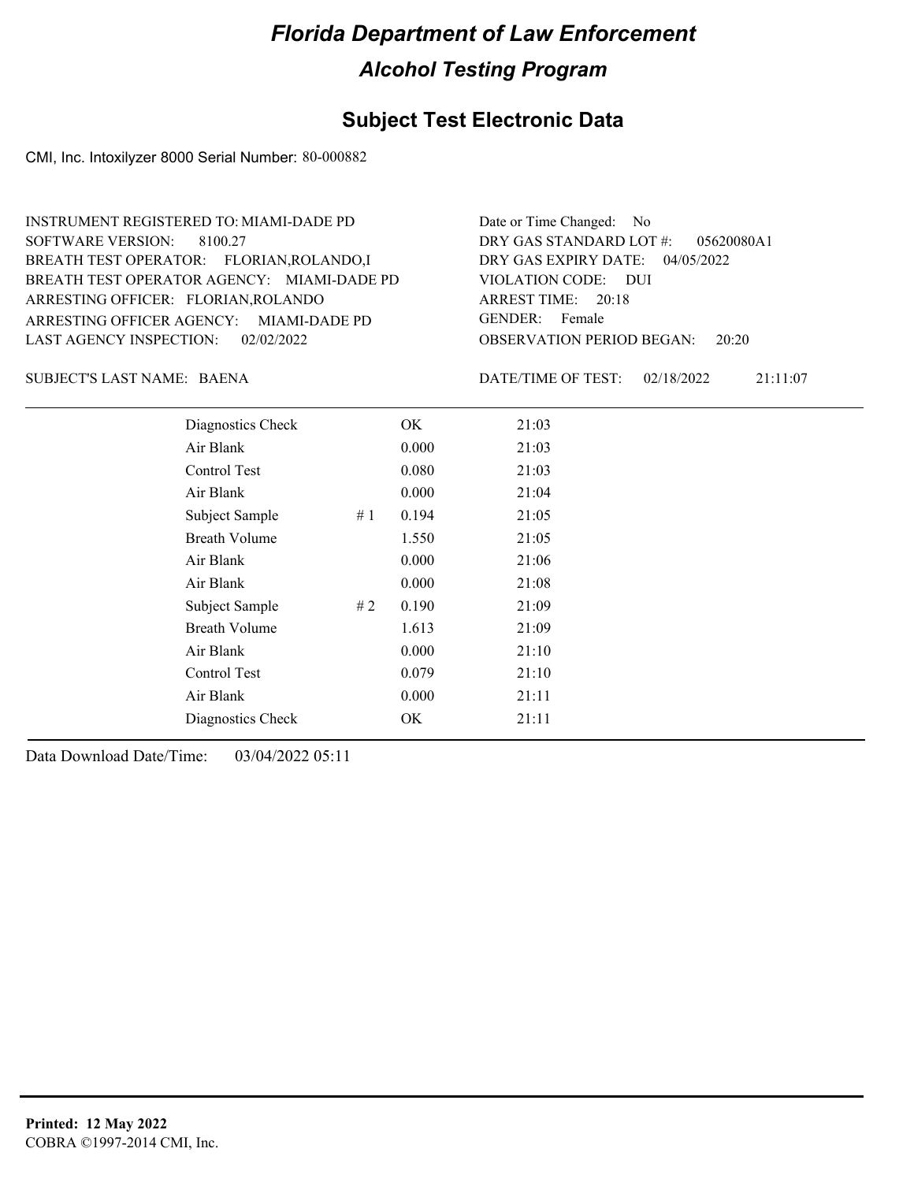# Florida Department of Law Enforcement

## Alcohol Testing Program

### Subject Test Electronic Data

CMI, Inc. Intoxilyzer 8000 Serial Number: 80-000882

INSTRUMENT REGISTERED TO: MIAMI-DADE PD
SOFTWARE VERSION: 8100.27
BREATH TEST OPERATOR: FLORIAN,ROLANDO,I
BREATH TEST OPERATOR AGENCY: MIAMI-DADE PD
ARRESTING OFFICER: FLORIAN,ROLANDO
ARRESTING OFFICER AGENCY: MIAMI-DADE PD
LAST AGENCY INSPECTION: 02/02/2022

Date or Time Changed: No
DRY GAS STANDARD LOT #: 05620080A1
DRY GAS EXPIRY DATE: 04/05/2022
VIOLATION CODE: DUI
ARREST TIME: 20:18
GENDER: Female
OBSERVATION PERIOD BEGAN: 20:20

SUBJECT'S LAST NAME: BAENA

DATE/TIME OF TEST: 02/18/2022 21:11:07

| | | | |
|---|---|---|---|
| Diagnostics Check | | OK | 21:03 |
| Air Blank | | 0.000 | 21:03 |
| Control Test | | 0.080 | 21:03 |
| Air Blank | | 0.000 | 21:04 |
| Subject Sample | # 1 | 0.194 | 21:05 |
| Breath Volume | | 1.550 | 21:05 |
| Air Blank | | 0.000 | 21:06 |
| Air Blank | | 0.000 | 21:08 |
| Subject Sample | # 2 | 0.190 | 21:09 |
| Breath Volume | | 1.613 | 21:09 |
| Air Blank | | 0.000 | 21:10 |
| Control Test | | 0.079 | 21:10 |
| Air Blank | | 0.000 | 21:11 |
| Diagnostics Check | | OK | 21:11 |

Data Download Date/Time: 03/04/2022 05:11

**Printed: 12 May 2022**
COBRA ©1997-2014 CMI, Inc.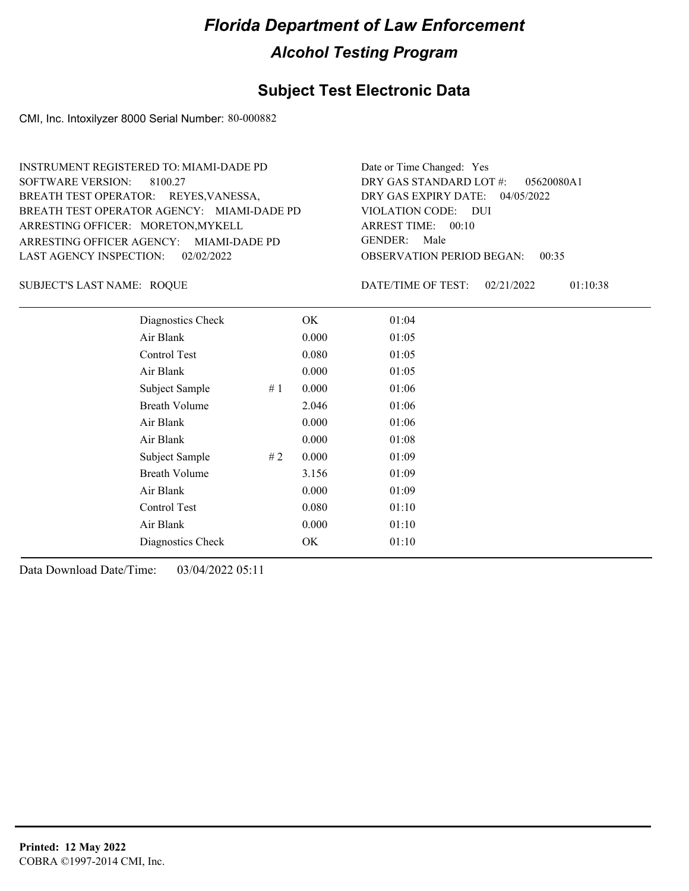# Florida Department of Law Enforcement

## Alcohol Testing Program

### Subject Test Electronic Data

CMI, Inc. Intoxilyzer 8000 Serial Number: 80-000882

INSTRUMENT REGISTERED TO: MIAMI-DADE PD
SOFTWARE VERSION: 8100.27
BREATH TEST OPERATOR: REYES,VANESSA,
BREATH TEST OPERATOR AGENCY: MIAMI-DADE PD
ARRESTING OFFICER: MORETON,MYKELL
ARRESTING OFFICER AGENCY: MIAMI-DADE PD
LAST AGENCY INSPECTION: 02/02/2022

Date or Time Changed: Yes
DRY GAS STANDARD LOT #: 05620080A1
DRY GAS EXPIRY DATE: 04/05/2022
VIOLATION CODE: DUI
ARREST TIME: 00:10
GENDER: Male
OBSERVATION PERIOD BEGAN: 00:35

SUBJECT'S LAST NAME: ROQUE

DATE/TIME OF TEST: 02/21/2022 01:10:38

| | | | |
|---|---|---|---|
| Diagnostics Check | | OK | 01:04 |
| Air Blank | | 0.000 | 01:05 |
| Control Test | | 0.080 | 01:05 |
| Air Blank | | 0.000 | 01:05 |
| Subject Sample | # 1 | 0.000 | 01:06 |
| Breath Volume | | 2.046 | 01:06 |
| Air Blank | | 0.000 | 01:06 |
| Air Blank | | 0.000 | 01:08 |
| Subject Sample | # 2 | 0.000 | 01:09 |
| Breath Volume | | 3.156 | 01:09 |
| Air Blank | | 0.000 | 01:09 |
| Control Test | | 0.080 | 01:10 |
| Air Blank | | 0.000 | 01:10 |
| Diagnostics Check | | OK | 01:10 |

Data Download Date/Time: 03/04/2022 05:11

**Printed: 12 May 2022**
COBRA ©1997-2014 CMI, Inc.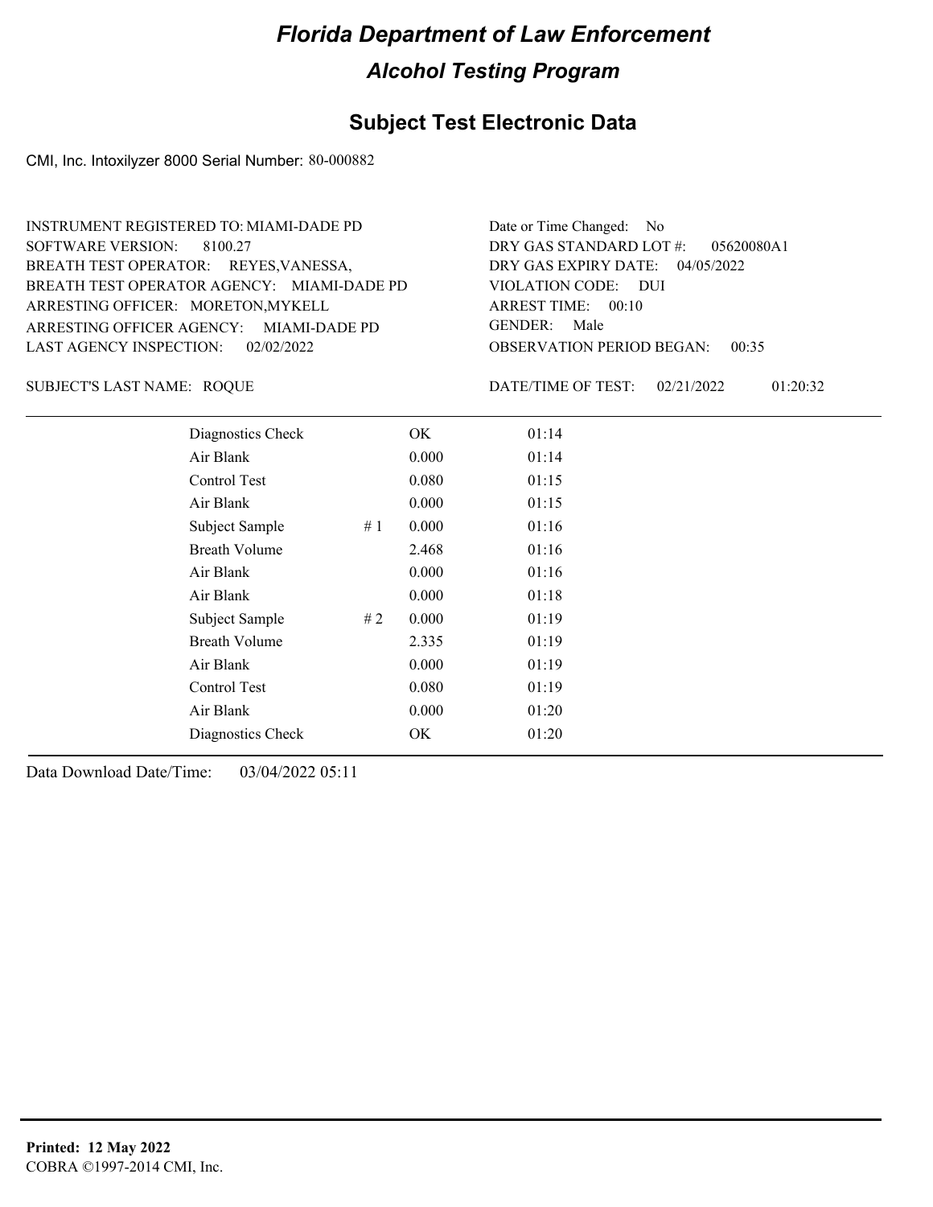# Florida Department of Law Enforcement

## Alcohol Testing Program

### Subject Test Electronic Data

CMI, Inc. Intoxilyzer 8000 Serial Number: 80-000882

INSTRUMENT REGISTERED TO: MIAMI-DADE PD
SOFTWARE VERSION: 8100.27
BREATH TEST OPERATOR: REYES,VANESSA,
BREATH TEST OPERATOR AGENCY: MIAMI-DADE PD
ARRESTING OFFICER: MORETON,MYKELL
ARRESTING OFFICER AGENCY: MIAMI-DADE PD
LAST AGENCY INSPECTION: 02/02/2022

Date or Time Changed: No
DRY GAS STANDARD LOT #: 05620080A1
DRY GAS EXPIRY DATE: 04/05/2022
VIOLATION CODE: DUI
ARREST TIME: 00:10
GENDER: Male
OBSERVATION PERIOD BEGAN: 00:35

SUBJECT'S LAST NAME: ROQUE

DATE/TIME OF TEST: 02/21/2022 01:20:32

| | | | |
|---|---|---|---|
| Diagnostics Check | | OK | 01:14 |
| Air Blank | | 0.000 | 01:14 |
| Control Test | | 0.080 | 01:15 |
| Air Blank | | 0.000 | 01:15 |
| Subject Sample | # 1 | 0.000 | 01:16 |
| Breath Volume | | 2.468 | 01:16 |
| Air Blank | | 0.000 | 01:16 |
| Air Blank | | 0.000 | 01:18 |
| Subject Sample | # 2 | 0.000 | 01:19 |
| Breath Volume | | 2.335 | 01:19 |
| Air Blank | | 0.000 | 01:19 |
| Control Test | | 0.080 | 01:19 |
| Air Blank | | 0.000 | 01:20 |
| Diagnostics Check | | OK | 01:20 |

Data Download Date/Time: 03/04/2022 05:11

**Printed: 12 May 2022**
COBRA ©1997-2014 CMI, Inc.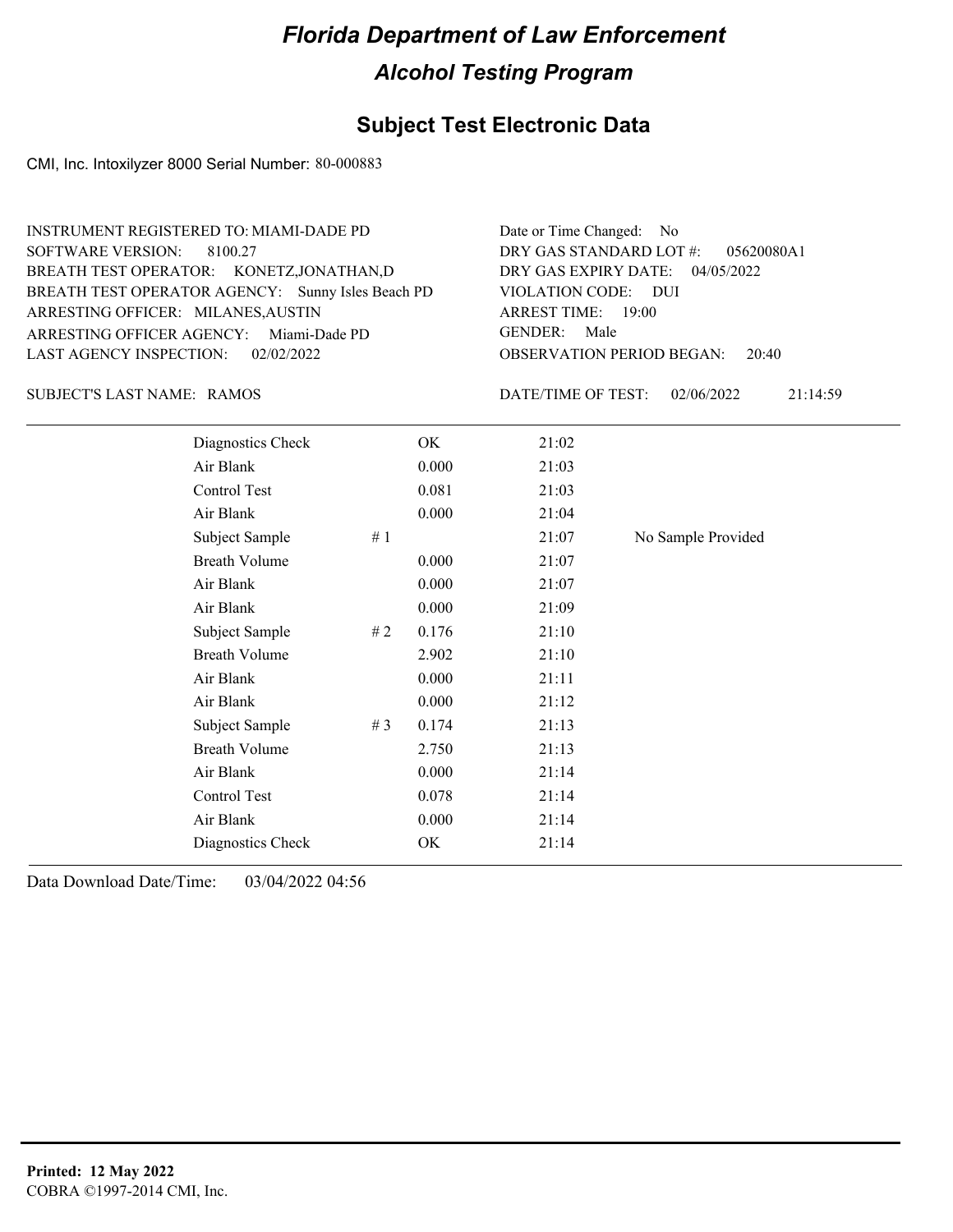# Florida Department of Law Enforcement

## Alcohol Testing Program

### Subject Test Electronic Data

CMI, Inc. Intoxilyzer 8000 Serial Number: 80-000883

INSTRUMENT REGISTERED TO: MIAMI-DADE PD
SOFTWARE VERSION: 8100.27
BREATH TEST OPERATOR: KONETZ,JONATHAN,D
BREATH TEST OPERATOR AGENCY: Sunny Isles Beach PD
ARRESTING OFFICER: MILANES,AUSTIN
ARRESTING OFFICER AGENCY: Miami-Dade PD
LAST AGENCY INSPECTION: 02/02/2022

Date or Time Changed: No
DRY GAS STANDARD LOT #: 05620080A1
DRY GAS EXPIRY DATE: 04/05/2022
VIOLATION CODE: DUI
ARREST TIME: 19:00
GENDER: Male
OBSERVATION PERIOD BEGAN: 20:40

SUBJECT'S LAST NAME: RAMOS

DATE/TIME OF TEST: 02/06/2022 21:14:59

| | | | | |
|---|---|---|---|---|
| Diagnostics Check | | OK | 21:02 | |
| Air Blank | | 0.000 | 21:03 | |
| Control Test | | 0.081 | 21:03 | |
| Air Blank | | 0.000 | 21:04 | |
| Subject Sample | # 1 | | 21:07 | No Sample Provided |
| Breath Volume | | 0.000 | 21:07 | |
| Air Blank | | 0.000 | 21:07 | |
| Air Blank | | 0.000 | 21:09 | |
| Subject Sample | # 2 | 0.176 | 21:10 | |
| Breath Volume | | 2.902 | 21:10 | |
| Air Blank | | 0.000 | 21:11 | |
| Air Blank | | 0.000 | 21:12 | |
| Subject Sample | # 3 | 0.174 | 21:13 | |
| Breath Volume | | 2.750 | 21:13 | |
| Air Blank | | 0.000 | 21:14 | |
| Control Test | | 0.078 | 21:14 | |
| Air Blank | | 0.000 | 21:14 | |
| Diagnostics Check | | OK | 21:14 | |

Data Download Date/Time: 03/04/2022 04:56

**Printed: 12 May 2022**
COBRA ©1997-2014 CMI, Inc.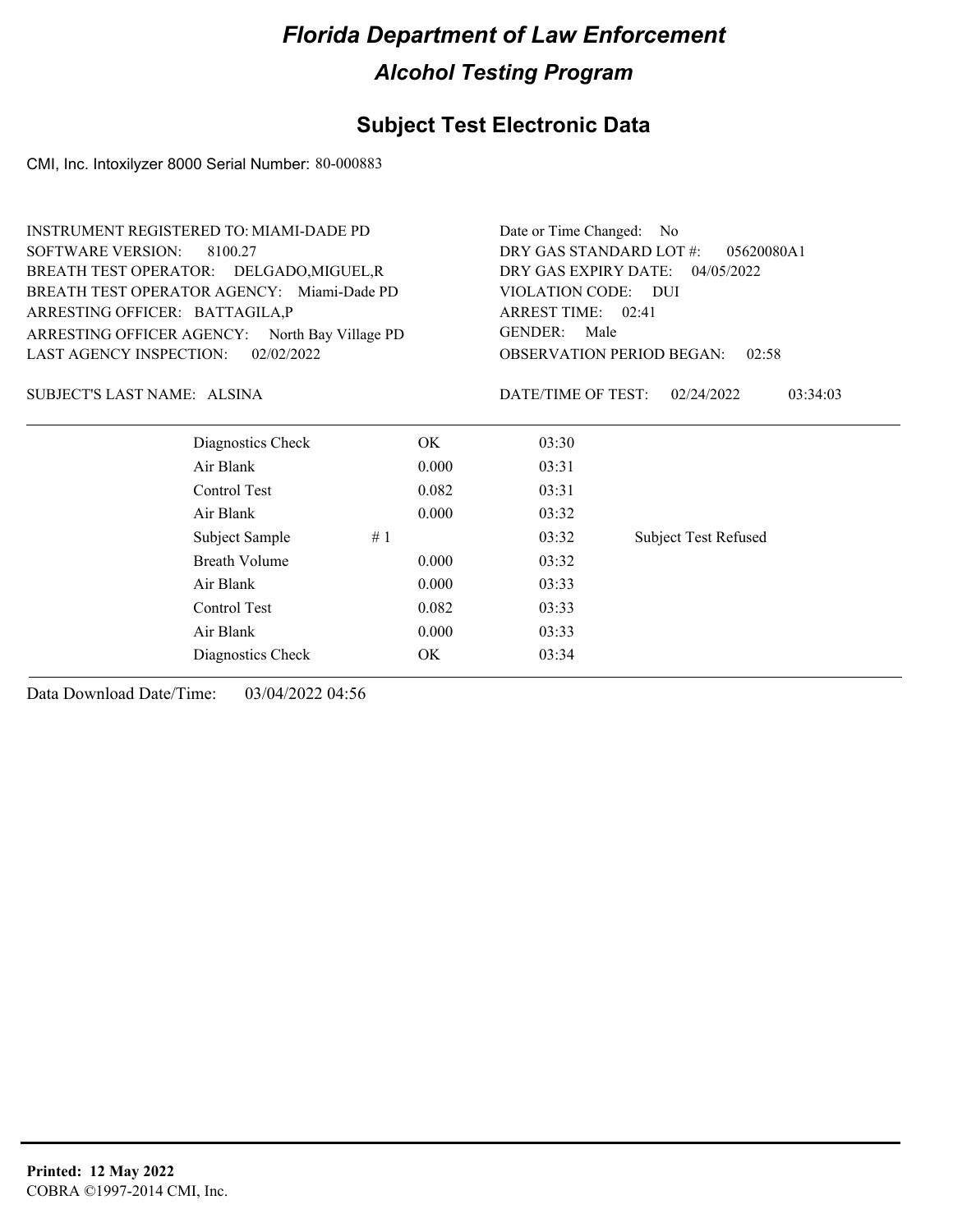# Florida Department of Law Enforcement

## Alcohol Testing Program

### Subject Test Electronic Data

CMI, Inc. Intoxilyzer 8000 Serial Number: 80-000883

INSTRUMENT REGISTERED TO: MIAMI-DADE PD
SOFTWARE VERSION: 8100.27
BREATH TEST OPERATOR: DELGADO,MIGUEL,R
BREATH TEST OPERATOR AGENCY: Miami-Dade PD
ARRESTING OFFICER: BATTAGILA,P
ARRESTING OFFICER AGENCY: North Bay Village PD
LAST AGENCY INSPECTION: 02/02/2022

Date or Time Changed: No
DRY GAS STANDARD LOT #: 05620080A1
DRY GAS EXPIRY DATE: 04/05/2022
VIOLATION CODE: DUI
ARREST TIME: 02:41
GENDER: Male
OBSERVATION PERIOD BEGAN: 02:58

SUBJECT'S LAST NAME: ALSINA

DATE/TIME OF TEST: 02/24/2022 03:34:03

| | | | | |
|---|---|---|---|---|
| Diagnostics Check | | OK | 03:30 | |
| Air Blank | | 0.000 | 03:31 | |
| Control Test | | 0.082 | 03:31 | |
| Air Blank | | 0.000 | 03:32 | |
| Subject Sample | # 1 | | 03:32 | Subject Test Refused |
| Breath Volume | | 0.000 | 03:32 | |
| Air Blank | | 0.000 | 03:33 | |
| Control Test | | 0.082 | 03:33 | |
| Air Blank | | 0.000 | 03:33 | |
| Diagnostics Check | | OK | 03:34 | |

Data Download Date/Time: 03/04/2022 04:56

**Printed: 12 May 2022**
COBRA ©1997-2014 CMI, Inc.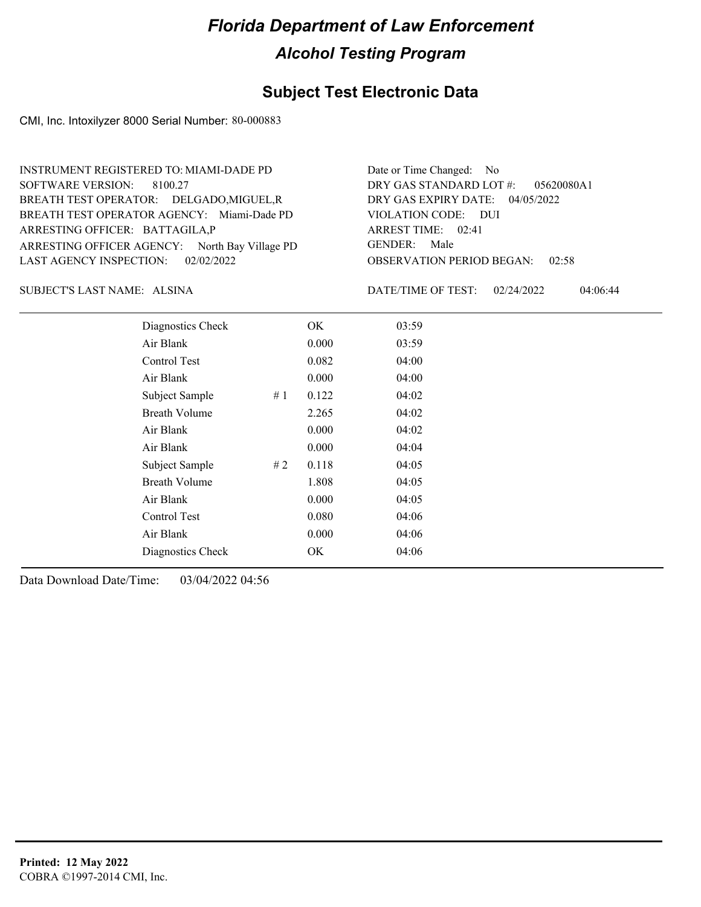# Florida Department of Law Enforcement

## Alcohol Testing Program

## Subject Test Electronic Data

CMI, Inc. Intoxilyzer 8000 Serial Number: 80-000883

INSTRUMENT REGISTERED TO: MIAMI-DADE PD
SOFTWARE VERSION: 8100.27
BREATH TEST OPERATOR: DELGADO,MIGUEL,R
BREATH TEST OPERATOR AGENCY: Miami-Dade PD
ARRESTING OFFICER: BATTAGILA,P
ARRESTING OFFICER AGENCY: North Bay Village PD
LAST AGENCY INSPECTION: 02/02/2022

Date or Time Changed: No
DRY GAS STANDARD LOT #: 05620080A1
DRY GAS EXPIRY DATE: 04/05/2022
VIOLATION CODE: DUI
ARREST TIME: 02:41
GENDER: Male
OBSERVATION PERIOD BEGAN: 02:58

SUBJECT'S LAST NAME: ALSINA

DATE/TIME OF TEST: 02/24/2022 04:06:44

| | | | |
|---|---|---|---|
| Diagnostics Check | | OK | 03:59 |
| Air Blank | | 0.000 | 03:59 |
| Control Test | | 0.082 | 04:00 |
| Air Blank | | 0.000 | 04:00 |
| Subject Sample | # 1 | 0.122 | 04:02 |
| Breath Volume | | 2.265 | 04:02 |
| Air Blank | | 0.000 | 04:02 |
| Air Blank | | 0.000 | 04:04 |
| Subject Sample | # 2 | 0.118 | 04:05 |
| Breath Volume | | 1.808 | 04:05 |
| Air Blank | | 0.000 | 04:05 |
| Control Test | | 0.080 | 04:06 |
| Air Blank | | 0.000 | 04:06 |
| Diagnostics Check | | OK | 04:06 |

Data Download Date/Time: 03/04/2022 04:56

**Printed: 12 May 2022**
COBRA ©1997-2014 CMI, Inc.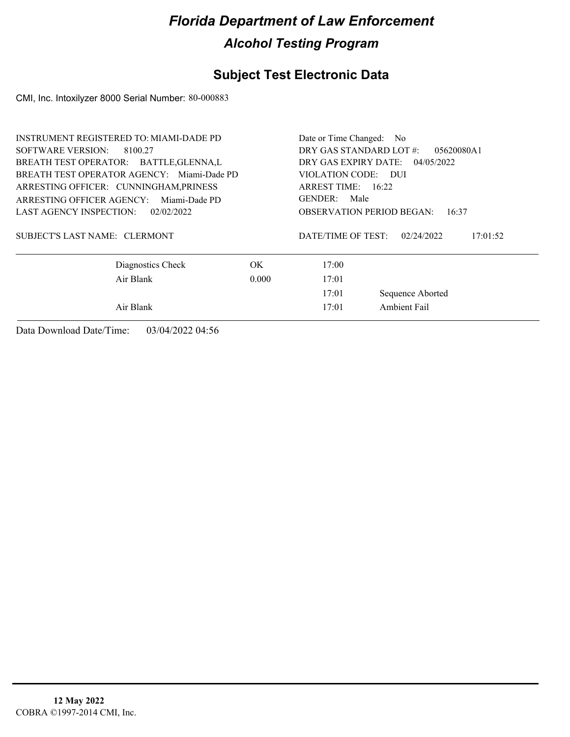# Florida Department of Law Enforcement

## Alcohol Testing Program

## Subject Test Electronic Data

CMI, Inc. Intoxilyzer 8000 Serial Number: 80-000883

INSTRUMENT REGISTERED TO: MIAMI-DADE PD
SOFTWARE VERSION: 8100.27
BREATH TEST OPERATOR: BATTLE,GLENNA,L
BREATH TEST OPERATOR AGENCY: Miami-Dade PD
ARRESTING OFFICER: CUNNINGHAM,PRINESS
ARRESTING OFFICER AGENCY: Miami-Dade PD
LAST AGENCY INSPECTION: 02/02/2022

Date or Time Changed: No
DRY GAS STANDARD LOT #: 05620080A1
DRY GAS EXPIRY DATE: 04/05/2022
VIOLATION CODE: DUI
ARREST TIME: 16:22
GENDER: Male
OBSERVATION PERIOD BEGAN: 16:37

SUBJECT'S LAST NAME: CLERMONT

DATE/TIME OF TEST: 02/24/2022 17:01:52

| | | | |
|---|---|---|---|
| Diagnostics Check | OK | 17:00 | |
| Air Blank | 0.000 | 17:01 | |
| | | 17:01 | Sequence Aborted |
| Air Blank | | 17:01 | Ambient Fail |

Data Download Date/Time: 03/04/2022 04:56

**12 May 2022**
COBRA ©1997-2014 CMI, Inc.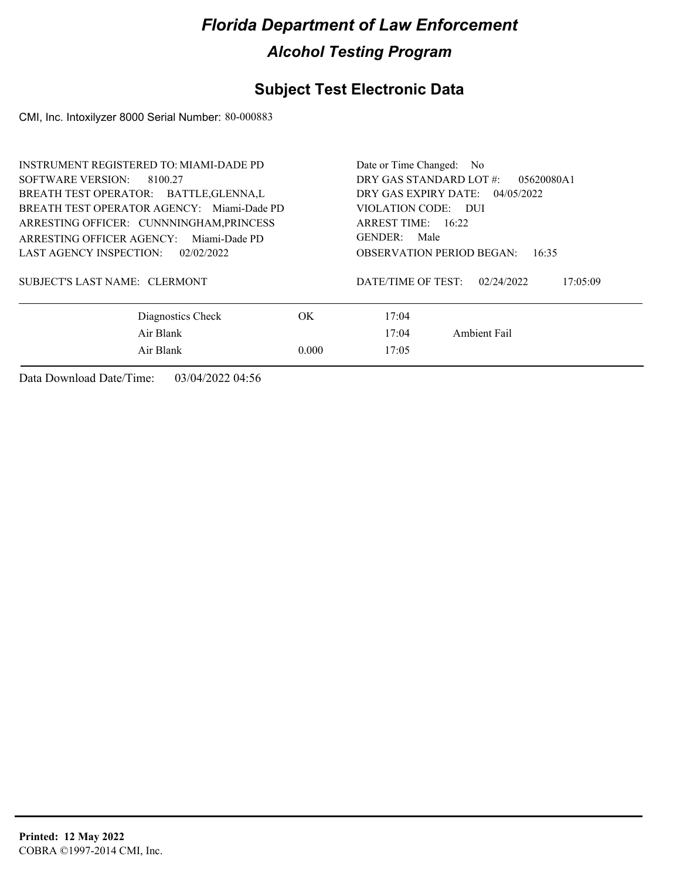# Florida Department of Law Enforcement

## Alcohol Testing Program

## Subject Test Electronic Data

CMI, Inc. Intoxilyzer 8000 Serial Number: 80-000883

INSTRUMENT REGISTERED TO: MIAMI-DADE PD
SOFTWARE VERSION: 8100.27
BREATH TEST OPERATOR: BATTLE,GLENNA,L
BREATH TEST OPERATOR AGENCY: Miami-Dade PD
ARRESTING OFFICER: CUNNNINGHAM,PRINCESS
ARRESTING OFFICER AGENCY: Miami-Dade PD
LAST AGENCY INSPECTION: 02/02/2022

SUBJECT'S LAST NAME: CLERMONT

Date or Time Changed: No
DRY GAS STANDARD LOT #: 05620080A1
DRY GAS EXPIRY DATE: 04/05/2022
VIOLATION CODE: DUI
ARREST TIME: 16:22
GENDER: Male
OBSERVATION PERIOD BEGAN: 16:35

DATE/TIME OF TEST: 02/24/2022 17:05:09

| | | | |
|---|---|---|---|
| Diagnostics Check | OK | 17:04 | |
| Air Blank | | 17:04 | Ambient Fail |
| Air Blank | 0.000 | 17:05 | |

Data Download Date/Time: 03/04/2022 04:56

**Printed: 12 May 2022**
COBRA ©1997-2014 CMI, Inc.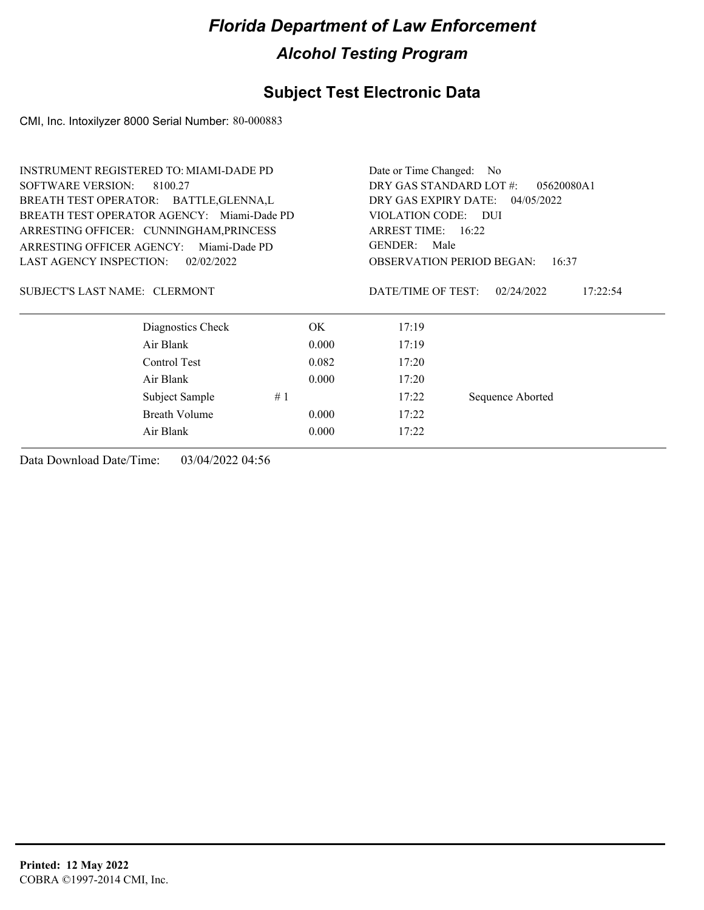# Florida Department of Law Enforcement

## Alcohol Testing Program

### Subject Test Electronic Data

CMI, Inc. Intoxilyzer 8000 Serial Number: 80-000883

INSTRUMENT REGISTERED TO: MIAMI-DADE PD
SOFTWARE VERSION: 8100.27
BREATH TEST OPERATOR: BATTLE,GLENNA,L
BREATH TEST OPERATOR AGENCY: Miami-Dade PD
ARRESTING OFFICER: CUNNINGHAM,PRINCESS
ARRESTING OFFICER AGENCY: Miami-Dade PD
LAST AGENCY INSPECTION: 02/02/2022

Date or Time Changed: No
DRY GAS STANDARD LOT #: 05620080A1
DRY GAS EXPIRY DATE: 04/05/2022
VIOLATION CODE: DUI
ARREST TIME: 16:22
GENDER: Male
OBSERVATION PERIOD BEGAN: 16:37

SUBJECT'S LAST NAME: CLERMONT

DATE/TIME OF TEST: 02/24/2022 17:22:54

| | | | |
|---|---|---|---|
| Diagnostics Check | OK | 17:19 | |
| Air Blank | 0.000 | 17:19 | |
| Control Test | 0.082 | 17:20 | |
| Air Blank | 0.000 | 17:20 | |
| Subject Sample # 1 | | 17:22 | Sequence Aborted |
| Breath Volume | 0.000 | 17:22 | |
| Air Blank | 0.000 | 17:22 | |

Data Download Date/Time: 03/04/2022 04:56

**Printed: 12 May 2022**
COBRA ©1997-2014 CMI, Inc.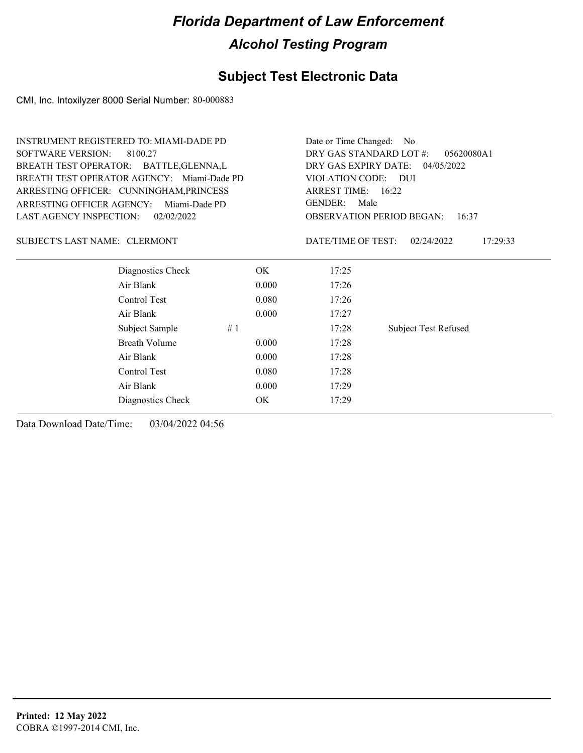# Florida Department of Law Enforcement

## Alcohol Testing Program

### Subject Test Electronic Data

CMI, Inc. Intoxilyzer 8000 Serial Number: 80-000883

INSTRUMENT REGISTERED TO: MIAMI-DADE PD
SOFTWARE VERSION: 8100.27
BREATH TEST OPERATOR: BATTLE,GLENNA,L
BREATH TEST OPERATOR AGENCY: Miami-Dade PD
ARRESTING OFFICER: CUNNINGHAM,PRINCESS
ARRESTING OFFICER AGENCY: Miami-Dade PD
LAST AGENCY INSPECTION: 02/02/2022

Date or Time Changed: No
DRY GAS STANDARD LOT #: 05620080A1
DRY GAS EXPIRY DATE: 04/05/2022
VIOLATION CODE: DUI
ARREST TIME: 16:22
GENDER: Male
OBSERVATION PERIOD BEGAN: 16:37

SUBJECT'S LAST NAME: CLERMONT

DATE/TIME OF TEST: 02/24/2022 17:29:33

| Test | | Result | Time | Note |
|---|---|---|---|---|
| Diagnostics Check | | OK | 17:25 | |
| Air Blank | | 0.000 | 17:26 | |
| Control Test | | 0.080 | 17:26 | |
| Air Blank | | 0.000 | 17:27 | |
| Subject Sample | # 1 | | 17:28 | Subject Test Refused |
| Breath Volume | | 0.000 | 17:28 | |
| Air Blank | | 0.000 | 17:28 | |
| Control Test | | 0.080 | 17:28 | |
| Air Blank | | 0.000 | 17:29 | |
| Diagnostics Check | | OK | 17:29 | |

Data Download Date/Time: 03/04/2022 04:56

**Printed: 12 May 2022**
COBRA ©1997-2014 CMI, Inc.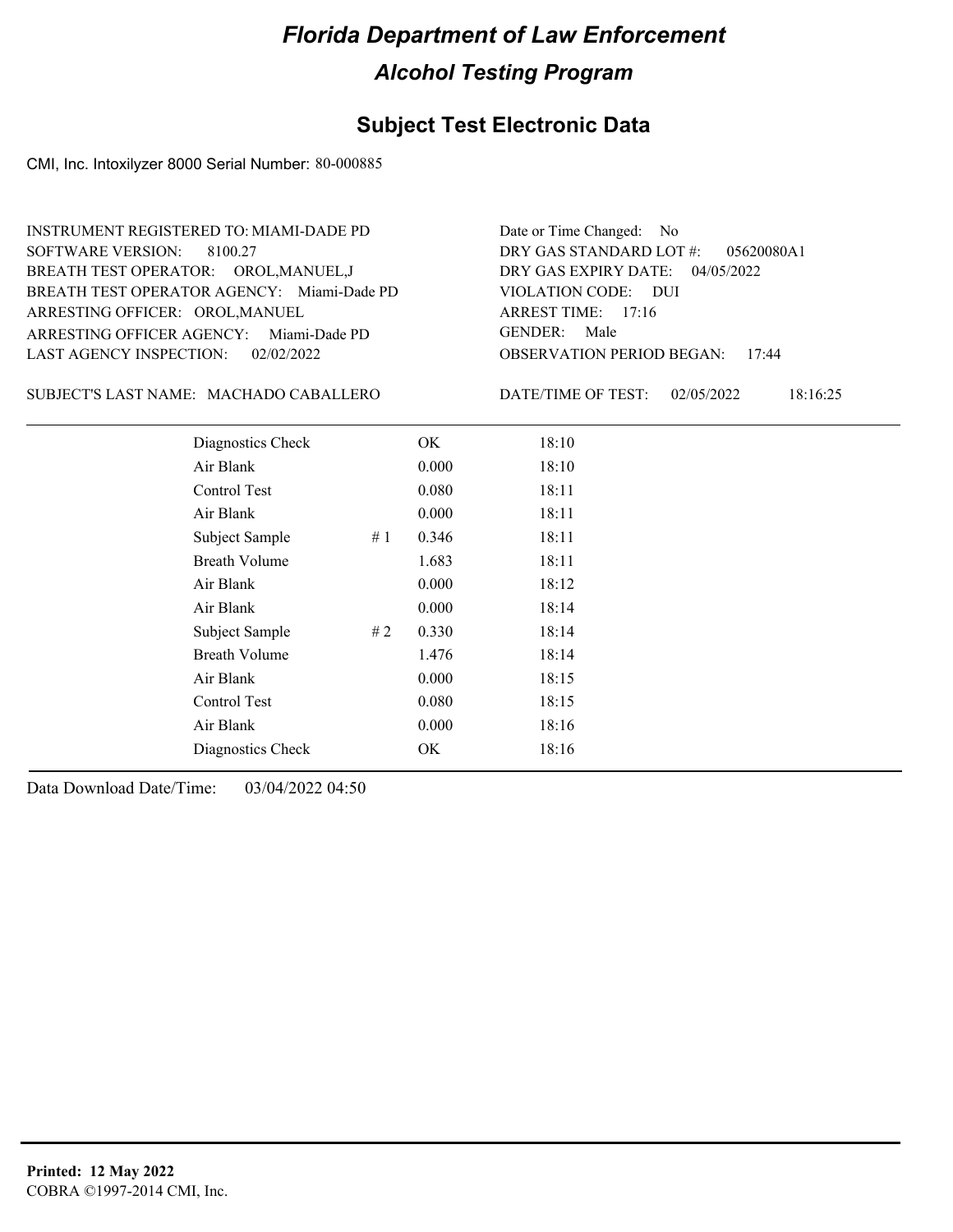# Florida Department of Law Enforcement

## Alcohol Testing Program

### Subject Test Electronic Data

CMI, Inc. Intoxilyzer 8000 Serial Number: 80-000885

INSTRUMENT REGISTERED TO: MIAMI-DADE PD
SOFTWARE VERSION: 8100.27
BREATH TEST OPERATOR: OROL,MANUEL,J
BREATH TEST OPERATOR AGENCY: Miami-Dade PD
ARRESTING OFFICER: OROL,MANUEL
ARRESTING OFFICER AGENCY: Miami-Dade PD
LAST AGENCY INSPECTION: 02/02/2022

Date or Time Changed: No
DRY GAS STANDARD LOT #: 05620080A1
DRY GAS EXPIRY DATE: 04/05/2022
VIOLATION CODE: DUI
ARREST TIME: 17:16
GENDER: Male
OBSERVATION PERIOD BEGAN: 17:44

SUBJECT'S LAST NAME: MACHADO CABALLERO

DATE/TIME OF TEST: 02/05/2022 18:16:25

| | | | |
|---|---|---|---|
| Diagnostics Check | | OK | 18:10 |
| Air Blank | | 0.000 | 18:10 |
| Control Test | | 0.080 | 18:11 |
| Air Blank | | 0.000 | 18:11 |
| Subject Sample | # 1 | 0.346 | 18:11 |
| Breath Volume | | 1.683 | 18:11 |
| Air Blank | | 0.000 | 18:12 |
| Air Blank | | 0.000 | 18:14 |
| Subject Sample | # 2 | 0.330 | 18:14 |
| Breath Volume | | 1.476 | 18:14 |
| Air Blank | | 0.000 | 18:15 |
| Control Test | | 0.080 | 18:15 |
| Air Blank | | 0.000 | 18:16 |
| Diagnostics Check | | OK | 18:16 |

Data Download Date/Time: 03/04/2022 04:50

**Printed: 12 May 2022**
COBRA ©1997-2014 CMI, Inc.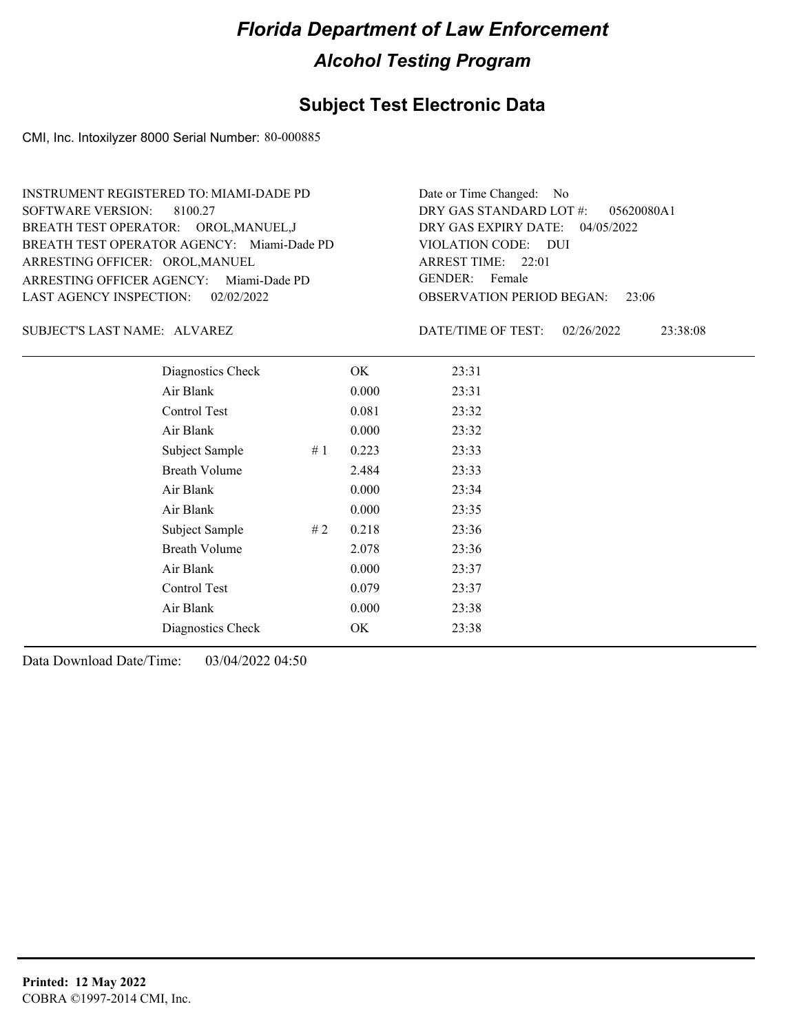# Florida Department of Law Enforcement

## Alcohol Testing Program

## Subject Test Electronic Data

CMI, Inc. Intoxilyzer 8000 Serial Number: 80-000885

INSTRUMENT REGISTERED TO: MIAMI-DADE PD
SOFTWARE VERSION: 8100.27
BREATH TEST OPERATOR: OROL,MANUEL,J
BREATH TEST OPERATOR AGENCY: Miami-Dade PD
ARRESTING OFFICER: OROL,MANUEL
ARRESTING OFFICER AGENCY: Miami-Dade PD
LAST AGENCY INSPECTION: 02/02/2022

Date or Time Changed: No
DRY GAS STANDARD LOT #: 05620080A1
DRY GAS EXPIRY DATE: 04/05/2022
VIOLATION CODE: DUI
ARREST TIME: 22:01
GENDER: Female
OBSERVATION PERIOD BEGAN: 23:06

SUBJECT'S LAST NAME: ALVAREZ

DATE/TIME OF TEST: 02/26/2022 23:38:08

| | | | |
|---|---|---|---|
| Diagnostics Check | | OK | 23:31 |
| Air Blank | | 0.000 | 23:31 |
| Control Test | | 0.081 | 23:32 |
| Air Blank | | 0.000 | 23:32 |
| Subject Sample | # 1 | 0.223 | 23:33 |
| Breath Volume | | 2.484 | 23:33 |
| Air Blank | | 0.000 | 23:34 |
| Air Blank | | 0.000 | 23:35 |
| Subject Sample | # 2 | 0.218 | 23:36 |
| Breath Volume | | 2.078 | 23:36 |
| Air Blank | | 0.000 | 23:37 |
| Control Test | | 0.079 | 23:37 |
| Air Blank | | 0.000 | 23:38 |
| Diagnostics Check | | OK | 23:38 |

Data Download Date/Time: 03/04/2022 04:50

**Printed: 12 May 2022**
COBRA ©1997-2014 CMI, Inc.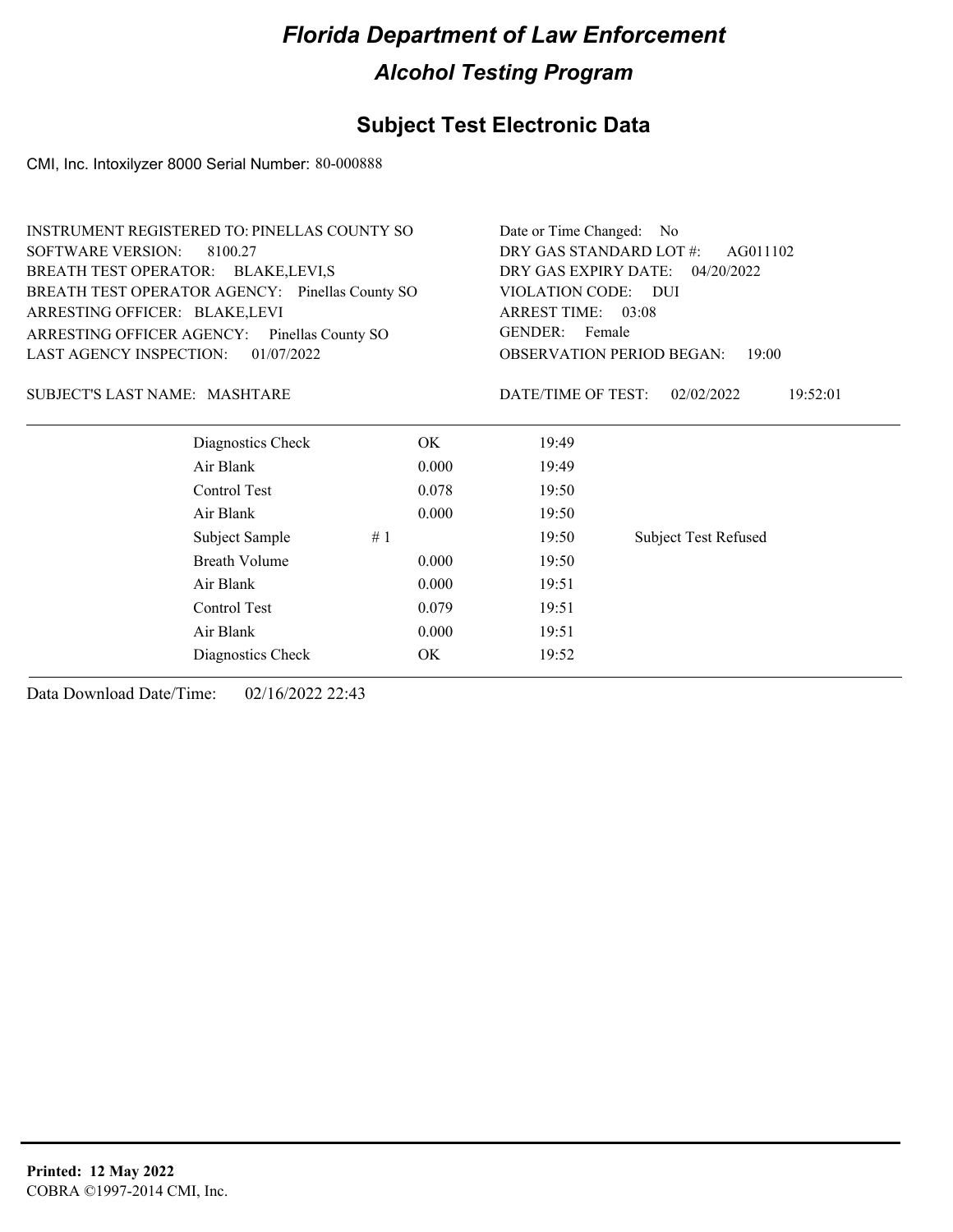# Florida Department of Law Enforcement

## Alcohol Testing Program

## Subject Test Electronic Data

CMI, Inc. Intoxilyzer 8000 Serial Number: 80-000888

INSTRUMENT REGISTERED TO: PINELLAS COUNTY SO
SOFTWARE VERSION: 8100.27
BREATH TEST OPERATOR: BLAKE,LEVI,S
BREATH TEST OPERATOR AGENCY: Pinellas County SO
ARRESTING OFFICER: BLAKE,LEVI
ARRESTING OFFICER AGENCY: Pinellas County SO
LAST AGENCY INSPECTION: 01/07/2022

Date or Time Changed: No
DRY GAS STANDARD LOT #: AG011102
DRY GAS EXPIRY DATE: 04/20/2022
VIOLATION CODE: DUI
ARREST TIME: 03:08
GENDER: Female
OBSERVATION PERIOD BEGAN: 19:00

SUBJECT'S LAST NAME: MASHTARE

DATE/TIME OF TEST: 02/02/2022 19:52:01

| Test | | Result | Time | Note |
|---|---|---|---|---|
| Diagnostics Check | | OK | 19:49 | |
| Air Blank | | 0.000 | 19:49 | |
| Control Test | | 0.078 | 19:50 | |
| Air Blank | | 0.000 | 19:50 | |
| Subject Sample | # 1 | | 19:50 | Subject Test Refused |
| Breath Volume | | 0.000 | 19:50 | |
| Air Blank | | 0.000 | 19:51 | |
| Control Test | | 0.079 | 19:51 | |
| Air Blank | | 0.000 | 19:51 | |
| Diagnostics Check | | OK | 19:52 | |

Data Download Date/Time: 02/16/2022 22:43

**Printed: 12 May 2022**
COBRA ©1997-2014 CMI, Inc.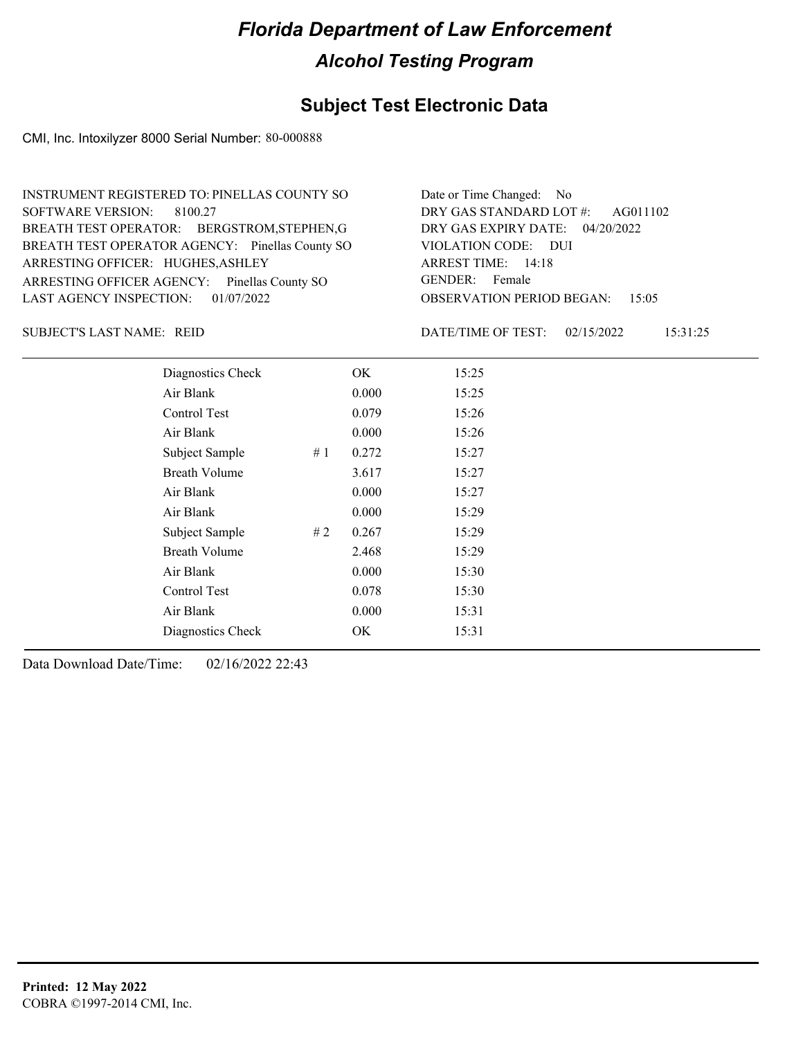# Florida Department of Law Enforcement

## Alcohol Testing Program

### Subject Test Electronic Data

CMI, Inc. Intoxilyzer 8000 Serial Number: 80-000888

INSTRUMENT REGISTERED TO: PINELLAS COUNTY SO
SOFTWARE VERSION: 8100.27
BREATH TEST OPERATOR: BERGSTROM,STEPHEN,G
BREATH TEST OPERATOR AGENCY: Pinellas County SO
ARRESTING OFFICER: HUGHES,ASHLEY
ARRESTING OFFICER AGENCY: Pinellas County SO
LAST AGENCY INSPECTION: 01/07/2022

Date or Time Changed: No
DRY GAS STANDARD LOT #: AG011102
DRY GAS EXPIRY DATE: 04/20/2022
VIOLATION CODE: DUI
ARREST TIME: 14:18
GENDER: Female
OBSERVATION PERIOD BEGAN: 15:05

SUBJECT'S LAST NAME: REID

DATE/TIME OF TEST: 02/15/2022 15:31:25

| Test | | Result | Time |
|---|---|---|---|
| Diagnostics Check | | OK | 15:25 |
| Air Blank | | 0.000 | 15:25 |
| Control Test | | 0.079 | 15:26 |
| Air Blank | | 0.000 | 15:26 |
| Subject Sample | # 1 | 0.272 | 15:27 |
| Breath Volume | | 3.617 | 15:27 |
| Air Blank | | 0.000 | 15:27 |
| Air Blank | | 0.000 | 15:29 |
| Subject Sample | # 2 | 0.267 | 15:29 |
| Breath Volume | | 2.468 | 15:29 |
| Air Blank | | 0.000 | 15:30 |
| Control Test | | 0.078 | 15:30 |
| Air Blank | | 0.000 | 15:31 |
| Diagnostics Check | | OK | 15:31 |

Data Download Date/Time: 02/16/2022 22:43

**Printed: 12 May 2022**
COBRA ©1997-2014 CMI, Inc.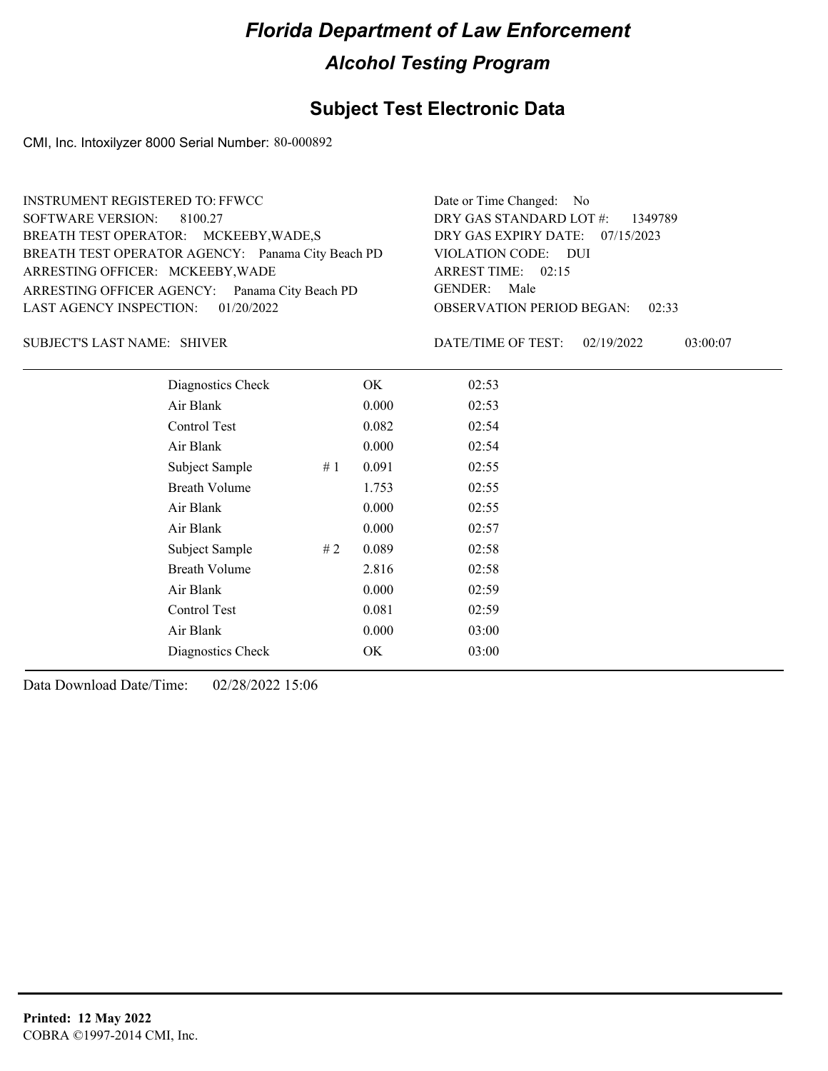# Florida Department of Law Enforcement

## Alcohol Testing Program

## Subject Test Electronic Data

CMI, Inc. Intoxilyzer 8000 Serial Number: 80-000892

INSTRUMENT REGISTERED TO: FFWCC
SOFTWARE VERSION: 8100.27
BREATH TEST OPERATOR: MCKEEBY,WADE,S
BREATH TEST OPERATOR AGENCY: Panama City Beach PD
ARRESTING OFFICER: MCKEEBY,WADE
ARRESTING OFFICER AGENCY: Panama City Beach PD
LAST AGENCY INSPECTION: 01/20/2022

Date or Time Changed: No
DRY GAS STANDARD LOT #: 1349789
DRY GAS EXPIRY DATE: 07/15/2023
VIOLATION CODE: DUI
ARREST TIME: 02:15
GENDER: Male
OBSERVATION PERIOD BEGAN: 02:33

SUBJECT'S LAST NAME: SHIVER

DATE/TIME OF TEST: 02/19/2022 03:00:07

| | | | |
|---|---|---|---|
| Diagnostics Check | | OK | 02:53 |
| Air Blank | | 0.000 | 02:53 |
| Control Test | | 0.082 | 02:54 |
| Air Blank | | 0.000 | 02:54 |
| Subject Sample | # 1 | 0.091 | 02:55 |
| Breath Volume | | 1.753 | 02:55 |
| Air Blank | | 0.000 | 02:55 |
| Air Blank | | 0.000 | 02:57 |
| Subject Sample | # 2 | 0.089 | 02:58 |
| Breath Volume | | 2.816 | 02:58 |
| Air Blank | | 0.000 | 02:59 |
| Control Test | | 0.081 | 02:59 |
| Air Blank | | 0.000 | 03:00 |
| Diagnostics Check | | OK | 03:00 |

Data Download Date/Time: 02/28/2022 15:06

**Printed: 12 May 2022**
COBRA ©1997-2014 CMI, Inc.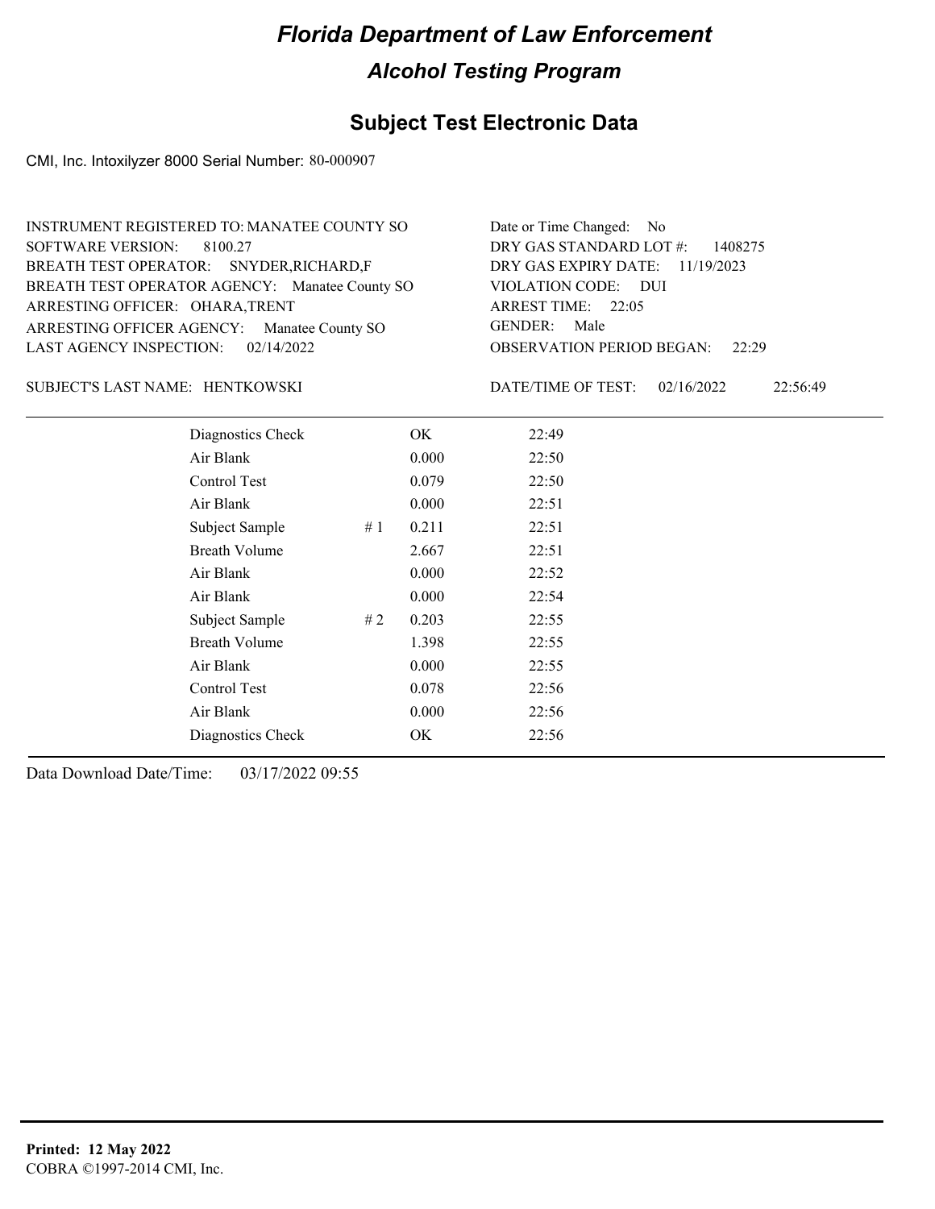# Florida Department of Law Enforcement

## Alcohol Testing Program

### Subject Test Electronic Data

CMI, Inc. Intoxilyzer 8000 Serial Number: 80-000907

INSTRUMENT REGISTERED TO: MANATEE COUNTY SO
SOFTWARE VERSION: 8100.27
BREATH TEST OPERATOR: SNYDER,RICHARD,F
BREATH TEST OPERATOR AGENCY: Manatee County SO
ARRESTING OFFICER: OHARA,TRENT
ARRESTING OFFICER AGENCY: Manatee County SO
LAST AGENCY INSPECTION: 02/14/2022

Date or Time Changed: No
DRY GAS STANDARD LOT #: 1408275
DRY GAS EXPIRY DATE: 11/19/2023
VIOLATION CODE: DUI
ARREST TIME: 22:05
GENDER: Male
OBSERVATION PERIOD BEGAN: 22:29

SUBJECT'S LAST NAME: HENTKOWSKI

DATE/TIME OF TEST: 02/16/2022 22:56:49

| | | | |
|---|---|---|---|
| Diagnostics Check | | OK | 22:49 |
| Air Blank | | 0.000 | 22:50 |
| Control Test | | 0.079 | 22:50 |
| Air Blank | | 0.000 | 22:51 |
| Subject Sample | # 1 | 0.211 | 22:51 |
| Breath Volume | | 2.667 | 22:51 |
| Air Blank | | 0.000 | 22:52 |
| Air Blank | | 0.000 | 22:54 |
| Subject Sample | # 2 | 0.203 | 22:55 |
| Breath Volume | | 1.398 | 22:55 |
| Air Blank | | 0.000 | 22:55 |
| Control Test | | 0.078 | 22:56 |
| Air Blank | | 0.000 | 22:56 |
| Diagnostics Check | | OK | 22:56 |

Data Download Date/Time: 03/17/2022 09:55

**Printed: 12 May 2022**
COBRA ©1997-2014 CMI, Inc.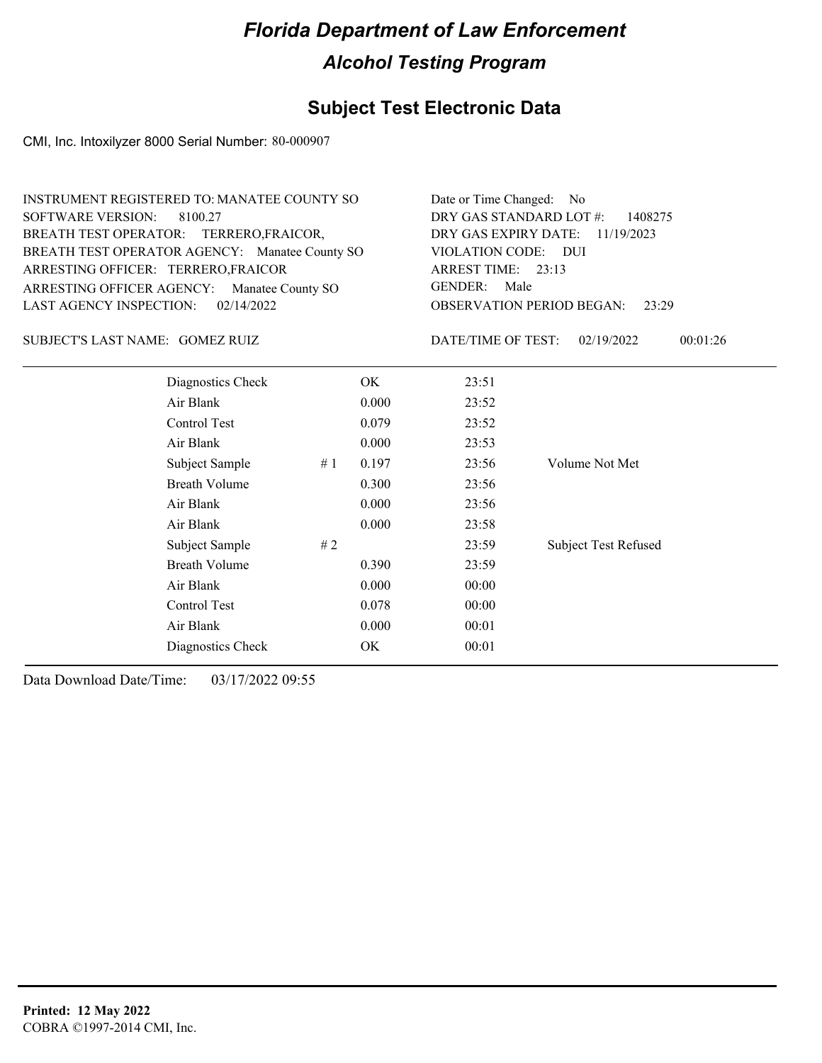# Florida Department of Law Enforcement

## Alcohol Testing Program

### Subject Test Electronic Data

CMI, Inc. Intoxilyzer 8000 Serial Number: 80-000907

INSTRUMENT REGISTERED TO: MANATEE COUNTY SO
SOFTWARE VERSION: 8100.27
BREATH TEST OPERATOR: TERRERO,FRAICOR,
BREATH TEST OPERATOR AGENCY: Manatee County SO
ARRESTING OFFICER: TERRERO,FRAICOR
ARRESTING OFFICER AGENCY: Manatee County SO
LAST AGENCY INSPECTION: 02/14/2022

Date or Time Changed: No
DRY GAS STANDARD LOT #: 1408275
DRY GAS EXPIRY DATE: 11/19/2023
VIOLATION CODE: DUI
ARREST TIME: 23:13
GENDER: Male
OBSERVATION PERIOD BEGAN: 23:29

SUBJECT'S LAST NAME: GOMEZ RUIZ

DATE/TIME OF TEST: 02/19/2022 00:01:26

| | | | | |
|---|---|---|---|---|
| Diagnostics Check | | OK | 23:51 | |
| Air Blank | | 0.000 | 23:52 | |
| Control Test | | 0.079 | 23:52 | |
| Air Blank | | 0.000 | 23:53 | |
| Subject Sample | # 1 | 0.197 | 23:56 | Volume Not Met |
| Breath Volume | | 0.300 | 23:56 | |
| Air Blank | | 0.000 | 23:56 | |
| Air Blank | | 0.000 | 23:58 | |
| Subject Sample | # 2 | | 23:59 | Subject Test Refused |
| Breath Volume | | 0.390 | 23:59 | |
| Air Blank | | 0.000 | 00:00 | |
| Control Test | | 0.078 | 00:00 | |
| Air Blank | | 0.000 | 00:01 | |
| Diagnostics Check | | OK | 00:01 | |

Data Download Date/Time: 03/17/2022 09:55

**Printed: 12 May 2022**
COBRA ©1997-2014 CMI, Inc.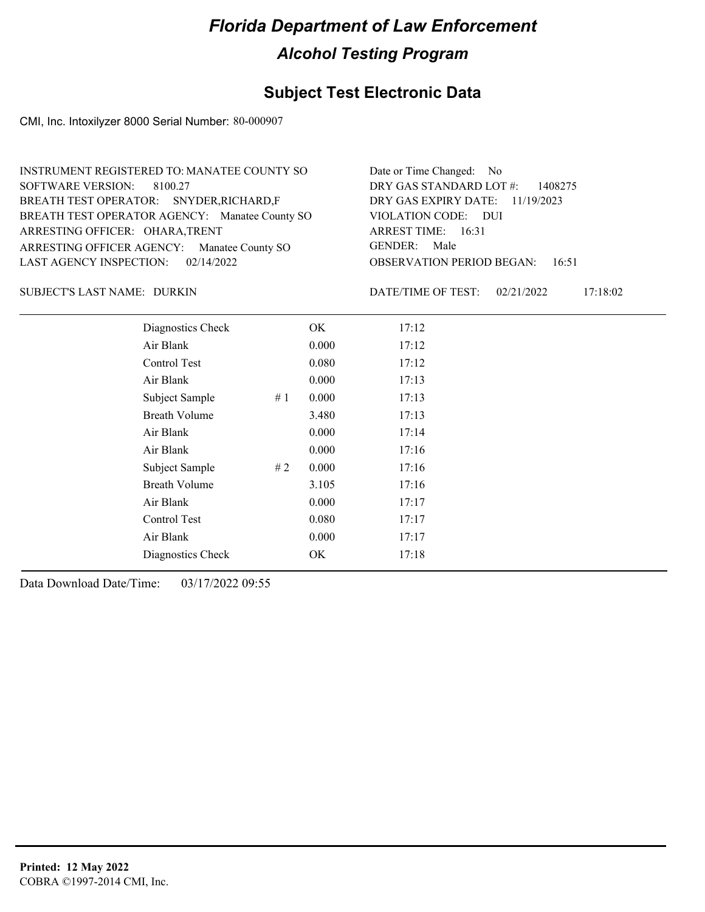# Florida Department of Law Enforcement

## Alcohol Testing Program

### Subject Test Electronic Data

CMI, Inc. Intoxilyzer 8000 Serial Number: 80-000907

INSTRUMENT REGISTERED TO: MANATEE COUNTY SO
SOFTWARE VERSION: 8100.27
BREATH TEST OPERATOR: SNYDER,RICHARD,F
BREATH TEST OPERATOR AGENCY: Manatee County SO
ARRESTING OFFICER: OHARA,TRENT
ARRESTING OFFICER AGENCY: Manatee County SO
LAST AGENCY INSPECTION: 02/14/2022

Date or Time Changed: No
DRY GAS STANDARD LOT #: 1408275
DRY GAS EXPIRY DATE: 11/19/2023
VIOLATION CODE: DUI
ARREST TIME: 16:31
GENDER: Male
OBSERVATION PERIOD BEGAN: 16:51

SUBJECT'S LAST NAME: DURKIN

DATE/TIME OF TEST: 02/21/2022 17:18:02

| | | | |
|---|---|---|---|
| Diagnostics Check | | OK | 17:12 |
| Air Blank | | 0.000 | 17:12 |
| Control Test | | 0.080 | 17:12 |
| Air Blank | | 0.000 | 17:13 |
| Subject Sample | # 1 | 0.000 | 17:13 |
| Breath Volume | | 3.480 | 17:13 |
| Air Blank | | 0.000 | 17:14 |
| Air Blank | | 0.000 | 17:16 |
| Subject Sample | # 2 | 0.000 | 17:16 |
| Breath Volume | | 3.105 | 17:16 |
| Air Blank | | 0.000 | 17:17 |
| Control Test | | 0.080 | 17:17 |
| Air Blank | | 0.000 | 17:17 |
| Diagnostics Check | | OK | 17:18 |

Data Download Date/Time: 03/17/2022 09:55

**Printed: 12 May 2022**
COBRA ©1997-2014 CMI, Inc.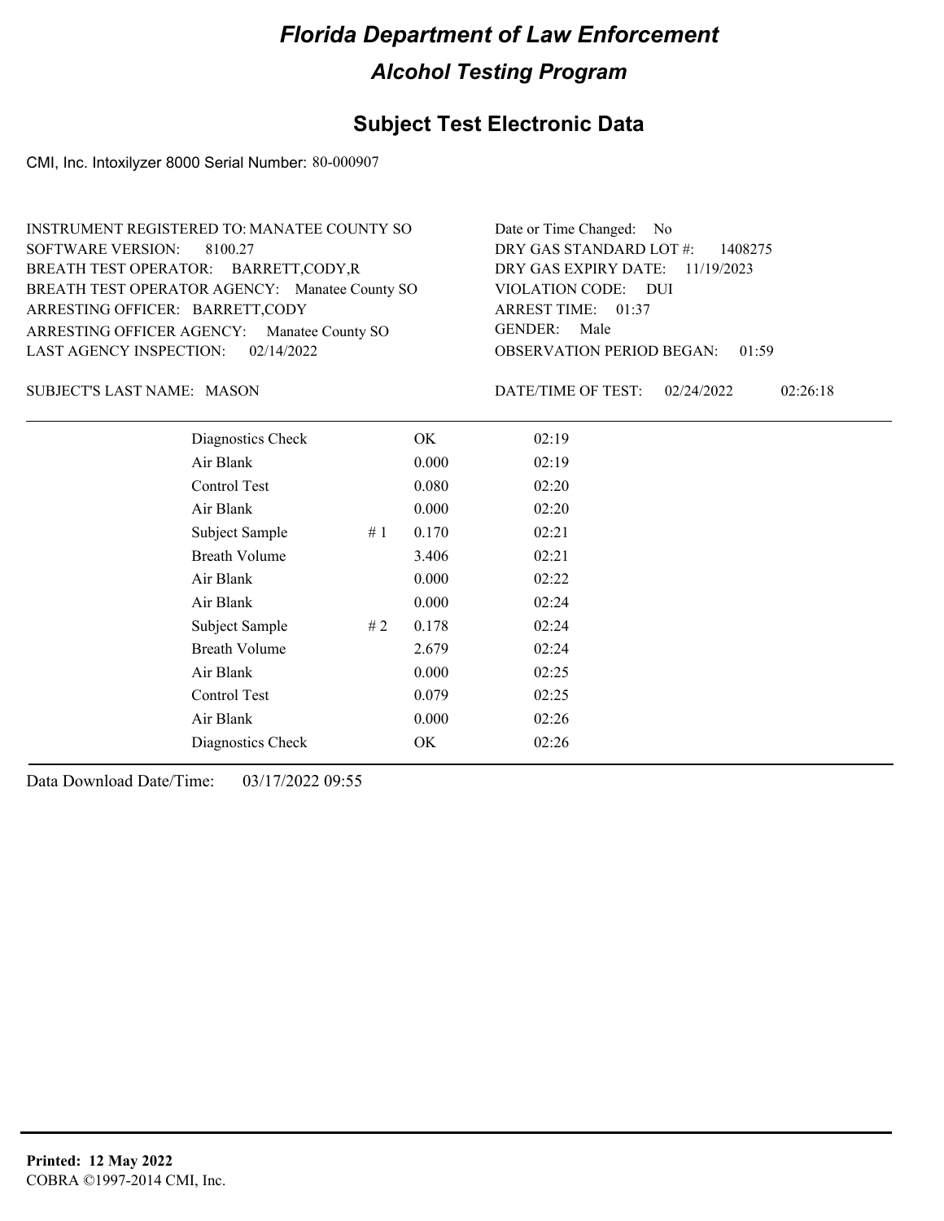# Florida Department of Law Enforcement

## Alcohol Testing Program

### Subject Test Electronic Data

CMI, Inc. Intoxilyzer 8000 Serial Number: 80-000907

INSTRUMENT REGISTERED TO: MANATEE COUNTY SO
SOFTWARE VERSION: 8100.27
BREATH TEST OPERATOR: BARRETT,CODY,R
BREATH TEST OPERATOR AGENCY: Manatee County SO
ARRESTING OFFICER: BARRETT,CODY
ARRESTING OFFICER AGENCY: Manatee County SO
LAST AGENCY INSPECTION: 02/14/2022

Date or Time Changed: No
DRY GAS STANDARD LOT #: 1408275
DRY GAS EXPIRY DATE: 11/19/2023
VIOLATION CODE: DUI
ARREST TIME: 01:37
GENDER: Male
OBSERVATION PERIOD BEGAN: 01:59

SUBJECT'S LAST NAME: MASON

DATE/TIME OF TEST: 02/24/2022 02:26:18

| Test | | Result | Time |
|---|---|---|---|
| Diagnostics Check | | OK | 02:19 |
| Air Blank | | 0.000 | 02:19 |
| Control Test | | 0.080 | 02:20 |
| Air Blank | | 0.000 | 02:20 |
| Subject Sample | # 1 | 0.170 | 02:21 |
| Breath Volume | | 3.406 | 02:21 |
| Air Blank | | 0.000 | 02:22 |
| Air Blank | | 0.000 | 02:24 |
| Subject Sample | # 2 | 0.178 | 02:24 |
| Breath Volume | | 2.679 | 02:24 |
| Air Blank | | 0.000 | 02:25 |
| Control Test | | 0.079 | 02:25 |
| Air Blank | | 0.000 | 02:26 |
| Diagnostics Check | | OK | 02:26 |

Data Download Date/Time: 03/17/2022 09:55

**Printed: 12 May 2022**
COBRA ©1997-2014 CMI, Inc.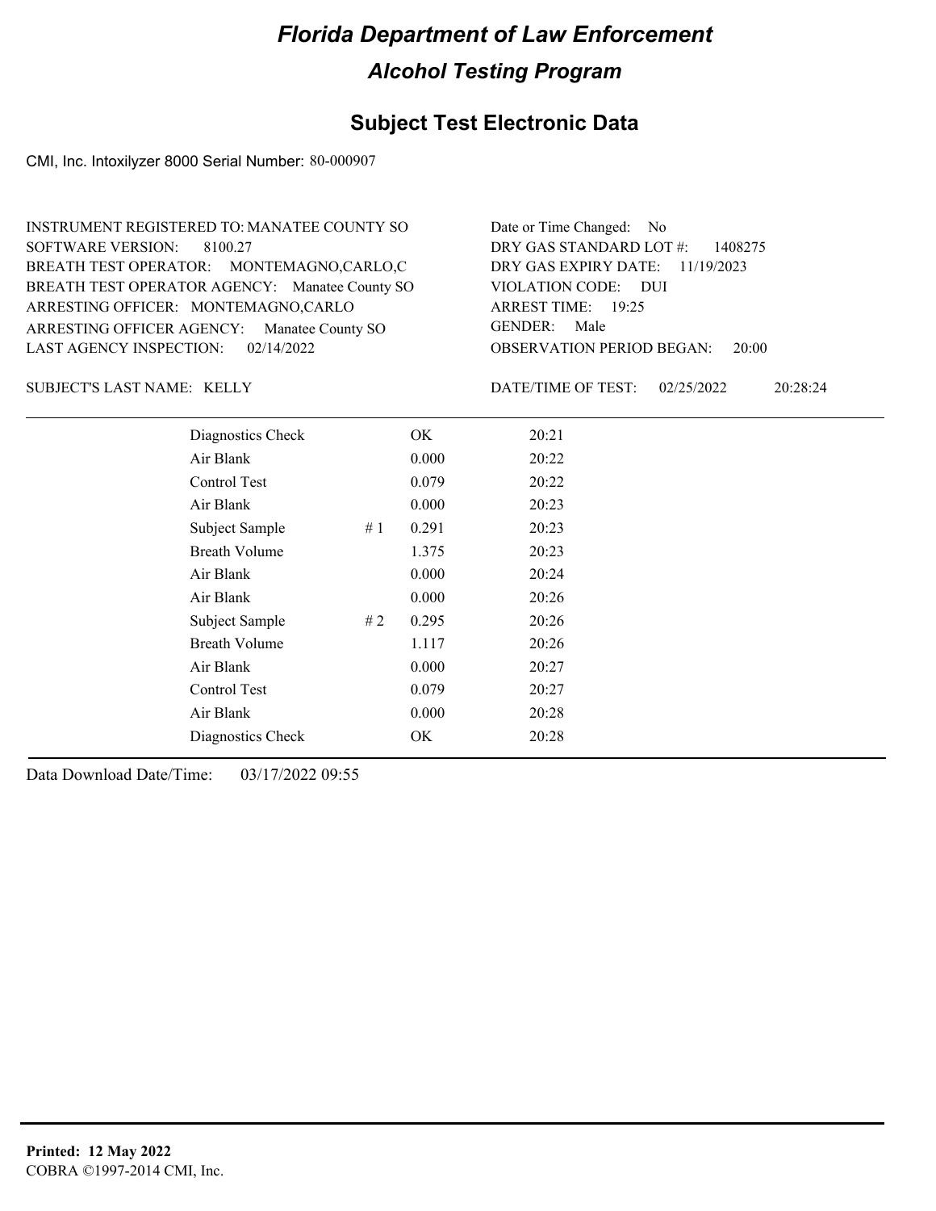# Florida Department of Law Enforcement

## Alcohol Testing Program

### Subject Test Electronic Data

CMI, Inc. Intoxilyzer 8000 Serial Number: 80-000907

INSTRUMENT REGISTERED TO: MANATEE COUNTY SO
SOFTWARE VERSION: 8100.27
BREATH TEST OPERATOR: MONTEMAGNO,CARLO,C
BREATH TEST OPERATOR AGENCY: Manatee County SO
ARRESTING OFFICER: MONTEMAGNO,CARLO
ARRESTING OFFICER AGENCY: Manatee County SO
LAST AGENCY INSPECTION: 02/14/2022

Date or Time Changed: No
DRY GAS STANDARD LOT #: 1408275
DRY GAS EXPIRY DATE: 11/19/2023
VIOLATION CODE: DUI
ARREST TIME: 19:25
GENDER: Male
OBSERVATION PERIOD BEGAN: 20:00

SUBJECT'S LAST NAME: KELLY

DATE/TIME OF TEST: 02/25/2022 20:28:24

| | | | |
|---|---|---|---|
| Diagnostics Check | | OK | 20:21 |
| Air Blank | | 0.000 | 20:22 |
| Control Test | | 0.079 | 20:22 |
| Air Blank | | 0.000 | 20:23 |
| Subject Sample | # 1 | 0.291 | 20:23 |
| Breath Volume | | 1.375 | 20:23 |
| Air Blank | | 0.000 | 20:24 |
| Air Blank | | 0.000 | 20:26 |
| Subject Sample | # 2 | 0.295 | 20:26 |
| Breath Volume | | 1.117 | 20:26 |
| Air Blank | | 0.000 | 20:27 |
| Control Test | | 0.079 | 20:27 |
| Air Blank | | 0.000 | 20:28 |
| Diagnostics Check | | OK | 20:28 |

Data Download Date/Time: 03/17/2022 09:55

**Printed: 12 May 2022**
COBRA ©1997-2014 CMI, Inc.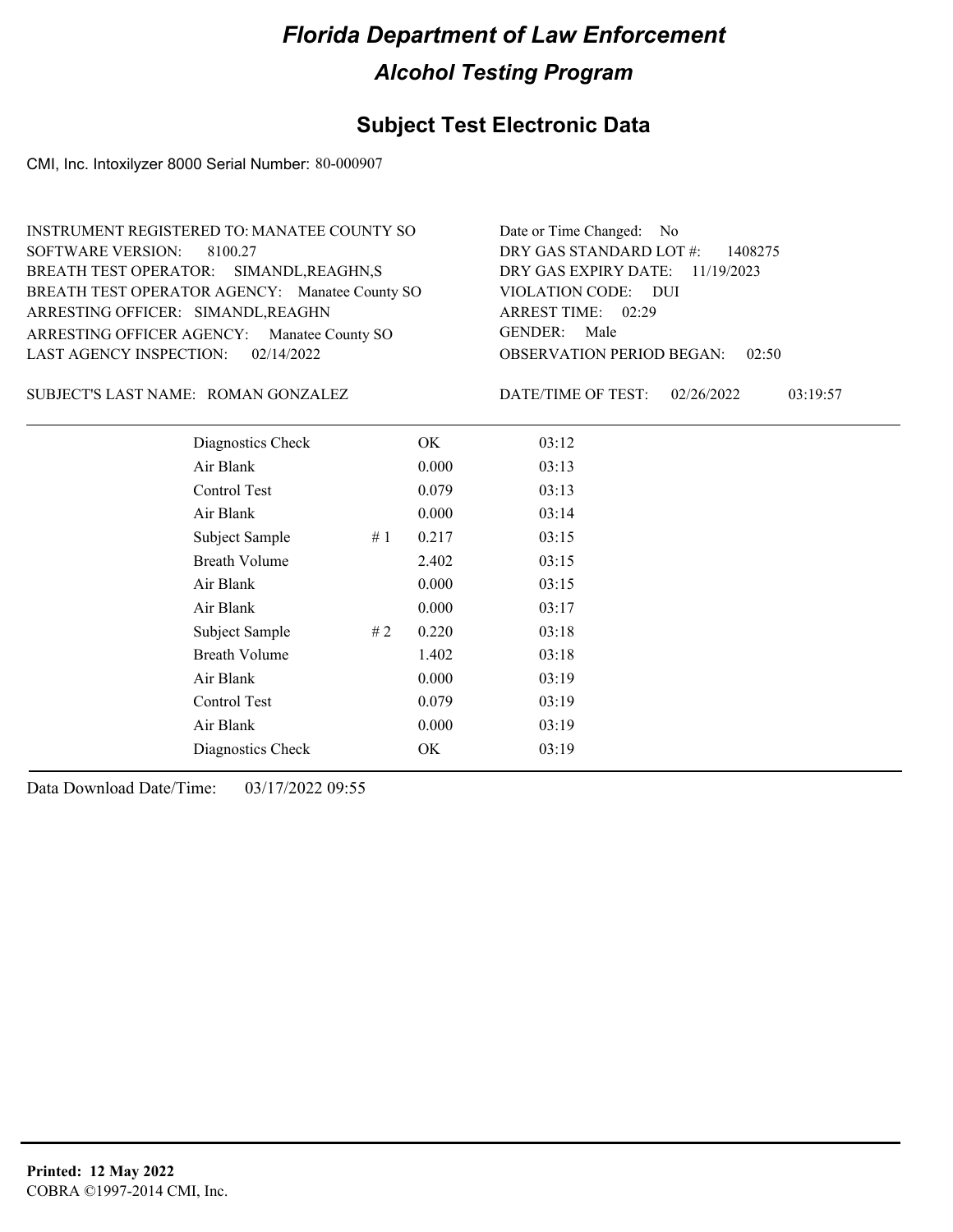# Florida Department of Law Enforcement

## Alcohol Testing Program

### Subject Test Electronic Data

CMI, Inc. Intoxilyzer 8000 Serial Number: 80-000907

INSTRUMENT REGISTERED TO: MANATEE COUNTY SO
SOFTWARE VERSION: 8100.27
BREATH TEST OPERATOR: SIMANDL,REAGHN,S
BREATH TEST OPERATOR AGENCY: Manatee County SO
ARRESTING OFFICER: SIMANDL,REAGHN
ARRESTING OFFICER AGENCY: Manatee County SO
LAST AGENCY INSPECTION: 02/14/2022

Date or Time Changed: No
DRY GAS STANDARD LOT #: 1408275
DRY GAS EXPIRY DATE: 11/19/2023
VIOLATION CODE: DUI
ARREST TIME: 02:29
GENDER: Male
OBSERVATION PERIOD BEGAN: 02:50

SUBJECT'S LAST NAME: ROMAN GONZALEZ

DATE/TIME OF TEST: 02/26/2022 03:19:57

| | | | |
|---|---|---|---|
| Diagnostics Check | | OK | 03:12 |
| Air Blank | | 0.000 | 03:13 |
| Control Test | | 0.079 | 03:13 |
| Air Blank | | 0.000 | 03:14 |
| Subject Sample | # 1 | 0.217 | 03:15 |
| Breath Volume | | 2.402 | 03:15 |
| Air Blank | | 0.000 | 03:15 |
| Air Blank | | 0.000 | 03:17 |
| Subject Sample | # 2 | 0.220 | 03:18 |
| Breath Volume | | 1.402 | 03:18 |
| Air Blank | | 0.000 | 03:19 |
| Control Test | | 0.079 | 03:19 |
| Air Blank | | 0.000 | 03:19 |
| Diagnostics Check | | OK | 03:19 |

Data Download Date/Time: 03/17/2022 09:55

**Printed: 12 May 2022**
COBRA ©1997-2014 CMI, Inc.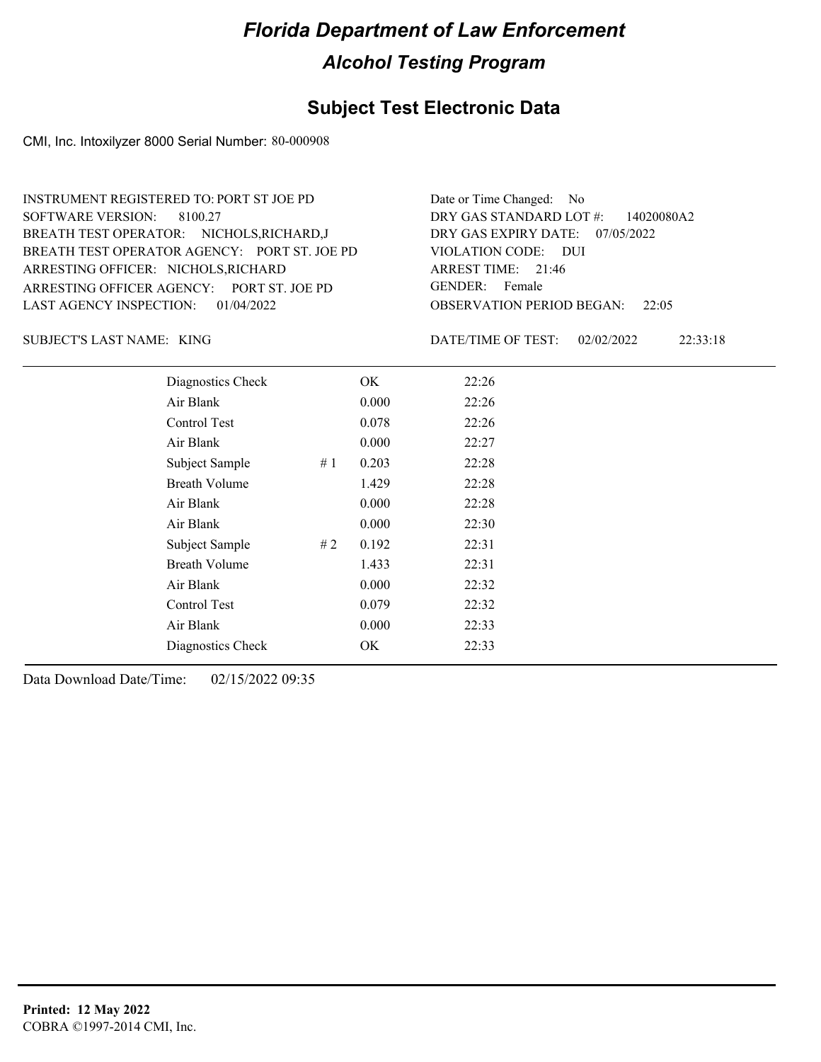# Florida Department of Law Enforcement

## Alcohol Testing Program

### Subject Test Electronic Data

CMI, Inc. Intoxilyzer 8000 Serial Number: 80-000908

INSTRUMENT REGISTERED TO: PORT ST JOE PD
SOFTWARE VERSION: 8100.27
BREATH TEST OPERATOR: NICHOLS,RICHARD,J
BREATH TEST OPERATOR AGENCY: PORT ST. JOE PD
ARRESTING OFFICER: NICHOLS,RICHARD
ARRESTING OFFICER AGENCY: PORT ST. JOE PD
LAST AGENCY INSPECTION: 01/04/2022

Date or Time Changed: No
DRY GAS STANDARD LOT #: 14020080A2
DRY GAS EXPIRY DATE: 07/05/2022
VIOLATION CODE: DUI
ARREST TIME: 21:46
GENDER: Female
OBSERVATION PERIOD BEGAN: 22:05

SUBJECT'S LAST NAME: KING

DATE/TIME OF TEST: 02/02/2022 22:33:18

| | | | |
|---|---|---|---|
| Diagnostics Check | | OK | 22:26 |
| Air Blank | | 0.000 | 22:26 |
| Control Test | | 0.078 | 22:26 |
| Air Blank | | 0.000 | 22:27 |
| Subject Sample | # 1 | 0.203 | 22:28 |
| Breath Volume | | 1.429 | 22:28 |
| Air Blank | | 0.000 | 22:28 |
| Air Blank | | 0.000 | 22:30 |
| Subject Sample | # 2 | 0.192 | 22:31 |
| Breath Volume | | 1.433 | 22:31 |
| Air Blank | | 0.000 | 22:32 |
| Control Test | | 0.079 | 22:32 |
| Air Blank | | 0.000 | 22:33 |
| Diagnostics Check | | OK | 22:33 |

Data Download Date/Time: 02/15/2022 09:35

**Printed: 12 May 2022**
COBRA ©1997-2014 CMI, Inc.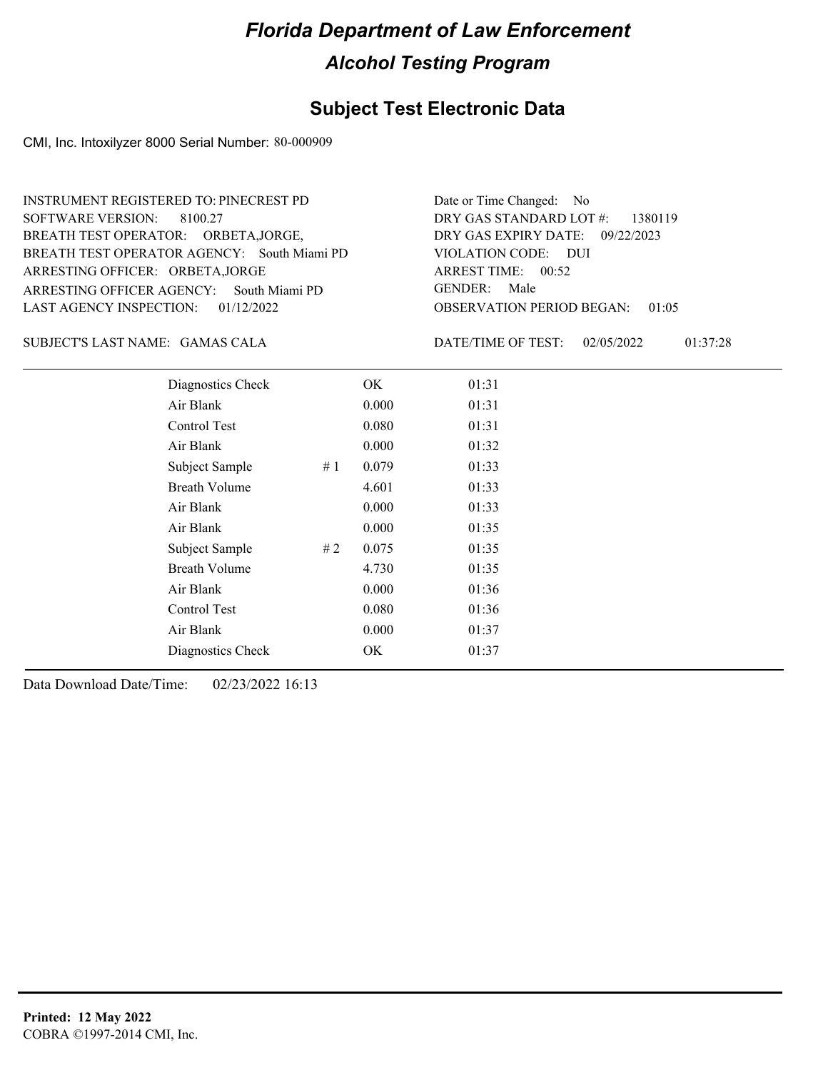# Florida Department of Law Enforcement

## Alcohol Testing Program

### Subject Test Electronic Data

CMI, Inc. Intoxilyzer 8000 Serial Number: 80-000909

INSTRUMENT REGISTERED TO: PINECREST PD
SOFTWARE VERSION: 8100.27
BREATH TEST OPERATOR: ORBETA,JORGE,
BREATH TEST OPERATOR AGENCY: South Miami PD
ARRESTING OFFICER: ORBETA,JORGE
ARRESTING OFFICER AGENCY: South Miami PD
LAST AGENCY INSPECTION: 01/12/2022

Date or Time Changed: No
DRY GAS STANDARD LOT #: 1380119
DRY GAS EXPIRY DATE: 09/22/2023
VIOLATION CODE: DUI
ARREST TIME: 00:52
GENDER: Male
OBSERVATION PERIOD BEGAN: 01:05

SUBJECT'S LAST NAME: GAMAS CALA

DATE/TIME OF TEST: 02/05/2022 01:37:28

| | | | |
|---|---|---|---|
| Diagnostics Check | | OK | 01:31 |
| Air Blank | | 0.000 | 01:31 |
| Control Test | | 0.080 | 01:31 |
| Air Blank | | 0.000 | 01:32 |
| Subject Sample | # 1 | 0.079 | 01:33 |
| Breath Volume | | 4.601 | 01:33 |
| Air Blank | | 0.000 | 01:33 |
| Air Blank | | 0.000 | 01:35 |
| Subject Sample | # 2 | 0.075 | 01:35 |
| Breath Volume | | 4.730 | 01:35 |
| Air Blank | | 0.000 | 01:36 |
| Control Test | | 0.080 | 01:36 |
| Air Blank | | 0.000 | 01:37 |
| Diagnostics Check | | OK | 01:37 |

Data Download Date/Time: 02/23/2022 16:13

**Printed: 12 May 2022**
COBRA ©1997-2014 CMI, Inc.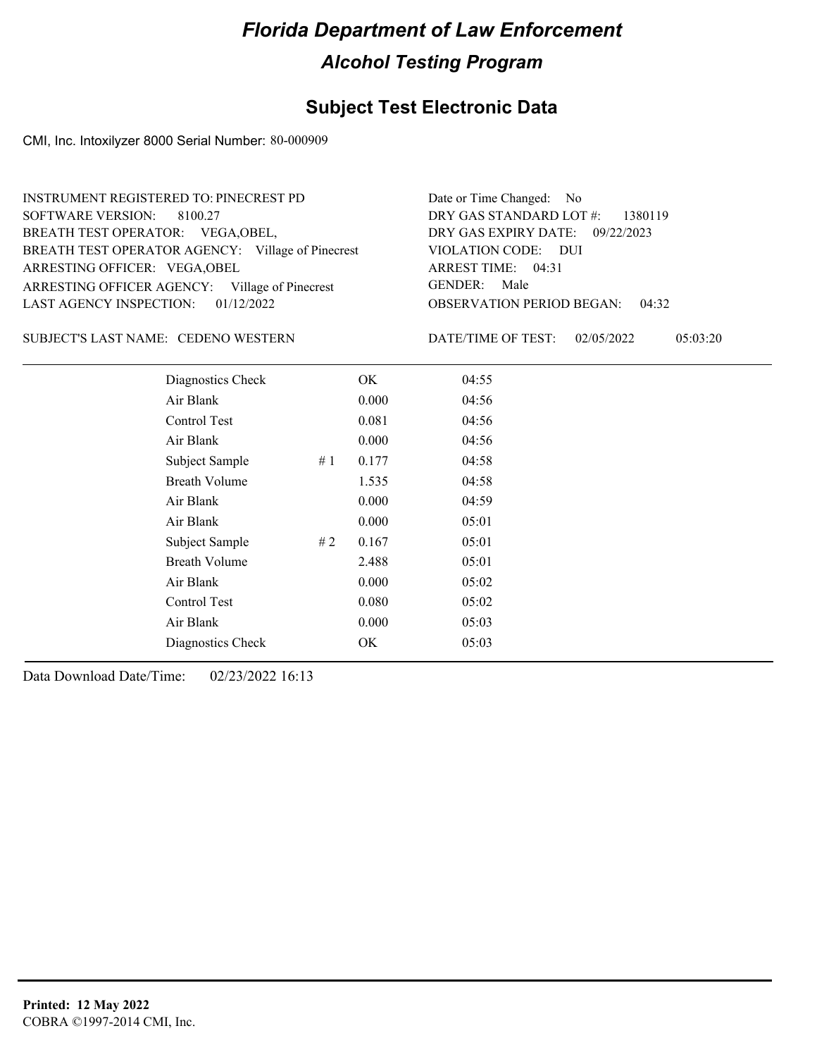# Florida Department of Law Enforcement

## Alcohol Testing Program

## Subject Test Electronic Data

CMI, Inc. Intoxilyzer 8000 Serial Number: 80-000909

INSTRUMENT REGISTERED TO: PINECREST PD
SOFTWARE VERSION: 8100.27
BREATH TEST OPERATOR: VEGA,OBEL,
BREATH TEST OPERATOR AGENCY: Village of Pinecrest
ARRESTING OFFICER: VEGA,OBEL
ARRESTING OFFICER AGENCY: Village of Pinecrest
LAST AGENCY INSPECTION: 01/12/2022

Date or Time Changed: No
DRY GAS STANDARD LOT #: 1380119
DRY GAS EXPIRY DATE: 09/22/2023
VIOLATION CODE: DUI
ARREST TIME: 04:31
GENDER: Male
OBSERVATION PERIOD BEGAN: 04:32

SUBJECT'S LAST NAME: CEDENO WESTERN

DATE/TIME OF TEST: 02/05/2022 05:03:20

| | | | |
|---|---|---|---|
| Diagnostics Check | | OK | 04:55 |
| Air Blank | | 0.000 | 04:56 |
| Control Test | | 0.081 | 04:56 |
| Air Blank | | 0.000 | 04:56 |
| Subject Sample | # 1 | 0.177 | 04:58 |
| Breath Volume | | 1.535 | 04:58 |
| Air Blank | | 0.000 | 04:59 |
| Air Blank | | 0.000 | 05:01 |
| Subject Sample | # 2 | 0.167 | 05:01 |
| Breath Volume | | 2.488 | 05:01 |
| Air Blank | | 0.000 | 05:02 |
| Control Test | | 0.080 | 05:02 |
| Air Blank | | 0.000 | 05:03 |
| Diagnostics Check | | OK | 05:03 |

Data Download Date/Time: 02/23/2022 16:13

**Printed: 12 May 2022**
COBRA ©1997-2014 CMI, Inc.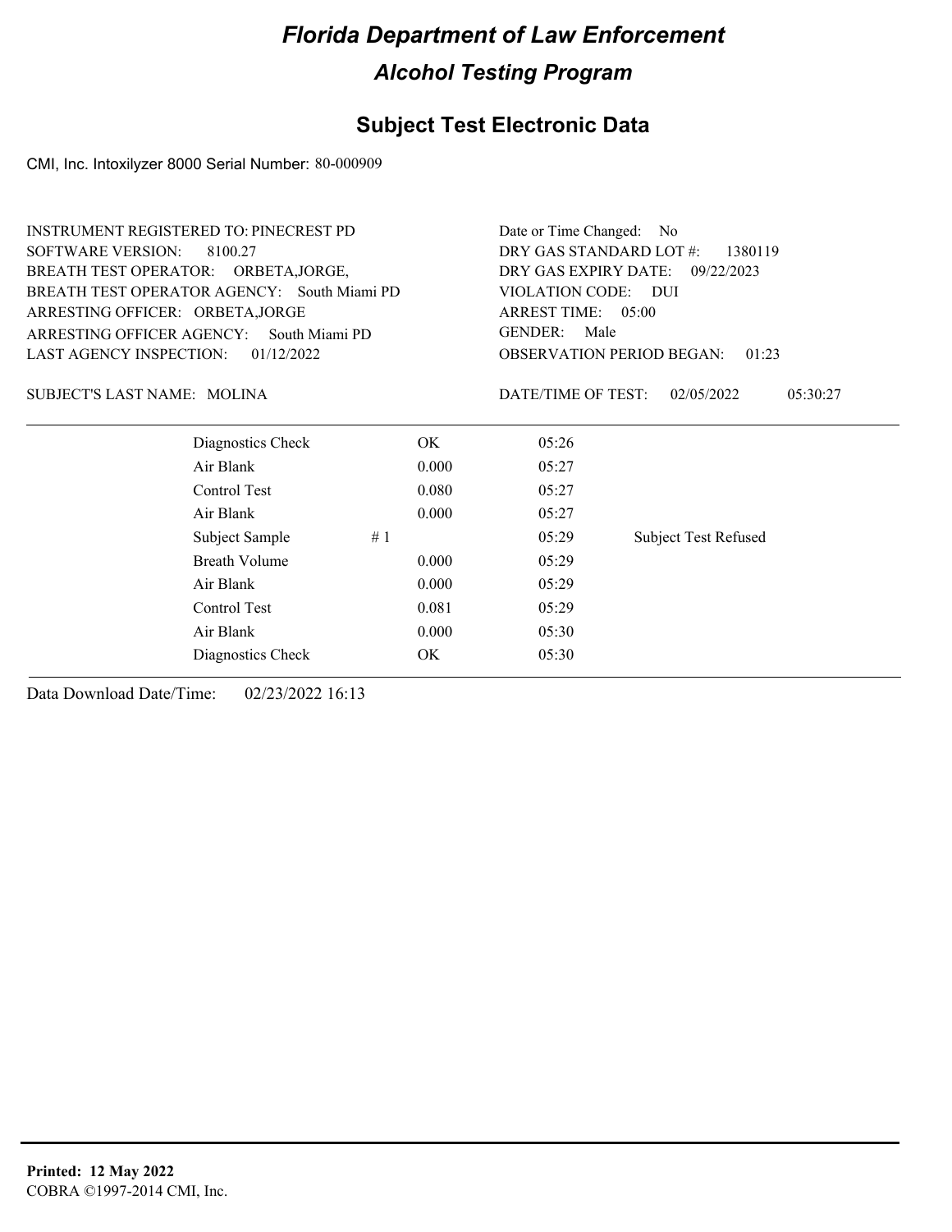# Florida Department of Law Enforcement

## Alcohol Testing Program

### Subject Test Electronic Data

CMI, Inc. Intoxilyzer 8000 Serial Number: 80-000909

INSTRUMENT REGISTERED TO: PINECREST PD
SOFTWARE VERSION: 8100.27
BREATH TEST OPERATOR: ORBETA,JORGE,
BREATH TEST OPERATOR AGENCY: South Miami PD
ARRESTING OFFICER: ORBETA,JORGE
ARRESTING OFFICER AGENCY: South Miami PD
LAST AGENCY INSPECTION: 01/12/2022

Date or Time Changed: No
DRY GAS STANDARD LOT #: 1380119
DRY GAS EXPIRY DATE: 09/22/2023
VIOLATION CODE: DUI
ARREST TIME: 05:00
GENDER: Male
OBSERVATION PERIOD BEGAN: 01:23

SUBJECT'S LAST NAME: MOLINA

DATE/TIME OF TEST: 02/05/2022 05:30:27

| | | | | |
|---|---|---|---|---|
| Diagnostics Check | | OK | 05:26 | |
| Air Blank | | 0.000 | 05:27 | |
| Control Test | | 0.080 | 05:27 | |
| Air Blank | | 0.000 | 05:27 | |
| Subject Sample | # 1 | | 05:29 | Subject Test Refused |
| Breath Volume | | 0.000 | 05:29 | |
| Air Blank | | 0.000 | 05:29 | |
| Control Test | | 0.081 | 05:29 | |
| Air Blank | | 0.000 | 05:30 | |
| Diagnostics Check | | OK | 05:30 | |

Data Download Date/Time: 02/23/2022 16:13

**Printed: 12 May 2022**
COBRA ©1997-2014 CMI, Inc.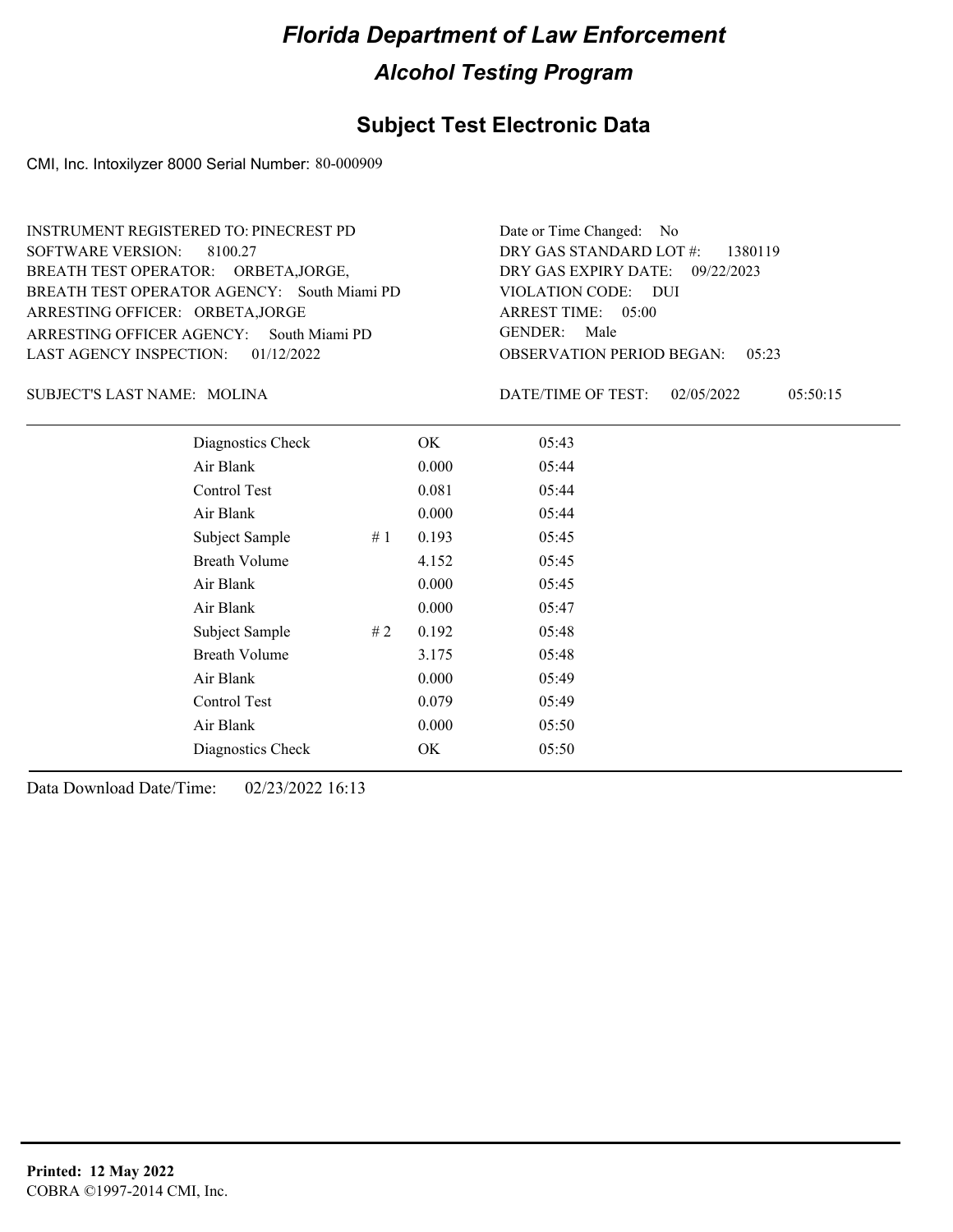# Florida Department of Law Enforcement

## Alcohol Testing Program

### Subject Test Electronic Data

CMI, Inc. Intoxilyzer 8000 Serial Number: 80-000909

INSTRUMENT REGISTERED TO: PINECREST PD
SOFTWARE VERSION: 8100.27
BREATH TEST OPERATOR: ORBETA,JORGE,
BREATH TEST OPERATOR AGENCY: South Miami PD
ARRESTING OFFICER: ORBETA,JORGE
ARRESTING OFFICER AGENCY: South Miami PD
LAST AGENCY INSPECTION: 01/12/2022

Date or Time Changed: No
DRY GAS STANDARD LOT #: 1380119
DRY GAS EXPIRY DATE: 09/22/2023
VIOLATION CODE: DUI
ARREST TIME: 05:00
GENDER: Male
OBSERVATION PERIOD BEGAN: 05:23

SUBJECT'S LAST NAME: MOLINA

DATE/TIME OF TEST: 02/05/2022 05:50:15

| | | | |
|---|---|---|---|
| Diagnostics Check | | OK | 05:43 |
| Air Blank | | 0.000 | 05:44 |
| Control Test | | 0.081 | 05:44 |
| Air Blank | | 0.000 | 05:44 |
| Subject Sample | # 1 | 0.193 | 05:45 |
| Breath Volume | | 4.152 | 05:45 |
| Air Blank | | 0.000 | 05:45 |
| Air Blank | | 0.000 | 05:47 |
| Subject Sample | # 2 | 0.192 | 05:48 |
| Breath Volume | | 3.175 | 05:48 |
| Air Blank | | 0.000 | 05:49 |
| Control Test | | 0.079 | 05:49 |
| Air Blank | | 0.000 | 05:50 |
| Diagnostics Check | | OK | 05:50 |

Data Download Date/Time: 02/23/2022 16:13

**Printed: 12 May 2022**
COBRA ©1997-2014 CMI, Inc.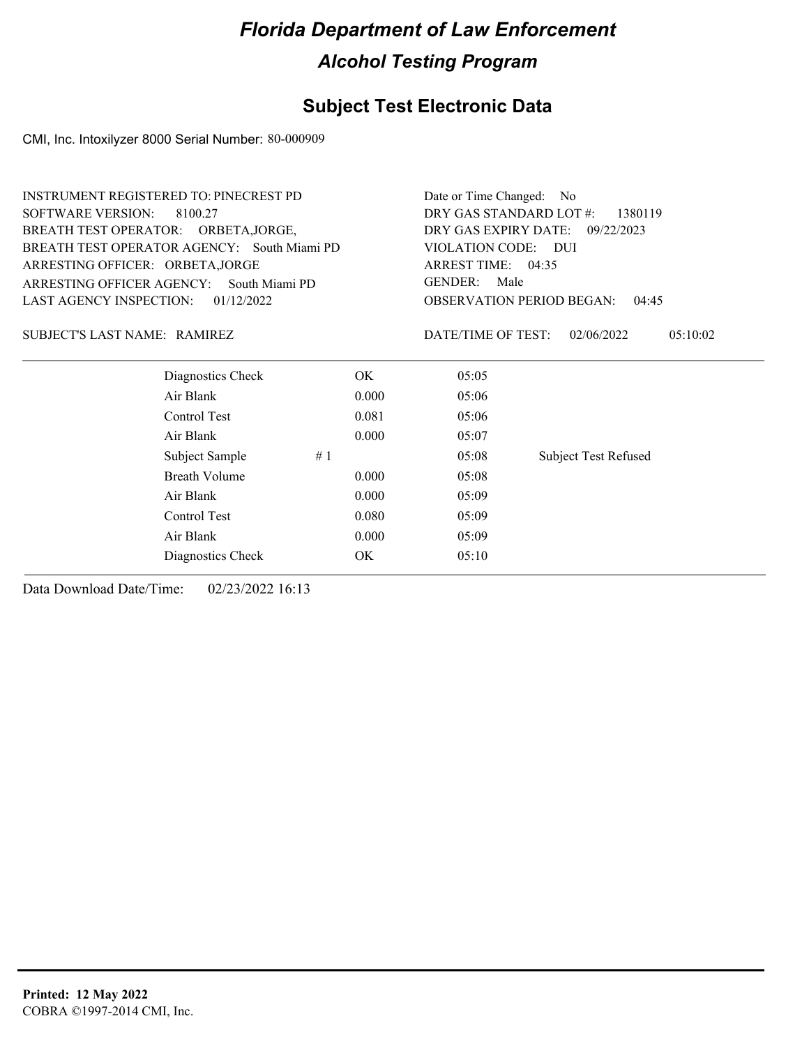# Florida Department of Law Enforcement

## Alcohol Testing Program

### Subject Test Electronic Data

CMI, Inc. Intoxilyzer 8000 Serial Number: 80-000909

INSTRUMENT REGISTERED TO: PINECREST PD
SOFTWARE VERSION: 8100.27
BREATH TEST OPERATOR: ORBETA,JORGE,
BREATH TEST OPERATOR AGENCY: South Miami PD
ARRESTING OFFICER: ORBETA,JORGE
ARRESTING OFFICER AGENCY: South Miami PD
LAST AGENCY INSPECTION: 01/12/2022

Date or Time Changed: No
DRY GAS STANDARD LOT #: 1380119
DRY GAS EXPIRY DATE: 09/22/2023
VIOLATION CODE: DUI
ARREST TIME: 04:35
GENDER: Male
OBSERVATION PERIOD BEGAN: 04:45

SUBJECT'S LAST NAME: RAMIREZ

DATE/TIME OF TEST: 02/06/2022 05:10:02

| | | | | |
|---|---|---|---|---|
| Diagnostics Check | | OK | 05:05 | |
| Air Blank | | 0.000 | 05:06 | |
| Control Test | | 0.081 | 05:06 | |
| Air Blank | | 0.000 | 05:07 | |
| Subject Sample | # 1 | | 05:08 | Subject Test Refused |
| Breath Volume | | 0.000 | 05:08 | |
| Air Blank | | 0.000 | 05:09 | |
| Control Test | | 0.080 | 05:09 | |
| Air Blank | | 0.000 | 05:09 | |
| Diagnostics Check | | OK | 05:10 | |

Data Download Date/Time: 02/23/2022 16:13

**Printed: 12 May 2022**
COBRA ©1997-2014 CMI, Inc.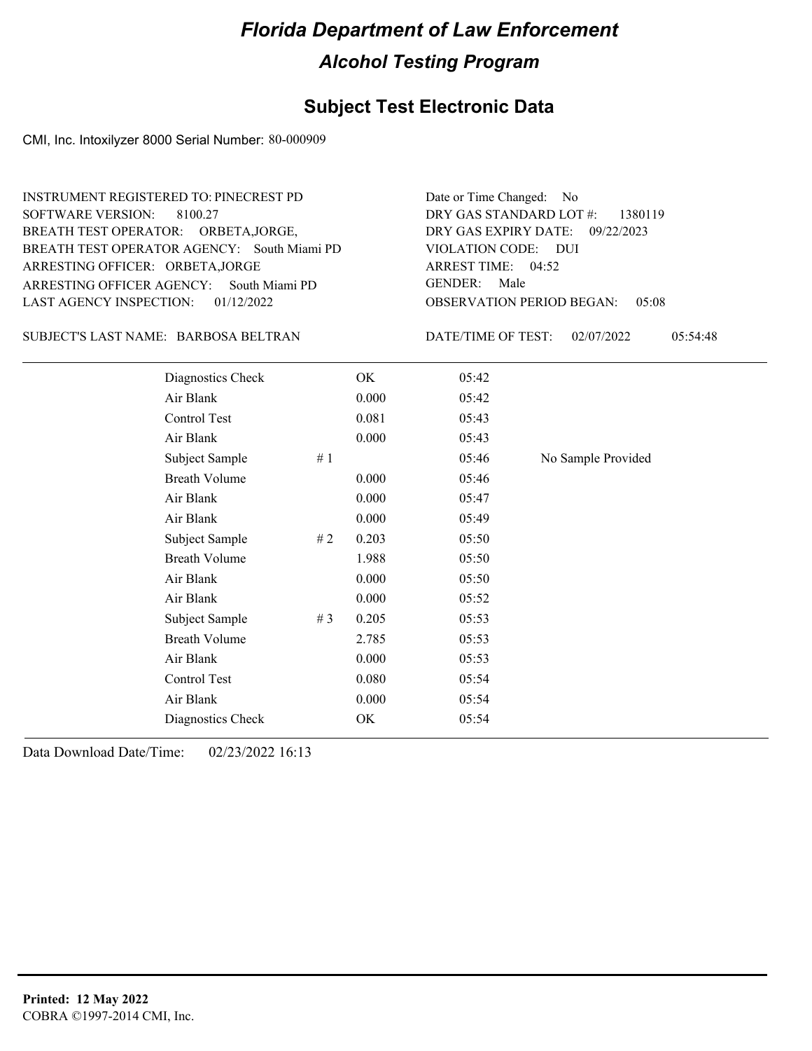# Florida Department of Law Enforcement

## Alcohol Testing Program

### Subject Test Electronic Data

CMI, Inc. Intoxilyzer 8000 Serial Number: 80-000909

INSTRUMENT REGISTERED TO: PINECREST PD
SOFTWARE VERSION: 8100.27
BREATH TEST OPERATOR: ORBETA,JORGE,
BREATH TEST OPERATOR AGENCY: South Miami PD
ARRESTING OFFICER: ORBETA,JORGE
ARRESTING OFFICER AGENCY: South Miami PD
LAST AGENCY INSPECTION: 01/12/2022

Date or Time Changed: No
DRY GAS STANDARD LOT #: 1380119
DRY GAS EXPIRY DATE: 09/22/2023
VIOLATION CODE: DUI
ARREST TIME: 04:52
GENDER: Male
OBSERVATION PERIOD BEGAN: 05:08

SUBJECT'S LAST NAME: BARBOSA BELTRAN

DATE/TIME OF TEST: 02/07/2022 05:54:48

| | | | | |
|---|---|---|---|---|
| Diagnostics Check | | OK | 05:42 | |
| Air Blank | | 0.000 | 05:42 | |
| Control Test | | 0.081 | 05:43 | |
| Air Blank | | 0.000 | 05:43 | |
| Subject Sample | # 1 | | 05:46 | No Sample Provided |
| Breath Volume | | 0.000 | 05:46 | |
| Air Blank | | 0.000 | 05:47 | |
| Air Blank | | 0.000 | 05:49 | |
| Subject Sample | # 2 | 0.203 | 05:50 | |
| Breath Volume | | 1.988 | 05:50 | |
| Air Blank | | 0.000 | 05:50 | |
| Air Blank | | 0.000 | 05:52 | |
| Subject Sample | # 3 | 0.205 | 05:53 | |
| Breath Volume | | 2.785 | 05:53 | |
| Air Blank | | 0.000 | 05:53 | |
| Control Test | | 0.080 | 05:54 | |
| Air Blank | | 0.000 | 05:54 | |
| Diagnostics Check | | OK | 05:54 | |

Data Download Date/Time: 02/23/2022 16:13

**Printed: 12 May 2022**
COBRA ©1997-2014 CMI, Inc.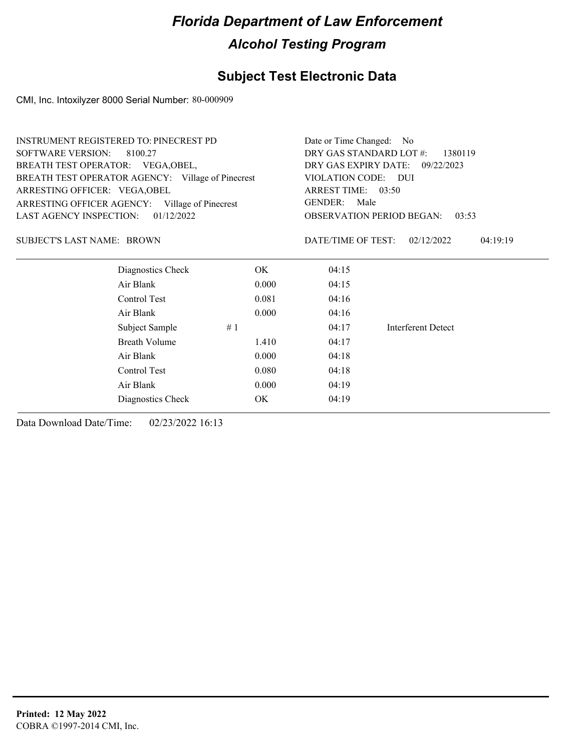# Florida Department of Law Enforcement

## Alcohol Testing Program

### Subject Test Electronic Data

CMI, Inc. Intoxilyzer 8000 Serial Number: 80-000909

INSTRUMENT REGISTERED TO: PINECREST PD
SOFTWARE VERSION: 8100.27
BREATH TEST OPERATOR: VEGA,OBEL,
BREATH TEST OPERATOR AGENCY: Village of Pinecrest
ARRESTING OFFICER: VEGA,OBEL
ARRESTING OFFICER AGENCY: Village of Pinecrest
LAST AGENCY INSPECTION: 01/12/2022

Date or Time Changed: No
DRY GAS STANDARD LOT #: 1380119
DRY GAS EXPIRY DATE: 09/22/2023
VIOLATION CODE: DUI
ARREST TIME: 03:50
GENDER: Male
OBSERVATION PERIOD BEGAN: 03:53

SUBJECT'S LAST NAME: BROWN

DATE/TIME OF TEST: 02/12/2022 04:19:19

| | | | |
|---|---|---|---|
| Diagnostics Check | OK | 04:15 | |
| Air Blank | 0.000 | 04:15 | |
| Control Test | 0.081 | 04:16 | |
| Air Blank | 0.000 | 04:16 | |
| Subject Sample # 1 | | 04:17 | Interferent Detect |
| Breath Volume | 1.410 | 04:17 | |
| Air Blank | 0.000 | 04:18 | |
| Control Test | 0.080 | 04:18 | |
| Air Blank | 0.000 | 04:19 | |
| Diagnostics Check | OK | 04:19 | |

Data Download Date/Time: 02/23/2022 16:13

**Printed: 12 May 2022**
COBRA ©1997-2014 CMI, Inc.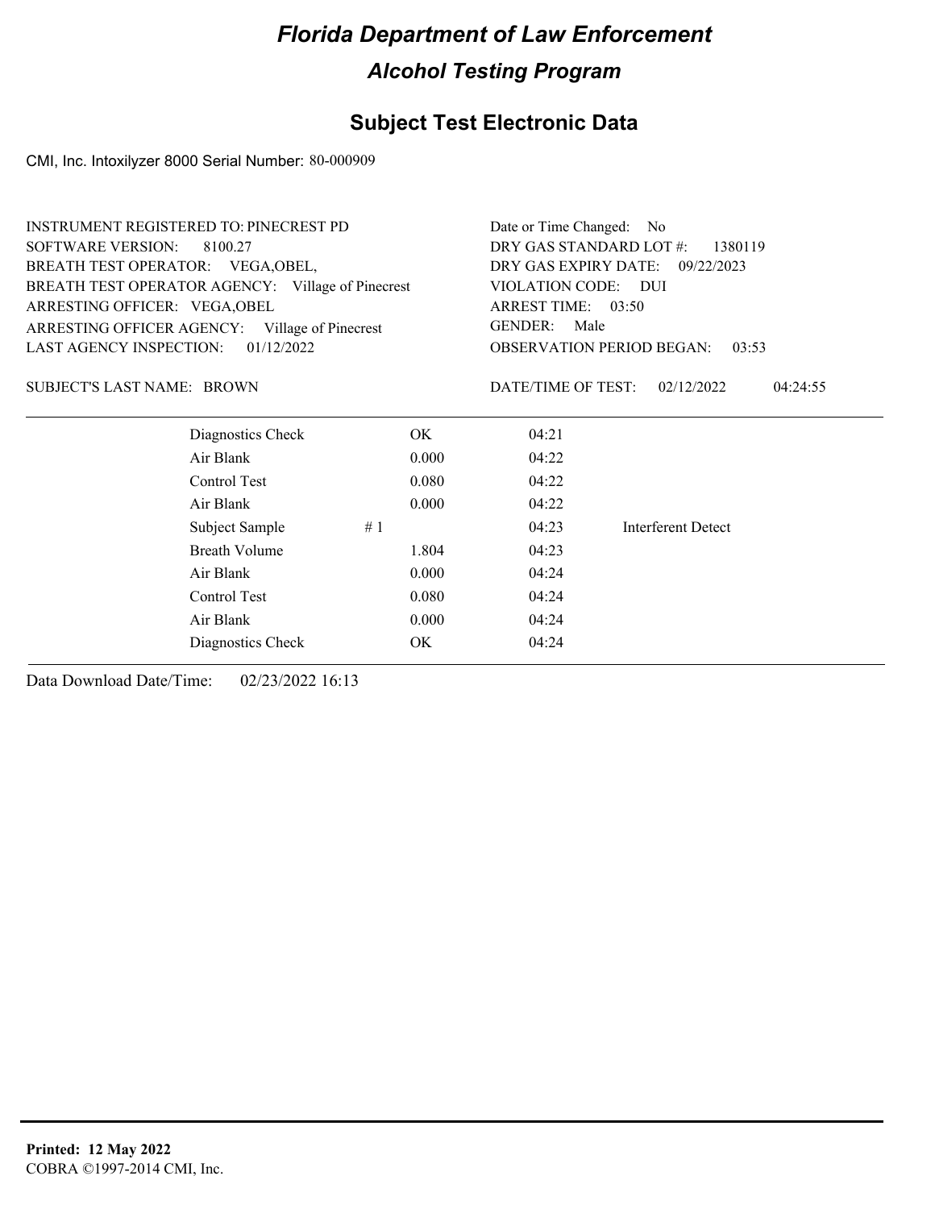# Florida Department of Law Enforcement

## Alcohol Testing Program

### Subject Test Electronic Data

CMI, Inc. Intoxilyzer 8000 Serial Number: 80-000909

INSTRUMENT REGISTERED TO: PINECREST PD
SOFTWARE VERSION: 8100.27
BREATH TEST OPERATOR: VEGA,OBEL,
BREATH TEST OPERATOR AGENCY: Village of Pinecrest
ARRESTING OFFICER: VEGA,OBEL
ARRESTING OFFICER AGENCY: Village of Pinecrest
LAST AGENCY INSPECTION: 01/12/2022

Date or Time Changed: No
DRY GAS STANDARD LOT #: 1380119
DRY GAS EXPIRY DATE: 09/22/2023
VIOLATION CODE: DUI
ARREST TIME: 03:50
GENDER: Male
OBSERVATION PERIOD BEGAN: 03:53

SUBJECT'S LAST NAME: BROWN

DATE/TIME OF TEST: 02/12/2022 04:24:55

| Test | | Result | Time | Note |
|---|---|---|---|---|
| Diagnostics Check | | OK | 04:21 | |
| Air Blank | | 0.000 | 04:22 | |
| Control Test | | 0.080 | 04:22 | |
| Air Blank | | 0.000 | 04:22 | |
| Subject Sample | # 1 | | 04:23 | Interferent Detect |
| Breath Volume | | 1.804 | 04:23 | |
| Air Blank | | 0.000 | 04:24 | |
| Control Test | | 0.080 | 04:24 | |
| Air Blank | | 0.000 | 04:24 | |
| Diagnostics Check | | OK | 04:24 | |

Data Download Date/Time: 02/23/2022 16:13

**Printed: 12 May 2022**
COBRA ©1997-2014 CMI, Inc.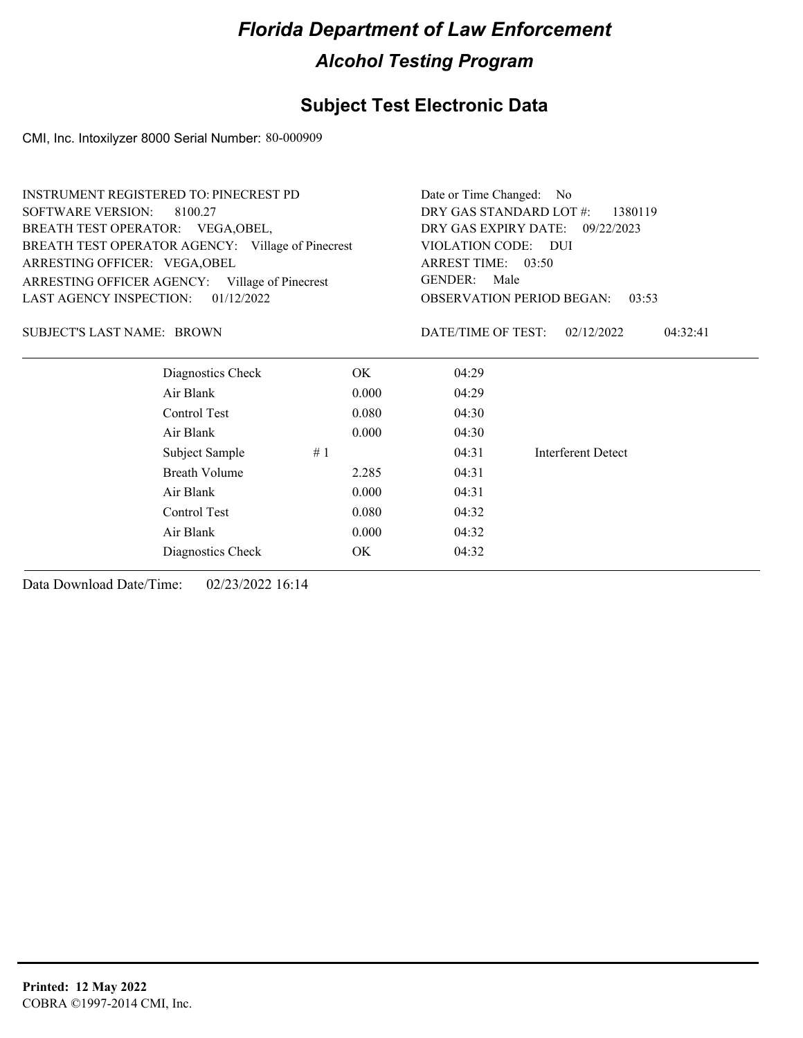# Florida Department of Law Enforcement

## Alcohol Testing Program

## Subject Test Electronic Data

CMI, Inc. Intoxilyzer 8000 Serial Number: 80-000909

| | |
|---|---|
| INSTRUMENT REGISTERED TO: PINECREST PD | Date or Time Changed: No |
| SOFTWARE VERSION: 8100.27 | DRY GAS STANDARD LOT #: 1380119 |
| BREATH TEST OPERATOR: VEGA,OBEL, | DRY GAS EXPIRY DATE: 09/22/2023 |
| BREATH TEST OPERATOR AGENCY: Village of Pinecrest | VIOLATION CODE: DUI |
| ARRESTING OFFICER: VEGA,OBEL | ARREST TIME: 03:50 |
| ARRESTING OFFICER AGENCY: Village of Pinecrest | GENDER: Male |
| LAST AGENCY INSPECTION: 01/12/2022 | OBSERVATION PERIOD BEGAN: 03:53 |
| SUBJECT'S LAST NAME: BROWN | DATE/TIME OF TEST: 02/12/2022 04:32:41 |

| Test | | Result | Time | Note |
|---|---|---|---|---|
| Diagnostics Check | | OK | 04:29 | |
| Air Blank | | 0.000 | 04:29 | |
| Control Test | | 0.080 | 04:30 | |
| Air Blank | | 0.000 | 04:30 | |
| Subject Sample | # 1 | | 04:31 | Interferent Detect |
| Breath Volume | | 2.285 | 04:31 | |
| Air Blank | | 0.000 | 04:31 | |
| Control Test | | 0.080 | 04:32 | |
| Air Blank | | 0.000 | 04:32 | |
| Diagnostics Check | | OK | 04:32 | |

Data Download Date/Time: 02/23/2022 16:14

**Printed: 12 May 2022**
COBRA ©1997-2014 CMI, Inc.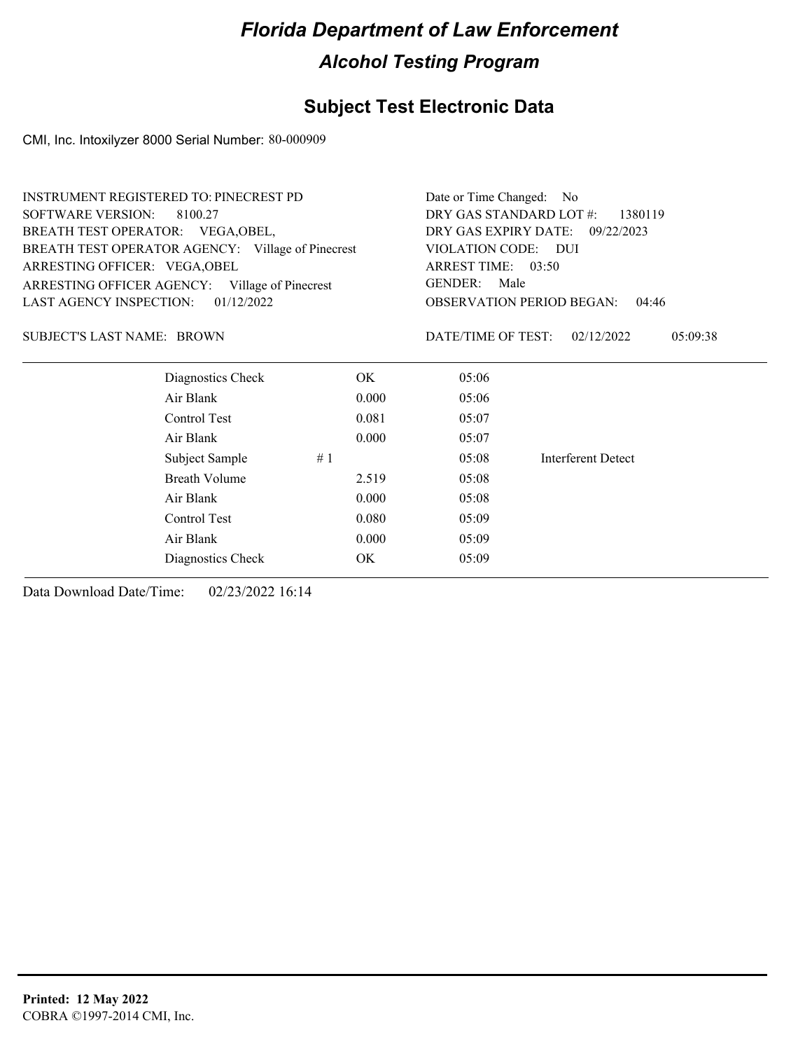# Florida Department of Law Enforcement

## Alcohol Testing Program

### Subject Test Electronic Data

CMI, Inc. Intoxilyzer 8000 Serial Number: 80-000909

INSTRUMENT REGISTERED TO: PINECREST PD
SOFTWARE VERSION: 8100.27
BREATH TEST OPERATOR: VEGA,OBEL,
BREATH TEST OPERATOR AGENCY: Village of Pinecrest
ARRESTING OFFICER: VEGA,OBEL
ARRESTING OFFICER AGENCY: Village of Pinecrest
LAST AGENCY INSPECTION: 01/12/2022

Date or Time Changed: No
DRY GAS STANDARD LOT #: 1380119
DRY GAS EXPIRY DATE: 09/22/2023
VIOLATION CODE: DUI
ARREST TIME: 03:50
GENDER: Male
OBSERVATION PERIOD BEGAN: 04:46

SUBJECT'S LAST NAME: BROWN

DATE/TIME OF TEST: 02/12/2022 05:09:38

| Test | Result | Time | Note |
|---|---|---|---|
| Diagnostics Check | OK | 05:06 | |
| Air Blank | 0.000 | 05:06 | |
| Control Test | 0.081 | 05:07 | |
| Air Blank | 0.000 | 05:07 | |
| Subject Sample # 1 | | 05:08 | Interferent Detect |
| Breath Volume | 2.519 | 05:08 | |
| Air Blank | 0.000 | 05:08 | |
| Control Test | 0.080 | 05:09 | |
| Air Blank | 0.000 | 05:09 | |
| Diagnostics Check | OK | 05:09 | |

Data Download Date/Time: 02/23/2022 16:14

**Printed: 12 May 2022**
COBRA ©1997-2014 CMI, Inc.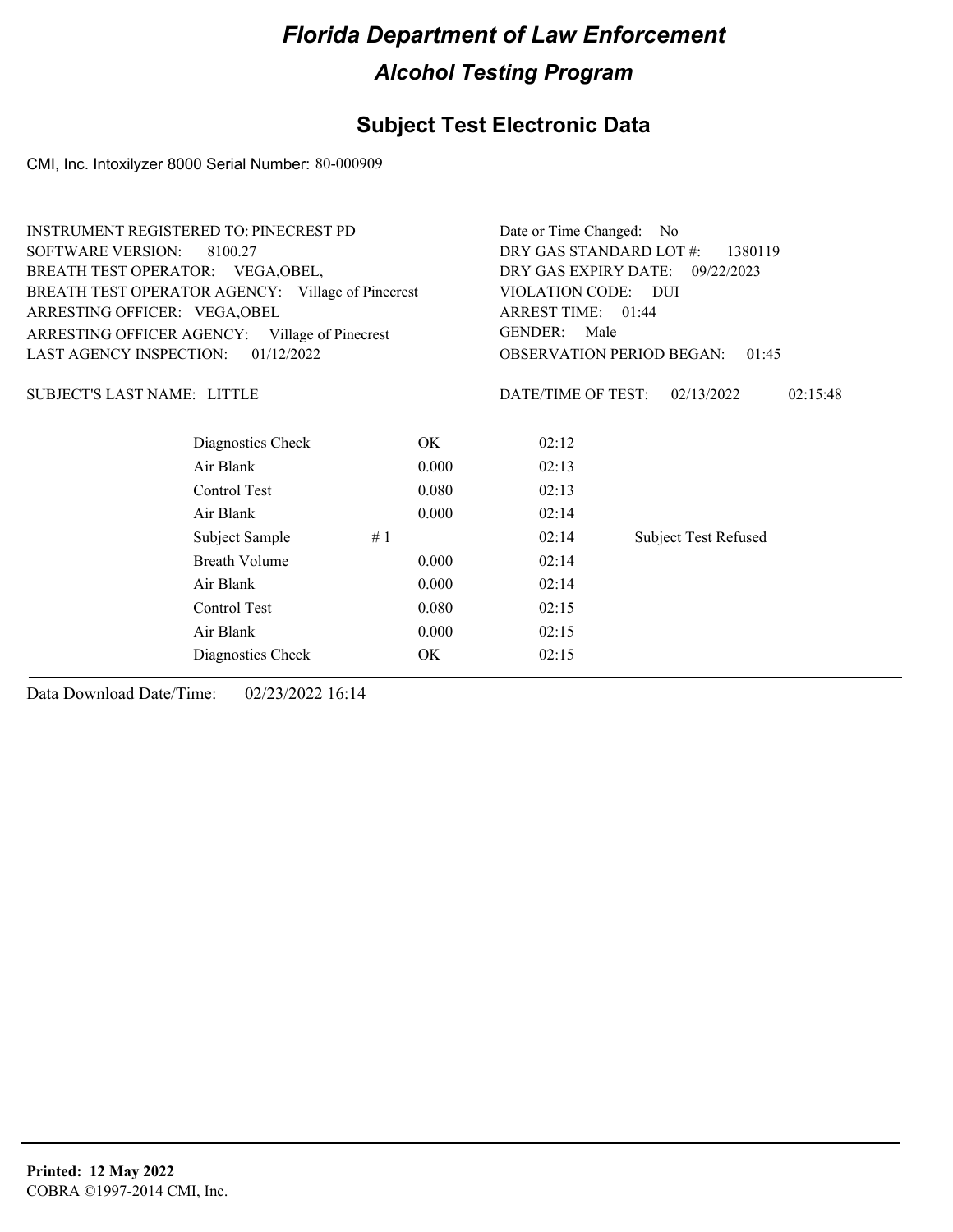# Florida Department of Law Enforcement

## Alcohol Testing Program

### Subject Test Electronic Data

CMI, Inc. Intoxilyzer 8000 Serial Number: 80-000909

INSTRUMENT REGISTERED TO: PINECREST PD
SOFTWARE VERSION: 8100.27
BREATH TEST OPERATOR: VEGA,OBEL,
BREATH TEST OPERATOR AGENCY: Village of Pinecrest
ARRESTING OFFICER: VEGA,OBEL
ARRESTING OFFICER AGENCY: Village of Pinecrest
LAST AGENCY INSPECTION: 01/12/2022

Date or Time Changed: No
DRY GAS STANDARD LOT #: 1380119
DRY GAS EXPIRY DATE: 09/22/2023
VIOLATION CODE: DUI
ARREST TIME: 01:44
GENDER: Male
OBSERVATION PERIOD BEGAN: 01:45

SUBJECT'S LAST NAME: LITTLE

DATE/TIME OF TEST: 02/13/2022 02:15:48

| | | | | |
|---|---|---|---|---|
| Diagnostics Check | | OK | 02:12 | |
| Air Blank | | 0.000 | 02:13 | |
| Control Test | | 0.080 | 02:13 | |
| Air Blank | | 0.000 | 02:14 | |
| Subject Sample | # 1 | | 02:14 | Subject Test Refused |
| Breath Volume | | 0.000 | 02:14 | |
| Air Blank | | 0.000 | 02:14 | |
| Control Test | | 0.080 | 02:15 | |
| Air Blank | | 0.000 | 02:15 | |
| Diagnostics Check | | OK | 02:15 | |

Data Download Date/Time: 02/23/2022 16:14

**Printed: 12 May 2022**
COBRA ©1997-2014 CMI, Inc.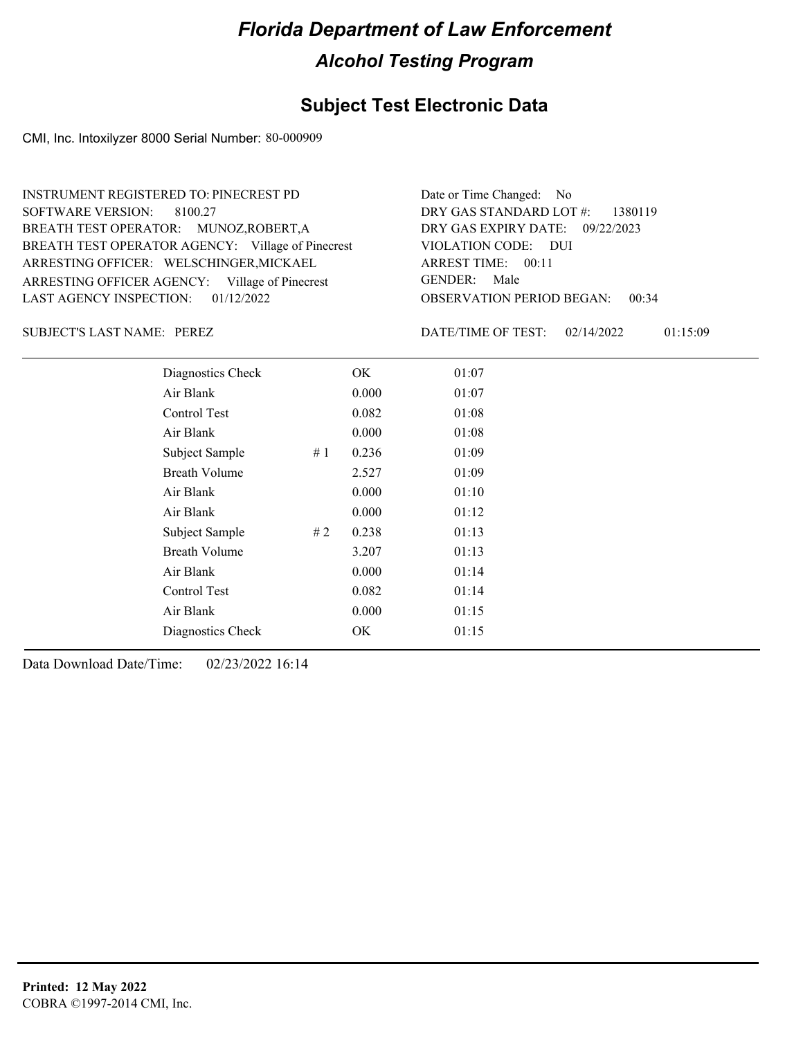# Florida Department of Law Enforcement

## Alcohol Testing Program

### Subject Test Electronic Data

CMI, Inc. Intoxilyzer 8000 Serial Number: 80-000909

INSTRUMENT REGISTERED TO: PINECREST PD
SOFTWARE VERSION: 8100.27
BREATH TEST OPERATOR: MUNOZ,ROBERT,A
BREATH TEST OPERATOR AGENCY: Village of Pinecrest
ARRESTING OFFICER: WELSCHINGER,MICKAEL
ARRESTING OFFICER AGENCY: Village of Pinecrest
LAST AGENCY INSPECTION: 01/12/2022

Date or Time Changed: No
DRY GAS STANDARD LOT #: 1380119
DRY GAS EXPIRY DATE: 09/22/2023
VIOLATION CODE: DUI
ARREST TIME: 00:11
GENDER: Male
OBSERVATION PERIOD BEGAN: 00:34

SUBJECT'S LAST NAME: PEREZ

DATE/TIME OF TEST: 02/14/2022 01:15:09

| | | | |
|---|---|---|---|
| Diagnostics Check | | OK | 01:07 |
| Air Blank | | 0.000 | 01:07 |
| Control Test | | 0.082 | 01:08 |
| Air Blank | | 0.000 | 01:08 |
| Subject Sample | # 1 | 0.236 | 01:09 |
| Breath Volume | | 2.527 | 01:09 |
| Air Blank | | 0.000 | 01:10 |
| Air Blank | | 0.000 | 01:12 |
| Subject Sample | # 2 | 0.238 | 01:13 |
| Breath Volume | | 3.207 | 01:13 |
| Air Blank | | 0.000 | 01:14 |
| Control Test | | 0.082 | 01:14 |
| Air Blank | | 0.000 | 01:15 |
| Diagnostics Check | | OK | 01:15 |

Data Download Date/Time: 02/23/2022 16:14

**Printed: 12 May 2022**
COBRA ©1997-2014 CMI, Inc.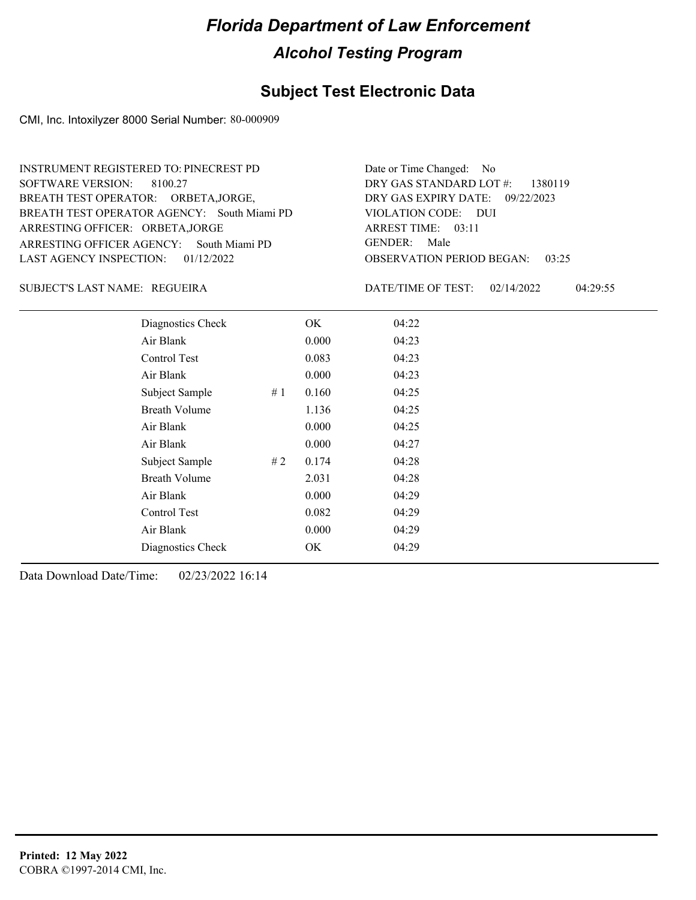# Florida Department of Law Enforcement

## Alcohol Testing Program

### Subject Test Electronic Data

CMI, Inc. Intoxilyzer 8000 Serial Number: 80-000909

INSTRUMENT REGISTERED TO: PINECREST PD
SOFTWARE VERSION: 8100.27
BREATH TEST OPERATOR: ORBETA,JORGE,
BREATH TEST OPERATOR AGENCY: South Miami PD
ARRESTING OFFICER: ORBETA,JORGE
ARRESTING OFFICER AGENCY: South Miami PD
LAST AGENCY INSPECTION: 01/12/2022

Date or Time Changed: No
DRY GAS STANDARD LOT #: 1380119
DRY GAS EXPIRY DATE: 09/22/2023
VIOLATION CODE: DUI
ARREST TIME: 03:11
GENDER: Male
OBSERVATION PERIOD BEGAN: 03:25

SUBJECT'S LAST NAME: REGUEIRA

DATE/TIME OF TEST: 02/14/2022 04:29:55

| | | | |
|---|---|---|---|
| Diagnostics Check | | OK | 04:22 |
| Air Blank | | 0.000 | 04:23 |
| Control Test | | 0.083 | 04:23 |
| Air Blank | | 0.000 | 04:23 |
| Subject Sample | # 1 | 0.160 | 04:25 |
| Breath Volume | | 1.136 | 04:25 |
| Air Blank | | 0.000 | 04:25 |
| Air Blank | | 0.000 | 04:27 |
| Subject Sample | # 2 | 0.174 | 04:28 |
| Breath Volume | | 2.031 | 04:28 |
| Air Blank | | 0.000 | 04:29 |
| Control Test | | 0.082 | 04:29 |
| Air Blank | | 0.000 | 04:29 |
| Diagnostics Check | | OK | 04:29 |

Data Download Date/Time: 02/23/2022 16:14

**Printed: 12 May 2022**
COBRA ©1997-2014 CMI, Inc.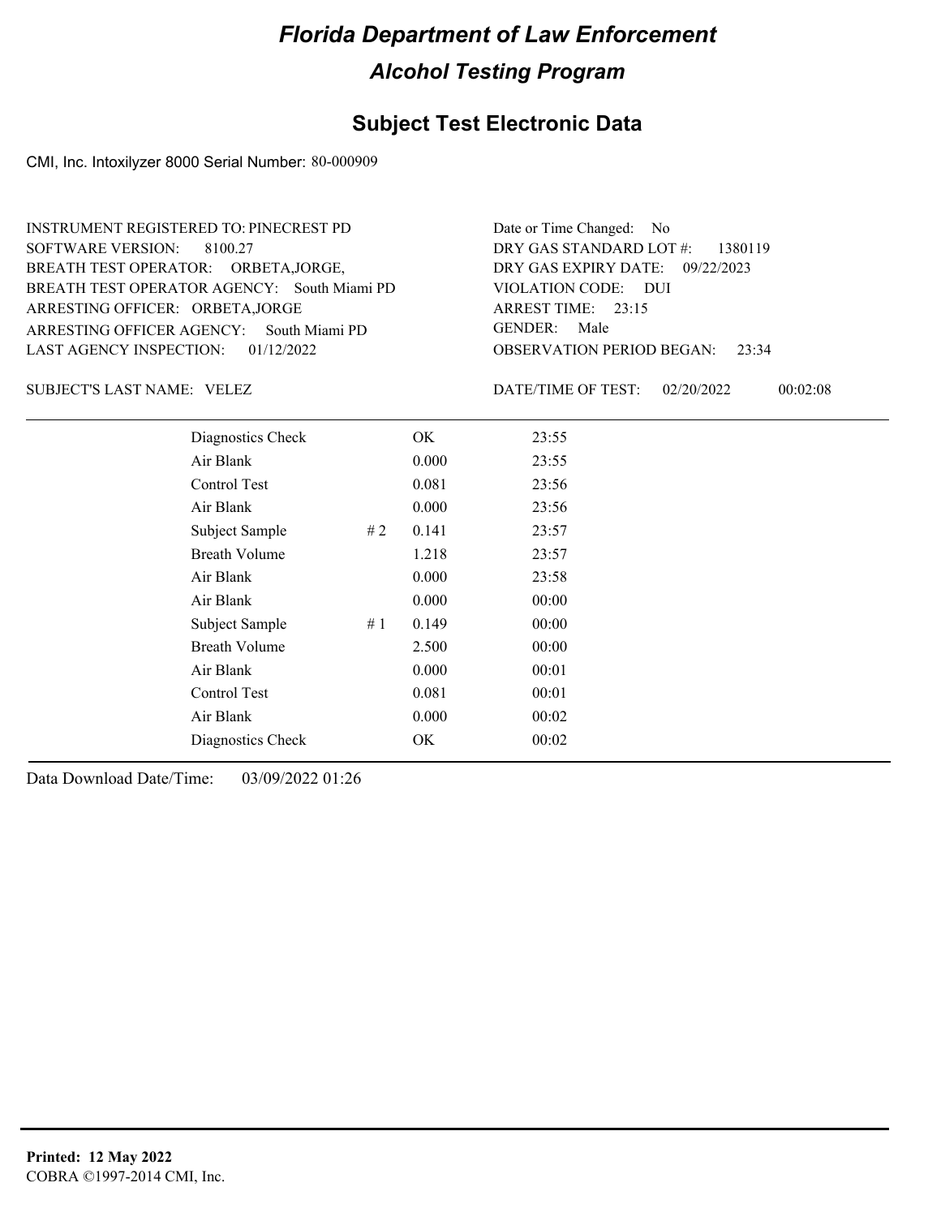# Florida Department of Law Enforcement

## Alcohol Testing Program

## Subject Test Electronic Data

CMI, Inc. Intoxilyzer 8000 Serial Number: 80-000909

INSTRUMENT REGISTERED TO: PINECREST PD
SOFTWARE VERSION: 8100.27
BREATH TEST OPERATOR: ORBETA,JORGE,
BREATH TEST OPERATOR AGENCY: South Miami PD
ARRESTING OFFICER: ORBETA,JORGE
ARRESTING OFFICER AGENCY: South Miami PD
LAST AGENCY INSPECTION: 01/12/2022

Date or Time Changed: No
DRY GAS STANDARD LOT #: 1380119
DRY GAS EXPIRY DATE: 09/22/2023
VIOLATION CODE: DUI
ARREST TIME: 23:15
GENDER: Male
OBSERVATION PERIOD BEGAN: 23:34

SUBJECT'S LAST NAME: VELEZ

DATE/TIME OF TEST: 02/20/2022 00:02:08

| | | | |
|---|---|---|---|
| Diagnostics Check | | OK | 23:55 |
| Air Blank | | 0.000 | 23:55 |
| Control Test | | 0.081 | 23:56 |
| Air Blank | | 0.000 | 23:56 |
| Subject Sample | # 2 | 0.141 | 23:57 |
| Breath Volume | | 1.218 | 23:57 |
| Air Blank | | 0.000 | 23:58 |
| Air Blank | | 0.000 | 00:00 |
| Subject Sample | # 1 | 0.149 | 00:00 |
| Breath Volume | | 2.500 | 00:00 |
| Air Blank | | 0.000 | 00:01 |
| Control Test | | 0.081 | 00:01 |
| Air Blank | | 0.000 | 00:02 |
| Diagnostics Check | | OK | 00:02 |

Data Download Date/Time: 03/09/2022 01:26

**Printed: 12 May 2022**
COBRA ©1997-2014 CMI, Inc.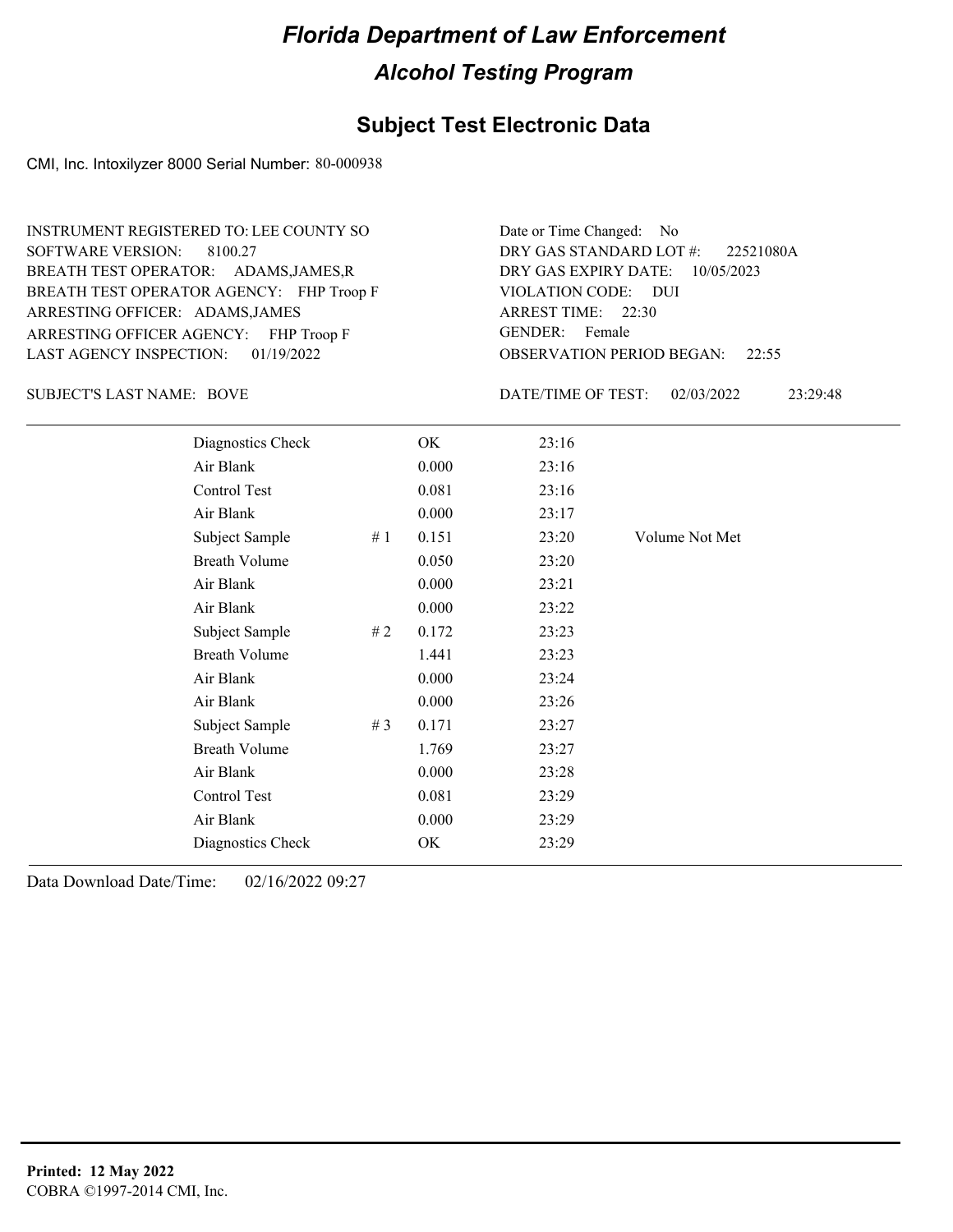# Florida Department of Law Enforcement

## Alcohol Testing Program

## Subject Test Electronic Data

CMI, Inc. Intoxilyzer 8000 Serial Number: 80-000938

INSTRUMENT REGISTERED TO: LEE COUNTY SO
SOFTWARE VERSION: 8100.27
BREATH TEST OPERATOR: ADAMS,JAMES,R
BREATH TEST OPERATOR AGENCY: FHP Troop F
ARRESTING OFFICER: ADAMS,JAMES
ARRESTING OFFICER AGENCY: FHP Troop F
LAST AGENCY INSPECTION: 01/19/2022

Date or Time Changed: No
DRY GAS STANDARD LOT #: 22521080A
DRY GAS EXPIRY DATE: 10/05/2023
VIOLATION CODE: DUI
ARREST TIME: 22:30
GENDER: Female
OBSERVATION PERIOD BEGAN: 22:55

SUBJECT'S LAST NAME: BOVE

DATE/TIME OF TEST: 02/03/2022 23:29:48

| | | | | |
|---|---|---|---|---|
| Diagnostics Check | | OK | 23:16 | |
| Air Blank | | 0.000 | 23:16 | |
| Control Test | | 0.081 | 23:16 | |
| Air Blank | | 0.000 | 23:17 | |
| Subject Sample | # 1 | 0.151 | 23:20 | Volume Not Met |
| Breath Volume | | 0.050 | 23:20 | |
| Air Blank | | 0.000 | 23:21 | |
| Air Blank | | 0.000 | 23:22 | |
| Subject Sample | # 2 | 0.172 | 23:23 | |
| Breath Volume | | 1.441 | 23:23 | |
| Air Blank | | 0.000 | 23:24 | |
| Air Blank | | 0.000 | 23:26 | |
| Subject Sample | # 3 | 0.171 | 23:27 | |
| Breath Volume | | 1.769 | 23:27 | |
| Air Blank | | 0.000 | 23:28 | |
| Control Test | | 0.081 | 23:29 | |
| Air Blank | | 0.000 | 23:29 | |
| Diagnostics Check | | OK | 23:29 | |

Data Download Date/Time: 02/16/2022 09:27

**Printed: 12 May 2022**
COBRA ©1997-2014 CMI, Inc.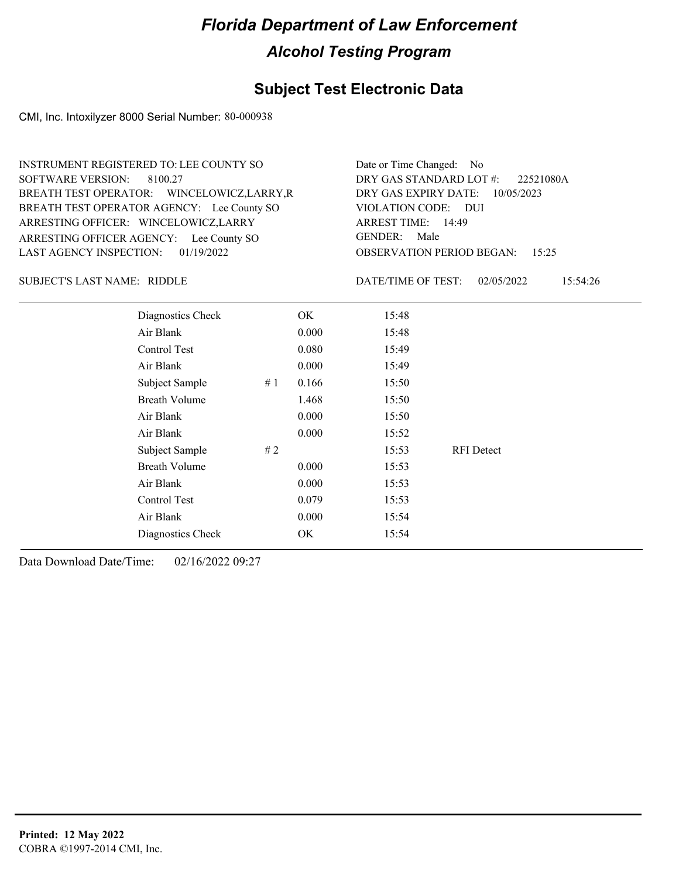# Florida Department of Law Enforcement

## Alcohol Testing Program

### Subject Test Electronic Data

CMI, Inc. Intoxilyzer 8000 Serial Number: 80-000938

INSTRUMENT REGISTERED TO: LEE COUNTY SO
SOFTWARE VERSION: 8100.27
BREATH TEST OPERATOR: WINCELOWICZ,LARRY,R
BREATH TEST OPERATOR AGENCY: Lee County SO
ARRESTING OFFICER: WINCELOWICZ,LARRY
ARRESTING OFFICER AGENCY: Lee County SO
LAST AGENCY INSPECTION: 01/19/2022

Date or Time Changed: No
DRY GAS STANDARD LOT #: 22521080A
DRY GAS EXPIRY DATE: 10/05/2023
VIOLATION CODE: DUI
ARREST TIME: 14:49
GENDER: Male
OBSERVATION PERIOD BEGAN: 15:25

SUBJECT'S LAST NAME: RIDDLE

DATE/TIME OF TEST: 02/05/2022 15:54:26

| | | | | |
|---|---|---|---|---|
| Diagnostics Check | | OK | 15:48 | |
| Air Blank | | 0.000 | 15:48 | |
| Control Test | | 0.080 | 15:49 | |
| Air Blank | | 0.000 | 15:49 | |
| Subject Sample | # 1 | 0.166 | 15:50 | |
| Breath Volume | | 1.468 | 15:50 | |
| Air Blank | | 0.000 | 15:50 | |
| Air Blank | | 0.000 | 15:52 | |
| Subject Sample | # 2 | | 15:53 | RFI Detect |
| Breath Volume | | 0.000 | 15:53 | |
| Air Blank | | 0.000 | 15:53 | |
| Control Test | | 0.079 | 15:53 | |
| Air Blank | | 0.000 | 15:54 | |
| Diagnostics Check | | OK | 15:54 | |

Data Download Date/Time: 02/16/2022 09:27

**Printed: 12 May 2022**
COBRA ©1997-2014 CMI, Inc.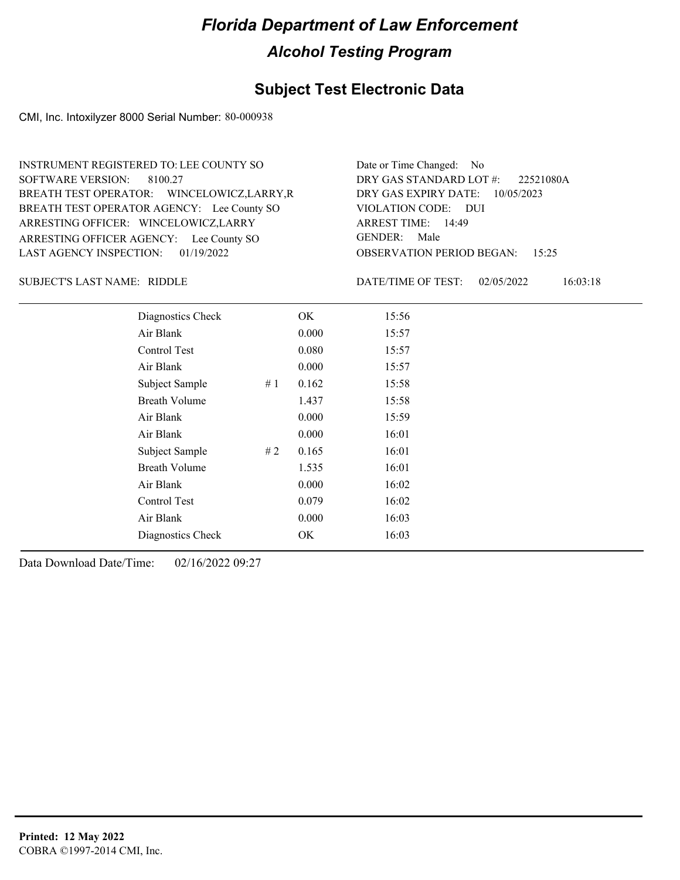# Florida Department of Law Enforcement

## Alcohol Testing Program

## Subject Test Electronic Data

CMI, Inc. Intoxilyzer 8000 Serial Number: 80-000938

INSTRUMENT REGISTERED TO: LEE COUNTY SO
SOFTWARE VERSION: 8100.27
BREATH TEST OPERATOR: WINCELOWICZ,LARRY,R
BREATH TEST OPERATOR AGENCY: Lee County SO
ARRESTING OFFICER: WINCELOWICZ,LARRY
ARRESTING OFFICER AGENCY: Lee County SO
LAST AGENCY INSPECTION: 01/19/2022

Date or Time Changed: No
DRY GAS STANDARD LOT #: 22521080A
DRY GAS EXPIRY DATE: 10/05/2023
VIOLATION CODE: DUI
ARREST TIME: 14:49
GENDER: Male
OBSERVATION PERIOD BEGAN: 15:25

SUBJECT'S LAST NAME: RIDDLE

DATE/TIME OF TEST: 02/05/2022 16:03:18

| | | | |
|---|---|---|---|
| Diagnostics Check | | OK | 15:56 |
| Air Blank | | 0.000 | 15:57 |
| Control Test | | 0.080 | 15:57 |
| Air Blank | | 0.000 | 15:57 |
| Subject Sample | # 1 | 0.162 | 15:58 |
| Breath Volume | | 1.437 | 15:58 |
| Air Blank | | 0.000 | 15:59 |
| Air Blank | | 0.000 | 16:01 |
| Subject Sample | # 2 | 0.165 | 16:01 |
| Breath Volume | | 1.535 | 16:01 |
| Air Blank | | 0.000 | 16:02 |
| Control Test | | 0.079 | 16:02 |
| Air Blank | | 0.000 | 16:03 |
| Diagnostics Check | | OK | 16:03 |

Data Download Date/Time: 02/16/2022 09:27

**Printed: 12 May 2022**
COBRA ©1997-2014 CMI, Inc.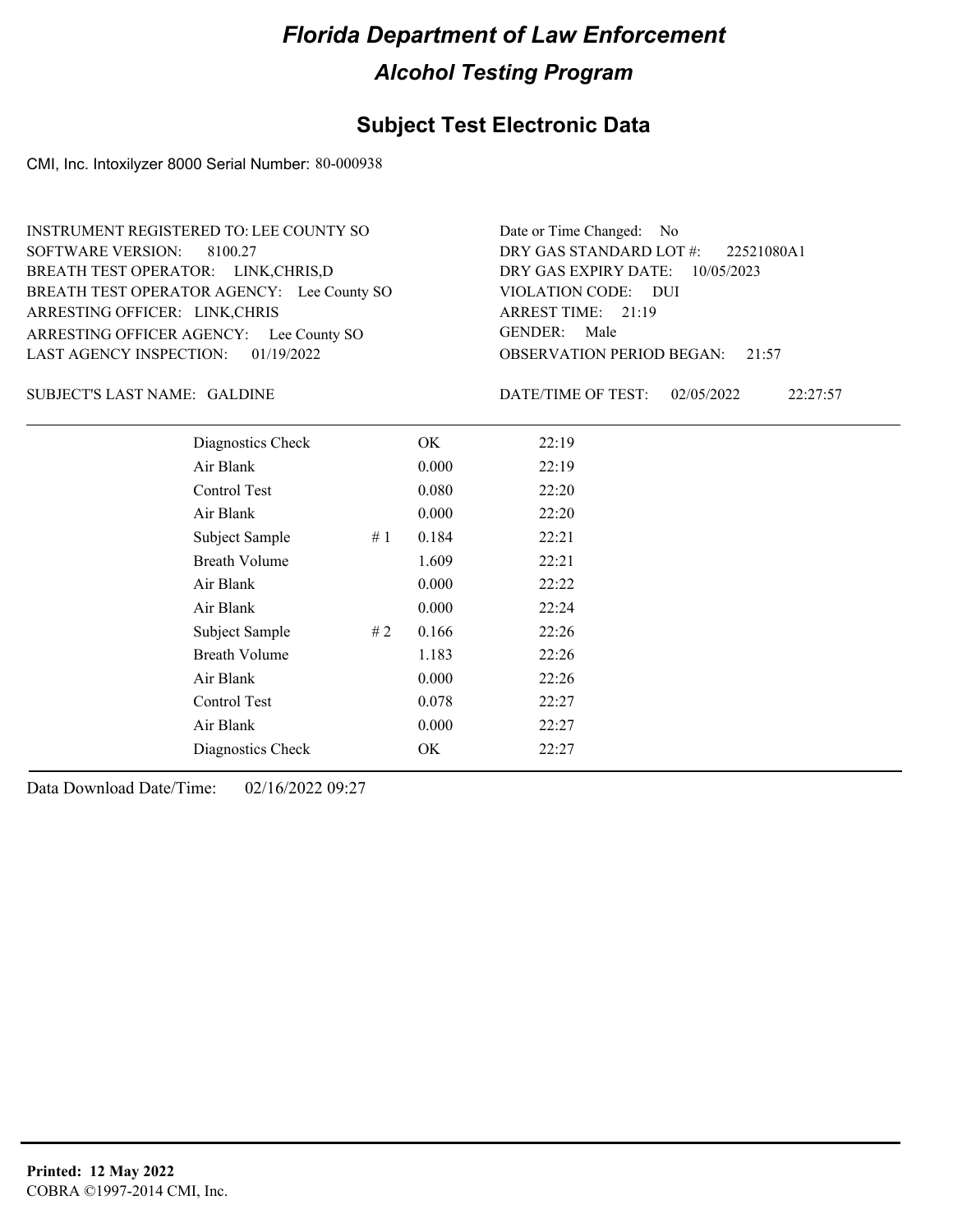# Florida Department of Law Enforcement

## Alcohol Testing Program

### Subject Test Electronic Data

CMI, Inc. Intoxilyzer 8000 Serial Number: 80-000938

INSTRUMENT REGISTERED TO: LEE COUNTY SO
SOFTWARE VERSION: 8100.27
BREATH TEST OPERATOR: LINK,CHRIS,D
BREATH TEST OPERATOR AGENCY: Lee County SO
ARRESTING OFFICER: LINK,CHRIS
ARRESTING OFFICER AGENCY: Lee County SO
LAST AGENCY INSPECTION: 01/19/2022

Date or Time Changed: No
DRY GAS STANDARD LOT #: 22521080A1
DRY GAS EXPIRY DATE: 10/05/2023
VIOLATION CODE: DUI
ARREST TIME: 21:19
GENDER: Male
OBSERVATION PERIOD BEGAN: 21:57

SUBJECT'S LAST NAME: GALDINE

DATE/TIME OF TEST: 02/05/2022 22:27:57

| | | | |
|---|---|---|---|
| Diagnostics Check | | OK | 22:19 |
| Air Blank | | 0.000 | 22:19 |
| Control Test | | 0.080 | 22:20 |
| Air Blank | | 0.000 | 22:20 |
| Subject Sample | # 1 | 0.184 | 22:21 |
| Breath Volume | | 1.609 | 22:21 |
| Air Blank | | 0.000 | 22:22 |
| Air Blank | | 0.000 | 22:24 |
| Subject Sample | # 2 | 0.166 | 22:26 |
| Breath Volume | | 1.183 | 22:26 |
| Air Blank | | 0.000 | 22:26 |
| Control Test | | 0.078 | 22:27 |
| Air Blank | | 0.000 | 22:27 |
| Diagnostics Check | | OK | 22:27 |

Data Download Date/Time: 02/16/2022 09:27

**Printed: 12 May 2022**
COBRA ©1997-2014 CMI, Inc.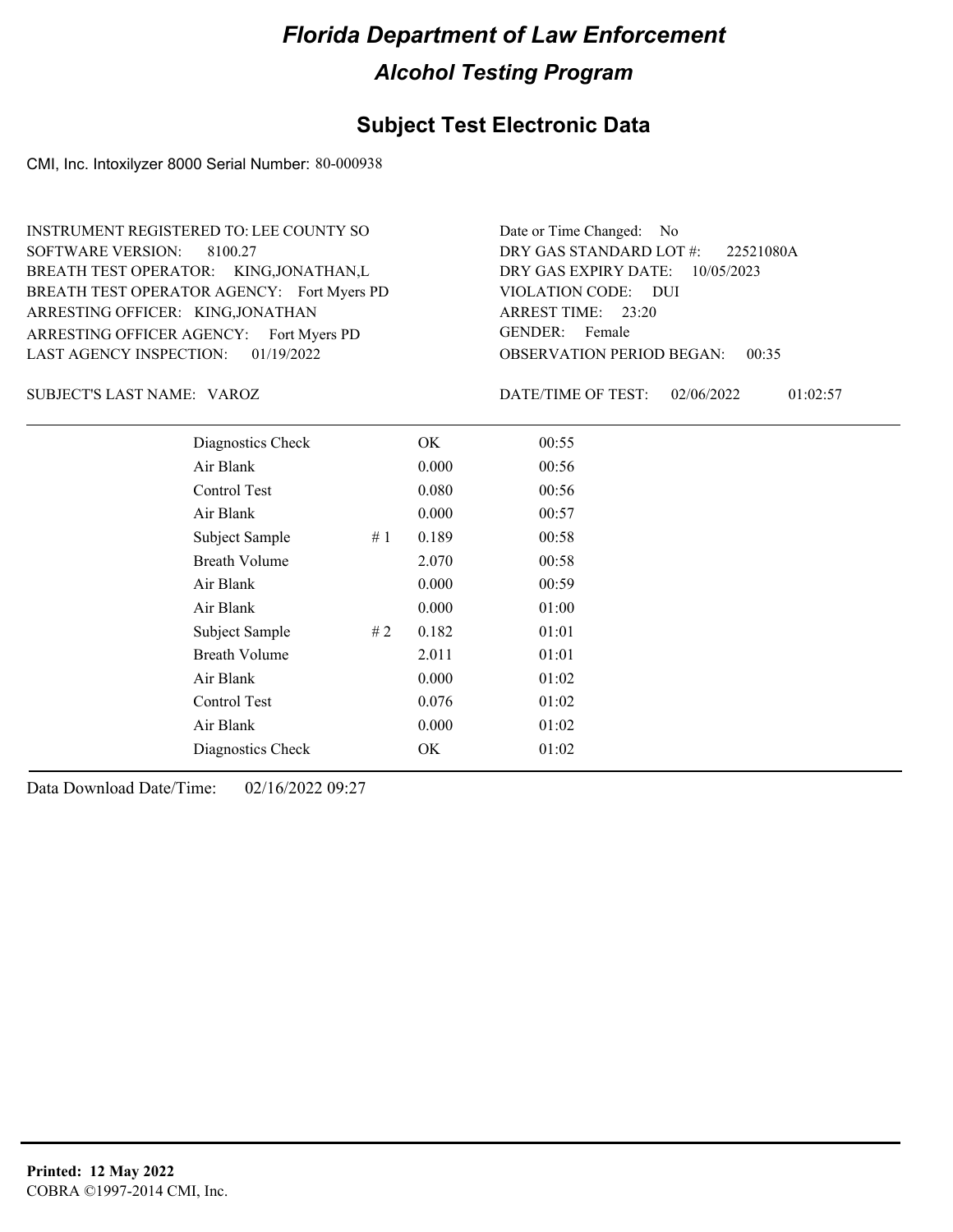# Florida Department of Law Enforcement

## Alcohol Testing Program

### Subject Test Electronic Data

CMI, Inc. Intoxilyzer 8000 Serial Number: 80-000938

INSTRUMENT REGISTERED TO: LEE COUNTY SO
SOFTWARE VERSION: 8100.27
BREATH TEST OPERATOR: KING,JONATHAN,L
BREATH TEST OPERATOR AGENCY: Fort Myers PD
ARRESTING OFFICER: KING,JONATHAN
ARRESTING OFFICER AGENCY: Fort Myers PD
LAST AGENCY INSPECTION: 01/19/2022

Date or Time Changed: No
DRY GAS STANDARD LOT #: 22521080A
DRY GAS EXPIRY DATE: 10/05/2023
VIOLATION CODE: DUI
ARREST TIME: 23:20
GENDER: Female
OBSERVATION PERIOD BEGAN: 00:35

SUBJECT'S LAST NAME: VAROZ

DATE/TIME OF TEST: 02/06/2022 01:02:57

| | | | |
|---|---|---|---|
| Diagnostics Check | | OK | 00:55 |
| Air Blank | | 0.000 | 00:56 |
| Control Test | | 0.080 | 00:56 |
| Air Blank | | 0.000 | 00:57 |
| Subject Sample | # 1 | 0.189 | 00:58 |
| Breath Volume | | 2.070 | 00:58 |
| Air Blank | | 0.000 | 00:59 |
| Air Blank | | 0.000 | 01:00 |
| Subject Sample | # 2 | 0.182 | 01:01 |
| Breath Volume | | 2.011 | 01:01 |
| Air Blank | | 0.000 | 01:02 |
| Control Test | | 0.076 | 01:02 |
| Air Blank | | 0.000 | 01:02 |
| Diagnostics Check | | OK | 01:02 |

Data Download Date/Time: 02/16/2022 09:27

**Printed: 12 May 2022**
COBRA ©1997-2014 CMI, Inc.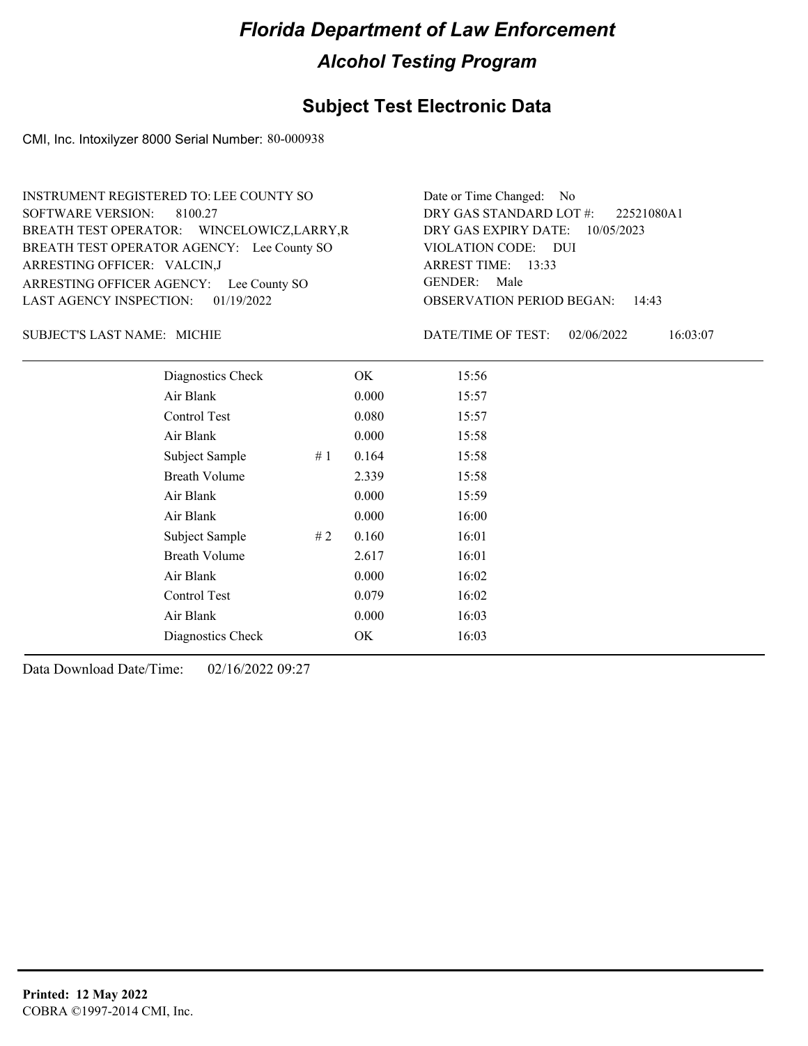# Florida Department of Law Enforcement

## Alcohol Testing Program

### Subject Test Electronic Data

CMI, Inc. Intoxilyzer 8000 Serial Number: 80-000938

INSTRUMENT REGISTERED TO: LEE COUNTY SO
SOFTWARE VERSION: 8100.27
BREATH TEST OPERATOR: WINCELOWICZ,LARRY,R
BREATH TEST OPERATOR AGENCY: Lee County SO
ARRESTING OFFICER: VALCIN,J
ARRESTING OFFICER AGENCY: Lee County SO
LAST AGENCY INSPECTION: 01/19/2022

Date or Time Changed: No
DRY GAS STANDARD LOT #: 22521080A1
DRY GAS EXPIRY DATE: 10/05/2023
VIOLATION CODE: DUI
ARREST TIME: 13:33
GENDER: Male
OBSERVATION PERIOD BEGAN: 14:43

SUBJECT'S LAST NAME: MICHIE

DATE/TIME OF TEST: 02/06/2022 16:03:07

| | | | |
|---|---|---|---|
| Diagnostics Check | | OK | 15:56 |
| Air Blank | | 0.000 | 15:57 |
| Control Test | | 0.080 | 15:57 |
| Air Blank | | 0.000 | 15:58 |
| Subject Sample | # 1 | 0.164 | 15:58 |
| Breath Volume | | 2.339 | 15:58 |
| Air Blank | | 0.000 | 15:59 |
| Air Blank | | 0.000 | 16:00 |
| Subject Sample | # 2 | 0.160 | 16:01 |
| Breath Volume | | 2.617 | 16:01 |
| Air Blank | | 0.000 | 16:02 |
| Control Test | | 0.079 | 16:02 |
| Air Blank | | 0.000 | 16:03 |
| Diagnostics Check | | OK | 16:03 |

Data Download Date/Time: 02/16/2022 09:27

**Printed: 12 May 2022**
COBRA ©1997-2014 CMI, Inc.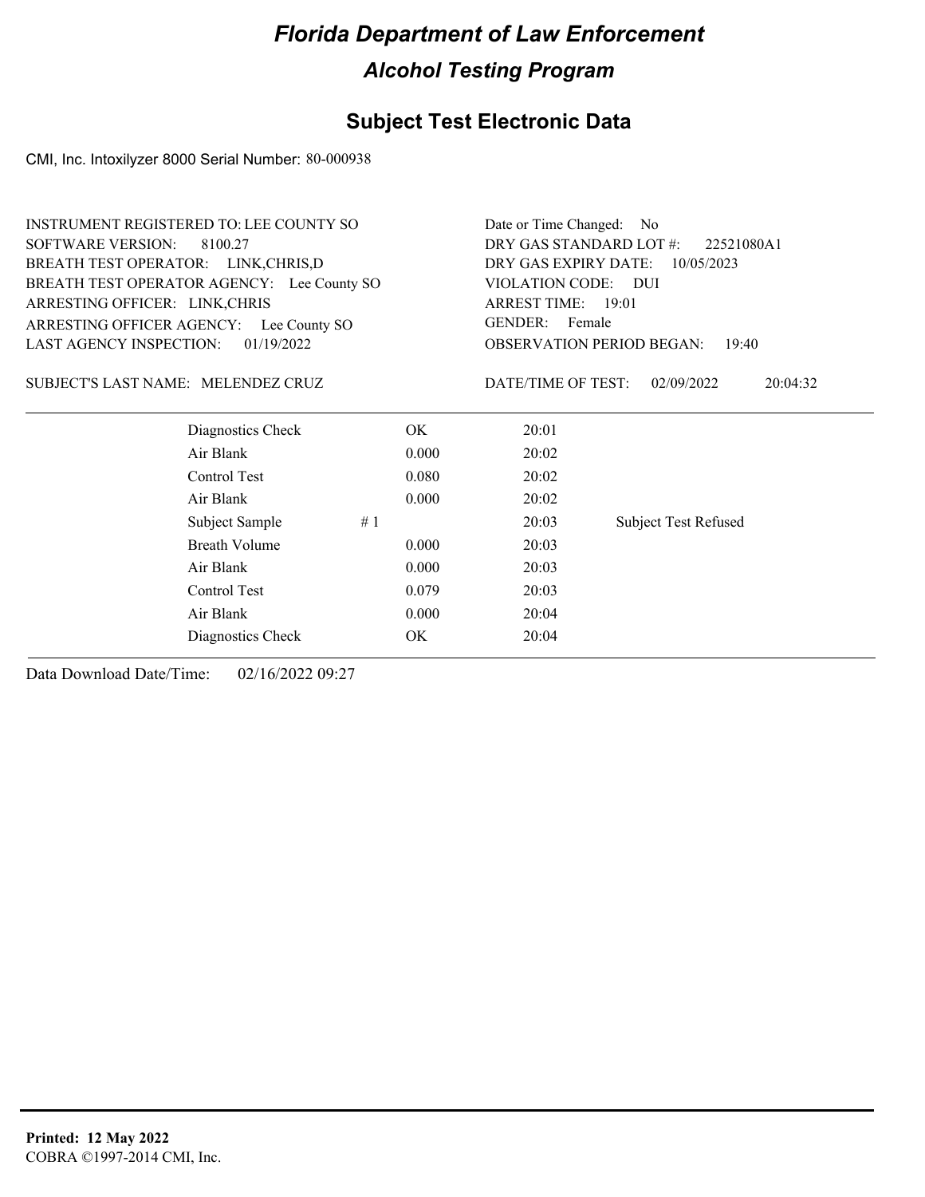# Florida Department of Law Enforcement

## Alcohol Testing Program

### Subject Test Electronic Data

CMI, Inc. Intoxilyzer 8000 Serial Number: 80-000938

INSTRUMENT REGISTERED TO: LEE COUNTY SO
SOFTWARE VERSION: 8100.27
BREATH TEST OPERATOR: LINK,CHRIS,D
BREATH TEST OPERATOR AGENCY: Lee County SO
ARRESTING OFFICER: LINK,CHRIS
ARRESTING OFFICER AGENCY: Lee County SO
LAST AGENCY INSPECTION: 01/19/2022

Date or Time Changed: No
DRY GAS STANDARD LOT #: 22521080A1
DRY GAS EXPIRY DATE: 10/05/2023
VIOLATION CODE: DUI
ARREST TIME: 19:01
GENDER: Female
OBSERVATION PERIOD BEGAN: 19:40

SUBJECT'S LAST NAME: MELENDEZ CRUZ

DATE/TIME OF TEST: 02/09/2022 20:04:32

| | | | |
|---|---|---|---|
| Diagnostics Check | OK | 20:01 | |
| Air Blank | 0.000 | 20:02 | |
| Control Test | 0.080 | 20:02 | |
| Air Blank | 0.000 | 20:02 | |
| Subject Sample # 1 | | 20:03 | Subject Test Refused |
| Breath Volume | 0.000 | 20:03 | |
| Air Blank | 0.000 | 20:03 | |
| Control Test | 0.079 | 20:03 | |
| Air Blank | 0.000 | 20:04 | |
| Diagnostics Check | OK | 20:04 | |

Data Download Date/Time: 02/16/2022 09:27

**Printed: 12 May 2022**
COBRA ©1997-2014 CMI, Inc.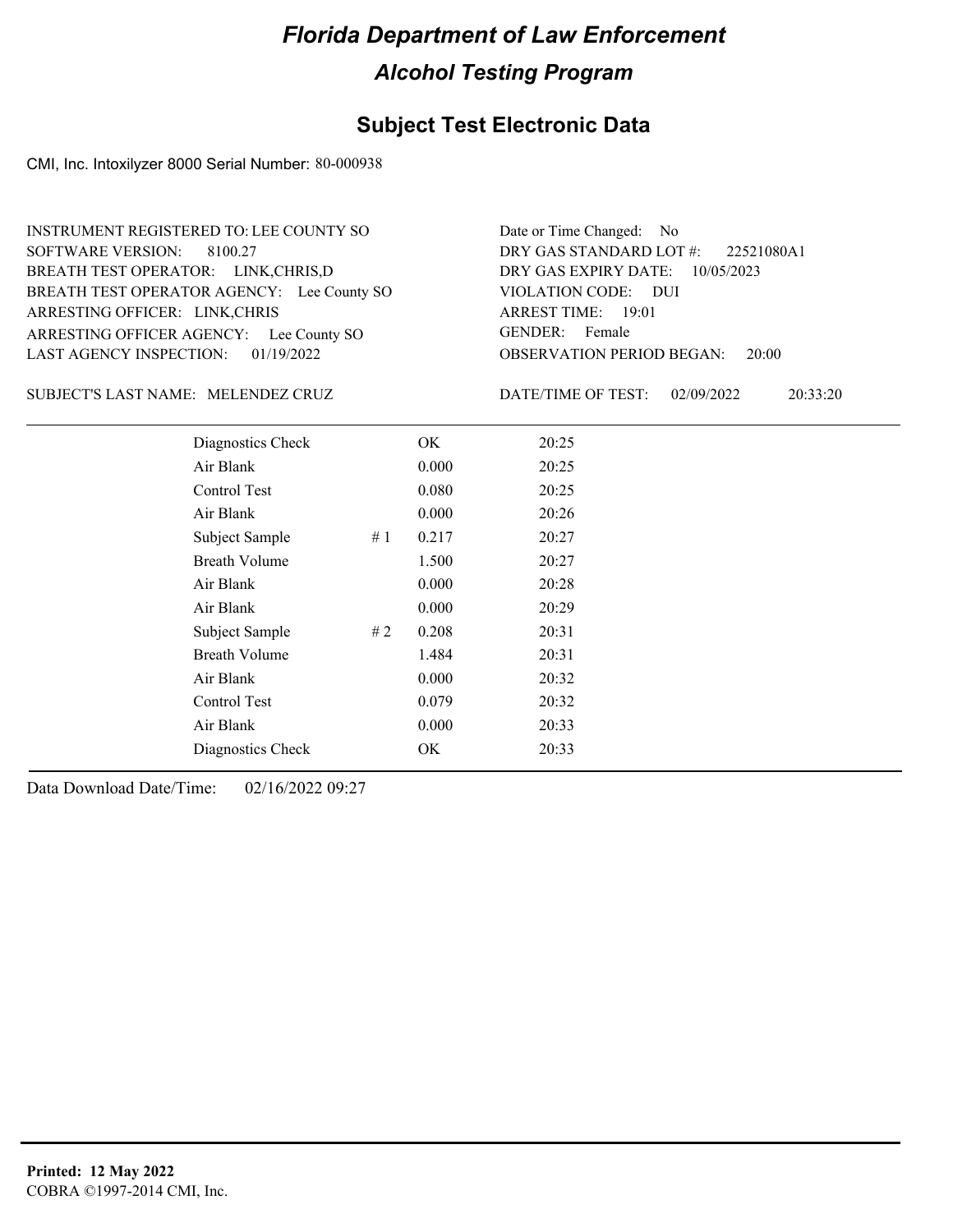# Florida Department of Law Enforcement

## Alcohol Testing Program

### Subject Test Electronic Data

CMI, Inc. Intoxilyzer 8000 Serial Number: 80-000938

INSTRUMENT REGISTERED TO: LEE COUNTY SO
SOFTWARE VERSION: 8100.27
BREATH TEST OPERATOR: LINK,CHRIS,D
BREATH TEST OPERATOR AGENCY: Lee County SO
ARRESTING OFFICER: LINK,CHRIS
ARRESTING OFFICER AGENCY: Lee County SO
LAST AGENCY INSPECTION: 01/19/2022

Date or Time Changed: No
DRY GAS STANDARD LOT #: 22521080A1
DRY GAS EXPIRY DATE: 10/05/2023
VIOLATION CODE: DUI
ARREST TIME: 19:01
GENDER: Female
OBSERVATION PERIOD BEGAN: 20:00

SUBJECT'S LAST NAME: MELENDEZ CRUZ

DATE/TIME OF TEST: 02/09/2022 20:33:20

| Test | # | Result | Time |
|---|---|---|---|
| Diagnostics Check | | OK | 20:25 |
| Air Blank | | 0.000 | 20:25 |
| Control Test | | 0.080 | 20:25 |
| Air Blank | | 0.000 | 20:26 |
| Subject Sample | # 1 | 0.217 | 20:27 |
| Breath Volume | | 1.500 | 20:27 |
| Air Blank | | 0.000 | 20:28 |
| Air Blank | | 0.000 | 20:29 |
| Subject Sample | # 2 | 0.208 | 20:31 |
| Breath Volume | | 1.484 | 20:31 |
| Air Blank | | 0.000 | 20:32 |
| Control Test | | 0.079 | 20:32 |
| Air Blank | | 0.000 | 20:33 |
| Diagnostics Check | | OK | 20:33 |

Data Download Date/Time: 02/16/2022 09:27

**Printed: 12 May 2022**
COBRA ©1997-2014 CMI, Inc.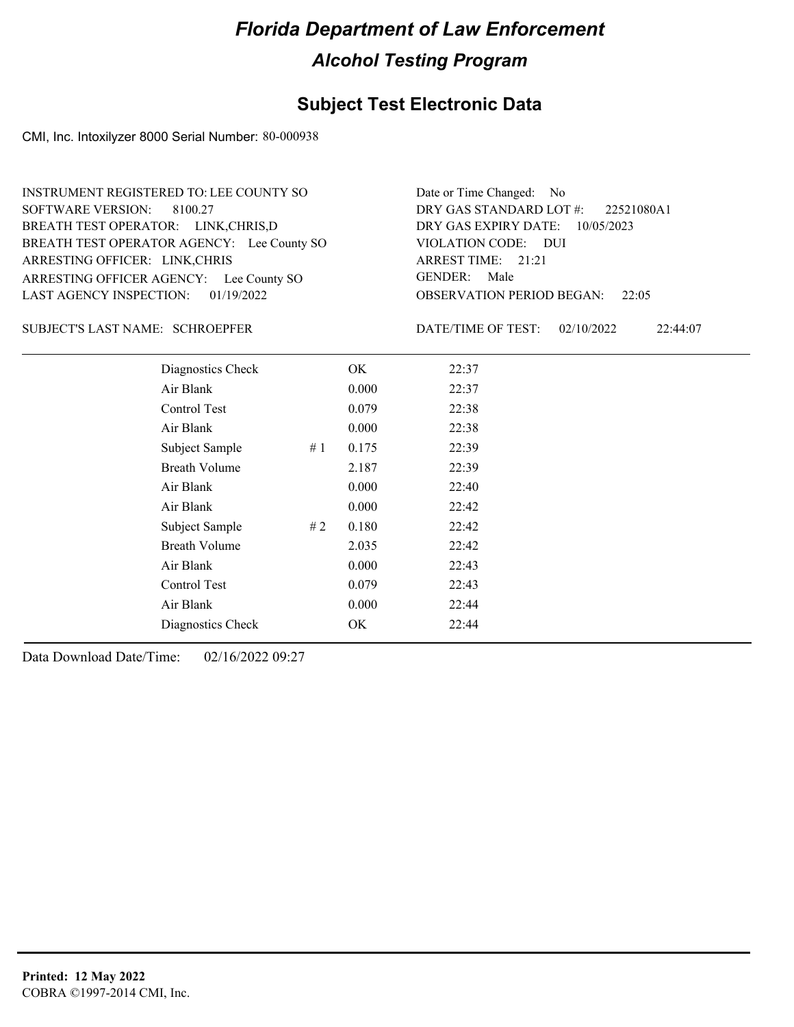# Florida Department of Law Enforcement

## Alcohol Testing Program

### Subject Test Electronic Data

CMI, Inc. Intoxilyzer 8000 Serial Number: 80-000938

INSTRUMENT REGISTERED TO: LEE COUNTY SO
SOFTWARE VERSION: 8100.27
BREATH TEST OPERATOR: LINK,CHRIS,D
BREATH TEST OPERATOR AGENCY: Lee County SO
ARRESTING OFFICER: LINK,CHRIS
ARRESTING OFFICER AGENCY: Lee County SO
LAST AGENCY INSPECTION: 01/19/2022

Date or Time Changed: No
DRY GAS STANDARD LOT #: 22521080A1
DRY GAS EXPIRY DATE: 10/05/2023
VIOLATION CODE: DUI
ARREST TIME: 21:21
GENDER: Male
OBSERVATION PERIOD BEGAN: 22:05

SUBJECT'S LAST NAME: SCHROEPFER

DATE/TIME OF TEST: 02/10/2022 22:44:07

| | | | |
|---|---|---|---|
| Diagnostics Check | | OK | 22:37 |
| Air Blank | | 0.000 | 22:37 |
| Control Test | | 0.079 | 22:38 |
| Air Blank | | 0.000 | 22:38 |
| Subject Sample | # 1 | 0.175 | 22:39 |
| Breath Volume | | 2.187 | 22:39 |
| Air Blank | | 0.000 | 22:40 |
| Air Blank | | 0.000 | 22:42 |
| Subject Sample | # 2 | 0.180 | 22:42 |
| Breath Volume | | 2.035 | 22:42 |
| Air Blank | | 0.000 | 22:43 |
| Control Test | | 0.079 | 22:43 |
| Air Blank | | 0.000 | 22:44 |
| Diagnostics Check | | OK | 22:44 |

Data Download Date/Time: 02/16/2022 09:27

**Printed: 12 May 2022**
COBRA ©1997-2014 CMI, Inc.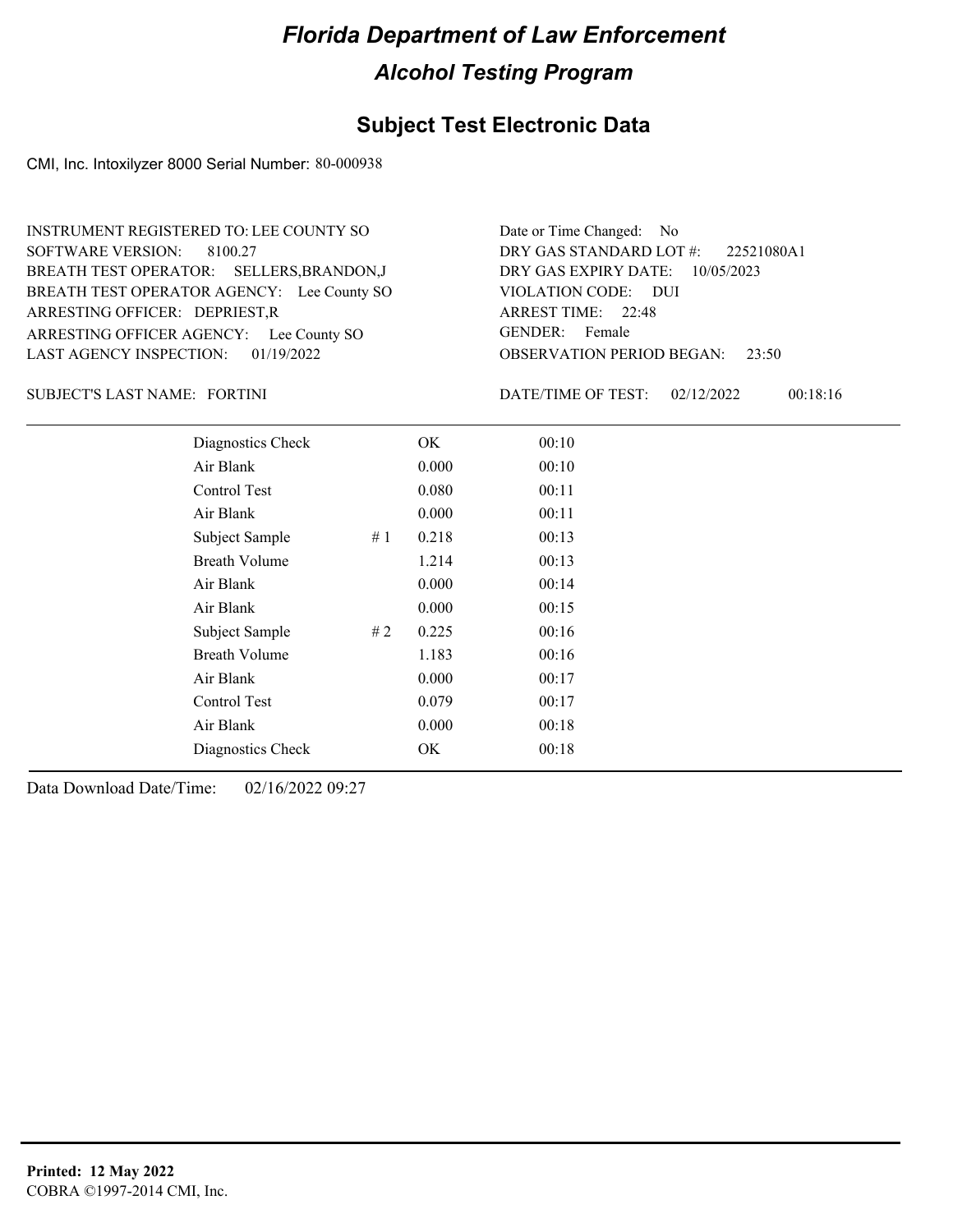# Florida Department of Law Enforcement

## Alcohol Testing Program

### Subject Test Electronic Data

CMI, Inc. Intoxilyzer 8000 Serial Number: 80-000938

INSTRUMENT REGISTERED TO: LEE COUNTY SO
SOFTWARE VERSION: 8100.27
BREATH TEST OPERATOR: SELLERS,BRANDON,J
BREATH TEST OPERATOR AGENCY: Lee County SO
ARRESTING OFFICER: DEPRIEST,R
ARRESTING OFFICER AGENCY: Lee County SO
LAST AGENCY INSPECTION: 01/19/2022

Date or Time Changed: No
DRY GAS STANDARD LOT #: 22521080A1
DRY GAS EXPIRY DATE: 10/05/2023
VIOLATION CODE: DUI
ARREST TIME: 22:48
GENDER: Female
OBSERVATION PERIOD BEGAN: 23:50

SUBJECT'S LAST NAME: FORTINI

DATE/TIME OF TEST: 02/12/2022 00:18:16

| | | | |
|---|---|---|---|
| Diagnostics Check | | OK | 00:10 |
| Air Blank | | 0.000 | 00:10 |
| Control Test | | 0.080 | 00:11 |
| Air Blank | | 0.000 | 00:11 |
| Subject Sample | # 1 | 0.218 | 00:13 |
| Breath Volume | | 1.214 | 00:13 |
| Air Blank | | 0.000 | 00:14 |
| Air Blank | | 0.000 | 00:15 |
| Subject Sample | # 2 | 0.225 | 00:16 |
| Breath Volume | | 1.183 | 00:16 |
| Air Blank | | 0.000 | 00:17 |
| Control Test | | 0.079 | 00:17 |
| Air Blank | | 0.000 | 00:18 |
| Diagnostics Check | | OK | 00:18 |

Data Download Date/Time: 02/16/2022 09:27

**Printed: 12 May 2022**
COBRA ©1997-2014 CMI, Inc.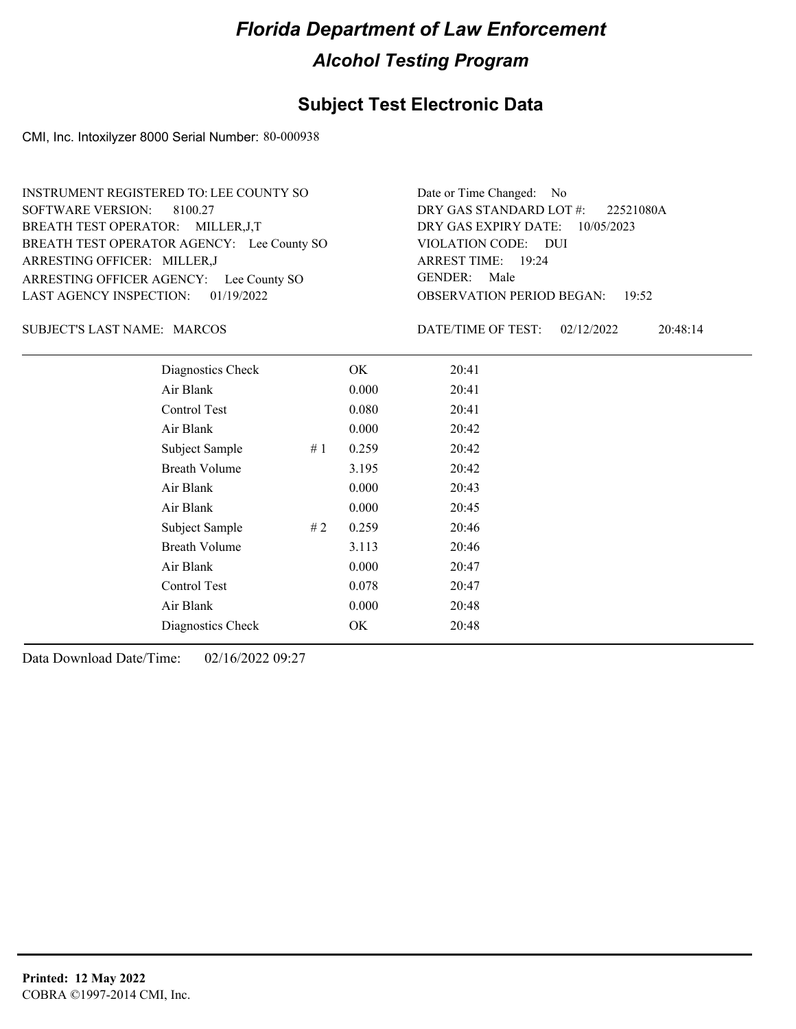# Florida Department of Law Enforcement

## Alcohol Testing Program

### Subject Test Electronic Data

CMI, Inc. Intoxilyzer 8000 Serial Number: 80-000938

INSTRUMENT REGISTERED TO: LEE COUNTY SO
SOFTWARE VERSION: 8100.27
BREATH TEST OPERATOR: MILLER,J,T
BREATH TEST OPERATOR AGENCY: Lee County SO
ARRESTING OFFICER: MILLER,J
ARRESTING OFFICER AGENCY: Lee County SO
LAST AGENCY INSPECTION: 01/19/2022

Date or Time Changed: No
DRY GAS STANDARD LOT #: 22521080A
DRY GAS EXPIRY DATE: 10/05/2023
VIOLATION CODE: DUI
ARREST TIME: 19:24
GENDER: Male
OBSERVATION PERIOD BEGAN: 19:52

SUBJECT'S LAST NAME: MARCOS

DATE/TIME OF TEST: 02/12/2022 20:48:14

| Test | # | Result | Time |
|---|---|---|---|
| Diagnostics Check | | OK | 20:41 |
| Air Blank | | 0.000 | 20:41 |
| Control Test | | 0.080 | 20:41 |
| Air Blank | | 0.000 | 20:42 |
| Subject Sample | # 1 | 0.259 | 20:42 |
| Breath Volume | | 3.195 | 20:42 |
| Air Blank | | 0.000 | 20:43 |
| Air Blank | | 0.000 | 20:45 |
| Subject Sample | # 2 | 0.259 | 20:46 |
| Breath Volume | | 3.113 | 20:46 |
| Air Blank | | 0.000 | 20:47 |
| Control Test | | 0.078 | 20:47 |
| Air Blank | | 0.000 | 20:48 |
| Diagnostics Check | | OK | 20:48 |

Data Download Date/Time: 02/16/2022 09:27

**Printed: 12 May 2022**
COBRA ©1997-2014 CMI, Inc.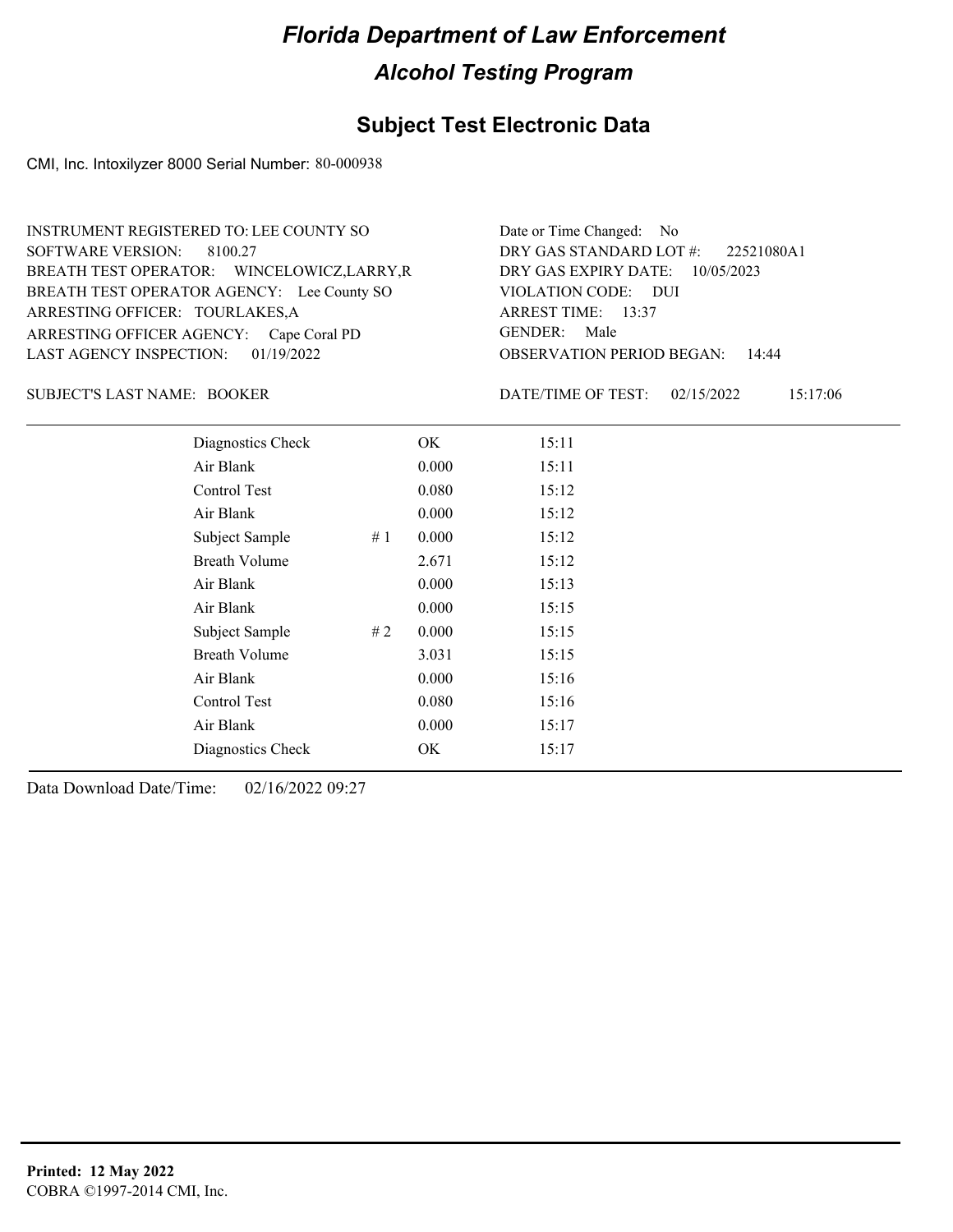# Florida Department of Law Enforcement

## Alcohol Testing Program

### Subject Test Electronic Data

CMI, Inc. Intoxilyzer 8000 Serial Number: 80-000938

INSTRUMENT REGISTERED TO: LEE COUNTY SO
SOFTWARE VERSION: 8100.27
BREATH TEST OPERATOR: WINCELOWICZ,LARRY,R
BREATH TEST OPERATOR AGENCY: Lee County SO
ARRESTING OFFICER: TOURLAKES,A
ARRESTING OFFICER AGENCY: Cape Coral PD
LAST AGENCY INSPECTION: 01/19/2022

Date or Time Changed: No
DRY GAS STANDARD LOT #: 22521080A1
DRY GAS EXPIRY DATE: 10/05/2023
VIOLATION CODE: DUI
ARREST TIME: 13:37
GENDER: Male
OBSERVATION PERIOD BEGAN: 14:44

SUBJECT'S LAST NAME: BOOKER

DATE/TIME OF TEST: 02/15/2022 15:17:06

| | | | |
|---|---|---|---|
| Diagnostics Check | | OK | 15:11 |
| Air Blank | | 0.000 | 15:11 |
| Control Test | | 0.080 | 15:12 |
| Air Blank | | 0.000 | 15:12 |
| Subject Sample | # 1 | 0.000 | 15:12 |
| Breath Volume | | 2.671 | 15:12 |
| Air Blank | | 0.000 | 15:13 |
| Air Blank | | 0.000 | 15:15 |
| Subject Sample | # 2 | 0.000 | 15:15 |
| Breath Volume | | 3.031 | 15:15 |
| Air Blank | | 0.000 | 15:16 |
| Control Test | | 0.080 | 15:16 |
| Air Blank | | 0.000 | 15:17 |
| Diagnostics Check | | OK | 15:17 |

Data Download Date/Time: 02/16/2022 09:27

**Printed: 12 May 2022**
COBRA ©1997-2014 CMI, Inc.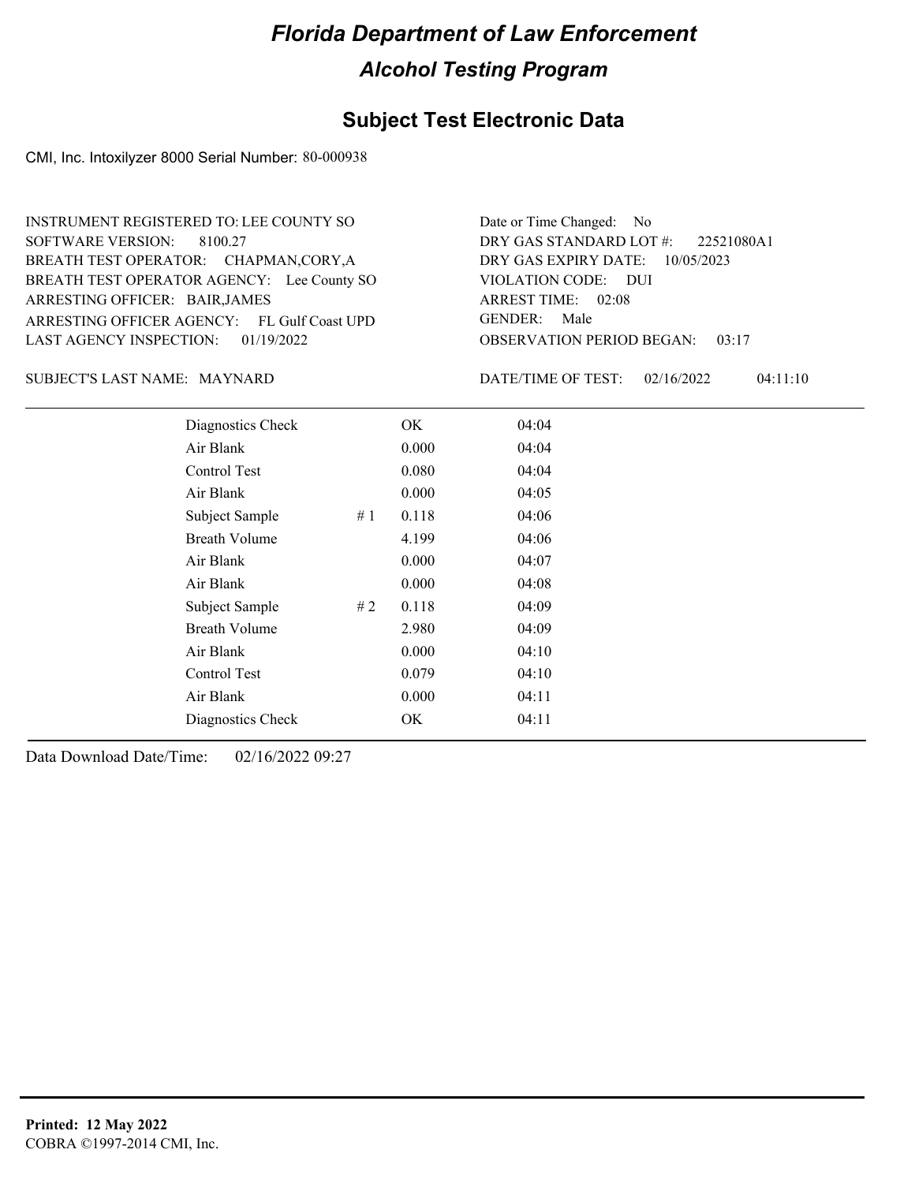# Florida Department of Law Enforcement

## Alcohol Testing Program

### Subject Test Electronic Data

CMI, Inc. Intoxilyzer 8000 Serial Number: 80-000938

INSTRUMENT REGISTERED TO: LEE COUNTY SO
SOFTWARE VERSION: 8100.27
BREATH TEST OPERATOR: CHAPMAN,CORY,A
BREATH TEST OPERATOR AGENCY: Lee County SO
ARRESTING OFFICER: BAIR,JAMES
ARRESTING OFFICER AGENCY: FL Gulf Coast UPD
LAST AGENCY INSPECTION: 01/19/2022

Date or Time Changed: No
DRY GAS STANDARD LOT #: 22521080A1
DRY GAS EXPIRY DATE: 10/05/2023
VIOLATION CODE: DUI
ARREST TIME: 02:08
GENDER: Male
OBSERVATION PERIOD BEGAN: 03:17

SUBJECT'S LAST NAME: MAYNARD

DATE/TIME OF TEST: 02/16/2022 04:11:10

| | | | |
|---|---|---|---|
| Diagnostics Check | | OK | 04:04 |
| Air Blank | | 0.000 | 04:04 |
| Control Test | | 0.080 | 04:04 |
| Air Blank | | 0.000 | 04:05 |
| Subject Sample | # 1 | 0.118 | 04:06 |
| Breath Volume | | 4.199 | 04:06 |
| Air Blank | | 0.000 | 04:07 |
| Air Blank | | 0.000 | 04:08 |
| Subject Sample | # 2 | 0.118 | 04:09 |
| Breath Volume | | 2.980 | 04:09 |
| Air Blank | | 0.000 | 04:10 |
| Control Test | | 0.079 | 04:10 |
| Air Blank | | 0.000 | 04:11 |
| Diagnostics Check | | OK | 04:11 |

Data Download Date/Time: 02/16/2022 09:27

**Printed: 12 May 2022**
COBRA ©1997-2014 CMI, Inc.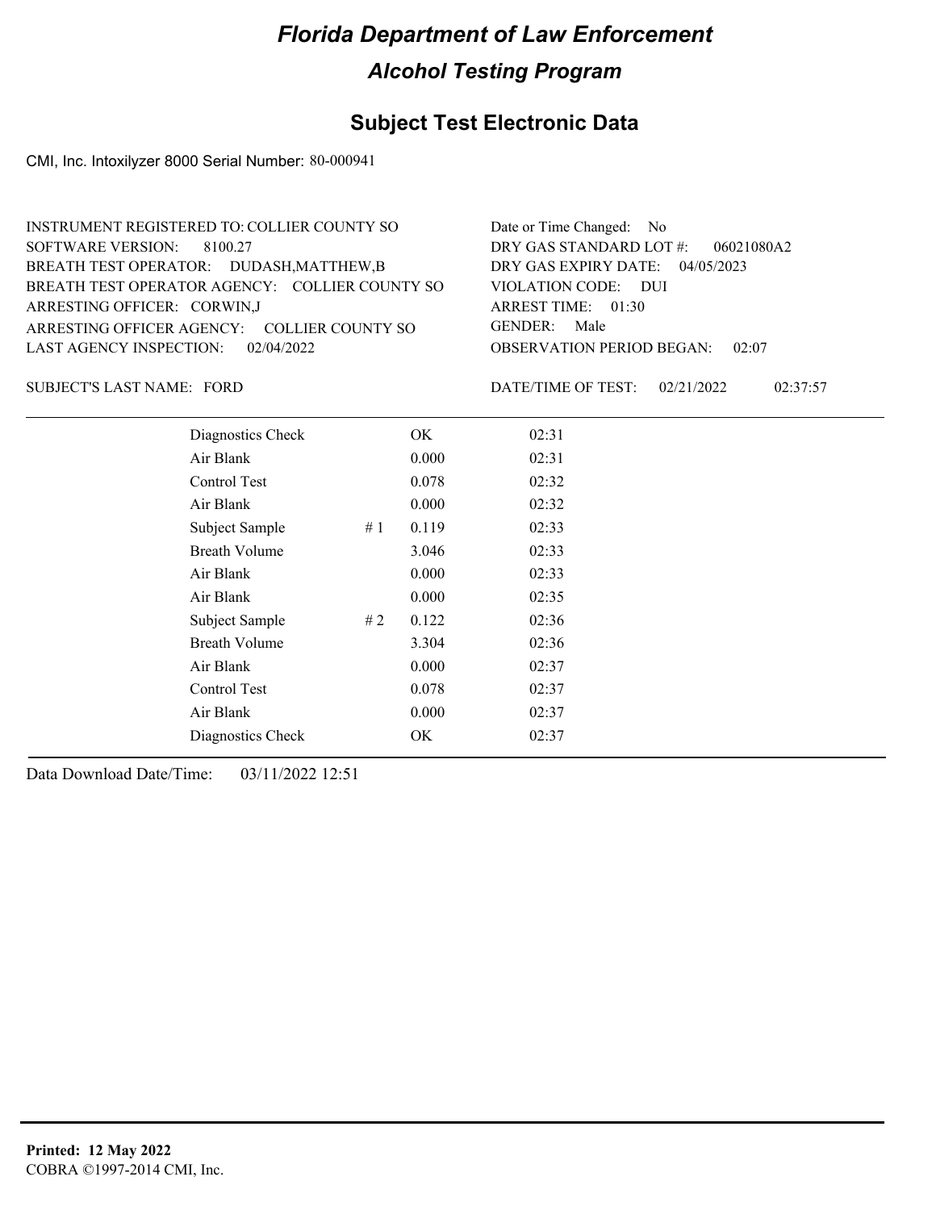# Florida Department of Law Enforcement

## Alcohol Testing Program

### Subject Test Electronic Data

CMI, Inc. Intoxilyzer 8000 Serial Number: 80-000941

INSTRUMENT REGISTERED TO: COLLIER COUNTY SO
SOFTWARE VERSION: 8100.27
BREATH TEST OPERATOR: DUDASH,MATTHEW,B
BREATH TEST OPERATOR AGENCY: COLLIER COUNTY SO
ARRESTING OFFICER: CORWIN,J
ARRESTING OFFICER AGENCY: COLLIER COUNTY SO
LAST AGENCY INSPECTION: 02/04/2022

Date or Time Changed: No
DRY GAS STANDARD LOT #: 06021080A2
DRY GAS EXPIRY DATE: 04/05/2023
VIOLATION CODE: DUI
ARREST TIME: 01:30
GENDER: Male
OBSERVATION PERIOD BEGAN: 02:07

SUBJECT'S LAST NAME: FORD

DATE/TIME OF TEST: 02/21/2022 02:37:57

| | | | |
|---|---|---|---|
| Diagnostics Check | | OK | 02:31 |
| Air Blank | | 0.000 | 02:31 |
| Control Test | | 0.078 | 02:32 |
| Air Blank | | 0.000 | 02:32 |
| Subject Sample | # 1 | 0.119 | 02:33 |
| Breath Volume | | 3.046 | 02:33 |
| Air Blank | | 0.000 | 02:33 |
| Air Blank | | 0.000 | 02:35 |
| Subject Sample | # 2 | 0.122 | 02:36 |
| Breath Volume | | 3.304 | 02:36 |
| Air Blank | | 0.000 | 02:37 |
| Control Test | | 0.078 | 02:37 |
| Air Blank | | 0.000 | 02:37 |
| Diagnostics Check | | OK | 02:37 |

Data Download Date/Time: 03/11/2022 12:51

**Printed: 12 May 2022**
COBRA ©1997-2014 CMI, Inc.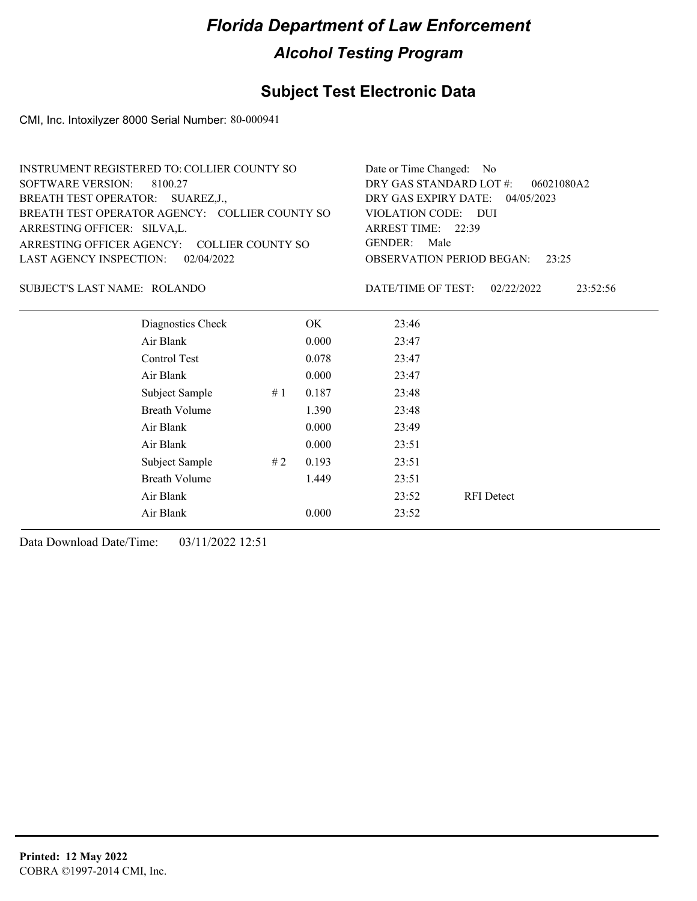# Florida Department of Law Enforcement

## Alcohol Testing Program

### Subject Test Electronic Data

CMI, Inc. Intoxilyzer 8000 Serial Number: 80-000941

INSTRUMENT REGISTERED TO: COLLIER COUNTY SO
SOFTWARE VERSION: 8100.27
BREATH TEST OPERATOR: SUAREZ,J.,
BREATH TEST OPERATOR AGENCY: COLLIER COUNTY SO
ARRESTING OFFICER: SILVA,L.
ARRESTING OFFICER AGENCY: COLLIER COUNTY SO
LAST AGENCY INSPECTION: 02/04/2022

Date or Time Changed: No
DRY GAS STANDARD LOT #: 06021080A2
DRY GAS EXPIRY DATE: 04/05/2023
VIOLATION CODE: DUI
ARREST TIME: 22:39
GENDER: Male
OBSERVATION PERIOD BEGAN: 23:25

SUBJECT'S LAST NAME: ROLANDO

DATE/TIME OF TEST: 02/22/2022 23:52:56

| | | | | |
|---|---|---|---|---|
| Diagnostics Check | | OK | 23:46 | |
| Air Blank | | 0.000 | 23:47 | |
| Control Test | | 0.078 | 23:47 | |
| Air Blank | | 0.000 | 23:47 | |
| Subject Sample | # 1 | 0.187 | 23:48 | |
| Breath Volume | | 1.390 | 23:48 | |
| Air Blank | | 0.000 | 23:49 | |
| Air Blank | | 0.000 | 23:51 | |
| Subject Sample | # 2 | 0.193 | 23:51 | |
| Breath Volume | | 1.449 | 23:51 | |
| Air Blank | | | 23:52 | RFI Detect |
| Air Blank | | 0.000 | 23:52 | |

Data Download Date/Time: 03/11/2022 12:51

**Printed: 12 May 2022**
COBRA ©1997-2014 CMI, Inc.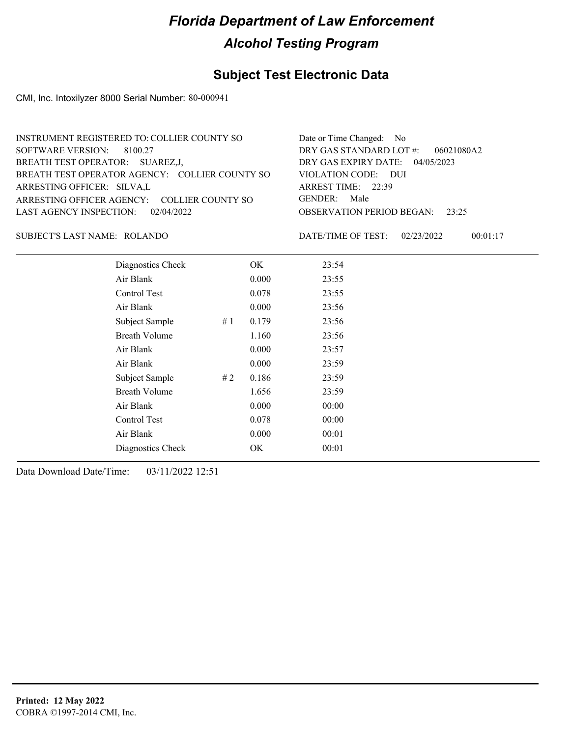# Florida Department of Law Enforcement

## Alcohol Testing Program

### Subject Test Electronic Data

CMI, Inc. Intoxilyzer 8000 Serial Number: 80-000941

INSTRUMENT REGISTERED TO: COLLIER COUNTY SO
SOFTWARE VERSION: 8100.27
BREATH TEST OPERATOR: SUAREZ,J,
BREATH TEST OPERATOR AGENCY: COLLIER COUNTY SO
ARRESTING OFFICER: SILVA,L
ARRESTING OFFICER AGENCY: COLLIER COUNTY SO
LAST AGENCY INSPECTION: 02/04/2022

Date or Time Changed: No
DRY GAS STANDARD LOT #: 06021080A2
DRY GAS EXPIRY DATE: 04/05/2023
VIOLATION CODE: DUI
ARREST TIME: 22:39
GENDER: Male
OBSERVATION PERIOD BEGAN: 23:25

SUBJECT'S LAST NAME: ROLANDO

DATE/TIME OF TEST: 02/23/2022 00:01:17

| | | | |
|---|---|---|---|
| Diagnostics Check | | OK | 23:54 |
| Air Blank | | 0.000 | 23:55 |
| Control Test | | 0.078 | 23:55 |
| Air Blank | | 0.000 | 23:56 |
| Subject Sample | # 1 | 0.179 | 23:56 |
| Breath Volume | | 1.160 | 23:56 |
| Air Blank | | 0.000 | 23:57 |
| Air Blank | | 0.000 | 23:59 |
| Subject Sample | # 2 | 0.186 | 23:59 |
| Breath Volume | | 1.656 | 23:59 |
| Air Blank | | 0.000 | 00:00 |
| Control Test | | 0.078 | 00:00 |
| Air Blank | | 0.000 | 00:01 |
| Diagnostics Check | | OK | 00:01 |

Data Download Date/Time: 03/11/2022 12:51

**Printed: 12 May 2022**
COBRA ©1997-2014 CMI, Inc.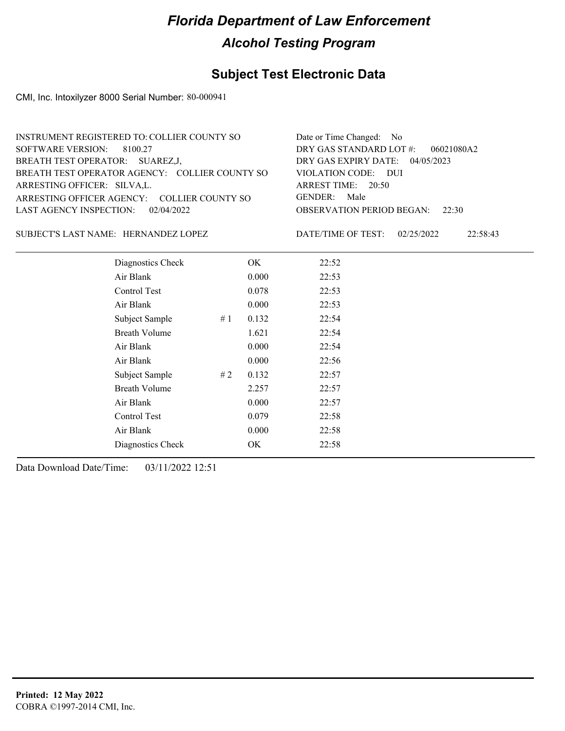# Florida Department of Law Enforcement

## Alcohol Testing Program

### Subject Test Electronic Data

CMI, Inc. Intoxilyzer 8000 Serial Number: 80-000941

INSTRUMENT REGISTERED TO: COLLIER COUNTY SO
SOFTWARE VERSION: 8100.27
BREATH TEST OPERATOR: SUAREZ,J,
BREATH TEST OPERATOR AGENCY: COLLIER COUNTY SO
ARRESTING OFFICER: SILVA,L.
ARRESTING OFFICER AGENCY: COLLIER COUNTY SO
LAST AGENCY INSPECTION: 02/04/2022

Date or Time Changed: No
DRY GAS STANDARD LOT #: 06021080A2
DRY GAS EXPIRY DATE: 04/05/2023
VIOLATION CODE: DUI
ARREST TIME: 20:50
GENDER: Male
OBSERVATION PERIOD BEGAN: 22:30

SUBJECT'S LAST NAME: HERNANDEZ LOPEZ

DATE/TIME OF TEST: 02/25/2022 22:58:43

| | | | |
|---|---|---|---|
| Diagnostics Check | | OK | 22:52 |
| Air Blank | | 0.000 | 22:53 |
| Control Test | | 0.078 | 22:53 |
| Air Blank | | 0.000 | 22:53 |
| Subject Sample | # 1 | 0.132 | 22:54 |
| Breath Volume | | 1.621 | 22:54 |
| Air Blank | | 0.000 | 22:54 |
| Air Blank | | 0.000 | 22:56 |
| Subject Sample | # 2 | 0.132 | 22:57 |
| Breath Volume | | 2.257 | 22:57 |
| Air Blank | | 0.000 | 22:57 |
| Control Test | | 0.079 | 22:58 |
| Air Blank | | 0.000 | 22:58 |
| Diagnostics Check | | OK | 22:58 |

Data Download Date/Time: 03/11/2022 12:51

**Printed: 12 May 2022**
COBRA ©1997-2014 CMI, Inc.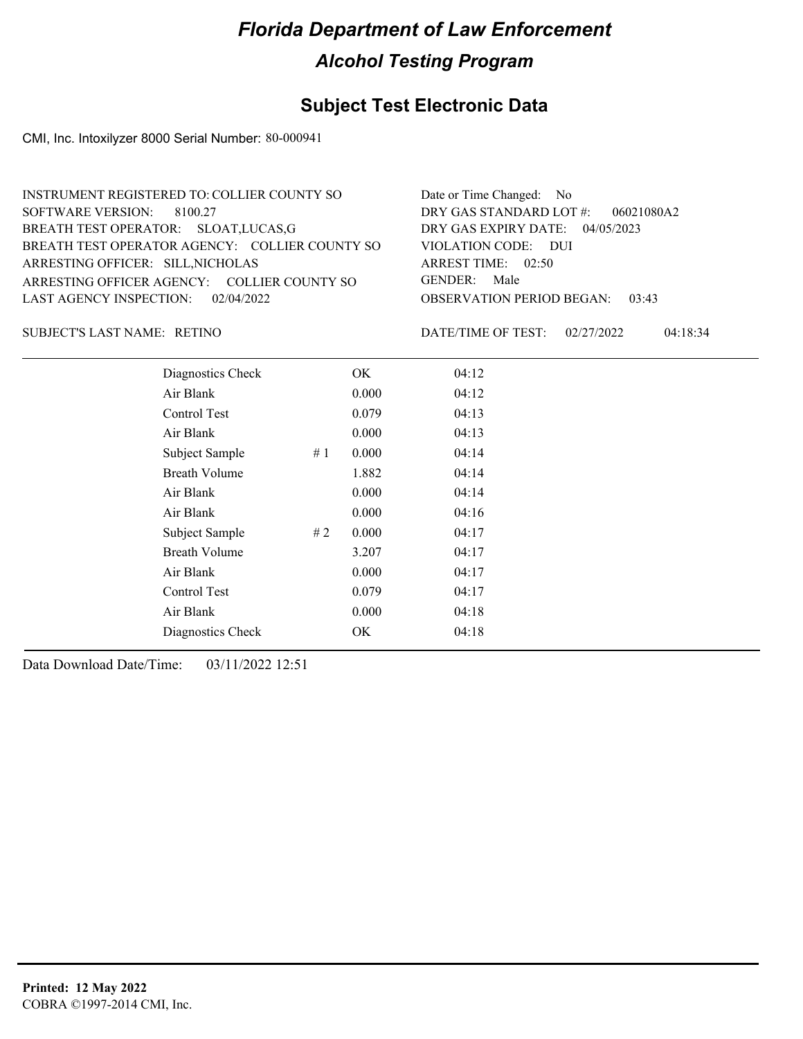# Florida Department of Law Enforcement

## Alcohol Testing Program

### Subject Test Electronic Data

CMI, Inc. Intoxilyzer 8000 Serial Number: 80-000941

INSTRUMENT REGISTERED TO: COLLIER COUNTY SO
SOFTWARE VERSION: 8100.27
BREATH TEST OPERATOR: SLOAT,LUCAS,G
BREATH TEST OPERATOR AGENCY: COLLIER COUNTY SO
ARRESTING OFFICER: SILL,NICHOLAS
ARRESTING OFFICER AGENCY: COLLIER COUNTY SO
LAST AGENCY INSPECTION: 02/04/2022

Date or Time Changed: No
DRY GAS STANDARD LOT #: 06021080A2
DRY GAS EXPIRY DATE: 04/05/2023
VIOLATION CODE: DUI
ARREST TIME: 02:50
GENDER: Male
OBSERVATION PERIOD BEGAN: 03:43

SUBJECT'S LAST NAME: RETINO

DATE/TIME OF TEST: 02/27/2022 04:18:34

| | | | |
|---|---|---|---|
| Diagnostics Check | | OK | 04:12 |
| Air Blank | | 0.000 | 04:12 |
| Control Test | | 0.079 | 04:13 |
| Air Blank | | 0.000 | 04:13 |
| Subject Sample | # 1 | 0.000 | 04:14 |
| Breath Volume | | 1.882 | 04:14 |
| Air Blank | | 0.000 | 04:14 |
| Air Blank | | 0.000 | 04:16 |
| Subject Sample | # 2 | 0.000 | 04:17 |
| Breath Volume | | 3.207 | 04:17 |
| Air Blank | | 0.000 | 04:17 |
| Control Test | | 0.079 | 04:17 |
| Air Blank | | 0.000 | 04:18 |
| Diagnostics Check | | OK | 04:18 |

Data Download Date/Time: 03/11/2022 12:51

**Printed: 12 May 2022**
COBRA ©1997-2014 CMI, Inc.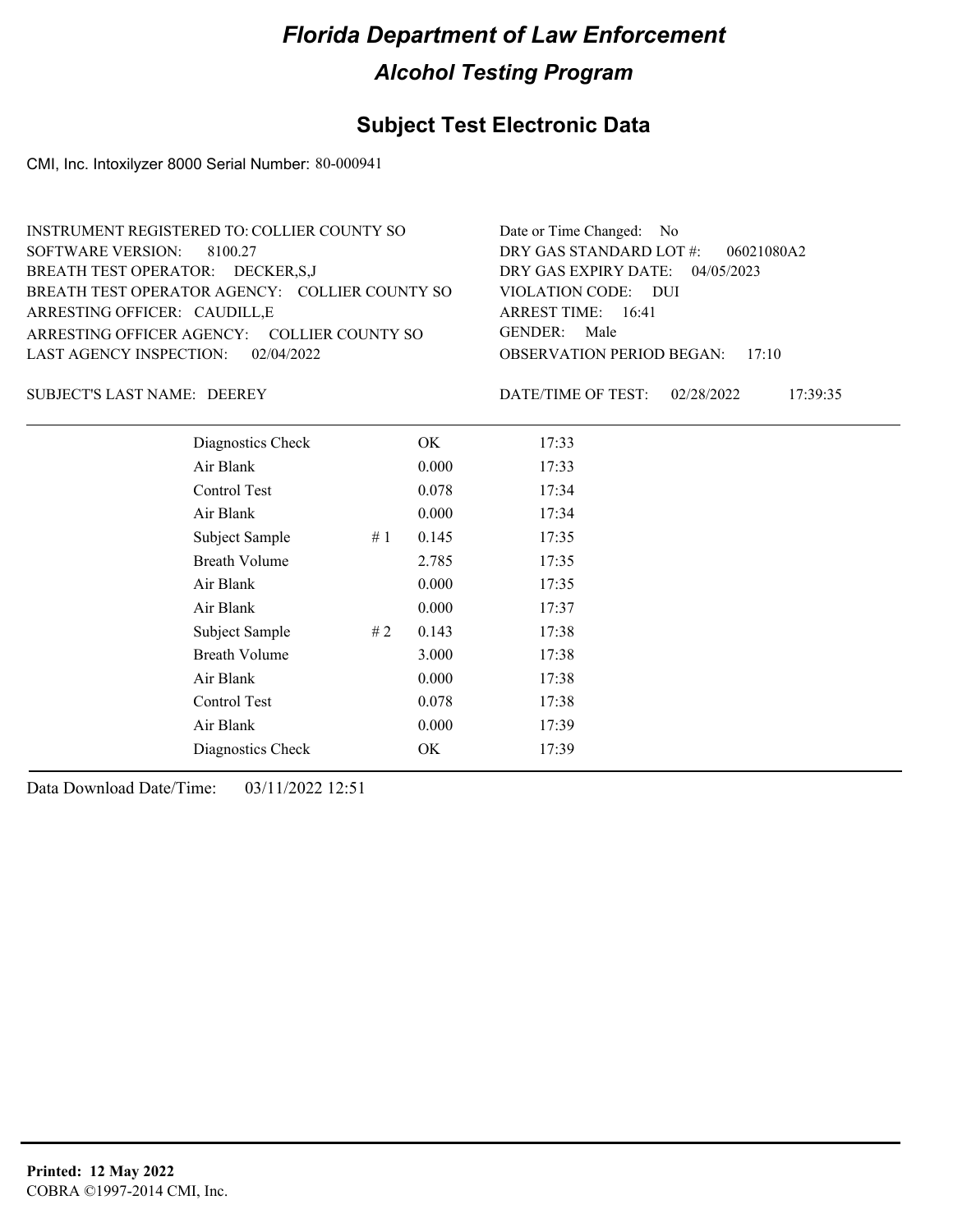# Florida Department of Law Enforcement

## Alcohol Testing Program

### Subject Test Electronic Data

CMI, Inc. Intoxilyzer 8000 Serial Number: 80-000941

INSTRUMENT REGISTERED TO: COLLIER COUNTY SO
SOFTWARE VERSION: 8100.27
BREATH TEST OPERATOR: DECKER,S,J
BREATH TEST OPERATOR AGENCY: COLLIER COUNTY SO
ARRESTING OFFICER: CAUDILL,E
ARRESTING OFFICER AGENCY: COLLIER COUNTY SO
LAST AGENCY INSPECTION: 02/04/2022

Date or Time Changed: No
DRY GAS STANDARD LOT #: 06021080A2
DRY GAS EXPIRY DATE: 04/05/2023
VIOLATION CODE: DUI
ARREST TIME: 16:41
GENDER: Male
OBSERVATION PERIOD BEGAN: 17:10

SUBJECT'S LAST NAME: DEEREY

DATE/TIME OF TEST: 02/28/2022 17:39:35

| Test | # | Result | Time |
|---|---|---|---|
| Diagnostics Check | | OK | 17:33 |
| Air Blank | | 0.000 | 17:33 |
| Control Test | | 0.078 | 17:34 |
| Air Blank | | 0.000 | 17:34 |
| Subject Sample | # 1 | 0.145 | 17:35 |
| Breath Volume | | 2.785 | 17:35 |
| Air Blank | | 0.000 | 17:35 |
| Air Blank | | 0.000 | 17:37 |
| Subject Sample | # 2 | 0.143 | 17:38 |
| Breath Volume | | 3.000 | 17:38 |
| Air Blank | | 0.000 | 17:38 |
| Control Test | | 0.078 | 17:38 |
| Air Blank | | 0.000 | 17:39 |
| Diagnostics Check | | OK | 17:39 |

Data Download Date/Time: 03/11/2022 12:51

**Printed: 12 May 2022**
COBRA ©1997-2014 CMI, Inc.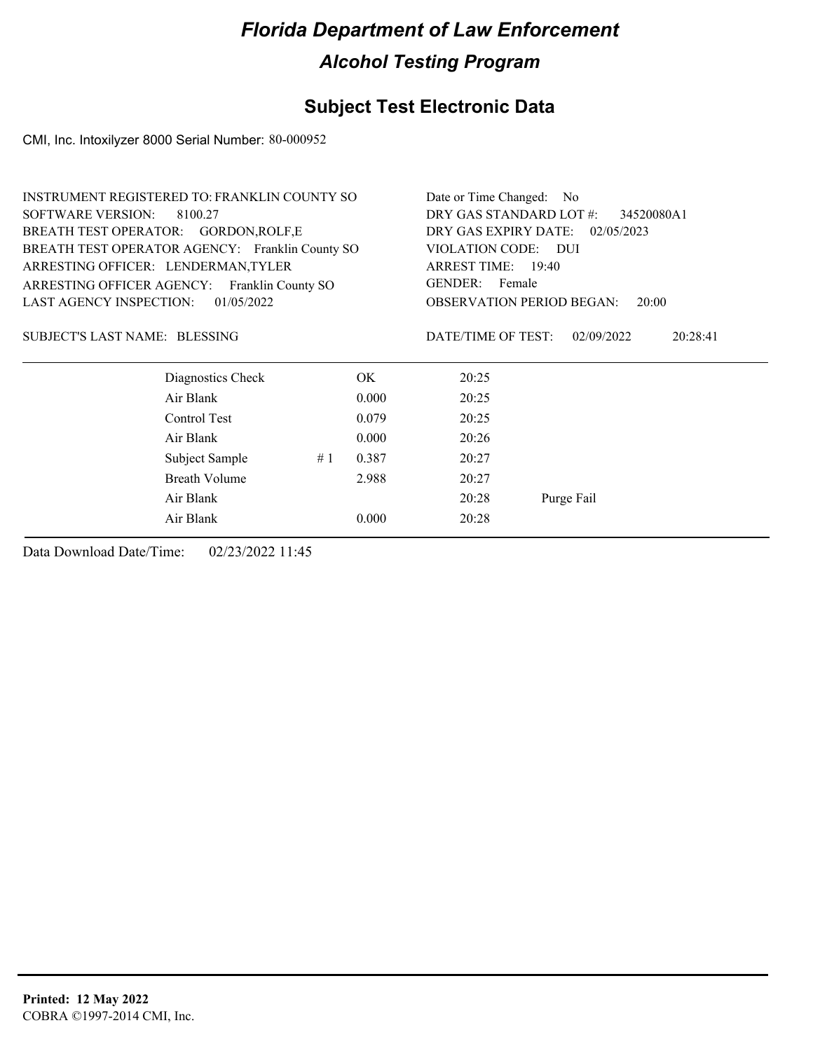# Florida Department of Law Enforcement

## Alcohol Testing Program

## Subject Test Electronic Data

CMI, Inc. Intoxilyzer 8000 Serial Number: 80-000952

INSTRUMENT REGISTERED TO: FRANKLIN COUNTY SO
SOFTWARE VERSION: 8100.27
BREATH TEST OPERATOR: GORDON,ROLF,E
BREATH TEST OPERATOR AGENCY: Franklin County SO
ARRESTING OFFICER: LENDERMAN,TYLER
ARRESTING OFFICER AGENCY: Franklin County SO
LAST AGENCY INSPECTION: 01/05/2022

Date or Time Changed: No
DRY GAS STANDARD LOT #: 34520080A1
DRY GAS EXPIRY DATE: 02/05/2023
VIOLATION CODE: DUI
ARREST TIME: 19:40
GENDER: Female
OBSERVATION PERIOD BEGAN: 20:00

SUBJECT'S LAST NAME: BLESSING

DATE/TIME OF TEST: 02/09/2022 20:28:41

| | | | | |
|---|---|---|---|---|
| Diagnostics Check | | OK | 20:25 | |
| Air Blank | | 0.000 | 20:25 | |
| Control Test | | 0.079 | 20:25 | |
| Air Blank | | 0.000 | 20:26 | |
| Subject Sample | # 1 | 0.387 | 20:27 | |
| Breath Volume | | 2.988 | 20:27 | |
| Air Blank | | | 20:28 | Purge Fail |
| Air Blank | | 0.000 | 20:28 | |

Data Download Date/Time: 02/23/2022 11:45

**Printed: 12 May 2022**
COBRA ©1997-2014 CMI, Inc.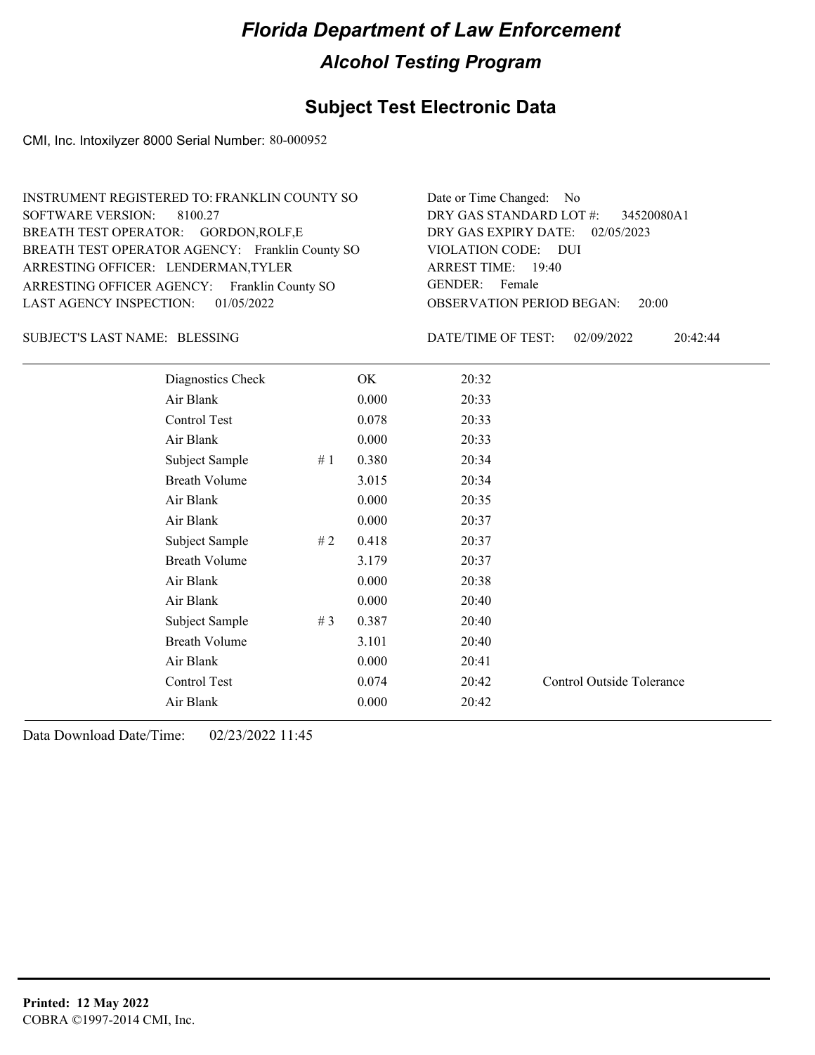# Florida Department of Law Enforcement

## Alcohol Testing Program

### Subject Test Electronic Data

CMI, Inc. Intoxilyzer 8000 Serial Number: 80-000952

INSTRUMENT REGISTERED TO: FRANKLIN COUNTY SO
SOFTWARE VERSION: 8100.27
BREATH TEST OPERATOR: GORDON,ROLF,E
BREATH TEST OPERATOR AGENCY: Franklin County SO
ARRESTING OFFICER: LENDERMAN,TYLER
ARRESTING OFFICER AGENCY: Franklin County SO
LAST AGENCY INSPECTION: 01/05/2022

Date or Time Changed: No
DRY GAS STANDARD LOT #: 34520080A1
DRY GAS EXPIRY DATE: 02/05/2023
VIOLATION CODE: DUI
ARREST TIME: 19:40
GENDER: Female
OBSERVATION PERIOD BEGAN: 20:00

SUBJECT'S LAST NAME: BLESSING

DATE/TIME OF TEST: 02/09/2022 20:42:44

| | | | | |
|---|---|---|---|---|
| Diagnostics Check | | OK | 20:32 | |
| Air Blank | | 0.000 | 20:33 | |
| Control Test | | 0.078 | 20:33 | |
| Air Blank | | 0.000 | 20:33 | |
| Subject Sample | # 1 | 0.380 | 20:34 | |
| Breath Volume | | 3.015 | 20:34 | |
| Air Blank | | 0.000 | 20:35 | |
| Air Blank | | 0.000 | 20:37 | |
| Subject Sample | # 2 | 0.418 | 20:37 | |
| Breath Volume | | 3.179 | 20:37 | |
| Air Blank | | 0.000 | 20:38 | |
| Air Blank | | 0.000 | 20:40 | |
| Subject Sample | # 3 | 0.387 | 20:40 | |
| Breath Volume | | 3.101 | 20:40 | |
| Air Blank | | 0.000 | 20:41 | |
| Control Test | | 0.074 | 20:42 | Control Outside Tolerance |
| Air Blank | | 0.000 | 20:42 | |

Data Download Date/Time: 02/23/2022 11:45

**Printed: 12 May 2022**
COBRA ©1997-2014 CMI, Inc.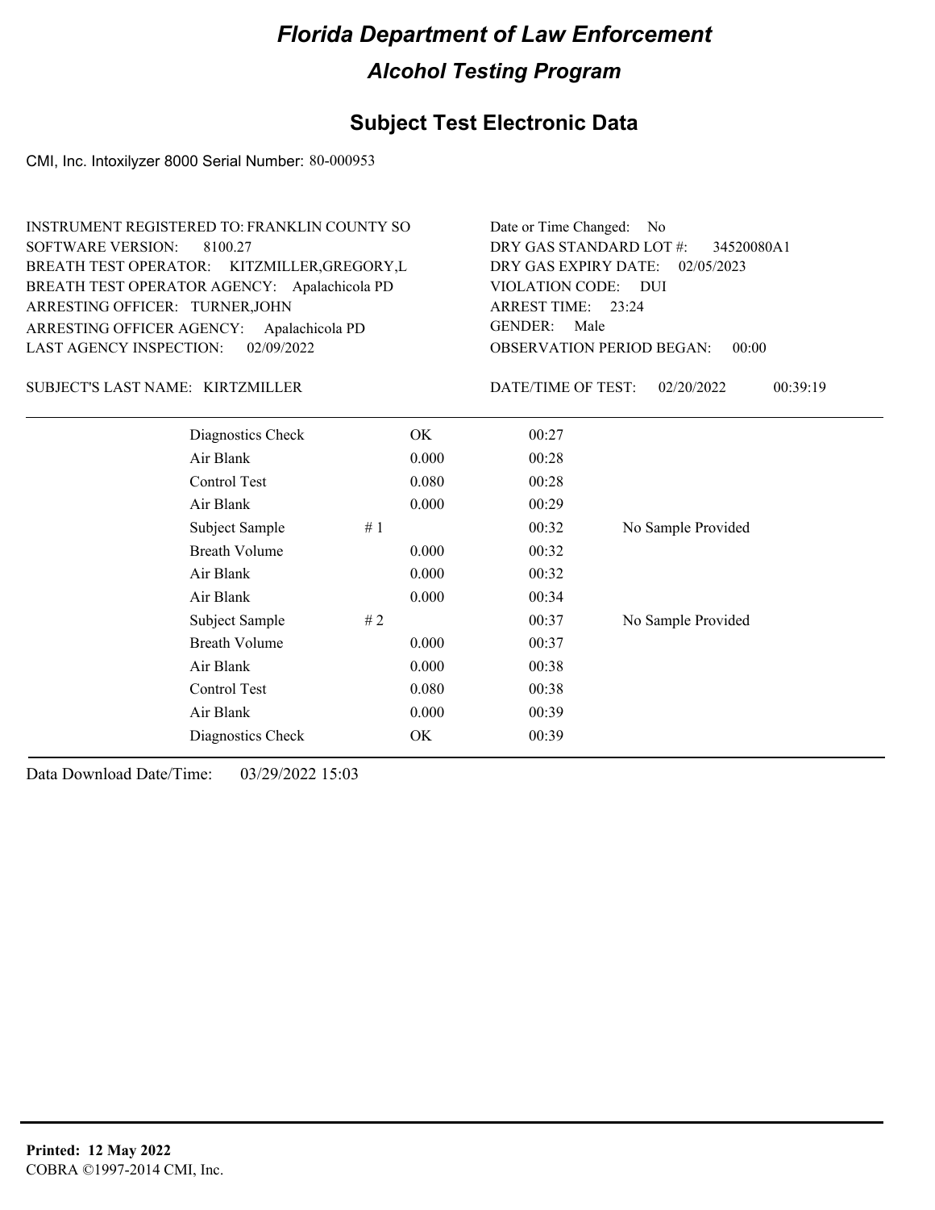# Florida Department of Law Enforcement

## Alcohol Testing Program

### Subject Test Electronic Data

CMI, Inc. Intoxilyzer 8000 Serial Number: 80-000953

INSTRUMENT REGISTERED TO: FRANKLIN COUNTY SO
SOFTWARE VERSION: 8100.27
BREATH TEST OPERATOR: KITZMILLER,GREGORY,L
BREATH TEST OPERATOR AGENCY: Apalachicola PD
ARRESTING OFFICER: TURNER,JOHN
ARRESTING OFFICER AGENCY: Apalachicola PD
LAST AGENCY INSPECTION: 02/09/2022

Date or Time Changed: No
DRY GAS STANDARD LOT #: 34520080A1
DRY GAS EXPIRY DATE: 02/05/2023
VIOLATION CODE: DUI
ARREST TIME: 23:24
GENDER: Male
OBSERVATION PERIOD BEGAN: 00:00

SUBJECT'S LAST NAME: KIRTZMILLER

DATE/TIME OF TEST: 02/20/2022 00:39:19

| | | | | |
|---|---|---|---|---|
| Diagnostics Check | | OK | 00:27 | |
| Air Blank | | 0.000 | 00:28 | |
| Control Test | | 0.080 | 00:28 | |
| Air Blank | | 0.000 | 00:29 | |
| Subject Sample | # 1 | | 00:32 | No Sample Provided |
| Breath Volume | | 0.000 | 00:32 | |
| Air Blank | | 0.000 | 00:32 | |
| Air Blank | | 0.000 | 00:34 | |
| Subject Sample | # 2 | | 00:37 | No Sample Provided |
| Breath Volume | | 0.000 | 00:37 | |
| Air Blank | | 0.000 | 00:38 | |
| Control Test | | 0.080 | 00:38 | |
| Air Blank | | 0.000 | 00:39 | |
| Diagnostics Check | | OK | 00:39 | |

Data Download Date/Time: 03/29/2022 15:03

**Printed: 12 May 2022**
COBRA ©1997-2014 CMI, Inc.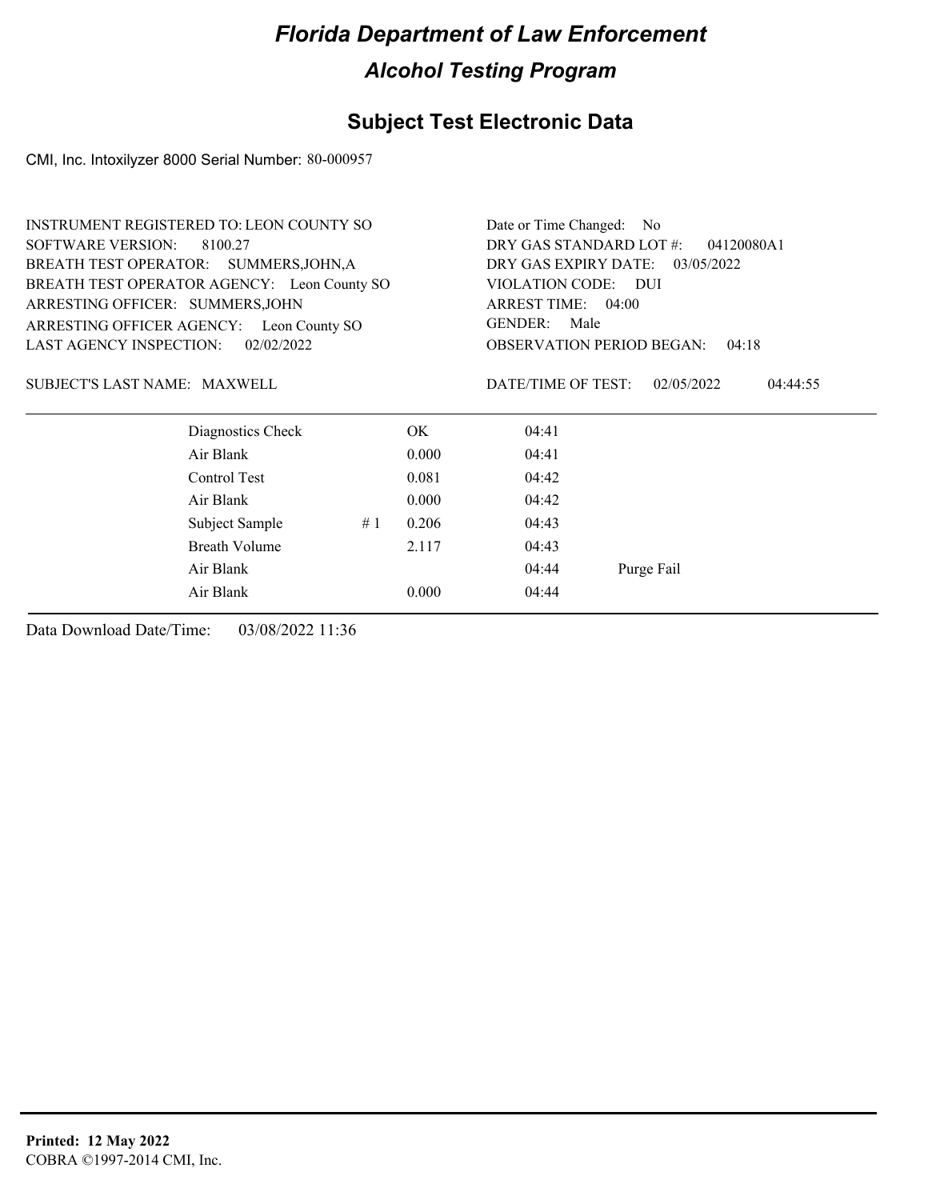# Florida Department of Law Enforcement

## Alcohol Testing Program

### Subject Test Electronic Data

CMI, Inc. Intoxilyzer 8000 Serial Number: 80-000957

INSTRUMENT REGISTERED TO: LEON COUNTY SO
SOFTWARE VERSION: 8100.27
BREATH TEST OPERATOR: SUMMERS,JOHN,A
BREATH TEST OPERATOR AGENCY: Leon County SO
ARRESTING OFFICER: SUMMERS,JOHN
ARRESTING OFFICER AGENCY: Leon County SO
LAST AGENCY INSPECTION: 02/02/2022

Date or Time Changed: No
DRY GAS STANDARD LOT #: 04120080A1
DRY GAS EXPIRY DATE: 03/05/2022
VIOLATION CODE: DUI
ARREST TIME: 04:00
GENDER: Male
OBSERVATION PERIOD BEGAN: 04:18

SUBJECT'S LAST NAME: MAXWELL

DATE/TIME OF TEST: 02/05/2022 04:44:55

| | | | | |
|---|---|---|---|---|
| Diagnostics Check | | OK | 04:41 | |
| Air Blank | | 0.000 | 04:41 | |
| Control Test | | 0.081 | 04:42 | |
| Air Blank | | 0.000 | 04:42 | |
| Subject Sample | # 1 | 0.206 | 04:43 | |
| Breath Volume | | 2.117 | 04:43 | |
| Air Blank | | | 04:44 | Purge Fail |
| Air Blank | | 0.000 | 04:44 | |

Data Download Date/Time: 03/08/2022 11:36

**Printed: 12 May 2022**
COBRA ©1997-2014 CMI, Inc.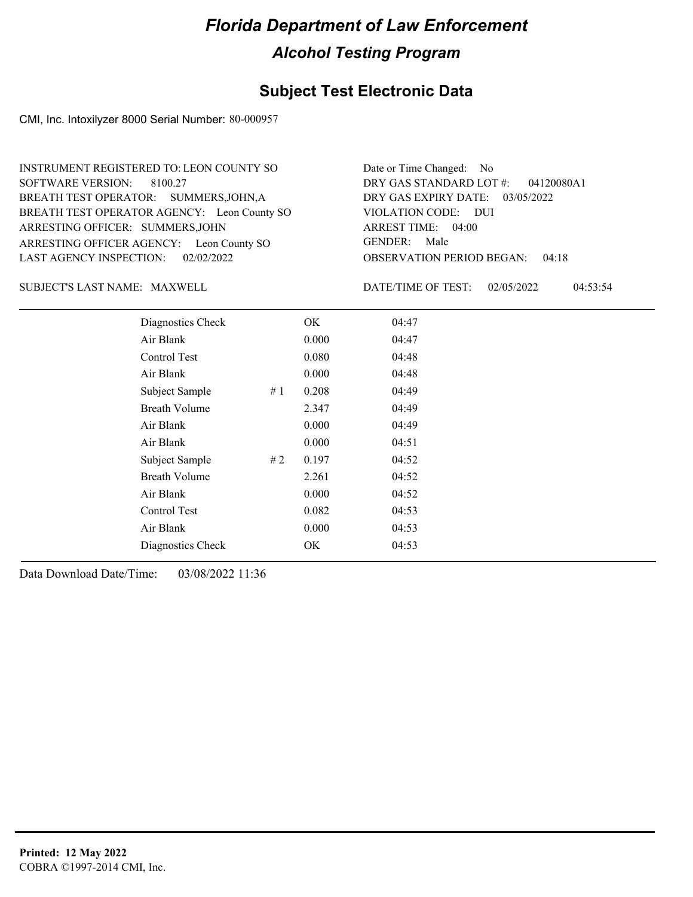# Florida Department of Law Enforcement

## Alcohol Testing Program

### Subject Test Electronic Data

CMI, Inc. Intoxilyzer 8000 Serial Number: 80-000957

INSTRUMENT REGISTERED TO: LEON COUNTY SO
SOFTWARE VERSION: 8100.27
BREATH TEST OPERATOR: SUMMERS,JOHN,A
BREATH TEST OPERATOR AGENCY: Leon County SO
ARRESTING OFFICER: SUMMERS,JOHN
ARRESTING OFFICER AGENCY: Leon County SO
LAST AGENCY INSPECTION: 02/02/2022

Date or Time Changed: No
DRY GAS STANDARD LOT #: 04120080A1
DRY GAS EXPIRY DATE: 03/05/2022
VIOLATION CODE: DUI
ARREST TIME: 04:00
GENDER: Male
OBSERVATION PERIOD BEGAN: 04:18

SUBJECT'S LAST NAME: MAXWELL

DATE/TIME OF TEST: 02/05/2022 04:53:54

| | | | |
|---|---|---|---|
| Diagnostics Check | | OK | 04:47 |
| Air Blank | | 0.000 | 04:47 |
| Control Test | | 0.080 | 04:48 |
| Air Blank | | 0.000 | 04:48 |
| Subject Sample | # 1 | 0.208 | 04:49 |
| Breath Volume | | 2.347 | 04:49 |
| Air Blank | | 0.000 | 04:49 |
| Air Blank | | 0.000 | 04:51 |
| Subject Sample | # 2 | 0.197 | 04:52 |
| Breath Volume | | 2.261 | 04:52 |
| Air Blank | | 0.000 | 04:52 |
| Control Test | | 0.082 | 04:53 |
| Air Blank | | 0.000 | 04:53 |
| Diagnostics Check | | OK | 04:53 |

Data Download Date/Time: 03/08/2022 11:36

**Printed: 12 May 2022**
COBRA ©1997-2014 CMI, Inc.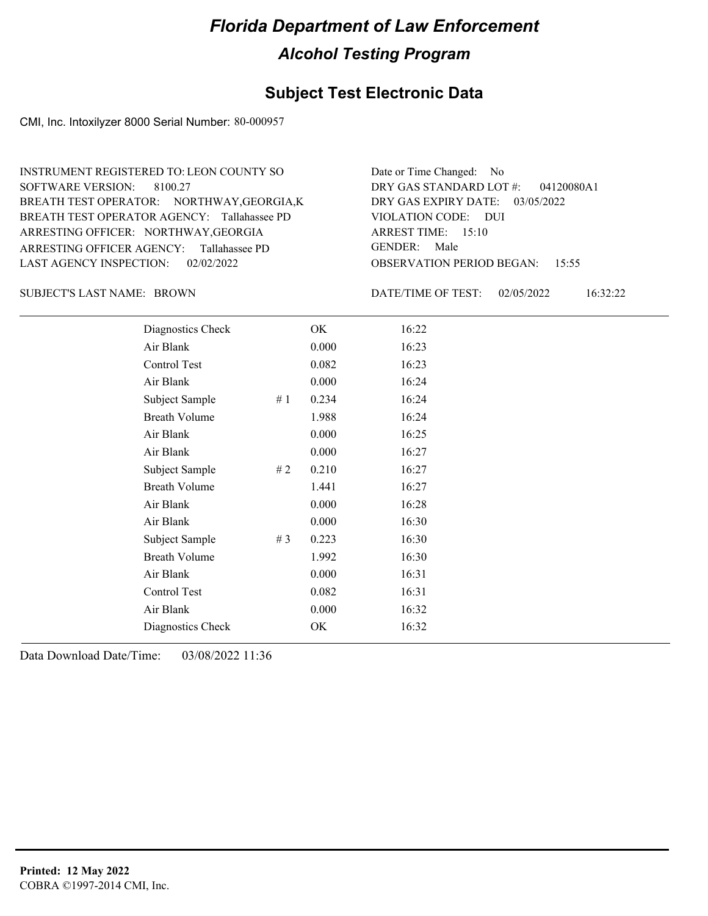# Florida Department of Law Enforcement

## Alcohol Testing Program

### Subject Test Electronic Data

CMI, Inc. Intoxilyzer 8000 Serial Number: 80-000957

INSTRUMENT REGISTERED TO: LEON COUNTY SO
SOFTWARE VERSION: 8100.27
BREATH TEST OPERATOR: NORTHWAY,GEORGIA,K
BREATH TEST OPERATOR AGENCY: Tallahassee PD
ARRESTING OFFICER: NORTHWAY,GEORGIA
ARRESTING OFFICER AGENCY: Tallahassee PD
LAST AGENCY INSPECTION: 02/02/2022

Date or Time Changed: No
DRY GAS STANDARD LOT #: 04120080A1
DRY GAS EXPIRY DATE: 03/05/2022
VIOLATION CODE: DUI
ARREST TIME: 15:10
GENDER: Male
OBSERVATION PERIOD BEGAN: 15:55

SUBJECT'S LAST NAME: BROWN

DATE/TIME OF TEST: 02/05/2022 16:32:22

| | | | |
|---|---|---|---|
| Diagnostics Check | | OK | 16:22 |
| Air Blank | | 0.000 | 16:23 |
| Control Test | | 0.082 | 16:23 |
| Air Blank | | 0.000 | 16:24 |
| Subject Sample | # 1 | 0.234 | 16:24 |
| Breath Volume | | 1.988 | 16:24 |
| Air Blank | | 0.000 | 16:25 |
| Air Blank | | 0.000 | 16:27 |
| Subject Sample | # 2 | 0.210 | 16:27 |
| Breath Volume | | 1.441 | 16:27 |
| Air Blank | | 0.000 | 16:28 |
| Air Blank | | 0.000 | 16:30 |
| Subject Sample | # 3 | 0.223 | 16:30 |
| Breath Volume | | 1.992 | 16:30 |
| Air Blank | | 0.000 | 16:31 |
| Control Test | | 0.082 | 16:31 |
| Air Blank | | 0.000 | 16:32 |
| Diagnostics Check | | OK | 16:32 |

Data Download Date/Time: 03/08/2022 11:36

**Printed: 12 May 2022**
COBRA ©1997-2014 CMI, Inc.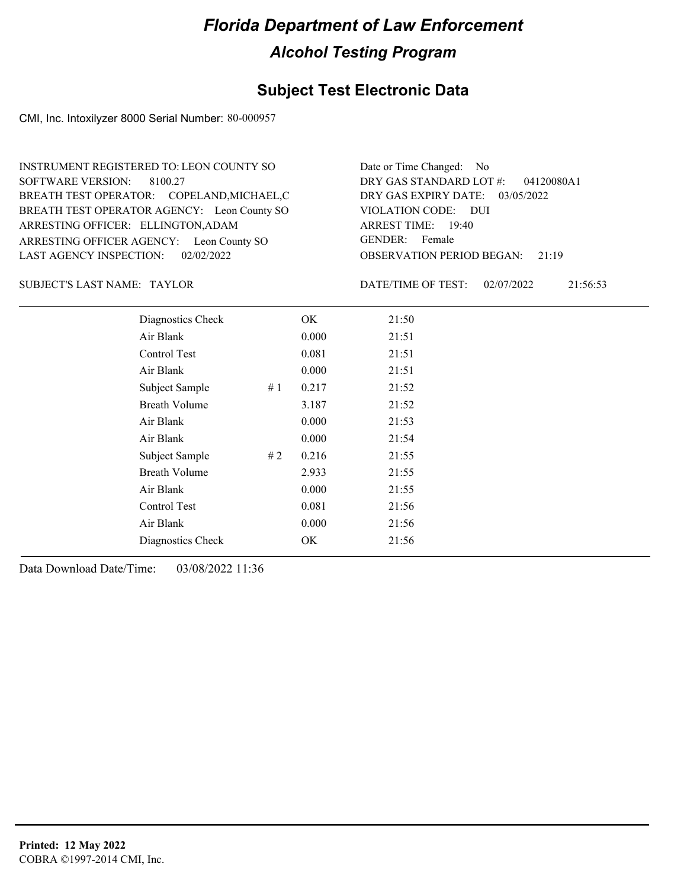# Florida Department of Law Enforcement

## Alcohol Testing Program

## Subject Test Electronic Data

CMI, Inc. Intoxilyzer 8000 Serial Number: 80-000957

INSTRUMENT REGISTERED TO: LEON COUNTY SO
SOFTWARE VERSION: 8100.27
BREATH TEST OPERATOR: COPELAND,MICHAEL,C
BREATH TEST OPERATOR AGENCY: Leon County SO
ARRESTING OFFICER: ELLINGTON,ADAM
ARRESTING OFFICER AGENCY: Leon County SO
LAST AGENCY INSPECTION: 02/02/2022

Date or Time Changed: No
DRY GAS STANDARD LOT #: 04120080A1
DRY GAS EXPIRY DATE: 03/05/2022
VIOLATION CODE: DUI
ARREST TIME: 19:40
GENDER: Female
OBSERVATION PERIOD BEGAN: 21:19

SUBJECT'S LAST NAME: TAYLOR

DATE/TIME OF TEST: 02/07/2022 21:56:53

| | | | |
|---|---|---|---|
| Diagnostics Check | | OK | 21:50 |
| Air Blank | | 0.000 | 21:51 |
| Control Test | | 0.081 | 21:51 |
| Air Blank | | 0.000 | 21:51 |
| Subject Sample | # 1 | 0.217 | 21:52 |
| Breath Volume | | 3.187 | 21:52 |
| Air Blank | | 0.000 | 21:53 |
| Air Blank | | 0.000 | 21:54 |
| Subject Sample | # 2 | 0.216 | 21:55 |
| Breath Volume | | 2.933 | 21:55 |
| Air Blank | | 0.000 | 21:55 |
| Control Test | | 0.081 | 21:56 |
| Air Blank | | 0.000 | 21:56 |
| Diagnostics Check | | OK | 21:56 |

Data Download Date/Time: 03/08/2022 11:36

**Printed: 12 May 2022**
COBRA ©1997-2014 CMI, Inc.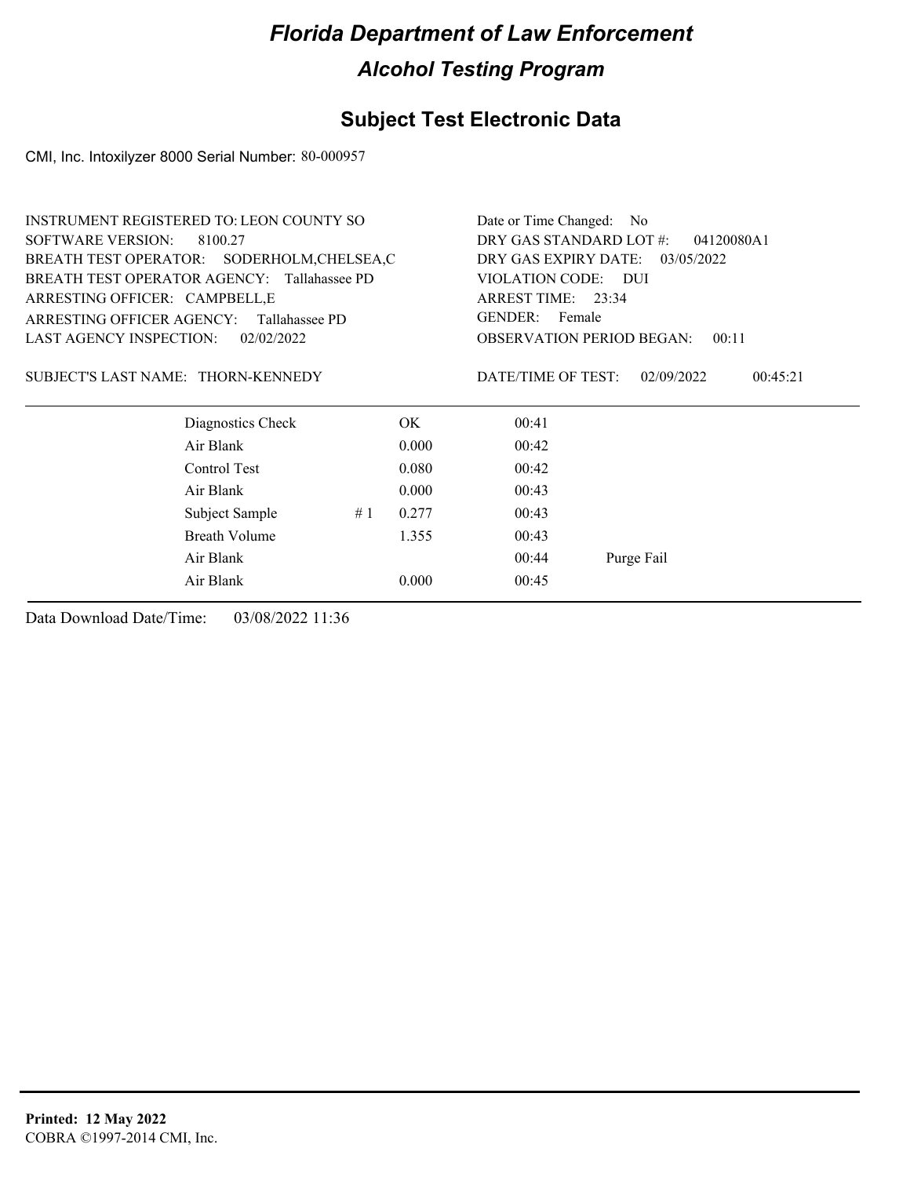# Florida Department of Law Enforcement

## Alcohol Testing Program

## Subject Test Electronic Data

CMI, Inc. Intoxilyzer 8000 Serial Number: 80-000957

INSTRUMENT REGISTERED TO: LEON COUNTY SO
SOFTWARE VERSION: 8100.27
BREATH TEST OPERATOR: SODERHOLM,CHELSEA,C
BREATH TEST OPERATOR AGENCY: Tallahassee PD
ARRESTING OFFICER: CAMPBELL,E
ARRESTING OFFICER AGENCY: Tallahassee PD
LAST AGENCY INSPECTION: 02/02/2022

Date or Time Changed: No
DRY GAS STANDARD LOT #: 04120080A1
DRY GAS EXPIRY DATE: 03/05/2022
VIOLATION CODE: DUI
ARREST TIME: 23:34
GENDER: Female
OBSERVATION PERIOD BEGAN: 00:11

SUBJECT'S LAST NAME: THORN-KENNEDY

DATE/TIME OF TEST: 02/09/2022 00:45:21

| | | | | |
|---|---|---|---|---|
| Diagnostics Check | | OK | 00:41 | |
| Air Blank | | 0.000 | 00:42 | |
| Control Test | | 0.080 | 00:42 | |
| Air Blank | | 0.000 | 00:43 | |
| Subject Sample | # 1 | 0.277 | 00:43 | |
| Breath Volume | | 1.355 | 00:43 | |
| Air Blank | | | 00:44 | Purge Fail |
| Air Blank | | 0.000 | 00:45 | |

Data Download Date/Time: 03/08/2022 11:36

**Printed: 12 May 2022**
COBRA ©1997-2014 CMI, Inc.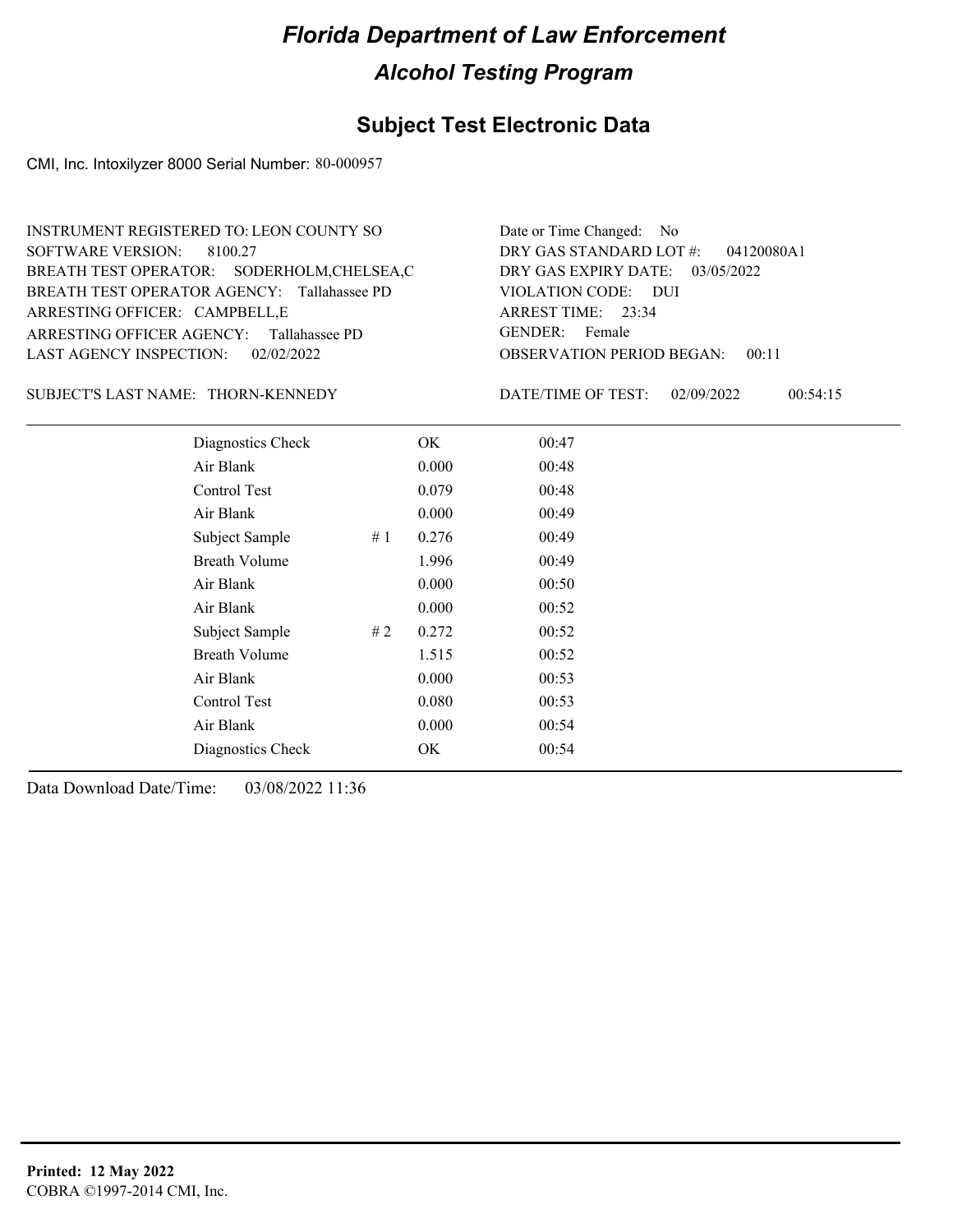# Florida Department of Law Enforcement

## Alcohol Testing Program

### Subject Test Electronic Data

CMI, Inc. Intoxilyzer 8000 Serial Number: 80-000957

INSTRUMENT REGISTERED TO: LEON COUNTY SO
SOFTWARE VERSION: 8100.27
BREATH TEST OPERATOR: SODERHOLM,CHELSEA,C
BREATH TEST OPERATOR AGENCY: Tallahassee PD
ARRESTING OFFICER: CAMPBELL,E
ARRESTING OFFICER AGENCY: Tallahassee PD
LAST AGENCY INSPECTION: 02/02/2022

Date or Time Changed: No
DRY GAS STANDARD LOT #: 04120080A1
DRY GAS EXPIRY DATE: 03/05/2022
VIOLATION CODE: DUI
ARREST TIME: 23:34
GENDER: Female
OBSERVATION PERIOD BEGAN: 00:11

SUBJECT'S LAST NAME: THORN-KENNEDY

DATE/TIME OF TEST: 02/09/2022 00:54:15

| | | | |
|---|---|---|---|
| Diagnostics Check | | OK | 00:47 |
| Air Blank | | 0.000 | 00:48 |
| Control Test | | 0.079 | 00:48 |
| Air Blank | | 0.000 | 00:49 |
| Subject Sample | # 1 | 0.276 | 00:49 |
| Breath Volume | | 1.996 | 00:49 |
| Air Blank | | 0.000 | 00:50 |
| Air Blank | | 0.000 | 00:52 |
| Subject Sample | # 2 | 0.272 | 00:52 |
| Breath Volume | | 1.515 | 00:52 |
| Air Blank | | 0.000 | 00:53 |
| Control Test | | 0.080 | 00:53 |
| Air Blank | | 0.000 | 00:54 |
| Diagnostics Check | | OK | 00:54 |

Data Download Date/Time: 03/08/2022 11:36

**Printed: 12 May 2022**
COBRA ©1997-2014 CMI, Inc.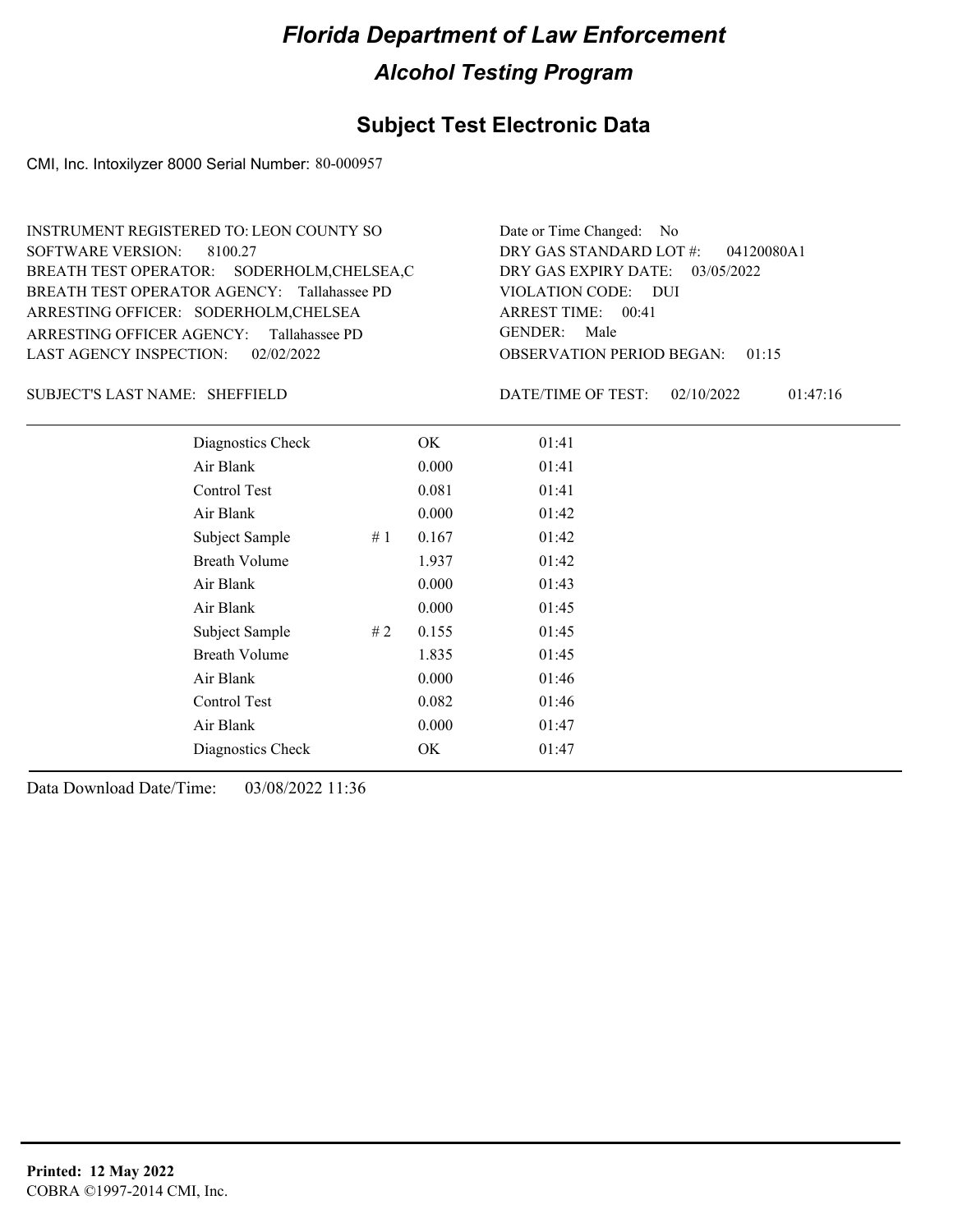# Florida Department of Law Enforcement

## Alcohol Testing Program

### Subject Test Electronic Data

CMI, Inc. Intoxilyzer 8000 Serial Number: 80-000957

INSTRUMENT REGISTERED TO: LEON COUNTY SO
SOFTWARE VERSION: 8100.27
BREATH TEST OPERATOR: SODERHOLM,CHELSEA,C
BREATH TEST OPERATOR AGENCY: Tallahassee PD
ARRESTING OFFICER: SODERHOLM,CHELSEA
ARRESTING OFFICER AGENCY: Tallahassee PD
LAST AGENCY INSPECTION: 02/02/2022

Date or Time Changed: No
DRY GAS STANDARD LOT #: 04120080A1
DRY GAS EXPIRY DATE: 03/05/2022
VIOLATION CODE: DUI
ARREST TIME: 00:41
GENDER: Male
OBSERVATION PERIOD BEGAN: 01:15

SUBJECT'S LAST NAME: SHEFFIELD

DATE/TIME OF TEST: 02/10/2022 01:47:16

| | | | |
|---|---|---|---|
| Diagnostics Check | | OK | 01:41 |
| Air Blank | | 0.000 | 01:41 |
| Control Test | | 0.081 | 01:41 |
| Air Blank | | 0.000 | 01:42 |
| Subject Sample | # 1 | 0.167 | 01:42 |
| Breath Volume | | 1.937 | 01:42 |
| Air Blank | | 0.000 | 01:43 |
| Air Blank | | 0.000 | 01:45 |
| Subject Sample | # 2 | 0.155 | 01:45 |
| Breath Volume | | 1.835 | 01:45 |
| Air Blank | | 0.000 | 01:46 |
| Control Test | | 0.082 | 01:46 |
| Air Blank | | 0.000 | 01:47 |
| Diagnostics Check | | OK | 01:47 |

Data Download Date/Time: 03/08/2022 11:36

**Printed: 12 May 2022**
COBRA ©1997-2014 CMI, Inc.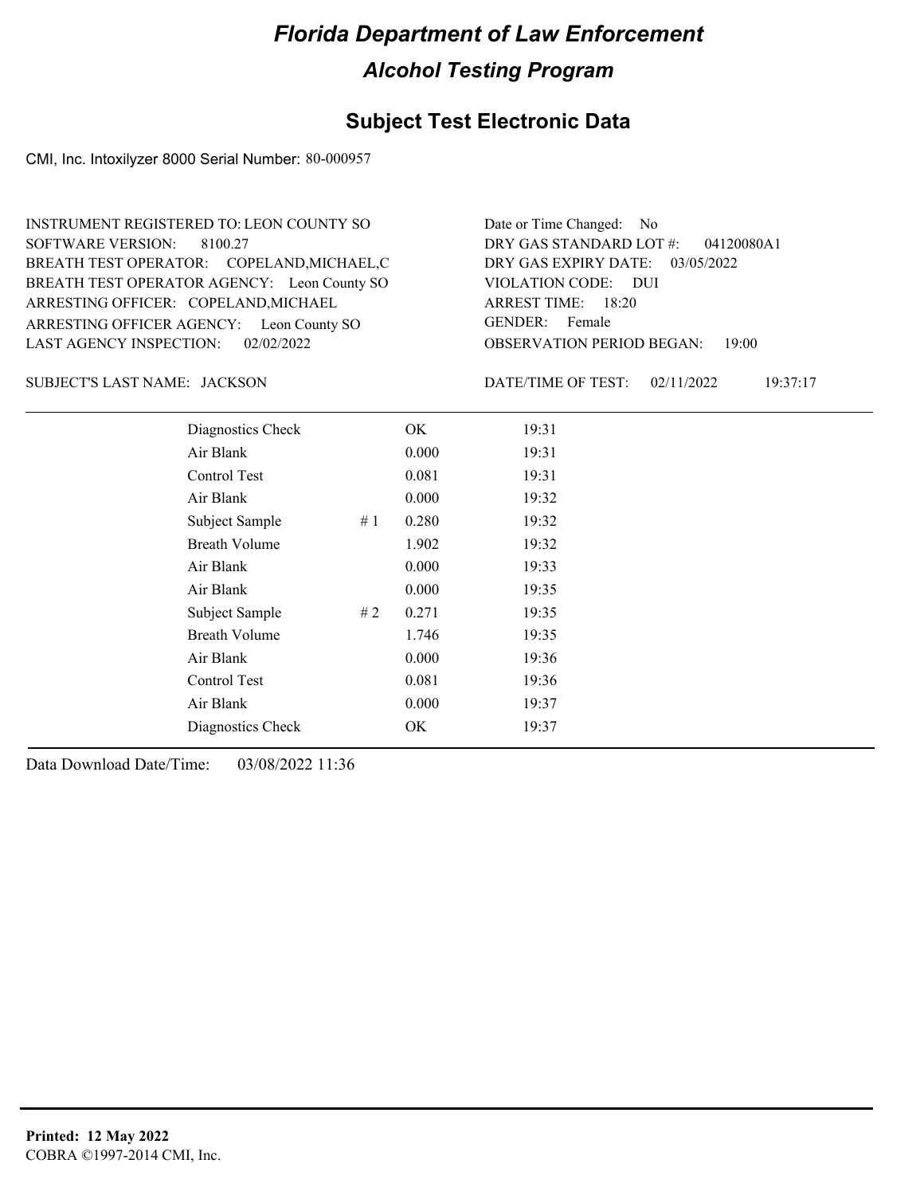# Florida Department of Law Enforcement

## Alcohol Testing Program

### Subject Test Electronic Data

CMI, Inc. Intoxilyzer 8000 Serial Number: 80-000957

INSTRUMENT REGISTERED TO: LEON COUNTY SO
SOFTWARE VERSION: 8100.27
BREATH TEST OPERATOR: COPELAND,MICHAEL,C
BREATH TEST OPERATOR AGENCY: Leon County SO
ARRESTING OFFICER: COPELAND,MICHAEL
ARRESTING OFFICER AGENCY: Leon County SO
LAST AGENCY INSPECTION: 02/02/2022

Date or Time Changed: No
DRY GAS STANDARD LOT #: 04120080A1
DRY GAS EXPIRY DATE: 03/05/2022
VIOLATION CODE: DUI
ARREST TIME: 18:20
GENDER: Female
OBSERVATION PERIOD BEGAN: 19:00

SUBJECT'S LAST NAME: JACKSON

DATE/TIME OF TEST: 02/11/2022 19:37:17

| | | | |
|---|---|---|---|
| Diagnostics Check | | OK | 19:31 |
| Air Blank | | 0.000 | 19:31 |
| Control Test | | 0.081 | 19:31 |
| Air Blank | | 0.000 | 19:32 |
| Subject Sample | # 1 | 0.280 | 19:32 |
| Breath Volume | | 1.902 | 19:32 |
| Air Blank | | 0.000 | 19:33 |
| Air Blank | | 0.000 | 19:35 |
| Subject Sample | # 2 | 0.271 | 19:35 |
| Breath Volume | | 1.746 | 19:35 |
| Air Blank | | 0.000 | 19:36 |
| Control Test | | 0.081 | 19:36 |
| Air Blank | | 0.000 | 19:37 |
| Diagnostics Check | | OK | 19:37 |

Data Download Date/Time: 03/08/2022 11:36

**Printed: 12 May 2022**
COBRA ©1997-2014 CMI, Inc.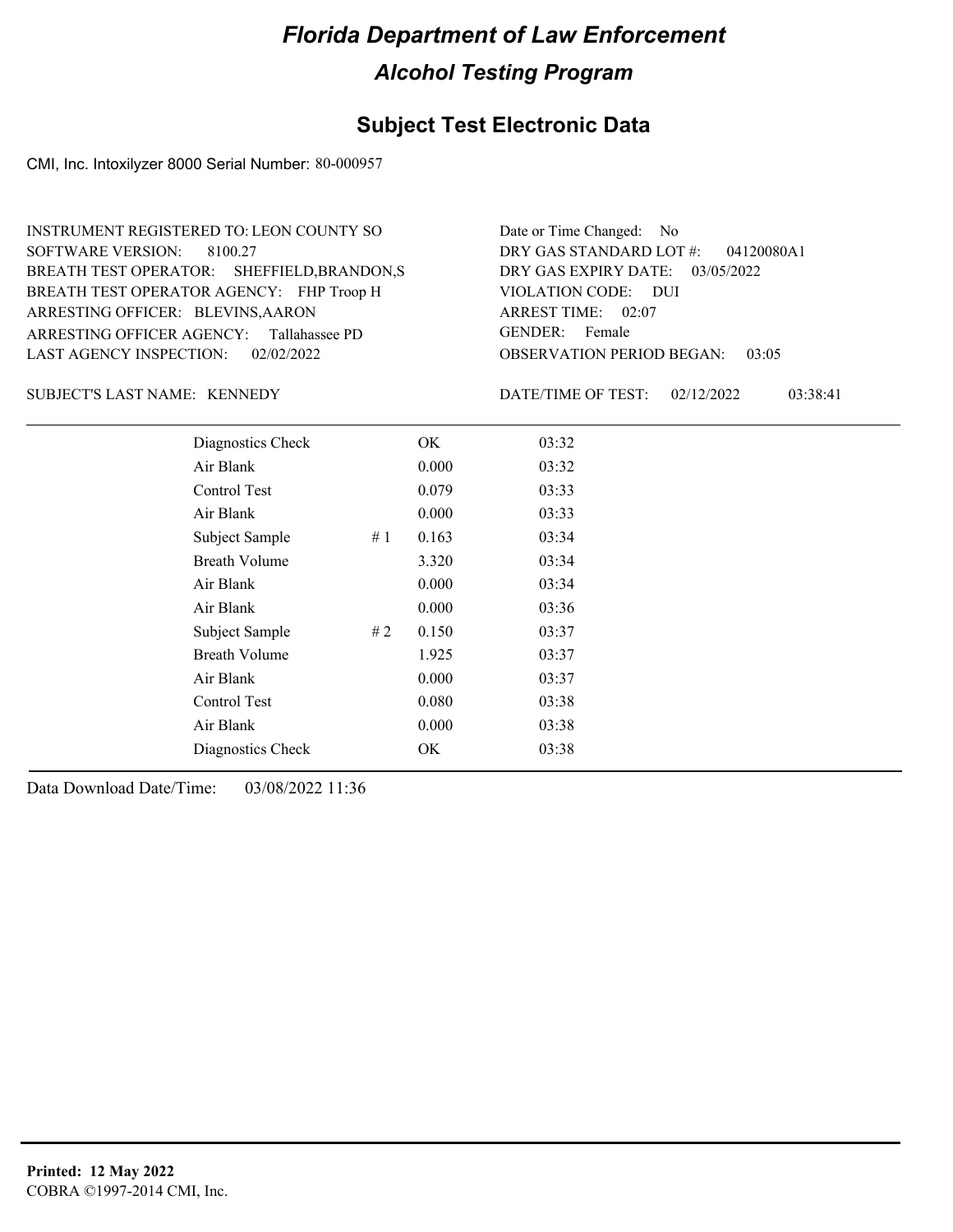# Florida Department of Law Enforcement

## Alcohol Testing Program

### Subject Test Electronic Data

CMI, Inc. Intoxilyzer 8000 Serial Number: 80-000957

INSTRUMENT REGISTERED TO: LEON COUNTY SO
SOFTWARE VERSION: 8100.27
BREATH TEST OPERATOR: SHEFFIELD,BRANDON,S
BREATH TEST OPERATOR AGENCY: FHP Troop H
ARRESTING OFFICER: BLEVINS,AARON
ARRESTING OFFICER AGENCY: Tallahassee PD
LAST AGENCY INSPECTION: 02/02/2022

Date or Time Changed: No
DRY GAS STANDARD LOT #: 04120080A1
DRY GAS EXPIRY DATE: 03/05/2022
VIOLATION CODE: DUI
ARREST TIME: 02:07
GENDER: Female
OBSERVATION PERIOD BEGAN: 03:05

SUBJECT'S LAST NAME: KENNEDY

DATE/TIME OF TEST: 02/12/2022 03:38:41

| | | | |
|---|---|---|---|
| Diagnostics Check | | OK | 03:32 |
| Air Blank | | 0.000 | 03:32 |
| Control Test | | 0.079 | 03:33 |
| Air Blank | | 0.000 | 03:33 |
| Subject Sample | # 1 | 0.163 | 03:34 |
| Breath Volume | | 3.320 | 03:34 |
| Air Blank | | 0.000 | 03:34 |
| Air Blank | | 0.000 | 03:36 |
| Subject Sample | # 2 | 0.150 | 03:37 |
| Breath Volume | | 1.925 | 03:37 |
| Air Blank | | 0.000 | 03:37 |
| Control Test | | 0.080 | 03:38 |
| Air Blank | | 0.000 | 03:38 |
| Diagnostics Check | | OK | 03:38 |

Data Download Date/Time: 03/08/2022 11:36

**Printed: 12 May 2022**
COBRA ©1997-2014 CMI, Inc.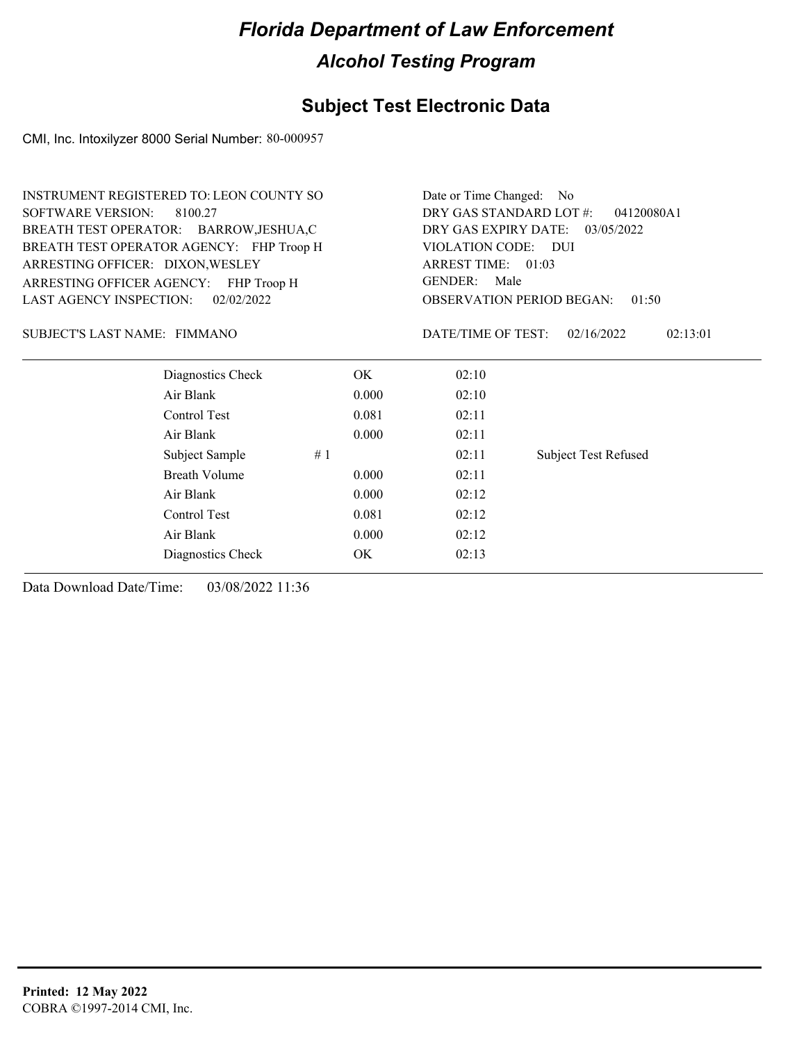# Florida Department of Law Enforcement

## Alcohol Testing Program

### Subject Test Electronic Data

CMI, Inc. Intoxilyzer 8000 Serial Number: 80-000957

INSTRUMENT REGISTERED TO: LEON COUNTY SO
SOFTWARE VERSION: 8100.27
BREATH TEST OPERATOR: BARROW,JESHUA,C
BREATH TEST OPERATOR AGENCY: FHP Troop H
ARRESTING OFFICER: DIXON,WESLEY
ARRESTING OFFICER AGENCY: FHP Troop H
LAST AGENCY INSPECTION: 02/02/2022

Date or Time Changed: No
DRY GAS STANDARD LOT #: 04120080A1
DRY GAS EXPIRY DATE: 03/05/2022
VIOLATION CODE: DUI
ARREST TIME: 01:03
GENDER: Male
OBSERVATION PERIOD BEGAN: 01:50

SUBJECT'S LAST NAME: FIMMANO

DATE/TIME OF TEST: 02/16/2022 02:13:01

| | | | | |
|---|---|---|---|---|
| Diagnostics Check | | OK | 02:10 | |
| Air Blank | | 0.000 | 02:10 | |
| Control Test | | 0.081 | 02:11 | |
| Air Blank | | 0.000 | 02:11 | |
| Subject Sample | # 1 | | 02:11 | Subject Test Refused |
| Breath Volume | | 0.000 | 02:11 | |
| Air Blank | | 0.000 | 02:12 | |
| Control Test | | 0.081 | 02:12 | |
| Air Blank | | 0.000 | 02:12 | |
| Diagnostics Check | | OK | 02:13 | |

Data Download Date/Time: 03/08/2022 11:36

**Printed: 12 May 2022**
COBRA ©1997-2014 CMI, Inc.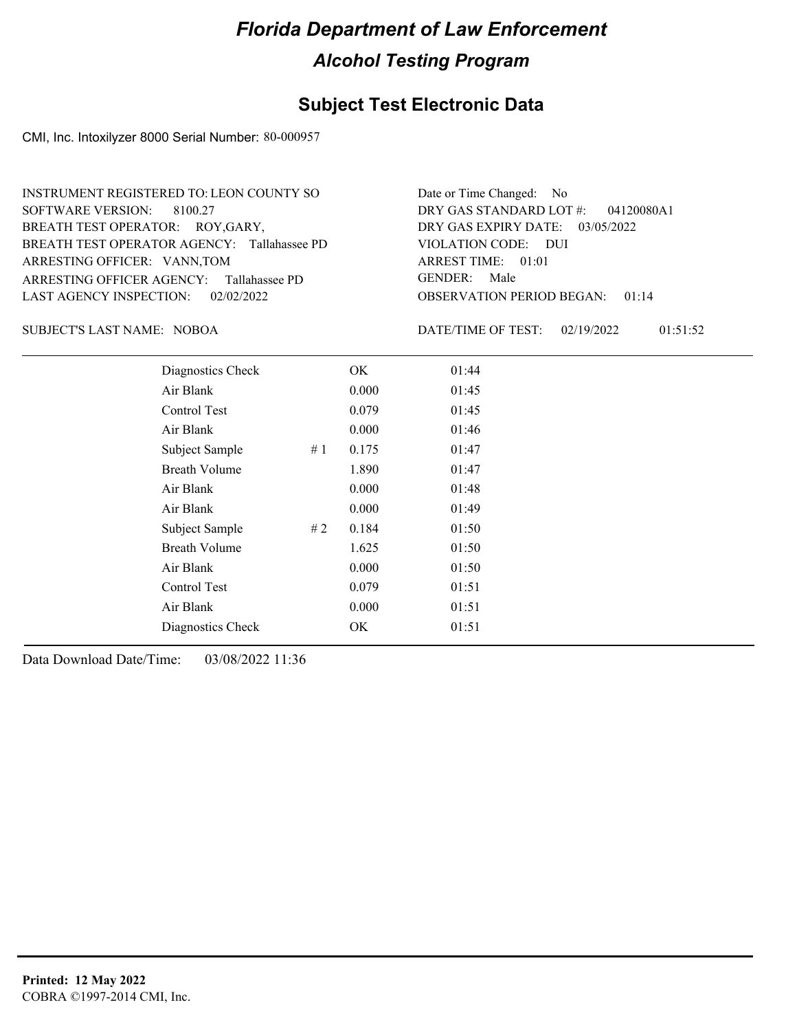# Florida Department of Law Enforcement

## Alcohol Testing Program

### Subject Test Electronic Data

CMI, Inc. Intoxilyzer 8000 Serial Number: 80-000957

INSTRUMENT REGISTERED TO: LEON COUNTY SO
SOFTWARE VERSION: 8100.27
BREATH TEST OPERATOR: ROY,GARY,
BREATH TEST OPERATOR AGENCY: Tallahassee PD
ARRESTING OFFICER: VANN,TOM
ARRESTING OFFICER AGENCY: Tallahassee PD
LAST AGENCY INSPECTION: 02/02/2022

Date or Time Changed: No
DRY GAS STANDARD LOT #: 04120080A1
DRY GAS EXPIRY DATE: 03/05/2022
VIOLATION CODE: DUI
ARREST TIME: 01:01
GENDER: Male
OBSERVATION PERIOD BEGAN: 01:14

SUBJECT'S LAST NAME: NOBOA

DATE/TIME OF TEST: 02/19/2022 01:51:52

| | | | |
|---|---|---|---|
| Diagnostics Check | | OK | 01:44 |
| Air Blank | | 0.000 | 01:45 |
| Control Test | | 0.079 | 01:45 |
| Air Blank | | 0.000 | 01:46 |
| Subject Sample | # 1 | 0.175 | 01:47 |
| Breath Volume | | 1.890 | 01:47 |
| Air Blank | | 0.000 | 01:48 |
| Air Blank | | 0.000 | 01:49 |
| Subject Sample | # 2 | 0.184 | 01:50 |
| Breath Volume | | 1.625 | 01:50 |
| Air Blank | | 0.000 | 01:50 |
| Control Test | | 0.079 | 01:51 |
| Air Blank | | 0.000 | 01:51 |
| Diagnostics Check | | OK | 01:51 |

Data Download Date/Time: 03/08/2022 11:36

**Printed: 12 May 2022**
COBRA ©1997-2014 CMI, Inc.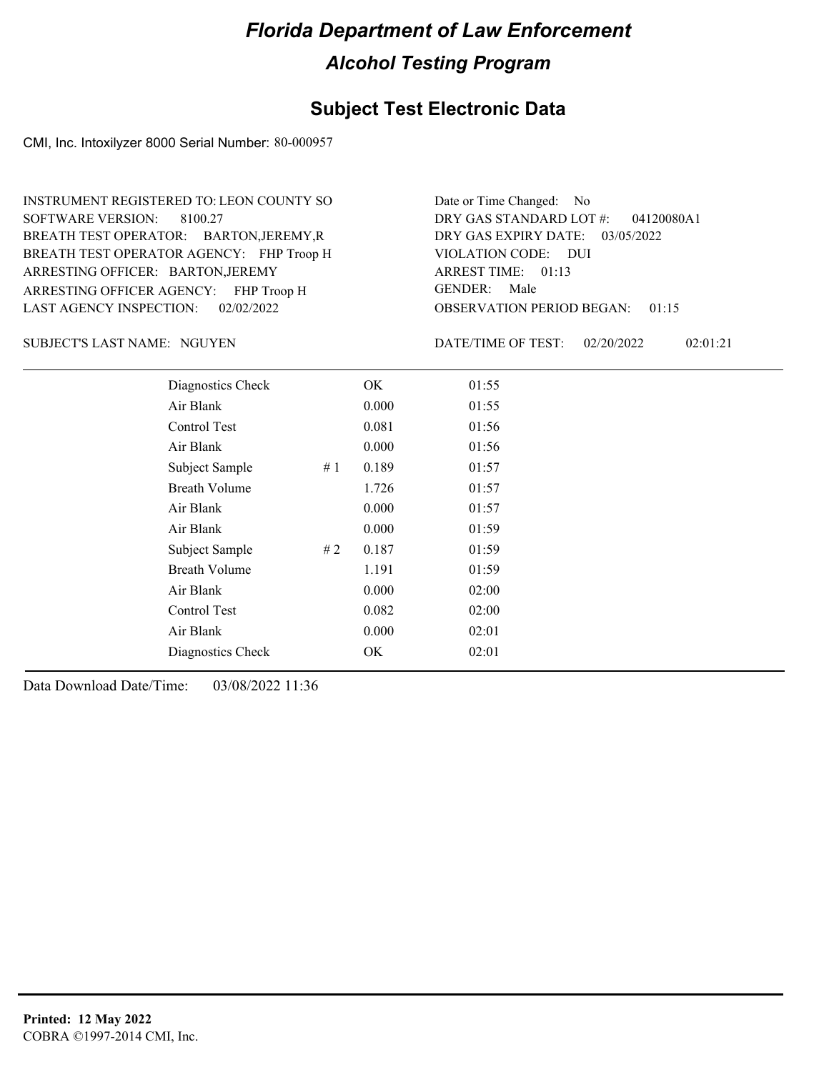# Florida Department of Law Enforcement

## Alcohol Testing Program

## Subject Test Electronic Data

CMI, Inc. Intoxilyzer 8000 Serial Number: 80-000957

INSTRUMENT REGISTERED TO: LEON COUNTY SO
SOFTWARE VERSION: 8100.27
BREATH TEST OPERATOR: BARTON,JEREMY,R
BREATH TEST OPERATOR AGENCY: FHP Troop H
ARRESTING OFFICER: BARTON,JEREMY
ARRESTING OFFICER AGENCY: FHP Troop H
LAST AGENCY INSPECTION: 02/02/2022

Date or Time Changed: No
DRY GAS STANDARD LOT #: 04120080A1
DRY GAS EXPIRY DATE: 03/05/2022
VIOLATION CODE: DUI
ARREST TIME: 01:13
GENDER: Male
OBSERVATION PERIOD BEGAN: 01:15

SUBJECT'S LAST NAME: NGUYEN

DATE/TIME OF TEST: 02/20/2022 02:01:21

| | | | |
|---|---|---|---|
| Diagnostics Check | | OK | 01:55 |
| Air Blank | | 0.000 | 01:55 |
| Control Test | | 0.081 | 01:56 |
| Air Blank | | 0.000 | 01:56 |
| Subject Sample | # 1 | 0.189 | 01:57 |
| Breath Volume | | 1.726 | 01:57 |
| Air Blank | | 0.000 | 01:57 |
| Air Blank | | 0.000 | 01:59 |
| Subject Sample | # 2 | 0.187 | 01:59 |
| Breath Volume | | 1.191 | 01:59 |
| Air Blank | | 0.000 | 02:00 |
| Control Test | | 0.082 | 02:00 |
| Air Blank | | 0.000 | 02:01 |
| Diagnostics Check | | OK | 02:01 |

Data Download Date/Time: 03/08/2022 11:36

**Printed: 12 May 2022**
COBRA ©1997-2014 CMI, Inc.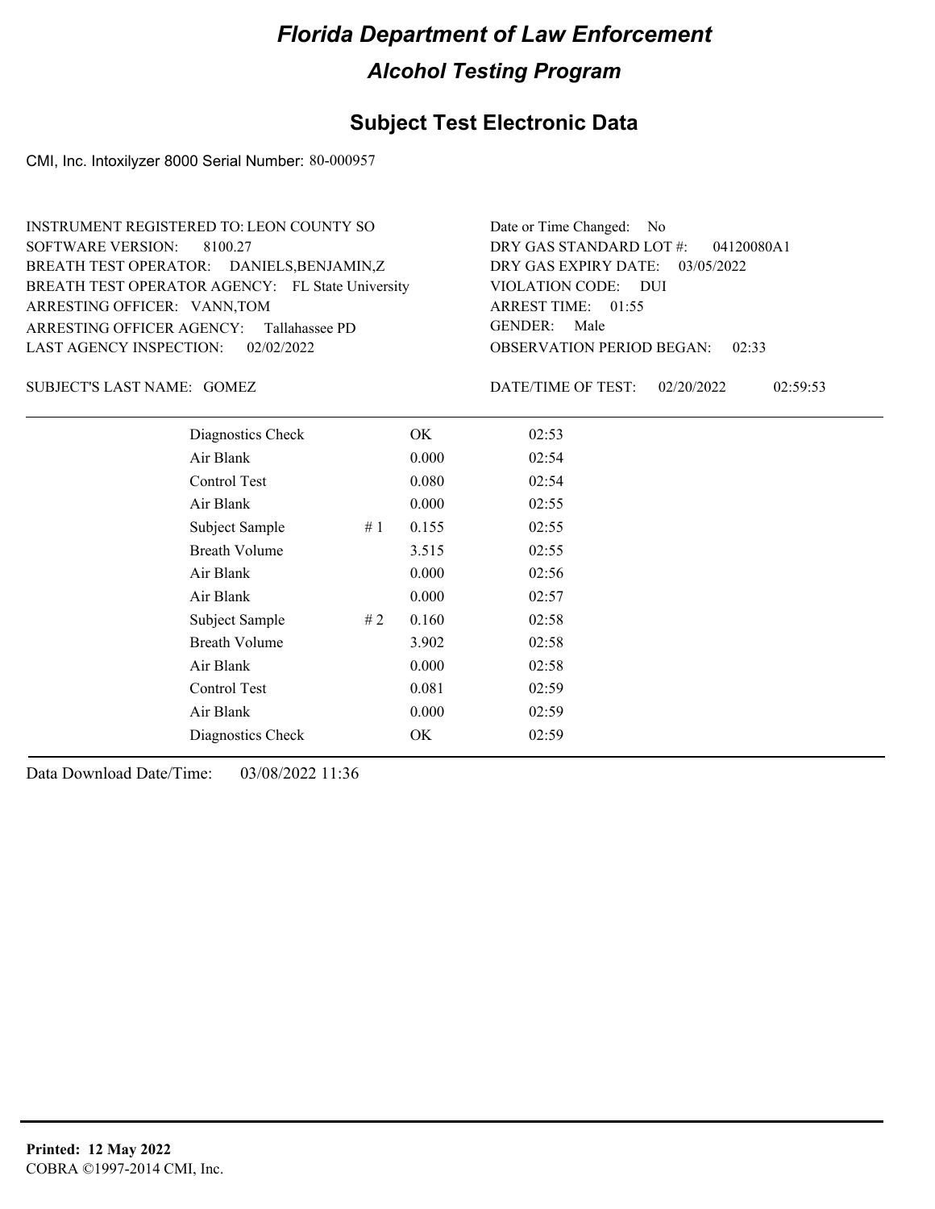# Florida Department of Law Enforcement

## Alcohol Testing Program

### Subject Test Electronic Data

CMI, Inc. Intoxilyzer 8000 Serial Number: 80-000957

INSTRUMENT REGISTERED TO: LEON COUNTY SO
SOFTWARE VERSION: 8100.27
BREATH TEST OPERATOR: DANIELS,BENJAMIN,Z
BREATH TEST OPERATOR AGENCY: FL State University
ARRESTING OFFICER: VANN,TOM
ARRESTING OFFICER AGENCY: Tallahassee PD
LAST AGENCY INSPECTION: 02/02/2022

Date or Time Changed: No
DRY GAS STANDARD LOT #: 04120080A1
DRY GAS EXPIRY DATE: 03/05/2022
VIOLATION CODE: DUI
ARREST TIME: 01:55
GENDER: Male
OBSERVATION PERIOD BEGAN: 02:33

SUBJECT'S LAST NAME: GOMEZ

DATE/TIME OF TEST: 02/20/2022 02:59:53

| | | | |
|---|---|---|---|
| Diagnostics Check | | OK | 02:53 |
| Air Blank | | 0.000 | 02:54 |
| Control Test | | 0.080 | 02:54 |
| Air Blank | | 0.000 | 02:55 |
| Subject Sample | # 1 | 0.155 | 02:55 |
| Breath Volume | | 3.515 | 02:55 |
| Air Blank | | 0.000 | 02:56 |
| Air Blank | | 0.000 | 02:57 |
| Subject Sample | # 2 | 0.160 | 02:58 |
| Breath Volume | | 3.902 | 02:58 |
| Air Blank | | 0.000 | 02:58 |
| Control Test | | 0.081 | 02:59 |
| Air Blank | | 0.000 | 02:59 |
| Diagnostics Check | | OK | 02:59 |

Data Download Date/Time: 03/08/2022 11:36

**Printed: 12 May 2022**
COBRA ©1997-2014 CMI, Inc.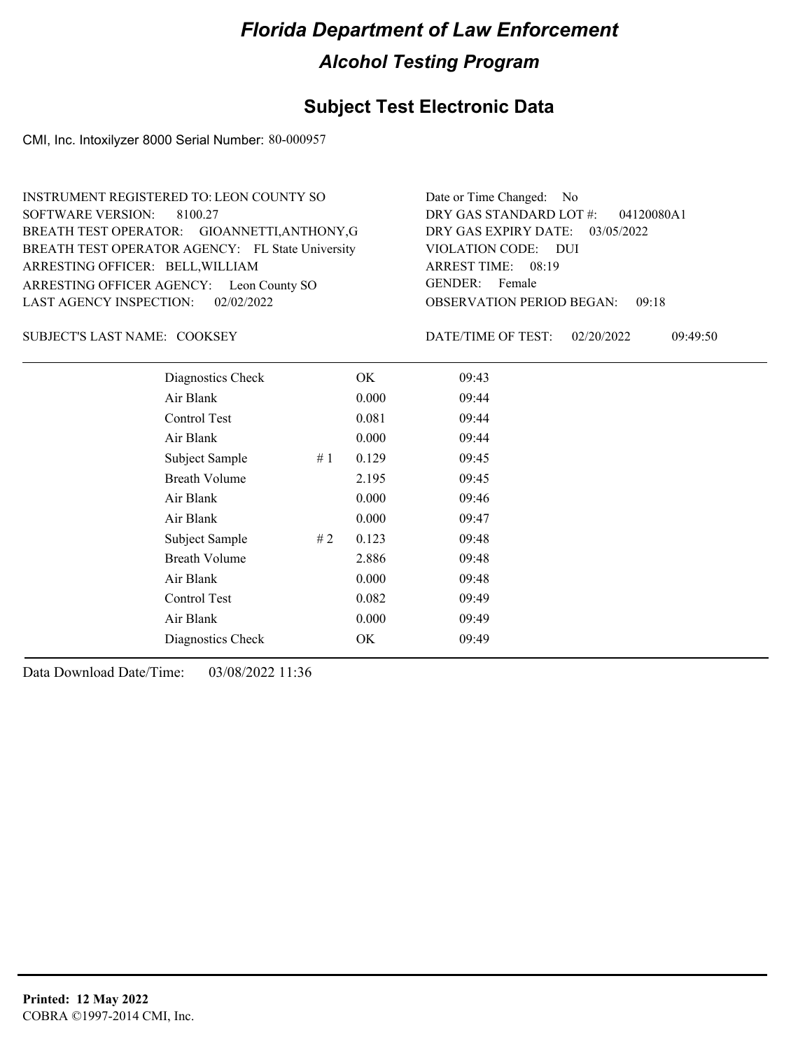# Florida Department of Law Enforcement

## Alcohol Testing Program

### Subject Test Electronic Data

CMI, Inc. Intoxilyzer 8000 Serial Number: 80-000957

INSTRUMENT REGISTERED TO: LEON COUNTY SO
SOFTWARE VERSION: 8100.27
BREATH TEST OPERATOR: GIOANNETTI,ANTHONY,G
BREATH TEST OPERATOR AGENCY: FL State University
ARRESTING OFFICER: BELL,WILLIAM
ARRESTING OFFICER AGENCY: Leon County SO
LAST AGENCY INSPECTION: 02/02/2022

Date or Time Changed: No
DRY GAS STANDARD LOT #: 04120080A1
DRY GAS EXPIRY DATE: 03/05/2022
VIOLATION CODE: DUI
ARREST TIME: 08:19
GENDER: Female
OBSERVATION PERIOD BEGAN: 09:18

SUBJECT'S LAST NAME: COOKSEY

DATE/TIME OF TEST: 02/20/2022 09:49:50

| | | | |
|---|---|---|---|
| Diagnostics Check | | OK | 09:43 |
| Air Blank | | 0.000 | 09:44 |
| Control Test | | 0.081 | 09:44 |
| Air Blank | | 0.000 | 09:44 |
| Subject Sample | # 1 | 0.129 | 09:45 |
| Breath Volume | | 2.195 | 09:45 |
| Air Blank | | 0.000 | 09:46 |
| Air Blank | | 0.000 | 09:47 |
| Subject Sample | # 2 | 0.123 | 09:48 |
| Breath Volume | | 2.886 | 09:48 |
| Air Blank | | 0.000 | 09:48 |
| Control Test | | 0.082 | 09:49 |
| Air Blank | | 0.000 | 09:49 |
| Diagnostics Check | | OK | 09:49 |

Data Download Date/Time: 03/08/2022 11:36

**Printed: 12 May 2022**
COBRA ©1997-2014 CMI, Inc.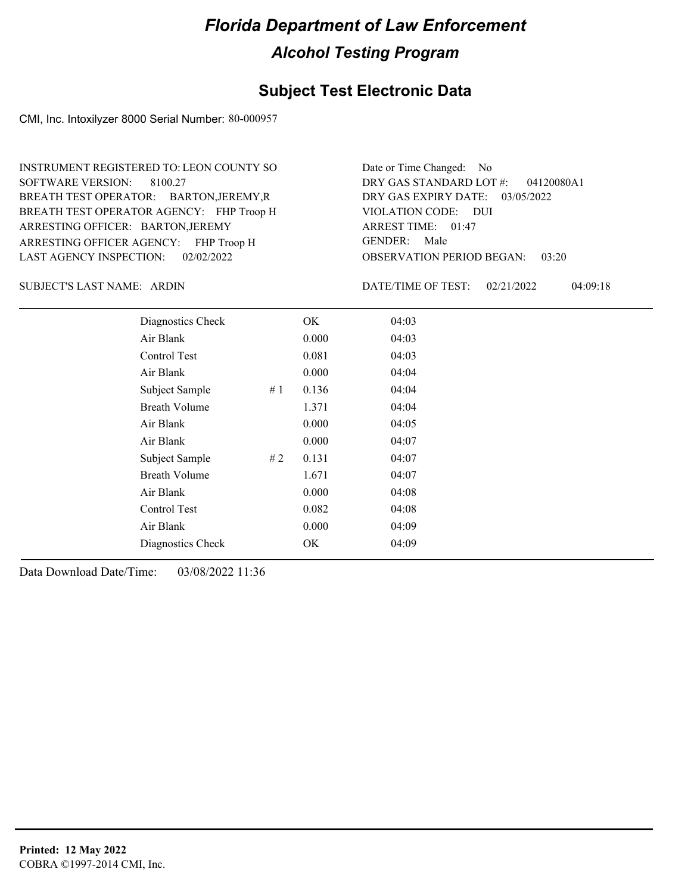# Florida Department of Law Enforcement

## Alcohol Testing Program

### Subject Test Electronic Data

CMI, Inc. Intoxilyzer 8000 Serial Number: 80-000957

INSTRUMENT REGISTERED TO: LEON COUNTY SO
SOFTWARE VERSION: 8100.27
BREATH TEST OPERATOR: BARTON,JEREMY,R
BREATH TEST OPERATOR AGENCY: FHP Troop H
ARRESTING OFFICER: BARTON,JEREMY
ARRESTING OFFICER AGENCY: FHP Troop H
LAST AGENCY INSPECTION: 02/02/2022

Date or Time Changed: No
DRY GAS STANDARD LOT #: 04120080A1
DRY GAS EXPIRY DATE: 03/05/2022
VIOLATION CODE: DUI
ARREST TIME: 01:47
GENDER: Male
OBSERVATION PERIOD BEGAN: 03:20

SUBJECT'S LAST NAME: ARDIN

DATE/TIME OF TEST: 02/21/2022 04:09:18

| | | | |
|---|---|---|---|
| Diagnostics Check | | OK | 04:03 |
| Air Blank | | 0.000 | 04:03 |
| Control Test | | 0.081 | 04:03 |
| Air Blank | | 0.000 | 04:04 |
| Subject Sample | # 1 | 0.136 | 04:04 |
| Breath Volume | | 1.371 | 04:04 |
| Air Blank | | 0.000 | 04:05 |
| Air Blank | | 0.000 | 04:07 |
| Subject Sample | # 2 | 0.131 | 04:07 |
| Breath Volume | | 1.671 | 04:07 |
| Air Blank | | 0.000 | 04:08 |
| Control Test | | 0.082 | 04:08 |
| Air Blank | | 0.000 | 04:09 |
| Diagnostics Check | | OK | 04:09 |

Data Download Date/Time: 03/08/2022 11:36

**Printed: 12 May 2022**
COBRA ©1997-2014 CMI, Inc.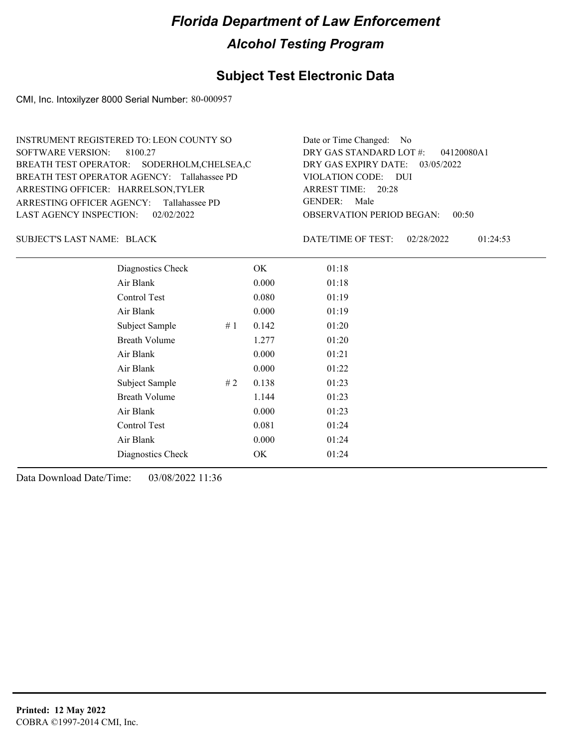# Florida Department of Law Enforcement

## Alcohol Testing Program

## Subject Test Electronic Data

CMI, Inc. Intoxilyzer 8000 Serial Number: 80-000957

INSTRUMENT REGISTERED TO: LEON COUNTY SO
SOFTWARE VERSION: 8100.27
BREATH TEST OPERATOR: SODERHOLM,CHELSEA,C
BREATH TEST OPERATOR AGENCY: Tallahassee PD
ARRESTING OFFICER: HARRELSON,TYLER
ARRESTING OFFICER AGENCY: Tallahassee PD
LAST AGENCY INSPECTION: 02/02/2022

Date or Time Changed: No
DRY GAS STANDARD LOT #: 04120080A1
DRY GAS EXPIRY DATE: 03/05/2022
VIOLATION CODE: DUI
ARREST TIME: 20:28
GENDER: Male
OBSERVATION PERIOD BEGAN: 00:50

SUBJECT'S LAST NAME: BLACK

DATE/TIME OF TEST: 02/28/2022 01:24:53

| | | | |
|---|---|---|---|
| Diagnostics Check | | OK | 01:18 |
| Air Blank | | 0.000 | 01:18 |
| Control Test | | 0.080 | 01:19 |
| Air Blank | | 0.000 | 01:19 |
| Subject Sample | # 1 | 0.142 | 01:20 |
| Breath Volume | | 1.277 | 01:20 |
| Air Blank | | 0.000 | 01:21 |
| Air Blank | | 0.000 | 01:22 |
| Subject Sample | # 2 | 0.138 | 01:23 |
| Breath Volume | | 1.144 | 01:23 |
| Air Blank | | 0.000 | 01:23 |
| Control Test | | 0.081 | 01:24 |
| Air Blank | | 0.000 | 01:24 |
| Diagnostics Check | | OK | 01:24 |

Data Download Date/Time: 03/08/2022 11:36

**Printed: 12 May 2022**
COBRA ©1997-2014 CMI, Inc.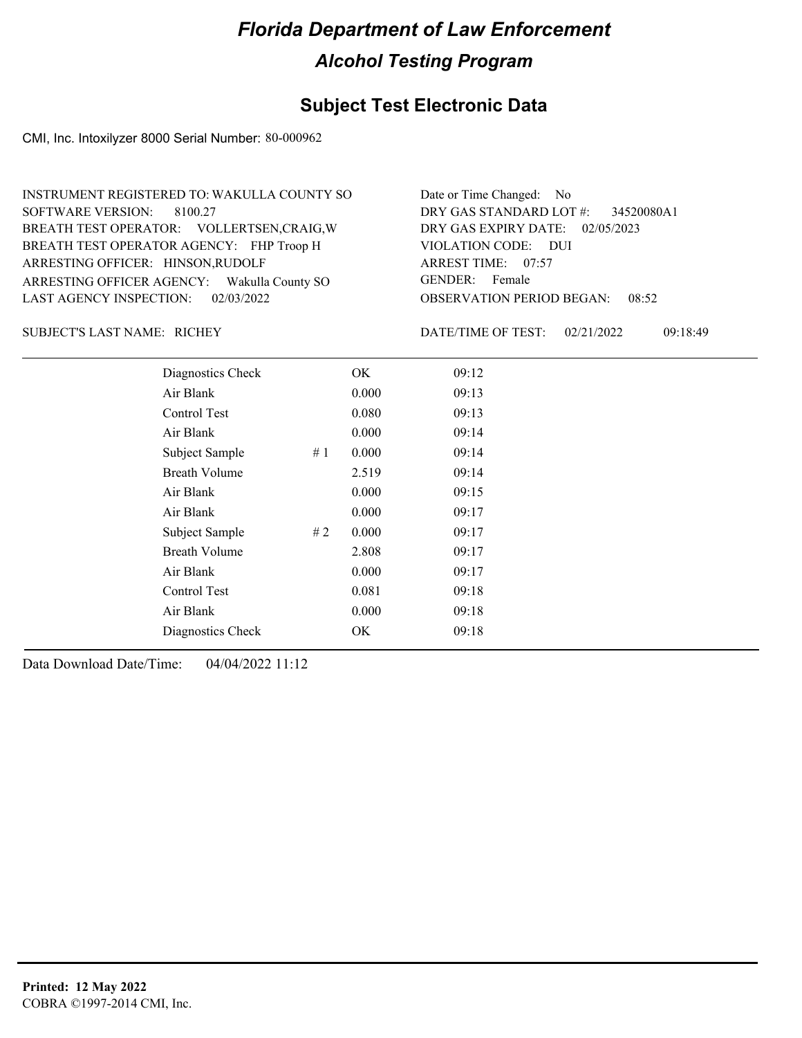# Florida Department of Law Enforcement

## Alcohol Testing Program

### Subject Test Electronic Data

CMI, Inc. Intoxilyzer 8000 Serial Number: 80-000962

INSTRUMENT REGISTERED TO: WAKULLA COUNTY SO
SOFTWARE VERSION: 8100.27
BREATH TEST OPERATOR: VOLLERTSEN,CRAIG,W
BREATH TEST OPERATOR AGENCY: FHP Troop H
ARRESTING OFFICER: HINSON,RUDOLF
ARRESTING OFFICER AGENCY: Wakulla County SO
LAST AGENCY INSPECTION: 02/03/2022

Date or Time Changed: No
DRY GAS STANDARD LOT #: 34520080A1
DRY GAS EXPIRY DATE: 02/05/2023
VIOLATION CODE: DUI
ARREST TIME: 07:57
GENDER: Female
OBSERVATION PERIOD BEGAN: 08:52

SUBJECT'S LAST NAME: RICHEY

DATE/TIME OF TEST: 02/21/2022 09:18:49

| | | | |
|---|---|---|---|
| Diagnostics Check | | OK | 09:12 |
| Air Blank | | 0.000 | 09:13 |
| Control Test | | 0.080 | 09:13 |
| Air Blank | | 0.000 | 09:14 |
| Subject Sample | # 1 | 0.000 | 09:14 |
| Breath Volume | | 2.519 | 09:14 |
| Air Blank | | 0.000 | 09:15 |
| Air Blank | | 0.000 | 09:17 |
| Subject Sample | # 2 | 0.000 | 09:17 |
| Breath Volume | | 2.808 | 09:17 |
| Air Blank | | 0.000 | 09:17 |
| Control Test | | 0.081 | 09:18 |
| Air Blank | | 0.000 | 09:18 |
| Diagnostics Check | | OK | 09:18 |

Data Download Date/Time: 04/04/2022 11:12

**Printed: 12 May 2022**
COBRA ©1997-2014 CMI, Inc.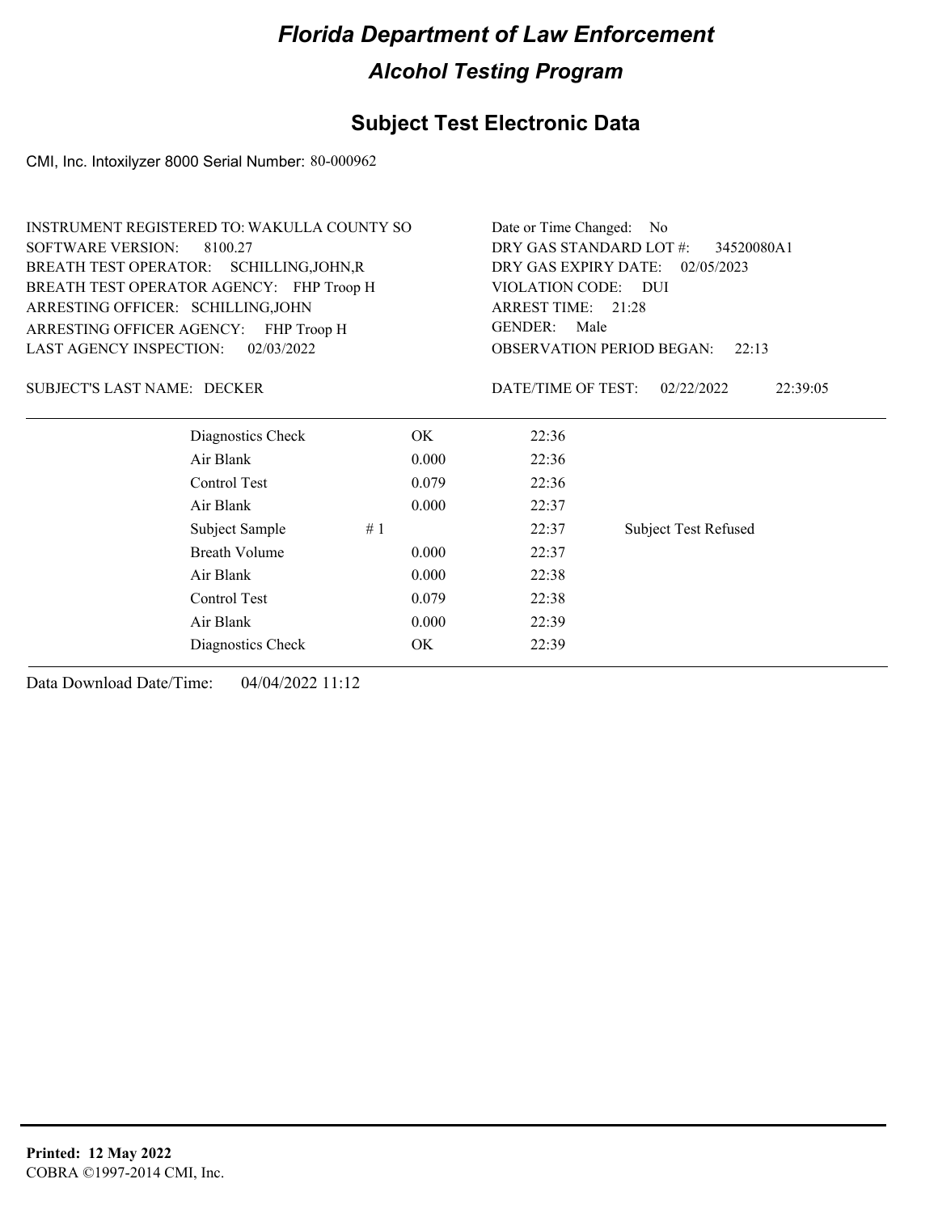# Florida Department of Law Enforcement

## Alcohol Testing Program

### Subject Test Electronic Data

CMI, Inc. Intoxilyzer 8000 Serial Number: 80-000962

INSTRUMENT REGISTERED TO: WAKULLA COUNTY SO
SOFTWARE VERSION: 8100.27
BREATH TEST OPERATOR: SCHILLING,JOHN,R
BREATH TEST OPERATOR AGENCY: FHP Troop H
ARRESTING OFFICER: SCHILLING,JOHN
ARRESTING OFFICER AGENCY: FHP Troop H
LAST AGENCY INSPECTION: 02/03/2022

Date or Time Changed: No
DRY GAS STANDARD LOT #: 34520080A1
DRY GAS EXPIRY DATE: 02/05/2023
VIOLATION CODE: DUI
ARREST TIME: 21:28
GENDER: Male
OBSERVATION PERIOD BEGAN: 22:13

SUBJECT'S LAST NAME: DECKER

DATE/TIME OF TEST: 02/22/2022 22:39:05

| | | | | |
|---|---|---|---|---|
| Diagnostics Check | | OK | 22:36 | |
| Air Blank | | 0.000 | 22:36 | |
| Control Test | | 0.079 | 22:36 | |
| Air Blank | | 0.000 | 22:37 | |
| Subject Sample | # 1 | | 22:37 | Subject Test Refused |
| Breath Volume | | 0.000 | 22:37 | |
| Air Blank | | 0.000 | 22:38 | |
| Control Test | | 0.079 | 22:38 | |
| Air Blank | | 0.000 | 22:39 | |
| Diagnostics Check | | OK | 22:39 | |

Data Download Date/Time: 04/04/2022 11:12

**Printed: 12 May 2022**
COBRA ©1997-2014 CMI, Inc.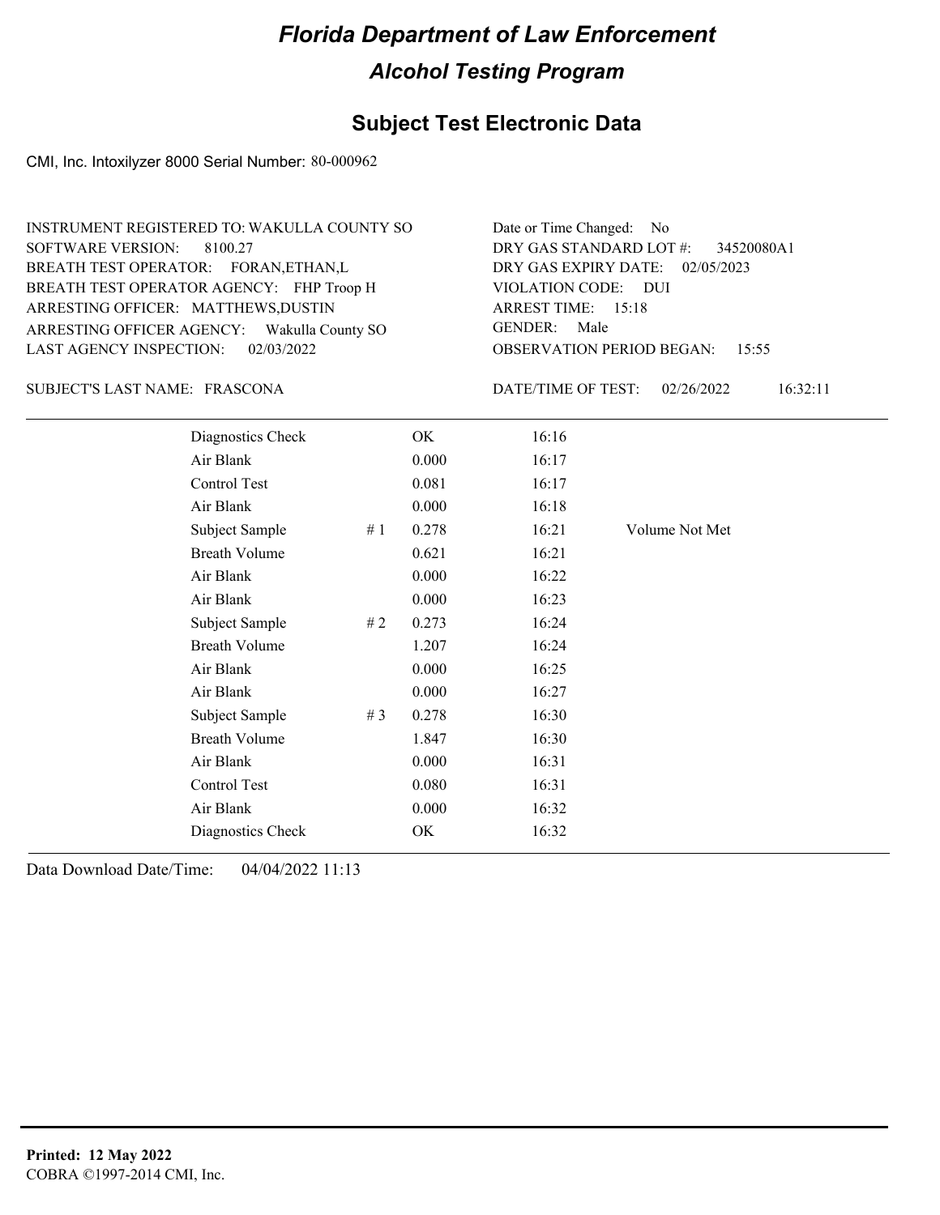# Florida Department of Law Enforcement

## Alcohol Testing Program

### Subject Test Electronic Data

CMI, Inc. Intoxilyzer 8000 Serial Number: 80-000962

INSTRUMENT REGISTERED TO: WAKULLA COUNTY SO
SOFTWARE VERSION: 8100.27
BREATH TEST OPERATOR: FORAN,ETHAN,L
BREATH TEST OPERATOR AGENCY: FHP Troop H
ARRESTING OFFICER: MATTHEWS,DUSTIN
ARRESTING OFFICER AGENCY: Wakulla County SO
LAST AGENCY INSPECTION: 02/03/2022

Date or Time Changed: No
DRY GAS STANDARD LOT #: 34520080A1
DRY GAS EXPIRY DATE: 02/05/2023
VIOLATION CODE: DUI
ARREST TIME: 15:18
GENDER: Male
OBSERVATION PERIOD BEGAN: 15:55

SUBJECT'S LAST NAME: FRASCONA

DATE/TIME OF TEST: 02/26/2022 16:32:11

| | | | | |
|---|---|---|---|---|
| Diagnostics Check | | OK | 16:16 | |
| Air Blank | | 0.000 | 16:17 | |
| Control Test | | 0.081 | 16:17 | |
| Air Blank | | 0.000 | 16:18 | |
| Subject Sample | # 1 | 0.278 | 16:21 | Volume Not Met |
| Breath Volume | | 0.621 | 16:21 | |
| Air Blank | | 0.000 | 16:22 | |
| Air Blank | | 0.000 | 16:23 | |
| Subject Sample | # 2 | 0.273 | 16:24 | |
| Breath Volume | | 1.207 | 16:24 | |
| Air Blank | | 0.000 | 16:25 | |
| Air Blank | | 0.000 | 16:27 | |
| Subject Sample | # 3 | 0.278 | 16:30 | |
| Breath Volume | | 1.847 | 16:30 | |
| Air Blank | | 0.000 | 16:31 | |
| Control Test | | 0.080 | 16:31 | |
| Air Blank | | 0.000 | 16:32 | |
| Diagnostics Check | | OK | 16:32 | |

Data Download Date/Time: 04/04/2022 11:13

**Printed: 12 May 2022**
COBRA ©1997-2014 CMI, Inc.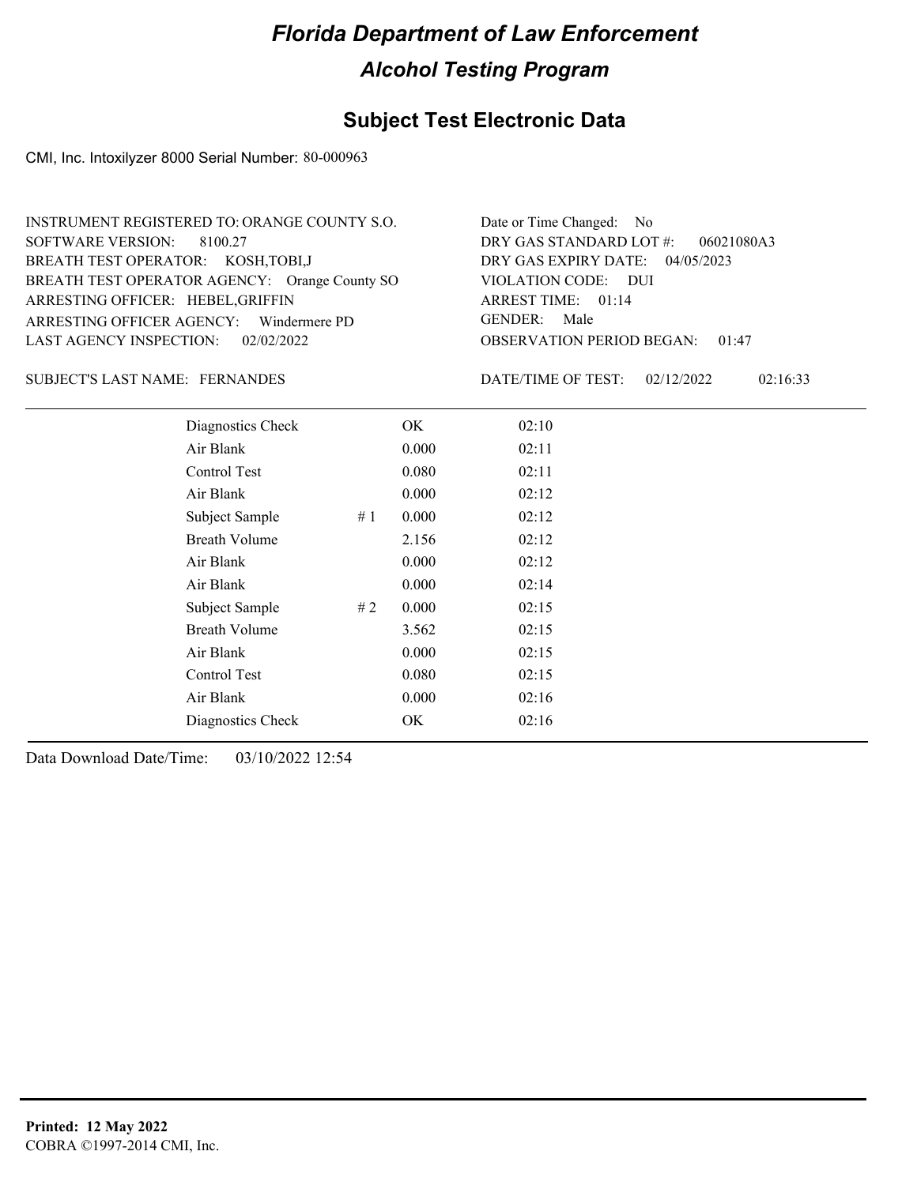# Florida Department of Law Enforcement

## Alcohol Testing Program

### Subject Test Electronic Data

CMI, Inc. Intoxilyzer 8000 Serial Number: 80-000963

INSTRUMENT REGISTERED TO: ORANGE COUNTY S.O.
SOFTWARE VERSION: 8100.27
BREATH TEST OPERATOR: KOSH,TOBI,J
BREATH TEST OPERATOR AGENCY: Orange County SO
ARRESTING OFFICER: HEBEL,GRIFFIN
ARRESTING OFFICER AGENCY: Windermere PD
LAST AGENCY INSPECTION: 02/02/2022

Date or Time Changed: No
DRY GAS STANDARD LOT #: 06021080A3
DRY GAS EXPIRY DATE: 04/05/2023
VIOLATION CODE: DUI
ARREST TIME: 01:14
GENDER: Male
OBSERVATION PERIOD BEGAN: 01:47

SUBJECT'S LAST NAME: FERNANDES

DATE/TIME OF TEST: 02/12/2022 02:16:33

| | | | |
|---|---|---|---|
| Diagnostics Check | | OK | 02:10 |
| Air Blank | | 0.000 | 02:11 |
| Control Test | | 0.080 | 02:11 |
| Air Blank | | 0.000 | 02:12 |
| Subject Sample | # 1 | 0.000 | 02:12 |
| Breath Volume | | 2.156 | 02:12 |
| Air Blank | | 0.000 | 02:12 |
| Air Blank | | 0.000 | 02:14 |
| Subject Sample | # 2 | 0.000 | 02:15 |
| Breath Volume | | 3.562 | 02:15 |
| Air Blank | | 0.000 | 02:15 |
| Control Test | | 0.080 | 02:15 |
| Air Blank | | 0.000 | 02:16 |
| Diagnostics Check | | OK | 02:16 |

Data Download Date/Time: 03/10/2022 12:54

**Printed: 12 May 2022**
COBRA ©1997-2014 CMI, Inc.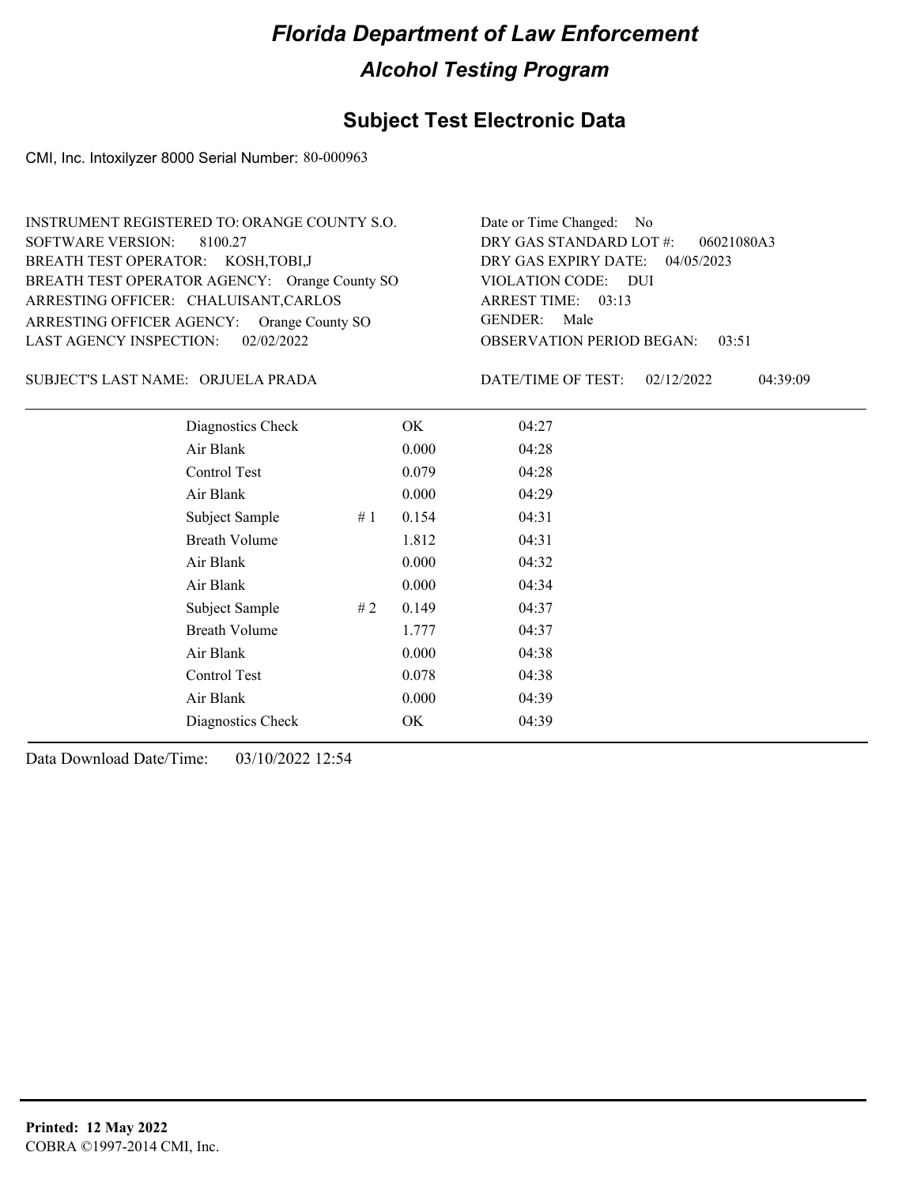# Florida Department of Law Enforcement

## Alcohol Testing Program

### Subject Test Electronic Data

CMI, Inc. Intoxilyzer 8000 Serial Number: 80-000963

INSTRUMENT REGISTERED TO: ORANGE COUNTY S.O.
SOFTWARE VERSION: 8100.27
BREATH TEST OPERATOR: KOSH,TOBI,J
BREATH TEST OPERATOR AGENCY: Orange County SO
ARRESTING OFFICER: CHALUISANT,CARLOS
ARRESTING OFFICER AGENCY: Orange County SO
LAST AGENCY INSPECTION: 02/02/2022

Date or Time Changed: No
DRY GAS STANDARD LOT #: 06021080A3
DRY GAS EXPIRY DATE: 04/05/2023
VIOLATION CODE: DUI
ARREST TIME: 03:13
GENDER: Male
OBSERVATION PERIOD BEGAN: 03:51

SUBJECT'S LAST NAME: ORJUELA PRADA

DATE/TIME OF TEST: 02/12/2022 04:39:09

| | | | |
|---|---|---|---|
| Diagnostics Check | | OK | 04:27 |
| Air Blank | | 0.000 | 04:28 |
| Control Test | | 0.079 | 04:28 |
| Air Blank | | 0.000 | 04:29 |
| Subject Sample | # 1 | 0.154 | 04:31 |
| Breath Volume | | 1.812 | 04:31 |
| Air Blank | | 0.000 | 04:32 |
| Air Blank | | 0.000 | 04:34 |
| Subject Sample | # 2 | 0.149 | 04:37 |
| Breath Volume | | 1.777 | 04:37 |
| Air Blank | | 0.000 | 04:38 |
| Control Test | | 0.078 | 04:38 |
| Air Blank | | 0.000 | 04:39 |
| Diagnostics Check | | OK | 04:39 |

Data Download Date/Time: 03/10/2022 12:54

**Printed: 12 May 2022**
COBRA ©1997-2014 CMI, Inc.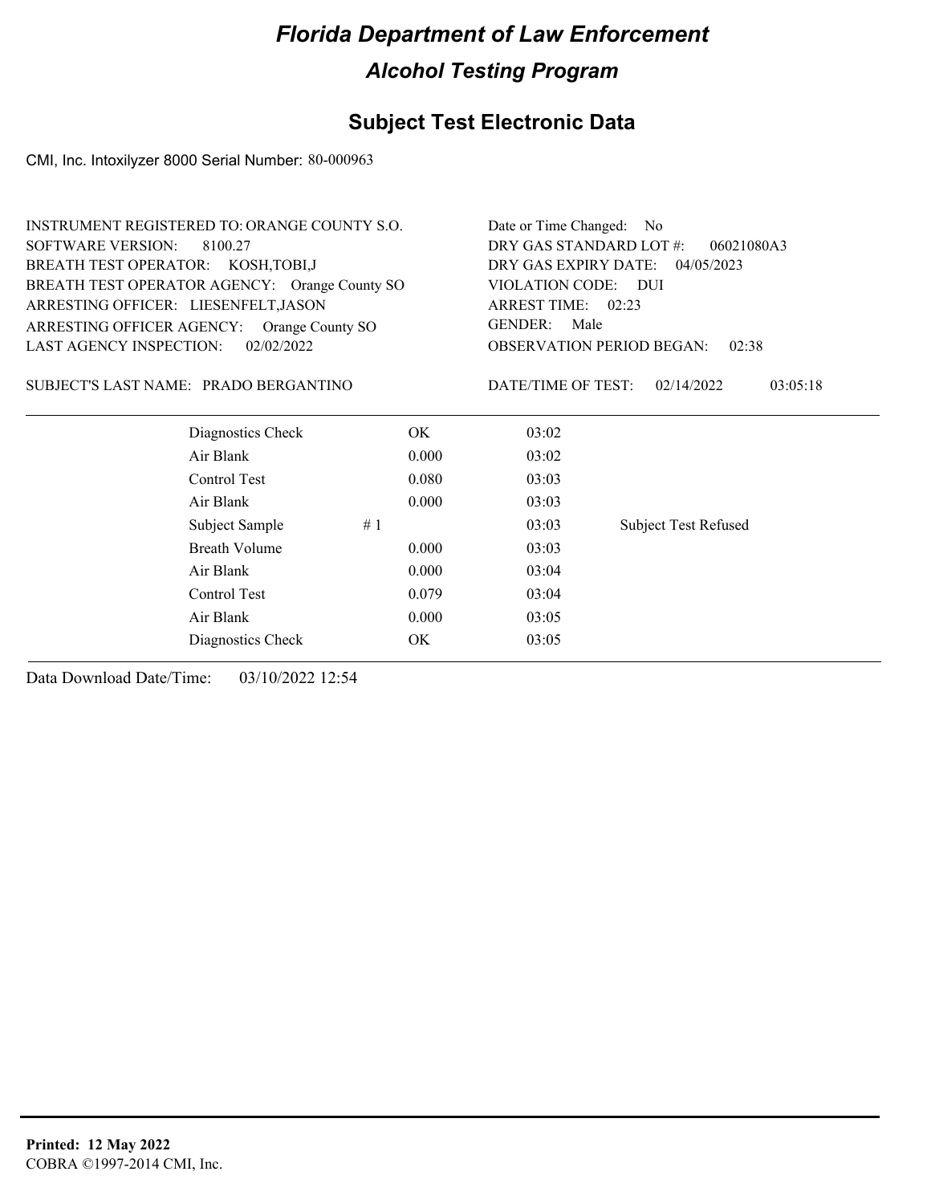# Florida Department of Law Enforcement

## Alcohol Testing Program

### Subject Test Electronic Data

CMI, Inc. Intoxilyzer 8000 Serial Number: 80-000963

INSTRUMENT REGISTERED TO: ORANGE COUNTY S.O.
SOFTWARE VERSION: 8100.27
BREATH TEST OPERATOR: KOSH,TOBI,J
BREATH TEST OPERATOR AGENCY: Orange County SO
ARRESTING OFFICER: LIESENFELT,JASON
ARRESTING OFFICER AGENCY: Orange County SO
LAST AGENCY INSPECTION: 02/02/2022

Date or Time Changed: No
DRY GAS STANDARD LOT #: 06021080A3
DRY GAS EXPIRY DATE: 04/05/2023
VIOLATION CODE: DUI
ARREST TIME: 02:23
GENDER: Male
OBSERVATION PERIOD BEGAN: 02:38

SUBJECT'S LAST NAME: PRADO BERGANTINO

DATE/TIME OF TEST: 02/14/2022 03:05:18

| | | | |
|---|---|---|---|
| Diagnostics Check | OK | 03:02 | |
| Air Blank | 0.000 | 03:02 | |
| Control Test | 0.080 | 03:03 | |
| Air Blank | 0.000 | 03:03 | |
| Subject Sample # 1 | | 03:03 | Subject Test Refused |
| Breath Volume | 0.000 | 03:03 | |
| Air Blank | 0.000 | 03:04 | |
| Control Test | 0.079 | 03:04 | |
| Air Blank | 0.000 | 03:05 | |
| Diagnostics Check | OK | 03:05 | |

Data Download Date/Time: 03/10/2022 12:54

**Printed: 12 May 2022**
COBRA ©1997-2014 CMI, Inc.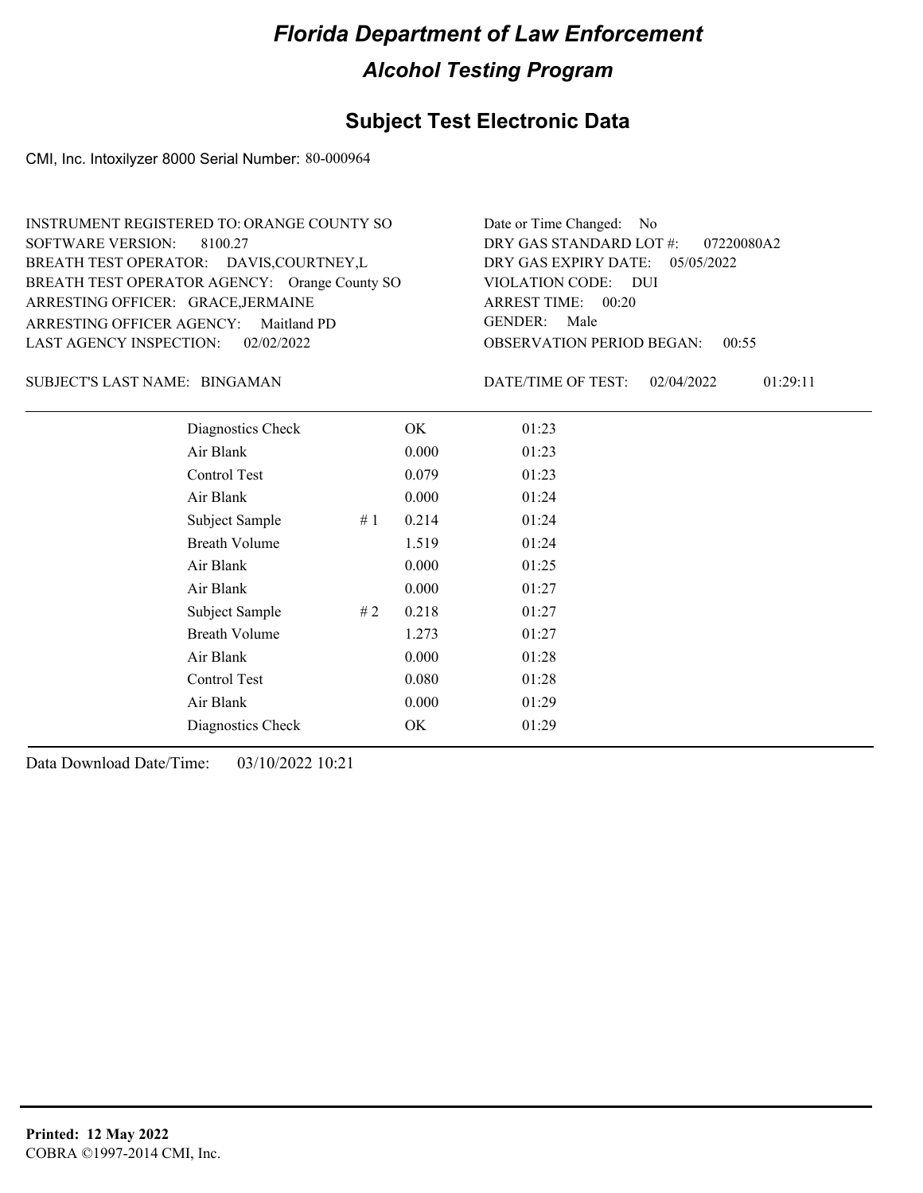# Florida Department of Law Enforcement

## Alcohol Testing Program

### Subject Test Electronic Data

CMI, Inc. Intoxilyzer 8000 Serial Number: 80-000964

INSTRUMENT REGISTERED TO: ORANGE COUNTY SO
SOFTWARE VERSION: 8100.27
BREATH TEST OPERATOR: DAVIS,COURTNEY,L
BREATH TEST OPERATOR AGENCY: Orange County SO
ARRESTING OFFICER: GRACE,JERMAINE
ARRESTING OFFICER AGENCY: Maitland PD
LAST AGENCY INSPECTION: 02/02/2022

Date or Time Changed: No
DRY GAS STANDARD LOT #: 07220080A2
DRY GAS EXPIRY DATE: 05/05/2022
VIOLATION CODE: DUI
ARREST TIME: 00:20
GENDER: Male
OBSERVATION PERIOD BEGAN: 00:55

SUBJECT'S LAST NAME: BINGAMAN

DATE/TIME OF TEST: 02/04/2022 01:29:11

| | | | |
|---|---|---|---|
| Diagnostics Check | | OK | 01:23 |
| Air Blank | | 0.000 | 01:23 |
| Control Test | | 0.079 | 01:23 |
| Air Blank | | 0.000 | 01:24 |
| Subject Sample | # 1 | 0.214 | 01:24 |
| Breath Volume | | 1.519 | 01:24 |
| Air Blank | | 0.000 | 01:25 |
| Air Blank | | 0.000 | 01:27 |
| Subject Sample | # 2 | 0.218 | 01:27 |
| Breath Volume | | 1.273 | 01:27 |
| Air Blank | | 0.000 | 01:28 |
| Control Test | | 0.080 | 01:28 |
| Air Blank | | 0.000 | 01:29 |
| Diagnostics Check | | OK | 01:29 |

Data Download Date/Time: 03/10/2022 10:21

**Printed: 12 May 2022**
COBRA ©1997-2014 CMI, Inc.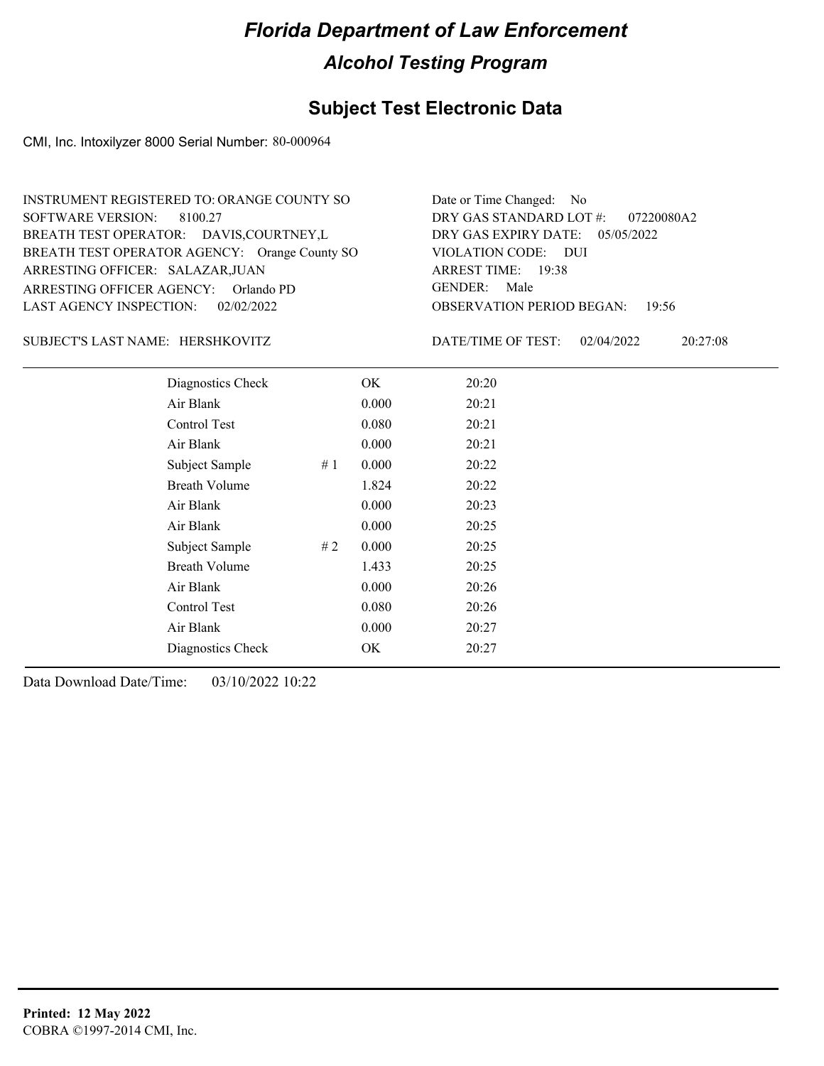# Florida Department of Law Enforcement

## Alcohol Testing Program

### Subject Test Electronic Data

CMI, Inc. Intoxilyzer 8000 Serial Number: 80-000964

INSTRUMENT REGISTERED TO: ORANGE COUNTY SO
SOFTWARE VERSION: 8100.27
BREATH TEST OPERATOR: DAVIS,COURTNEY,L
BREATH TEST OPERATOR AGENCY: Orange County SO
ARRESTING OFFICER: SALAZAR,JUAN
ARRESTING OFFICER AGENCY: Orlando PD
LAST AGENCY INSPECTION: 02/02/2022

Date or Time Changed: No
DRY GAS STANDARD LOT #: 07220080A2
DRY GAS EXPIRY DATE: 05/05/2022
VIOLATION CODE: DUI
ARREST TIME: 19:38
GENDER: Male
OBSERVATION PERIOD BEGAN: 19:56

SUBJECT'S LAST NAME: HERSHKOVITZ

DATE/TIME OF TEST: 02/04/2022 20:27:08

| | | | |
|---|---|---|---|
| Diagnostics Check | | OK | 20:20 |
| Air Blank | | 0.000 | 20:21 |
| Control Test | | 0.080 | 20:21 |
| Air Blank | | 0.000 | 20:21 |
| Subject Sample | # 1 | 0.000 | 20:22 |
| Breath Volume | | 1.824 | 20:22 |
| Air Blank | | 0.000 | 20:23 |
| Air Blank | | 0.000 | 20:25 |
| Subject Sample | # 2 | 0.000 | 20:25 |
| Breath Volume | | 1.433 | 20:25 |
| Air Blank | | 0.000 | 20:26 |
| Control Test | | 0.080 | 20:26 |
| Air Blank | | 0.000 | 20:27 |
| Diagnostics Check | | OK | 20:27 |

Data Download Date/Time: 03/10/2022 10:22

**Printed: 12 May 2022**
COBRA ©1997-2014 CMI, Inc.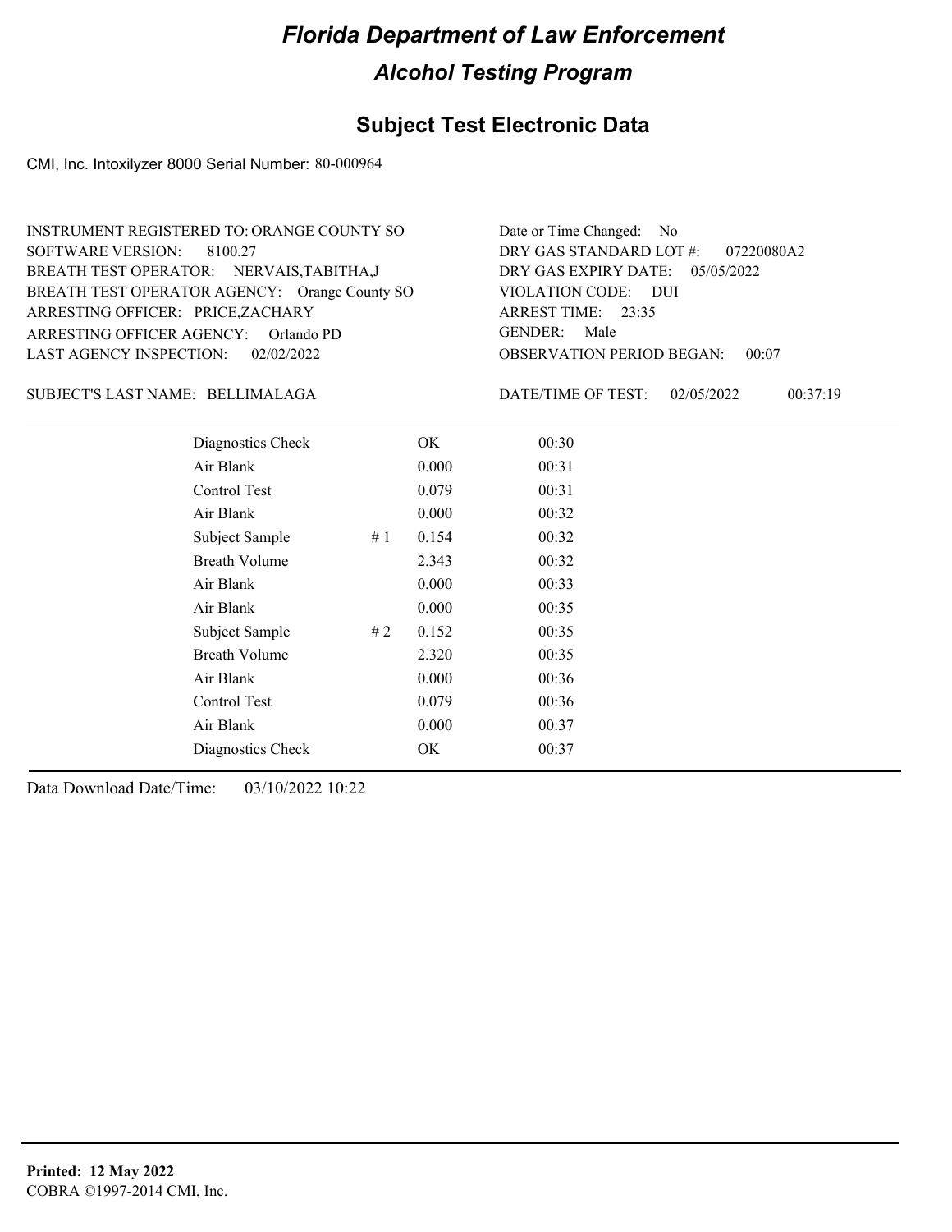# Florida Department of Law Enforcement

## Alcohol Testing Program

### Subject Test Electronic Data

CMI, Inc. Intoxilyzer 8000 Serial Number: 80-000964

INSTRUMENT REGISTERED TO: ORANGE COUNTY SO
SOFTWARE VERSION: 8100.27
BREATH TEST OPERATOR: NERVAIS,TABITHA,J
BREATH TEST OPERATOR AGENCY: Orange County SO
ARRESTING OFFICER: PRICE,ZACHARY
ARRESTING OFFICER AGENCY: Orlando PD
LAST AGENCY INSPECTION: 02/02/2022

Date or Time Changed: No
DRY GAS STANDARD LOT #: 07220080A2
DRY GAS EXPIRY DATE: 05/05/2022
VIOLATION CODE: DUI
ARREST TIME: 23:35
GENDER: Male
OBSERVATION PERIOD BEGAN: 00:07

SUBJECT'S LAST NAME: BELLIMALAGA

DATE/TIME OF TEST: 02/05/2022 00:37:19

| Test | # | Result | Time |
|---|---|---|---|
| Diagnostics Check | | OK | 00:30 |
| Air Blank | | 0.000 | 00:31 |
| Control Test | | 0.079 | 00:31 |
| Air Blank | | 0.000 | 00:32 |
| Subject Sample | # 1 | 0.154 | 00:32 |
| Breath Volume | | 2.343 | 00:32 |
| Air Blank | | 0.000 | 00:33 |
| Air Blank | | 0.000 | 00:35 |
| Subject Sample | # 2 | 0.152 | 00:35 |
| Breath Volume | | 2.320 | 00:35 |
| Air Blank | | 0.000 | 00:36 |
| Control Test | | 0.079 | 00:36 |
| Air Blank | | 0.000 | 00:37 |
| Diagnostics Check | | OK | 00:37 |

Data Download Date/Time: 03/10/2022 10:22

**Printed: 12 May 2022**
COBRA ©1997-2014 CMI, Inc.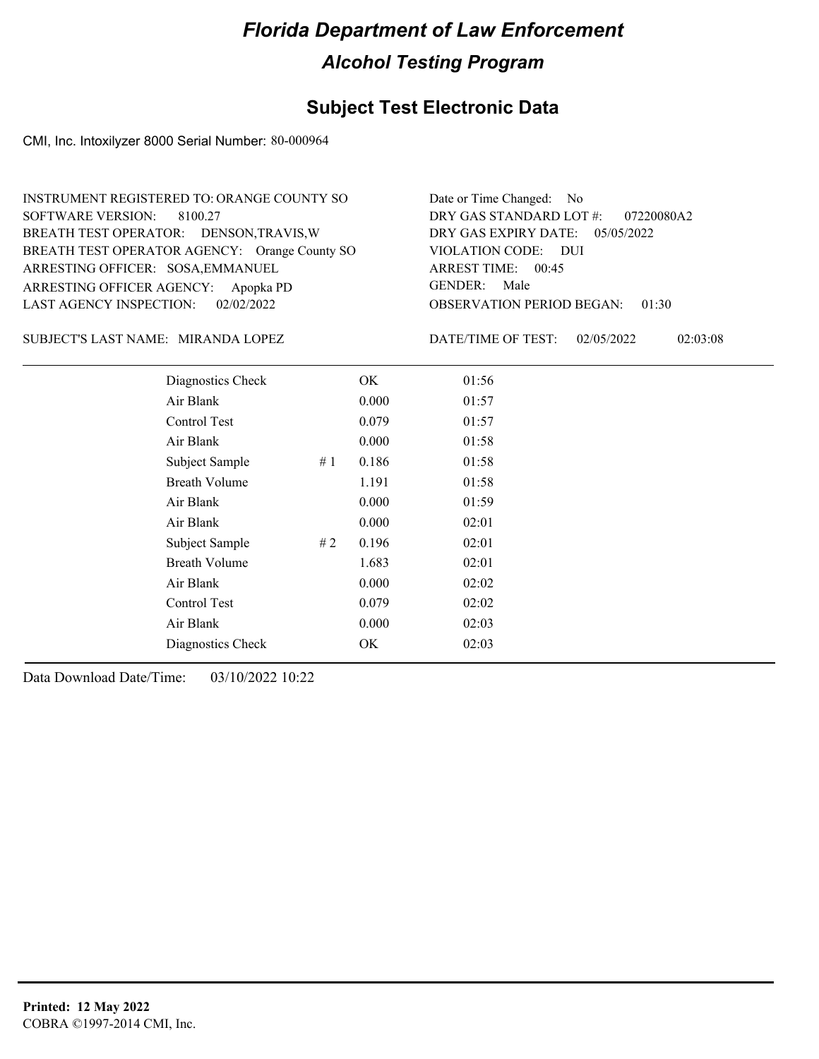# Florida Department of Law Enforcement

## Alcohol Testing Program

## Subject Test Electronic Data

CMI, Inc. Intoxilyzer 8000 Serial Number: 80-000964

INSTRUMENT REGISTERED TO: ORANGE COUNTY SO
SOFTWARE VERSION: 8100.27
BREATH TEST OPERATOR: DENSON,TRAVIS,W
BREATH TEST OPERATOR AGENCY: Orange County SO
ARRESTING OFFICER: SOSA,EMMANUEL
ARRESTING OFFICER AGENCY: Apopka PD
LAST AGENCY INSPECTION: 02/02/2022

Date or Time Changed: No
DRY GAS STANDARD LOT #: 07220080A2
DRY GAS EXPIRY DATE: 05/05/2022
VIOLATION CODE: DUI
ARREST TIME: 00:45
GENDER: Male
OBSERVATION PERIOD BEGAN: 01:30

SUBJECT'S LAST NAME: MIRANDA LOPEZ

DATE/TIME OF TEST: 02/05/2022 02:03:08

| | | | |
|---|---|---|---|
| Diagnostics Check | | OK | 01:56 |
| Air Blank | | 0.000 | 01:57 |
| Control Test | | 0.079 | 01:57 |
| Air Blank | | 0.000 | 01:58 |
| Subject Sample | # 1 | 0.186 | 01:58 |
| Breath Volume | | 1.191 | 01:58 |
| Air Blank | | 0.000 | 01:59 |
| Air Blank | | 0.000 | 02:01 |
| Subject Sample | # 2 | 0.196 | 02:01 |
| Breath Volume | | 1.683 | 02:01 |
| Air Blank | | 0.000 | 02:02 |
| Control Test | | 0.079 | 02:02 |
| Air Blank | | 0.000 | 02:03 |
| Diagnostics Check | | OK | 02:03 |

Data Download Date/Time: 03/10/2022 10:22

**Printed: 12 May 2022**
COBRA ©1997-2014 CMI, Inc.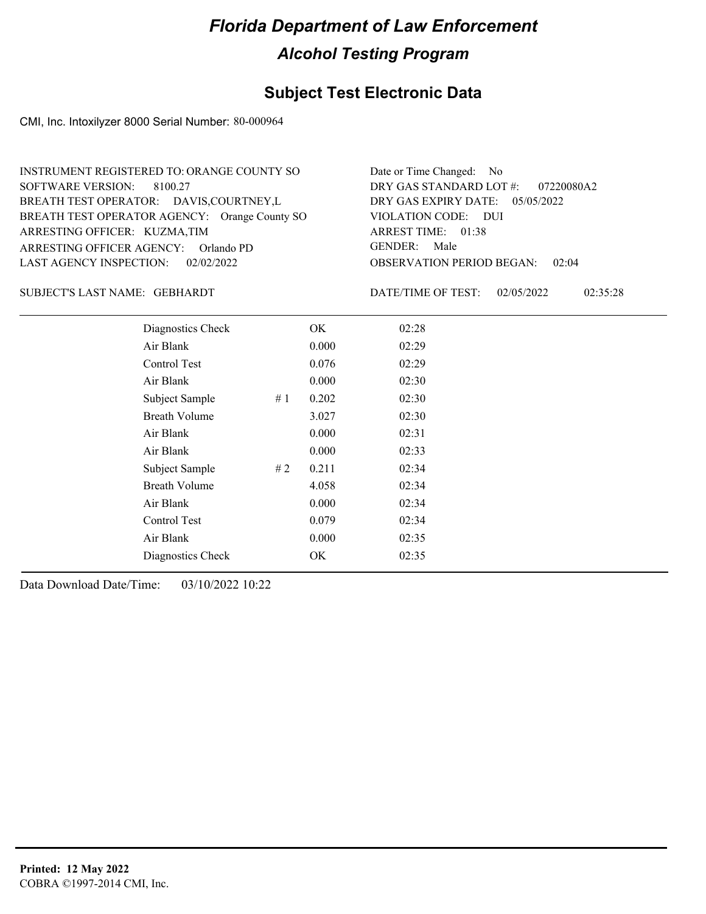# Florida Department of Law Enforcement

## Alcohol Testing Program

### Subject Test Electronic Data

CMI, Inc. Intoxilyzer 8000 Serial Number: 80-000964

INSTRUMENT REGISTERED TO: ORANGE COUNTY SO
SOFTWARE VERSION: 8100.27
BREATH TEST OPERATOR: DAVIS,COURTNEY,L
BREATH TEST OPERATOR AGENCY: Orange County SO
ARRESTING OFFICER: KUZMA,TIM
ARRESTING OFFICER AGENCY: Orlando PD
LAST AGENCY INSPECTION: 02/02/2022

Date or Time Changed: No
DRY GAS STANDARD LOT #: 07220080A2
DRY GAS EXPIRY DATE: 05/05/2022
VIOLATION CODE: DUI
ARREST TIME: 01:38
GENDER: Male
OBSERVATION PERIOD BEGAN: 02:04

SUBJECT'S LAST NAME: GEBHARDT

DATE/TIME OF TEST: 02/05/2022 02:35:28

| Test | # | Result | Time |
|---|---|---|---|
| Diagnostics Check | | OK | 02:28 |
| Air Blank | | 0.000 | 02:29 |
| Control Test | | 0.076 | 02:29 |
| Air Blank | | 0.000 | 02:30 |
| Subject Sample | # 1 | 0.202 | 02:30 |
| Breath Volume | | 3.027 | 02:30 |
| Air Blank | | 0.000 | 02:31 |
| Air Blank | | 0.000 | 02:33 |
| Subject Sample | # 2 | 0.211 | 02:34 |
| Breath Volume | | 4.058 | 02:34 |
| Air Blank | | 0.000 | 02:34 |
| Control Test | | 0.079 | 02:34 |
| Air Blank | | 0.000 | 02:35 |
| Diagnostics Check | | OK | 02:35 |

Data Download Date/Time: 03/10/2022 10:22

**Printed: 12 May 2022**
COBRA ©1997-2014 CMI, Inc.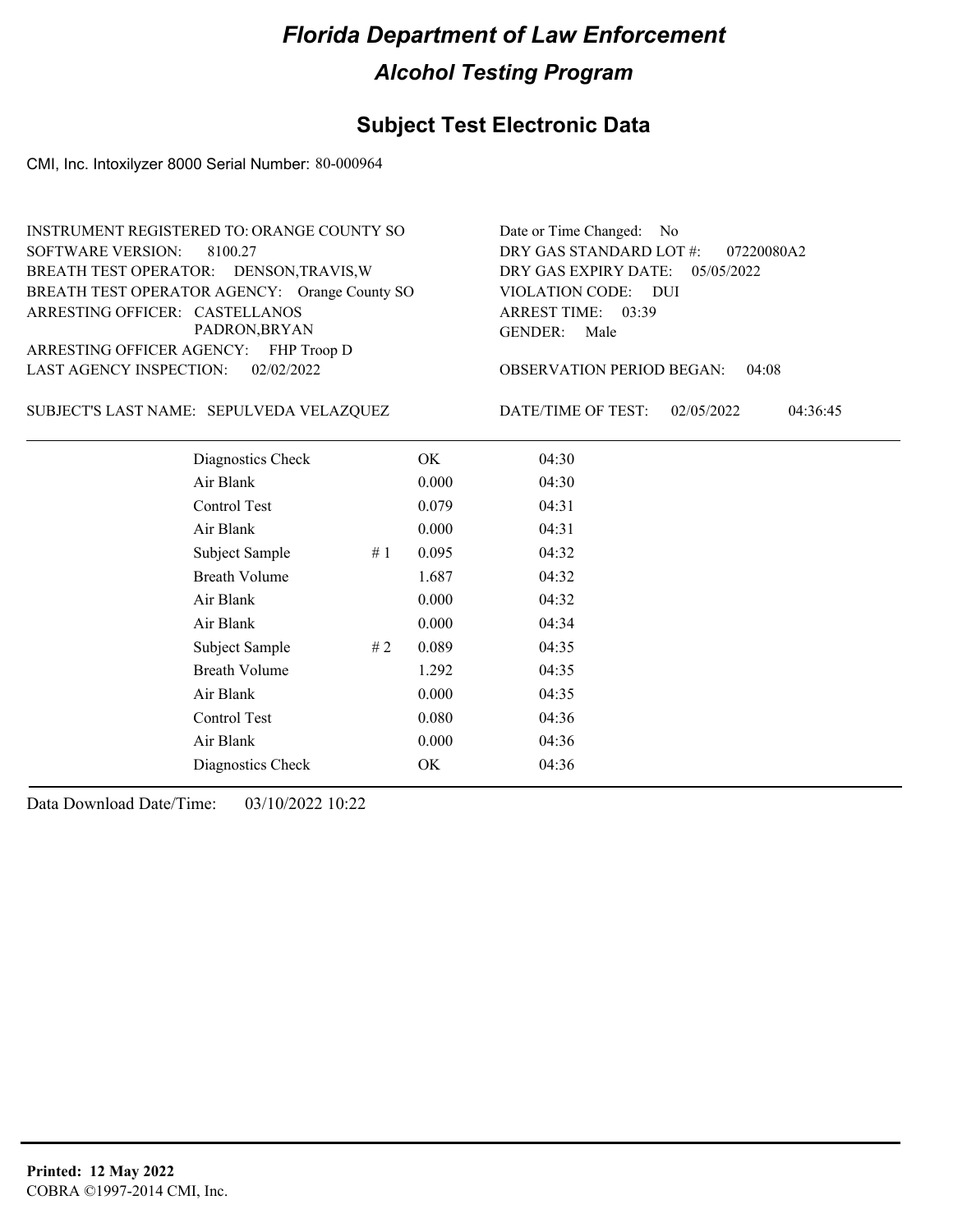# Florida Department of Law Enforcement

## Alcohol Testing Program

### Subject Test Electronic Data

CMI, Inc. Intoxilyzer 8000 Serial Number: 80-000964

INSTRUMENT REGISTERED TO: ORANGE COUNTY SO
SOFTWARE VERSION: 8100.27
BREATH TEST OPERATOR: DENSON,TRAVIS,W
BREATH TEST OPERATOR AGENCY: Orange County SO
ARRESTING OFFICER: CASTELLANOS PADRON,BRYAN
ARRESTING OFFICER AGENCY: FHP Troop D
LAST AGENCY INSPECTION: 02/02/2022

Date or Time Changed: No
DRY GAS STANDARD LOT #: 07220080A2
DRY GAS EXPIRY DATE: 05/05/2022
VIOLATION CODE: DUI
ARREST TIME: 03:39
GENDER: Male
OBSERVATION PERIOD BEGAN: 04:08

SUBJECT'S LAST NAME: SEPULVEDA VELAZQUEZ

DATE/TIME OF TEST: 02/05/2022 04:36:45

| Test | # | Result | Time |
|---|---|---|---|
| Diagnostics Check | | OK | 04:30 |
| Air Blank | | 0.000 | 04:30 |
| Control Test | | 0.079 | 04:31 |
| Air Blank | | 0.000 | 04:31 |
| Subject Sample | # 1 | 0.095 | 04:32 |
| Breath Volume | | 1.687 | 04:32 |
| Air Blank | | 0.000 | 04:32 |
| Air Blank | | 0.000 | 04:34 |
| Subject Sample | # 2 | 0.089 | 04:35 |
| Breath Volume | | 1.292 | 04:35 |
| Air Blank | | 0.000 | 04:35 |
| Control Test | | 0.080 | 04:36 |
| Air Blank | | 0.000 | 04:36 |
| Diagnostics Check | | OK | 04:36 |

Data Download Date/Time: 03/10/2022 10:22

**Printed: 12 May 2022**
COBRA ©1997-2014 CMI, Inc.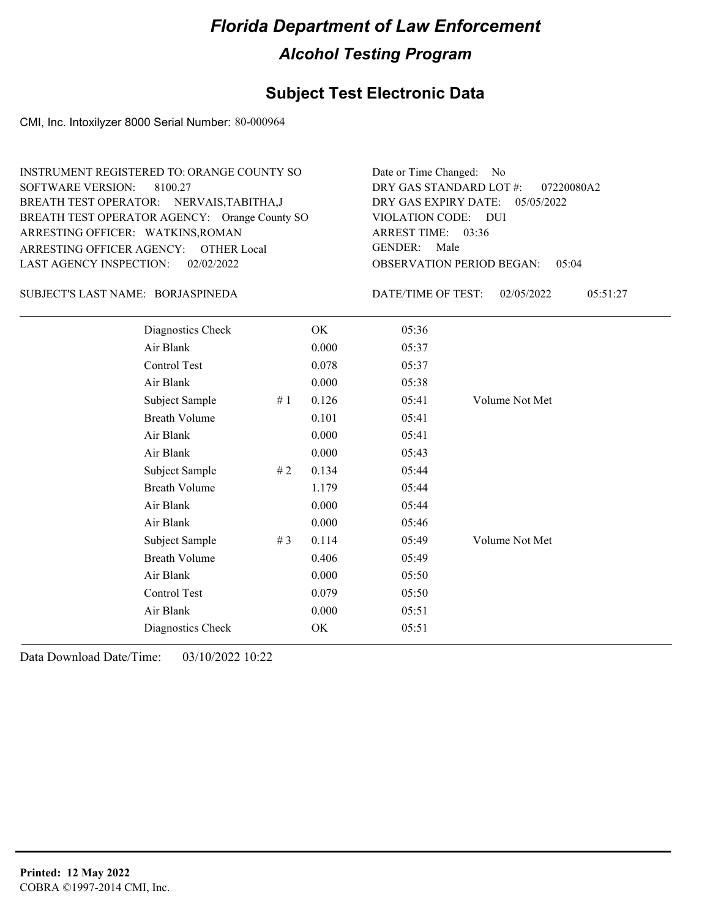# Florida Department of Law Enforcement

## Alcohol Testing Program

## Subject Test Electronic Data

CMI, Inc. Intoxilyzer 8000 Serial Number: 80-000964

INSTRUMENT REGISTERED TO: ORANGE COUNTY SO
SOFTWARE VERSION: 8100.27
BREATH TEST OPERATOR: NERVAIS,TABITHA,J
BREATH TEST OPERATOR AGENCY: Orange County SO
ARRESTING OFFICER: WATKINS,ROMAN
ARRESTING OFFICER AGENCY: OTHER Local
LAST AGENCY INSPECTION: 02/02/2022

Date or Time Changed: No
DRY GAS STANDARD LOT #: 07220080A2
DRY GAS EXPIRY DATE: 05/05/2022
VIOLATION CODE: DUI
ARREST TIME: 03:36
GENDER: Male
OBSERVATION PERIOD BEGAN: 05:04

SUBJECT'S LAST NAME: BORJASPINEDA

DATE/TIME OF TEST: 02/05/2022 05:51:27

| | | | | |
|---|---|---|---|---|
| Diagnostics Check | | OK | 05:36 | |
| Air Blank | | 0.000 | 05:37 | |
| Control Test | | 0.078 | 05:37 | |
| Air Blank | | 0.000 | 05:38 | |
| Subject Sample | # 1 | 0.126 | 05:41 | Volume Not Met |
| Breath Volume | | 0.101 | 05:41 | |
| Air Blank | | 0.000 | 05:41 | |
| Air Blank | | 0.000 | 05:43 | |
| Subject Sample | # 2 | 0.134 | 05:44 | |
| Breath Volume | | 1.179 | 05:44 | |
| Air Blank | | 0.000 | 05:44 | |
| Air Blank | | 0.000 | 05:46 | |
| Subject Sample | # 3 | 0.114 | 05:49 | Volume Not Met |
| Breath Volume | | 0.406 | 05:49 | |
| Air Blank | | 0.000 | 05:50 | |
| Control Test | | 0.079 | 05:50 | |
| Air Blank | | 0.000 | 05:51 | |
| Diagnostics Check | | OK | 05:51 | |

Data Download Date/Time: 03/10/2022 10:22

**Printed: 12 May 2022**
COBRA ©1997-2014 CMI, Inc.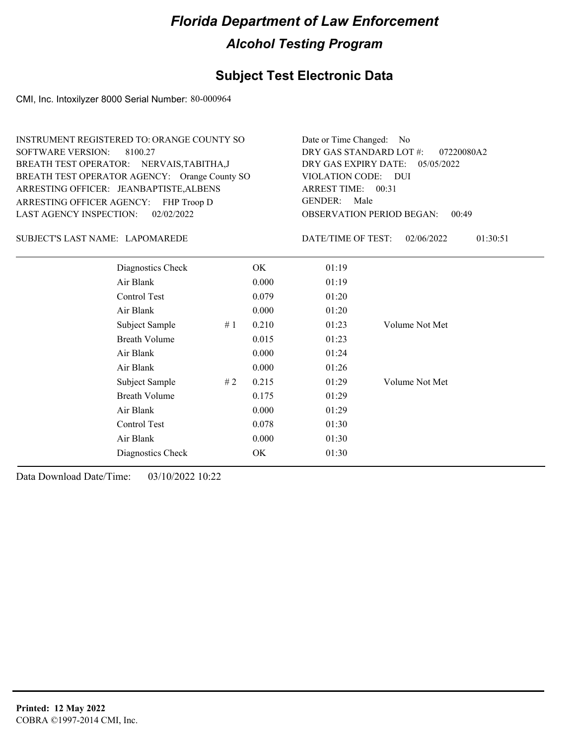# Florida Department of Law Enforcement

## Alcohol Testing Program

### Subject Test Electronic Data

CMI, Inc. Intoxilyzer 8000 Serial Number: 80-000964

INSTRUMENT REGISTERED TO: ORANGE COUNTY SO
SOFTWARE VERSION: 8100.27
BREATH TEST OPERATOR: NERVAIS,TABITHA,J
BREATH TEST OPERATOR AGENCY: Orange County SO
ARRESTING OFFICER: JEANBAPTISTE,ALBENS
ARRESTING OFFICER AGENCY: FHP Troop D
LAST AGENCY INSPECTION: 02/02/2022

Date or Time Changed: No
DRY GAS STANDARD LOT #: 07220080A2
DRY GAS EXPIRY DATE: 05/05/2022
VIOLATION CODE: DUI
ARREST TIME: 00:31
GENDER: Male
OBSERVATION PERIOD BEGAN: 00:49

SUBJECT'S LAST NAME: LAPOMAREDE

DATE/TIME OF TEST: 02/06/2022 01:30:51

| | | | | |
|---|---|---|---|---|
| Diagnostics Check | | OK | 01:19 | |
| Air Blank | | 0.000 | 01:19 | |
| Control Test | | 0.079 | 01:20 | |
| Air Blank | | 0.000 | 01:20 | |
| Subject Sample | # 1 | 0.210 | 01:23 | Volume Not Met |
| Breath Volume | | 0.015 | 01:23 | |
| Air Blank | | 0.000 | 01:24 | |
| Air Blank | | 0.000 | 01:26 | |
| Subject Sample | # 2 | 0.215 | 01:29 | Volume Not Met |
| Breath Volume | | 0.175 | 01:29 | |
| Air Blank | | 0.000 | 01:29 | |
| Control Test | | 0.078 | 01:30 | |
| Air Blank | | 0.000 | 01:30 | |
| Diagnostics Check | | OK | 01:30 | |

Data Download Date/Time: 03/10/2022 10:22

**Printed: 12 May 2022**
COBRA ©1997-2014 CMI, Inc.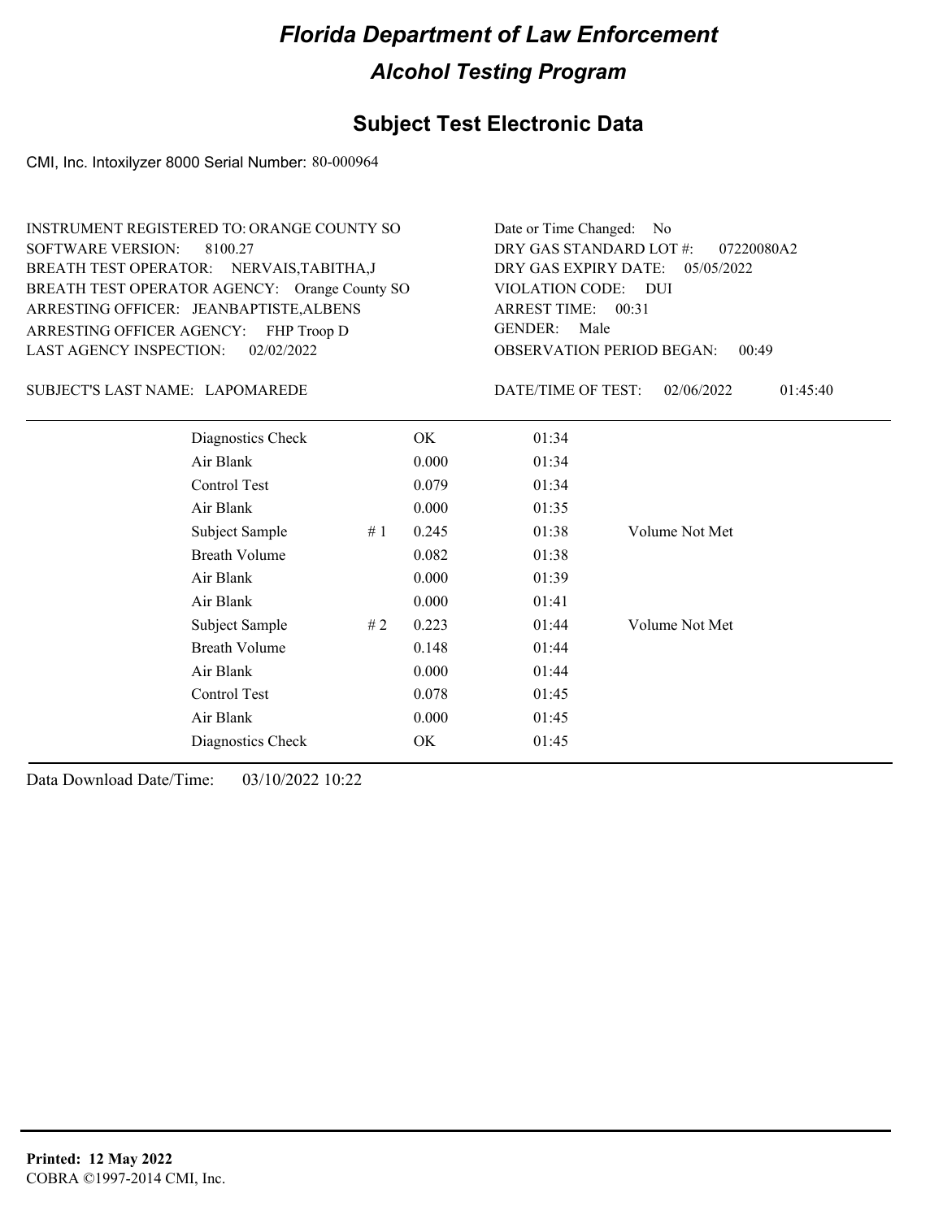# Florida Department of Law Enforcement

## Alcohol Testing Program

## Subject Test Electronic Data

CMI, Inc. Intoxilyzer 8000 Serial Number: 80-000964

INSTRUMENT REGISTERED TO: ORANGE COUNTY SO
SOFTWARE VERSION: 8100.27
BREATH TEST OPERATOR: NERVAIS,TABITHA,J
BREATH TEST OPERATOR AGENCY: Orange County SO
ARRESTING OFFICER: JEANBAPTISTE,ALBENS
ARRESTING OFFICER AGENCY: FHP Troop D
LAST AGENCY INSPECTION: 02/02/2022

Date or Time Changed: No
DRY GAS STANDARD LOT #: 07220080A2
DRY GAS EXPIRY DATE: 05/05/2022
VIOLATION CODE: DUI
ARREST TIME: 00:31
GENDER: Male
OBSERVATION PERIOD BEGAN: 00:49

SUBJECT'S LAST NAME: LAPOMAREDE

DATE/TIME OF TEST: 02/06/2022 01:45:40

| | | | | |
|---|---|---|---|---|
| Diagnostics Check | | OK | 01:34 | |
| Air Blank | | 0.000 | 01:34 | |
| Control Test | | 0.079 | 01:34 | |
| Air Blank | | 0.000 | 01:35 | |
| Subject Sample | # 1 | 0.245 | 01:38 | Volume Not Met |
| Breath Volume | | 0.082 | 01:38 | |
| Air Blank | | 0.000 | 01:39 | |
| Air Blank | | 0.000 | 01:41 | |
| Subject Sample | # 2 | 0.223 | 01:44 | Volume Not Met |
| Breath Volume | | 0.148 | 01:44 | |
| Air Blank | | 0.000 | 01:44 | |
| Control Test | | 0.078 | 01:45 | |
| Air Blank | | 0.000 | 01:45 | |
| Diagnostics Check | | OK | 01:45 | |

Data Download Date/Time: 03/10/2022 10:22

**Printed: 12 May 2022**
COBRA ©1997-2014 CMI, Inc.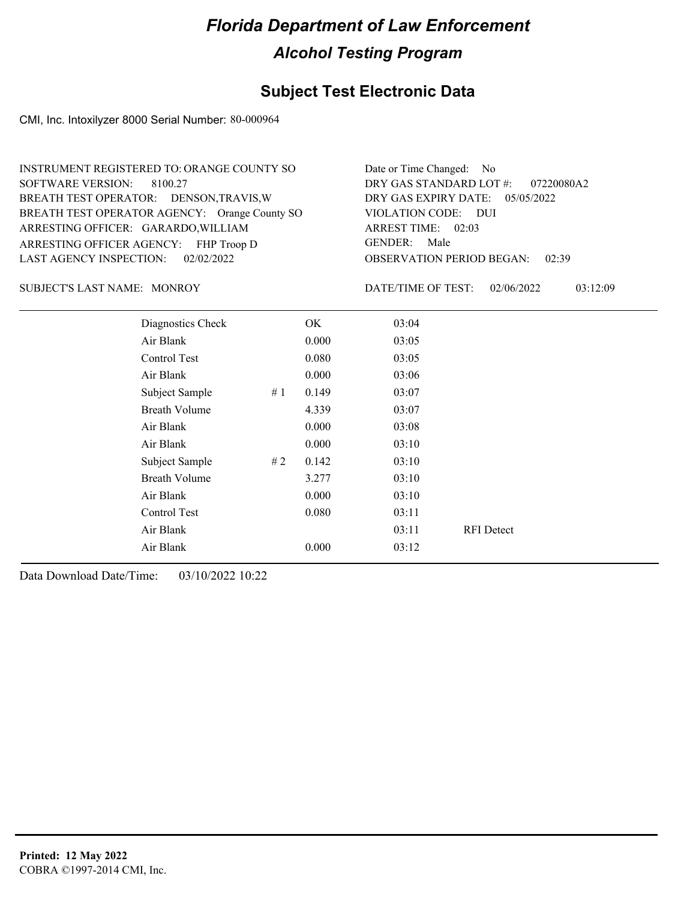# Florida Department of Law Enforcement

## Alcohol Testing Program

### Subject Test Electronic Data

CMI, Inc. Intoxilyzer 8000 Serial Number: 80-000964

INSTRUMENT REGISTERED TO: ORANGE COUNTY SO
SOFTWARE VERSION: 8100.27
BREATH TEST OPERATOR: DENSON,TRAVIS,W
BREATH TEST OPERATOR AGENCY: Orange County SO
ARRESTING OFFICER: GARARDO,WILLIAM
ARRESTING OFFICER AGENCY: FHP Troop D
LAST AGENCY INSPECTION: 02/02/2022

Date or Time Changed: No
DRY GAS STANDARD LOT #: 07220080A2
DRY GAS EXPIRY DATE: 05/05/2022
VIOLATION CODE: DUI
ARREST TIME: 02:03
GENDER: Male
OBSERVATION PERIOD BEGAN: 02:39

SUBJECT'S LAST NAME: MONROY

DATE/TIME OF TEST: 02/06/2022 03:12:09

| | | | | |
|---|---|---|---|---|
| Diagnostics Check | | OK | 03:04 | |
| Air Blank | | 0.000 | 03:05 | |
| Control Test | | 0.080 | 03:05 | |
| Air Blank | | 0.000 | 03:06 | |
| Subject Sample | # 1 | 0.149 | 03:07 | |
| Breath Volume | | 4.339 | 03:07 | |
| Air Blank | | 0.000 | 03:08 | |
| Air Blank | | 0.000 | 03:10 | |
| Subject Sample | # 2 | 0.142 | 03:10 | |
| Breath Volume | | 3.277 | 03:10 | |
| Air Blank | | 0.000 | 03:10 | |
| Control Test | | 0.080 | 03:11 | |
| Air Blank | | | 03:11 | RFI Detect |
| Air Blank | | 0.000 | 03:12 | |

Data Download Date/Time: 03/10/2022 10:22

**Printed: 12 May 2022**
COBRA ©1997-2014 CMI, Inc.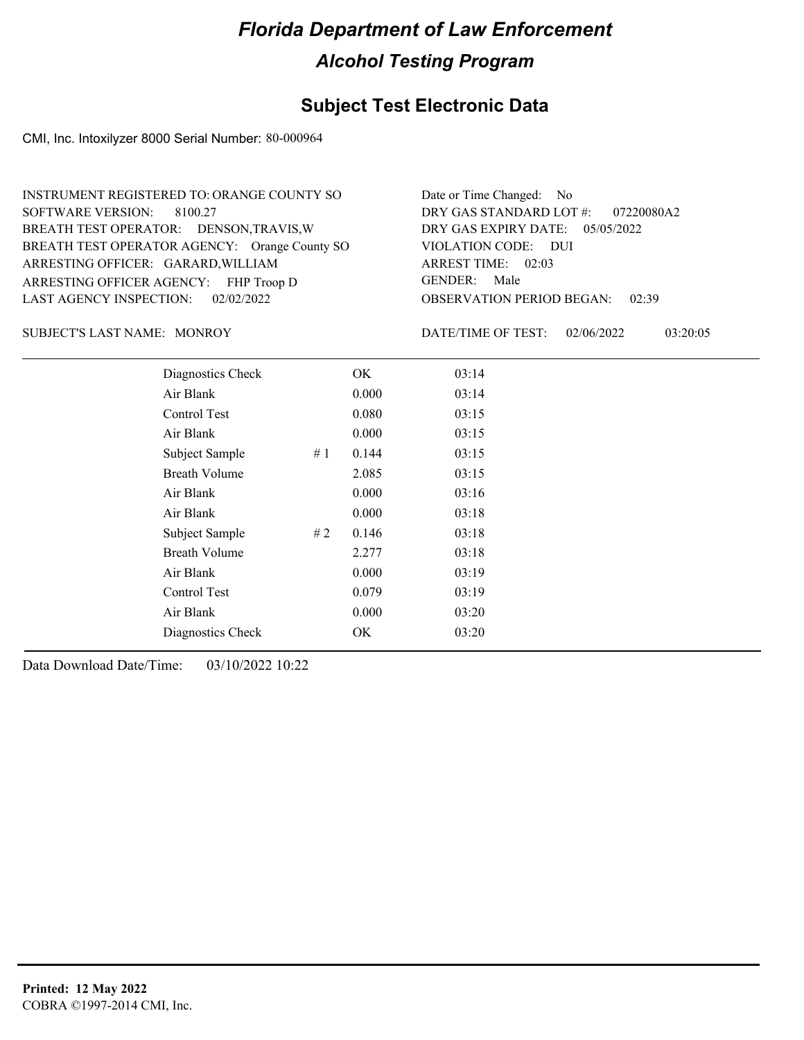# Florida Department of Law Enforcement

## Alcohol Testing Program

### Subject Test Electronic Data

CMI, Inc. Intoxilyzer 8000 Serial Number: 80-000964

INSTRUMENT REGISTERED TO: ORANGE COUNTY SO
SOFTWARE VERSION: 8100.27
BREATH TEST OPERATOR: DENSON,TRAVIS,W
BREATH TEST OPERATOR AGENCY: Orange County SO
ARRESTING OFFICER: GARARD,WILLIAM
ARRESTING OFFICER AGENCY: FHP Troop D
LAST AGENCY INSPECTION: 02/02/2022

Date or Time Changed: No
DRY GAS STANDARD LOT #: 07220080A2
DRY GAS EXPIRY DATE: 05/05/2022
VIOLATION CODE: DUI
ARREST TIME: 02:03
GENDER: Male
OBSERVATION PERIOD BEGAN: 02:39

SUBJECT'S LAST NAME: MONROY

DATE/TIME OF TEST: 02/06/2022 03:20:05

| Test | # | Result | Time |
|---|---|---|---|
| Diagnostics Check | | OK | 03:14 |
| Air Blank | | 0.000 | 03:14 |
| Control Test | | 0.080 | 03:15 |
| Air Blank | | 0.000 | 03:15 |
| Subject Sample | # 1 | 0.144 | 03:15 |
| Breath Volume | | 2.085 | 03:15 |
| Air Blank | | 0.000 | 03:16 |
| Air Blank | | 0.000 | 03:18 |
| Subject Sample | # 2 | 0.146 | 03:18 |
| Breath Volume | | 2.277 | 03:18 |
| Air Blank | | 0.000 | 03:19 |
| Control Test | | 0.079 | 03:19 |
| Air Blank | | 0.000 | 03:20 |
| Diagnostics Check | | OK | 03:20 |

Data Download Date/Time: 03/10/2022 10:22

**Printed: 12 May 2022**
COBRA ©1997-2014 CMI, Inc.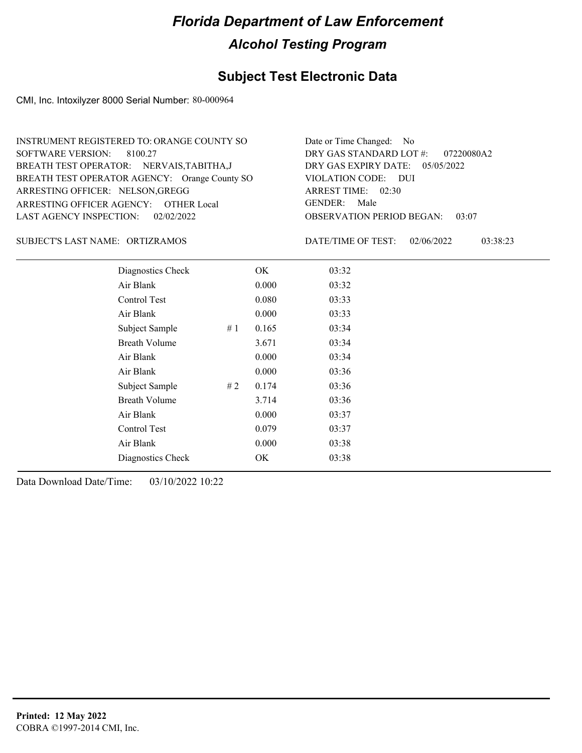# Florida Department of Law Enforcement

## Alcohol Testing Program

### Subject Test Electronic Data

CMI, Inc. Intoxilyzer 8000 Serial Number: 80-000964

INSTRUMENT REGISTERED TO: ORANGE COUNTY SO
SOFTWARE VERSION: 8100.27
BREATH TEST OPERATOR: NERVAIS,TABITHA,J
BREATH TEST OPERATOR AGENCY: Orange County SO
ARRESTING OFFICER: NELSON,GREGG
ARRESTING OFFICER AGENCY: OTHER Local
LAST AGENCY INSPECTION: 02/02/2022

Date or Time Changed: No
DRY GAS STANDARD LOT #: 07220080A2
DRY GAS EXPIRY DATE: 05/05/2022
VIOLATION CODE: DUI
ARREST TIME: 02:30
GENDER: Male
OBSERVATION PERIOD BEGAN: 03:07

SUBJECT'S LAST NAME: ORTIZRAMOS

DATE/TIME OF TEST: 02/06/2022 03:38:23

| | | | |
|---|---|---|---|
| Diagnostics Check | | OK | 03:32 |
| Air Blank | | 0.000 | 03:32 |
| Control Test | | 0.080 | 03:33 |
| Air Blank | | 0.000 | 03:33 |
| Subject Sample | # 1 | 0.165 | 03:34 |
| Breath Volume | | 3.671 | 03:34 |
| Air Blank | | 0.000 | 03:34 |
| Air Blank | | 0.000 | 03:36 |
| Subject Sample | # 2 | 0.174 | 03:36 |
| Breath Volume | | 3.714 | 03:36 |
| Air Blank | | 0.000 | 03:37 |
| Control Test | | 0.079 | 03:37 |
| Air Blank | | 0.000 | 03:38 |
| Diagnostics Check | | OK | 03:38 |

Data Download Date/Time: 03/10/2022 10:22

**Printed: 12 May 2022**
COBRA ©1997-2014 CMI, Inc.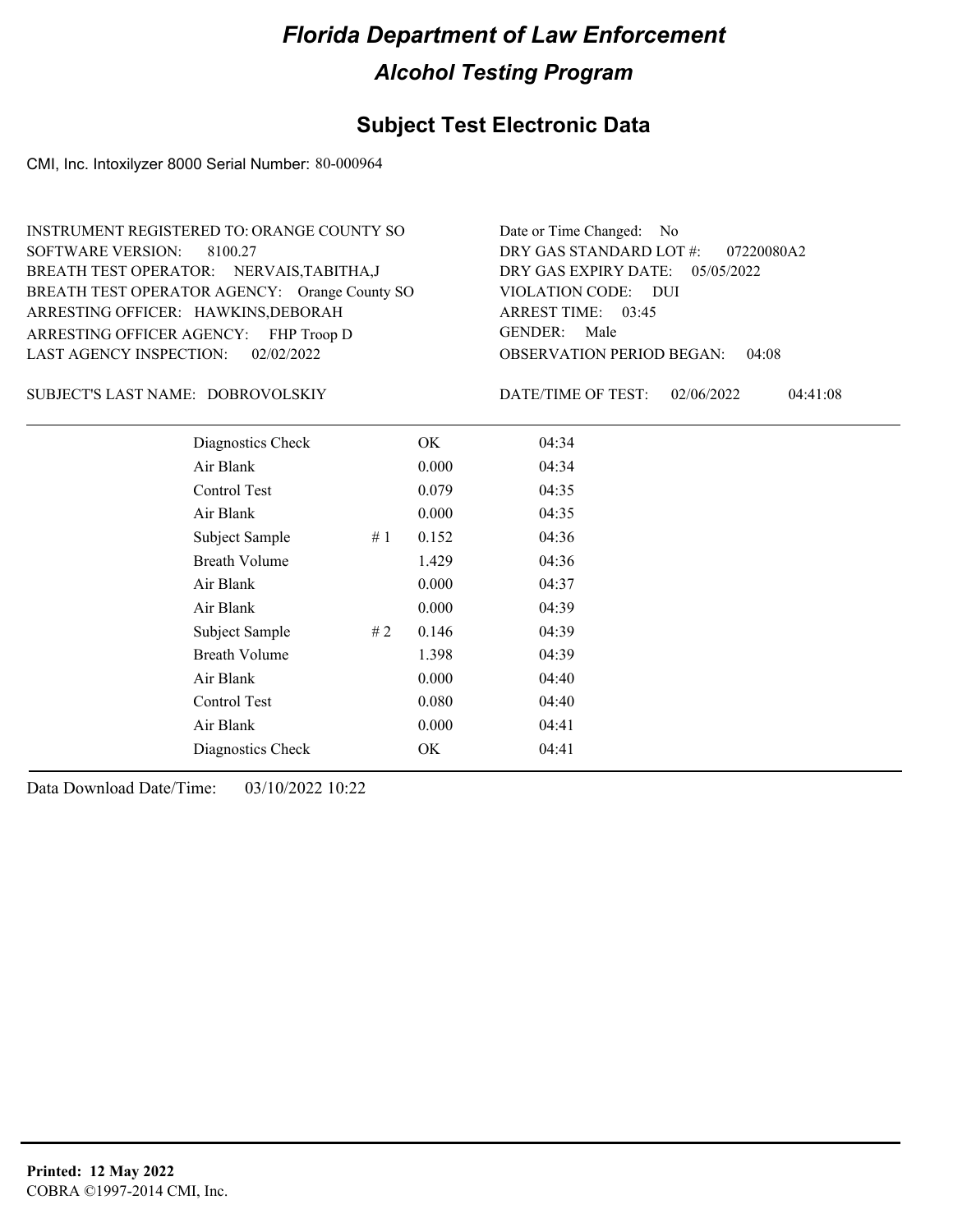# Florida Department of Law Enforcement

## Alcohol Testing Program

### Subject Test Electronic Data

CMI, Inc. Intoxilyzer 8000 Serial Number: 80-000964

INSTRUMENT REGISTERED TO: ORANGE COUNTY SO
SOFTWARE VERSION: 8100.27
BREATH TEST OPERATOR: NERVAIS,TABITHA,J
BREATH TEST OPERATOR AGENCY: Orange County SO
ARRESTING OFFICER: HAWKINS,DEBORAH
ARRESTING OFFICER AGENCY: FHP Troop D
LAST AGENCY INSPECTION: 02/02/2022

Date or Time Changed: No
DRY GAS STANDARD LOT #: 07220080A2
DRY GAS EXPIRY DATE: 05/05/2022
VIOLATION CODE: DUI
ARREST TIME: 03:45
GENDER: Male
OBSERVATION PERIOD BEGAN: 04:08

SUBJECT'S LAST NAME: DOBROVOLSKIY

DATE/TIME OF TEST: 02/06/2022 04:41:08

| Test | | Result | Time |
|---|---|---|---|
| Diagnostics Check | | OK | 04:34 |
| Air Blank | | 0.000 | 04:34 |
| Control Test | | 0.079 | 04:35 |
| Air Blank | | 0.000 | 04:35 |
| Subject Sample | # 1 | 0.152 | 04:36 |
| Breath Volume | | 1.429 | 04:36 |
| Air Blank | | 0.000 | 04:37 |
| Air Blank | | 0.000 | 04:39 |
| Subject Sample | # 2 | 0.146 | 04:39 |
| Breath Volume | | 1.398 | 04:39 |
| Air Blank | | 0.000 | 04:40 |
| Control Test | | 0.080 | 04:40 |
| Air Blank | | 0.000 | 04:41 |
| Diagnostics Check | | OK | 04:41 |

Data Download Date/Time: 03/10/2022 10:22

**Printed: 12 May 2022**
COBRA ©1997-2014 CMI, Inc.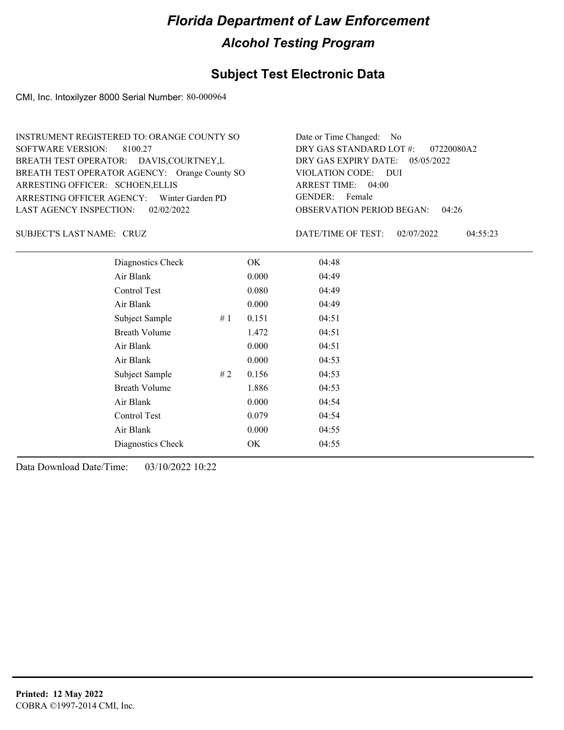# Florida Department of Law Enforcement

## Alcohol Testing Program

### Subject Test Electronic Data

CMI, Inc. Intoxilyzer 8000 Serial Number: 80-000964

INSTRUMENT REGISTERED TO: ORANGE COUNTY SO
SOFTWARE VERSION: 8100.27
BREATH TEST OPERATOR: DAVIS,COURTNEY,L
BREATH TEST OPERATOR AGENCY: Orange County SO
ARRESTING OFFICER: SCHOEN,ELLIS
ARRESTING OFFICER AGENCY: Winter Garden PD
LAST AGENCY INSPECTION: 02/02/2022

Date or Time Changed: No
DRY GAS STANDARD LOT #: 07220080A2
DRY GAS EXPIRY DATE: 05/05/2022
VIOLATION CODE: DUI
ARREST TIME: 04:00
GENDER: Female
OBSERVATION PERIOD BEGAN: 04:26

SUBJECT'S LAST NAME: CRUZ

DATE/TIME OF TEST: 02/07/2022 04:55:23

| | | | |
|---|---|---|---|
| Diagnostics Check | | OK | 04:48 |
| Air Blank | | 0.000 | 04:49 |
| Control Test | | 0.080 | 04:49 |
| Air Blank | | 0.000 | 04:49 |
| Subject Sample | # 1 | 0.151 | 04:51 |
| Breath Volume | | 1.472 | 04:51 |
| Air Blank | | 0.000 | 04:51 |
| Air Blank | | 0.000 | 04:53 |
| Subject Sample | # 2 | 0.156 | 04:53 |
| Breath Volume | | 1.886 | 04:53 |
| Air Blank | | 0.000 | 04:54 |
| Control Test | | 0.079 | 04:54 |
| Air Blank | | 0.000 | 04:55 |
| Diagnostics Check | | OK | 04:55 |

Data Download Date/Time: 03/10/2022 10:22

**Printed: 12 May 2022**
COBRA ©1997-2014 CMI, Inc.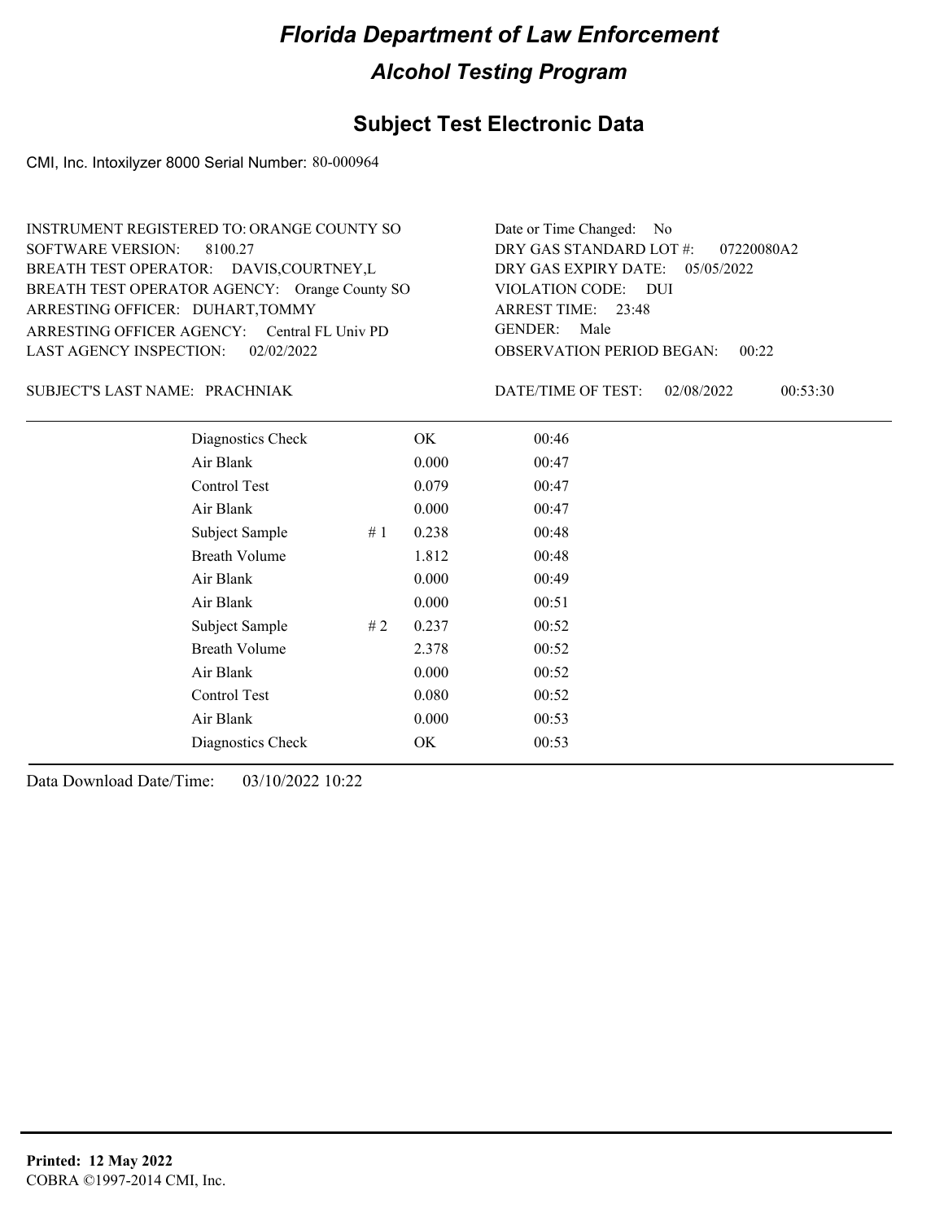# Florida Department of Law Enforcement

## Alcohol Testing Program

### Subject Test Electronic Data

CMI, Inc. Intoxilyzer 8000 Serial Number: 80-000964

INSTRUMENT REGISTERED TO: ORANGE COUNTY SO
SOFTWARE VERSION: 8100.27
BREATH TEST OPERATOR: DAVIS,COURTNEY,L
BREATH TEST OPERATOR AGENCY: Orange County SO
ARRESTING OFFICER: DUHART,TOMMY
ARRESTING OFFICER AGENCY: Central FL Univ PD
LAST AGENCY INSPECTION: 02/02/2022

Date or Time Changed: No
DRY GAS STANDARD LOT #: 07220080A2
DRY GAS EXPIRY DATE: 05/05/2022
VIOLATION CODE: DUI
ARREST TIME: 23:48
GENDER: Male
OBSERVATION PERIOD BEGAN: 00:22

SUBJECT'S LAST NAME: PRACHNIAK

DATE/TIME OF TEST: 02/08/2022 00:53:30

| | | | |
|---|---|---|---|
| Diagnostics Check | | OK | 00:46 |
| Air Blank | | 0.000 | 00:47 |
| Control Test | | 0.079 | 00:47 |
| Air Blank | | 0.000 | 00:47 |
| Subject Sample | # 1 | 0.238 | 00:48 |
| Breath Volume | | 1.812 | 00:48 |
| Air Blank | | 0.000 | 00:49 |
| Air Blank | | 0.000 | 00:51 |
| Subject Sample | # 2 | 0.237 | 00:52 |
| Breath Volume | | 2.378 | 00:52 |
| Air Blank | | 0.000 | 00:52 |
| Control Test | | 0.080 | 00:52 |
| Air Blank | | 0.000 | 00:53 |
| Diagnostics Check | | OK | 00:53 |

Data Download Date/Time: 03/10/2022 10:22

**Printed: 12 May 2022**
COBRA ©1997-2014 CMI, Inc.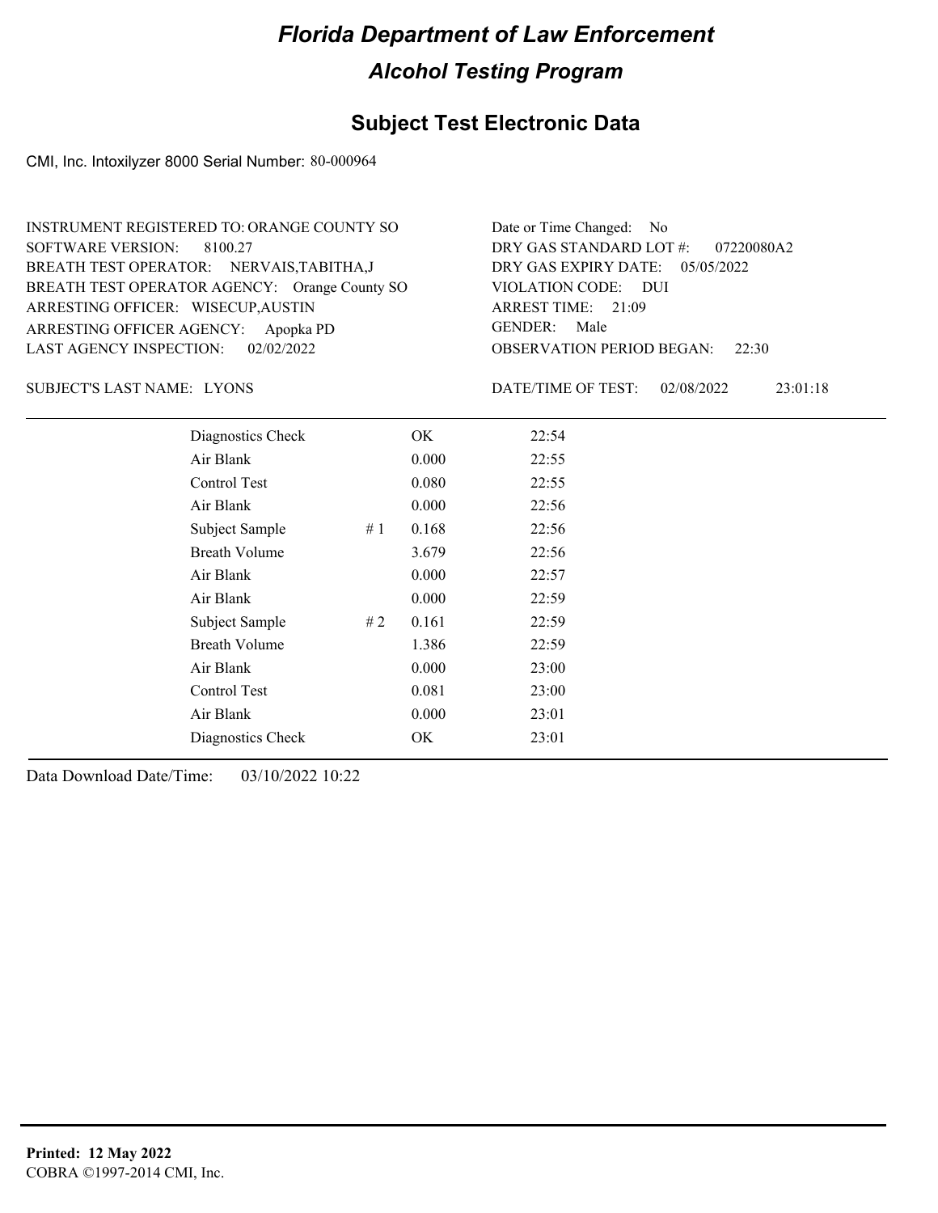# Florida Department of Law Enforcement

## Alcohol Testing Program

### Subject Test Electronic Data

CMI, Inc. Intoxilyzer 8000 Serial Number: 80-000964

INSTRUMENT REGISTERED TO: ORANGE COUNTY SO
SOFTWARE VERSION: 8100.27
BREATH TEST OPERATOR: NERVAIS,TABITHA,J
BREATH TEST OPERATOR AGENCY: Orange County SO
ARRESTING OFFICER: WISECUP,AUSTIN
ARRESTING OFFICER AGENCY: Apopka PD
LAST AGENCY INSPECTION: 02/02/2022

Date or Time Changed: No
DRY GAS STANDARD LOT #: 07220080A2
DRY GAS EXPIRY DATE: 05/05/2022
VIOLATION CODE: DUI
ARREST TIME: 21:09
GENDER: Male
OBSERVATION PERIOD BEGAN: 22:30

SUBJECT'S LAST NAME: LYONS

DATE/TIME OF TEST: 02/08/2022 23:01:18

| | | | |
|---|---|---|---|
| Diagnostics Check | | OK | 22:54 |
| Air Blank | | 0.000 | 22:55 |
| Control Test | | 0.080 | 22:55 |
| Air Blank | | 0.000 | 22:56 |
| Subject Sample | # 1 | 0.168 | 22:56 |
| Breath Volume | | 3.679 | 22:56 |
| Air Blank | | 0.000 | 22:57 |
| Air Blank | | 0.000 | 22:59 |
| Subject Sample | # 2 | 0.161 | 22:59 |
| Breath Volume | | 1.386 | 22:59 |
| Air Blank | | 0.000 | 23:00 |
| Control Test | | 0.081 | 23:00 |
| Air Blank | | 0.000 | 23:01 |
| Diagnostics Check | | OK | 23:01 |

Data Download Date/Time: 03/10/2022 10:22

**Printed: 12 May 2022**
COBRA ©1997-2014 CMI, Inc.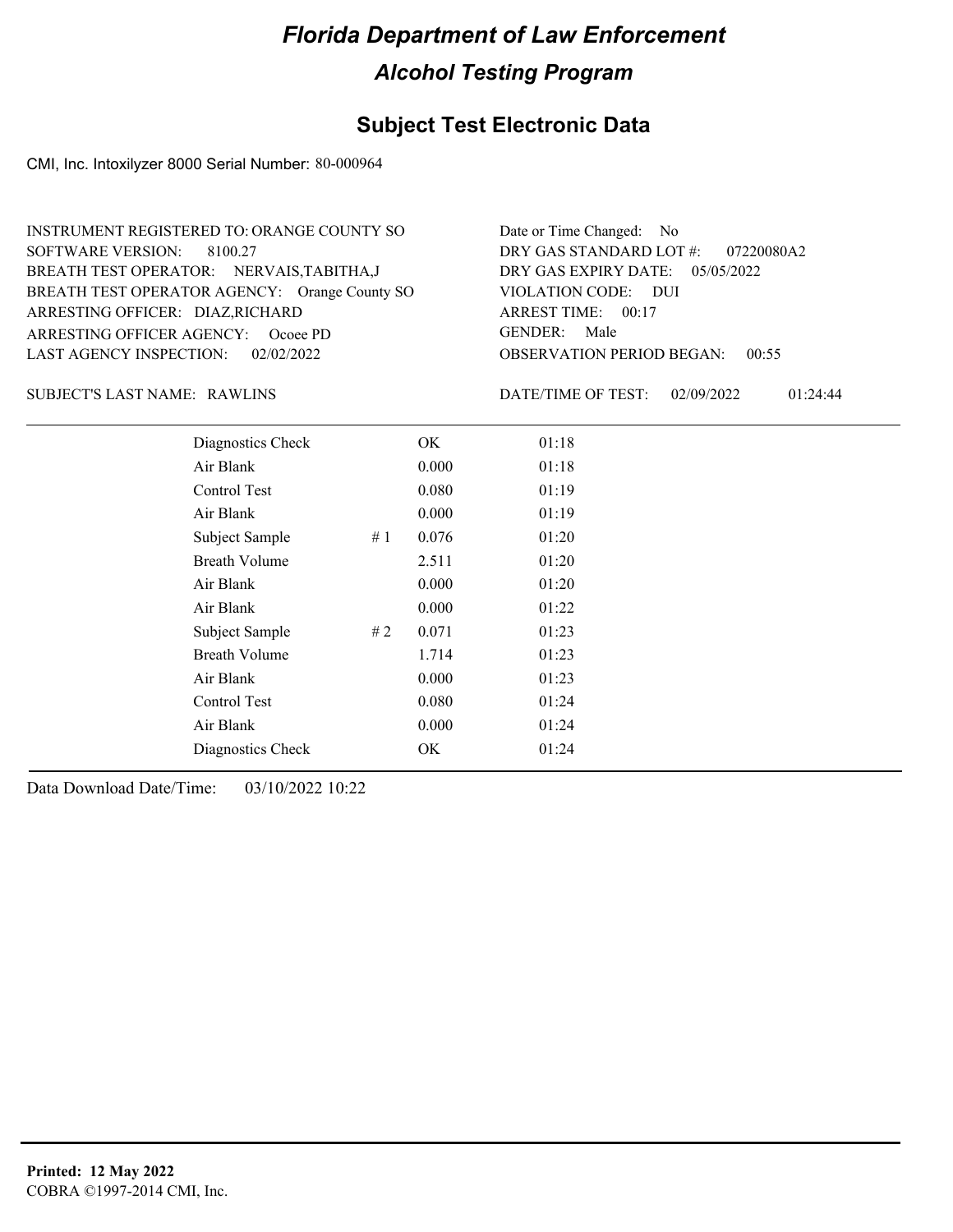# Florida Department of Law Enforcement

## Alcohol Testing Program

## Subject Test Electronic Data

CMI, Inc. Intoxilyzer 8000 Serial Number: 80-000964

INSTRUMENT REGISTERED TO: ORANGE COUNTY SO
SOFTWARE VERSION: 8100.27
BREATH TEST OPERATOR: NERVAIS,TABITHA,J
BREATH TEST OPERATOR AGENCY: Orange County SO
ARRESTING OFFICER: DIAZ,RICHARD
ARRESTING OFFICER AGENCY: Ocoee PD
LAST AGENCY INSPECTION: 02/02/2022

Date or Time Changed: No
DRY GAS STANDARD LOT #: 07220080A2
DRY GAS EXPIRY DATE: 05/05/2022
VIOLATION CODE: DUI
ARREST TIME: 00:17
GENDER: Male
OBSERVATION PERIOD BEGAN: 00:55

SUBJECT'S LAST NAME: RAWLINS

DATE/TIME OF TEST: 02/09/2022 01:24:44

| Test | | Result | Time |
|---|---|---|---|
| Diagnostics Check | | OK | 01:18 |
| Air Blank | | 0.000 | 01:18 |
| Control Test | | 0.080 | 01:19 |
| Air Blank | | 0.000 | 01:19 |
| Subject Sample | # 1 | 0.076 | 01:20 |
| Breath Volume | | 2.511 | 01:20 |
| Air Blank | | 0.000 | 01:20 |
| Air Blank | | 0.000 | 01:22 |
| Subject Sample | # 2 | 0.071 | 01:23 |
| Breath Volume | | 1.714 | 01:23 |
| Air Blank | | 0.000 | 01:23 |
| Control Test | | 0.080 | 01:24 |
| Air Blank | | 0.000 | 01:24 |
| Diagnostics Check | | OK | 01:24 |

Data Download Date/Time: 03/10/2022 10:22

**Printed: 12 May 2022**
COBRA ©1997-2014 CMI, Inc.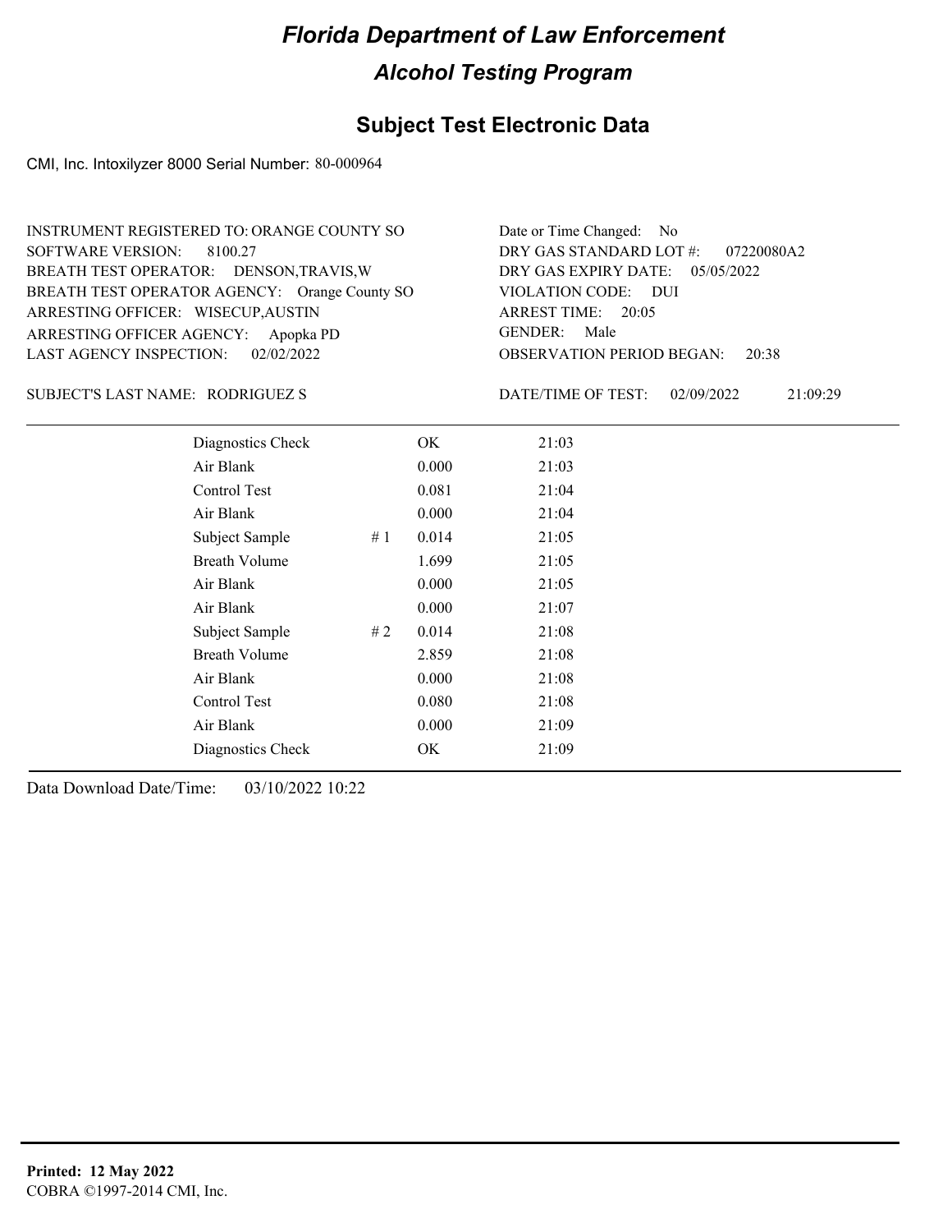# Florida Department of Law Enforcement

## Alcohol Testing Program

### Subject Test Electronic Data

CMI, Inc. Intoxilyzer 8000 Serial Number: 80-000964

INSTRUMENT REGISTERED TO: ORANGE COUNTY SO
SOFTWARE VERSION: 8100.27
BREATH TEST OPERATOR: DENSON,TRAVIS,W
BREATH TEST OPERATOR AGENCY: Orange County SO
ARRESTING OFFICER: WISECUP,AUSTIN
ARRESTING OFFICER AGENCY: Apopka PD
LAST AGENCY INSPECTION: 02/02/2022

Date or Time Changed: No
DRY GAS STANDARD LOT #: 07220080A2
DRY GAS EXPIRY DATE: 05/05/2022
VIOLATION CODE: DUI
ARREST TIME: 20:05
GENDER: Male
OBSERVATION PERIOD BEGAN: 20:38

SUBJECT'S LAST NAME: RODRIGUEZ S

DATE/TIME OF TEST: 02/09/2022 21:09:29

| | | | |
|---|---|---|---|
| Diagnostics Check | | OK | 21:03 |
| Air Blank | | 0.000 | 21:03 |
| Control Test | | 0.081 | 21:04 |
| Air Blank | | 0.000 | 21:04 |
| Subject Sample | # 1 | 0.014 | 21:05 |
| Breath Volume | | 1.699 | 21:05 |
| Air Blank | | 0.000 | 21:05 |
| Air Blank | | 0.000 | 21:07 |
| Subject Sample | # 2 | 0.014 | 21:08 |
| Breath Volume | | 2.859 | 21:08 |
| Air Blank | | 0.000 | 21:08 |
| Control Test | | 0.080 | 21:08 |
| Air Blank | | 0.000 | 21:09 |
| Diagnostics Check | | OK | 21:09 |

Data Download Date/Time: 03/10/2022 10:22

**Printed: 12 May 2022**
COBRA ©1997-2014 CMI, Inc.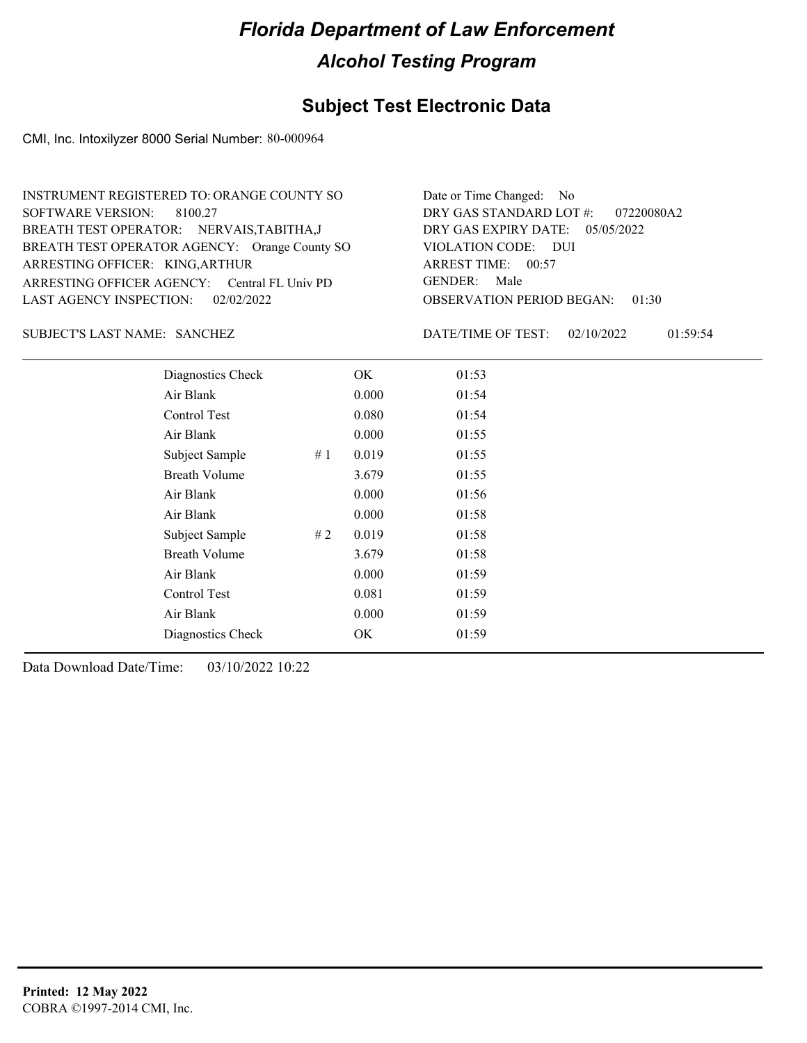# Florida Department of Law Enforcement

## Alcohol Testing Program

### Subject Test Electronic Data

CMI, Inc. Intoxilyzer 8000 Serial Number: 80-000964

INSTRUMENT REGISTERED TO: ORANGE COUNTY SO
SOFTWARE VERSION: 8100.27
BREATH TEST OPERATOR: NERVAIS,TABITHA,J
BREATH TEST OPERATOR AGENCY: Orange County SO
ARRESTING OFFICER: KING,ARTHUR
ARRESTING OFFICER AGENCY: Central FL Univ PD
LAST AGENCY INSPECTION: 02/02/2022

Date or Time Changed: No
DRY GAS STANDARD LOT #: 07220080A2
DRY GAS EXPIRY DATE: 05/05/2022
VIOLATION CODE: DUI
ARREST TIME: 00:57
GENDER: Male
OBSERVATION PERIOD BEGAN: 01:30

SUBJECT'S LAST NAME: SANCHEZ

DATE/TIME OF TEST: 02/10/2022 01:59:54

| Test | # | Result | Time |
|---|---|---|---|
| Diagnostics Check | | OK | 01:53 |
| Air Blank | | 0.000 | 01:54 |
| Control Test | | 0.080 | 01:54 |
| Air Blank | | 0.000 | 01:55 |
| Subject Sample | # 1 | 0.019 | 01:55 |
| Breath Volume | | 3.679 | 01:55 |
| Air Blank | | 0.000 | 01:56 |
| Air Blank | | 0.000 | 01:58 |
| Subject Sample | # 2 | 0.019 | 01:58 |
| Breath Volume | | 3.679 | 01:58 |
| Air Blank | | 0.000 | 01:59 |
| Control Test | | 0.081 | 01:59 |
| Air Blank | | 0.000 | 01:59 |
| Diagnostics Check | | OK | 01:59 |

Data Download Date/Time: 03/10/2022 10:22

**Printed: 12 May 2022**
COBRA ©1997-2014 CMI, Inc.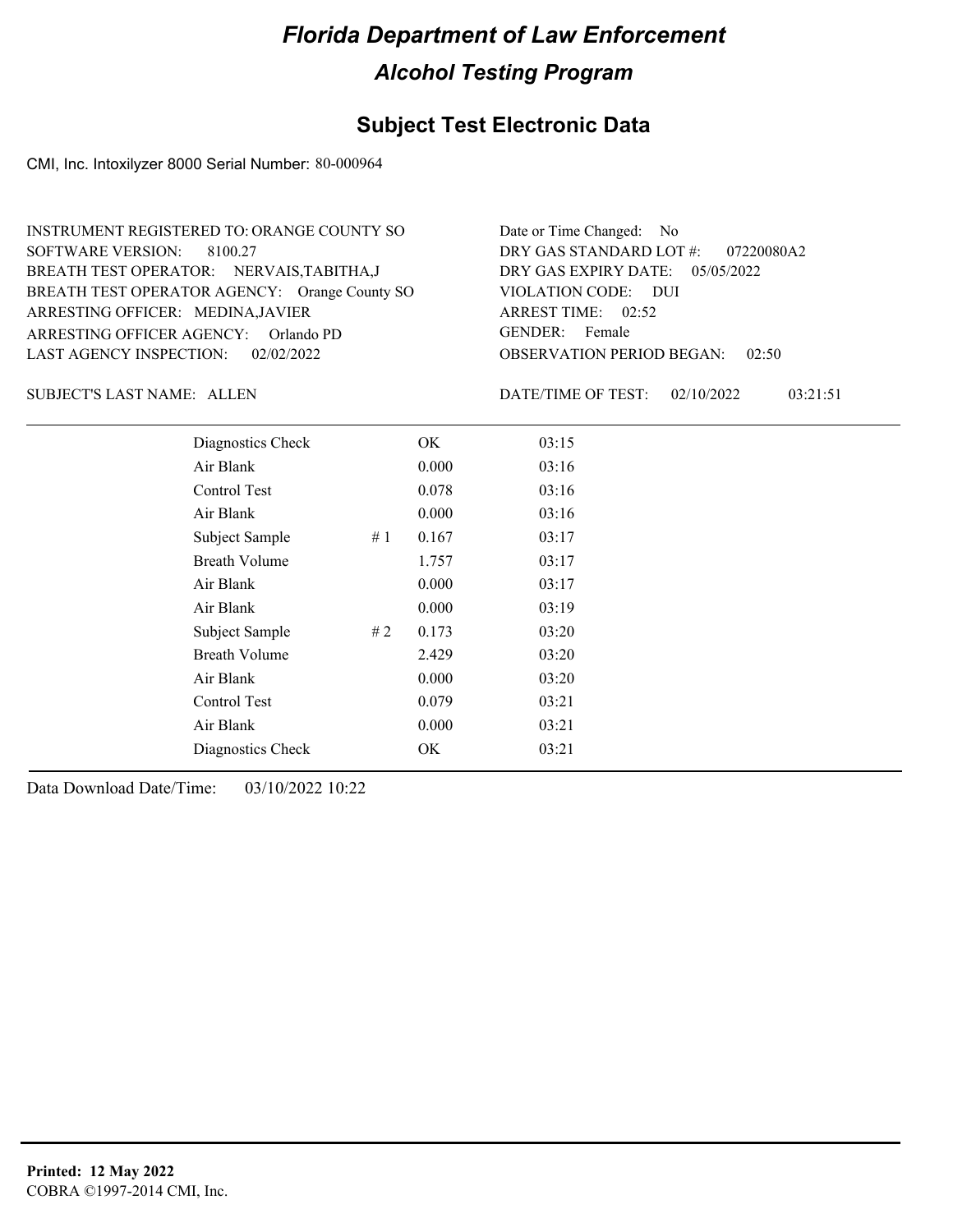# Florida Department of Law Enforcement

## Alcohol Testing Program

### Subject Test Electronic Data

CMI, Inc. Intoxilyzer 8000 Serial Number: 80-000964

INSTRUMENT REGISTERED TO: ORANGE COUNTY SO
SOFTWARE VERSION: 8100.27
BREATH TEST OPERATOR: NERVAIS,TABITHA,J
BREATH TEST OPERATOR AGENCY: Orange County SO
ARRESTING OFFICER: MEDINA,JAVIER
ARRESTING OFFICER AGENCY: Orlando PD
LAST AGENCY INSPECTION: 02/02/2022

Date or Time Changed: No
DRY GAS STANDARD LOT #: 07220080A2
DRY GAS EXPIRY DATE: 05/05/2022
VIOLATION CODE: DUI
ARREST TIME: 02:52
GENDER: Female
OBSERVATION PERIOD BEGAN: 02:50

SUBJECT'S LAST NAME: ALLEN

DATE/TIME OF TEST: 02/10/2022 03:21:51

| | | | |
|---|---|---|---|
| Diagnostics Check | | OK | 03:15 |
| Air Blank | | 0.000 | 03:16 |
| Control Test | | 0.078 | 03:16 |
| Air Blank | | 0.000 | 03:16 |
| Subject Sample | # 1 | 0.167 | 03:17 |
| Breath Volume | | 1.757 | 03:17 |
| Air Blank | | 0.000 | 03:17 |
| Air Blank | | 0.000 | 03:19 |
| Subject Sample | # 2 | 0.173 | 03:20 |
| Breath Volume | | 2.429 | 03:20 |
| Air Blank | | 0.000 | 03:20 |
| Control Test | | 0.079 | 03:21 |
| Air Blank | | 0.000 | 03:21 |
| Diagnostics Check | | OK | 03:21 |

Data Download Date/Time: 03/10/2022 10:22

**Printed: 12 May 2022**
COBRA ©1997-2014 CMI, Inc.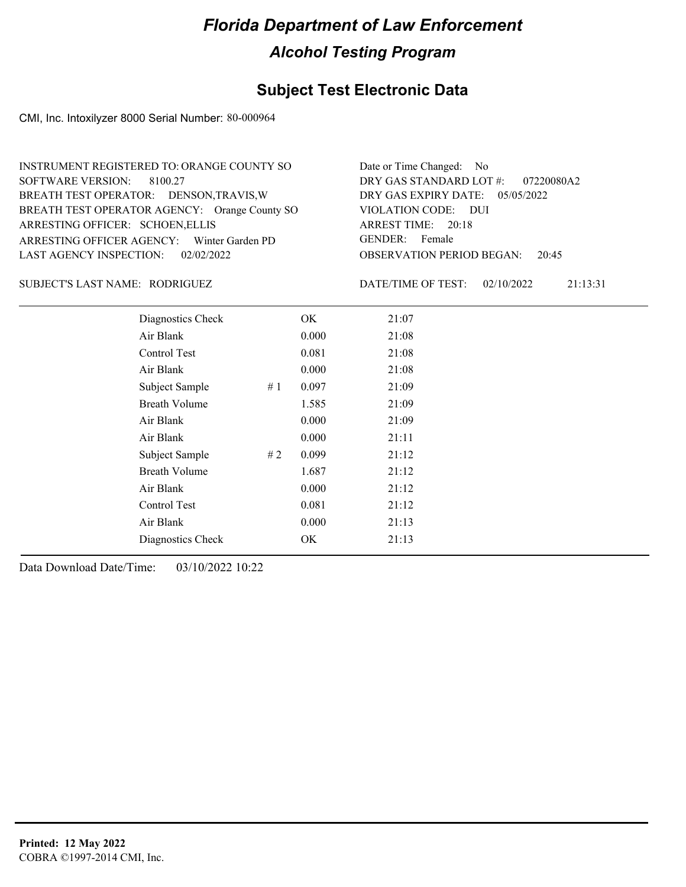# Florida Department of Law Enforcement

## Alcohol Testing Program

## Subject Test Electronic Data

CMI, Inc. Intoxilyzer 8000 Serial Number: 80-000964

INSTRUMENT REGISTERED TO: ORANGE COUNTY SO
SOFTWARE VERSION: 8100.27
BREATH TEST OPERATOR: DENSON,TRAVIS,W
BREATH TEST OPERATOR AGENCY: Orange County SO
ARRESTING OFFICER: SCHOEN,ELLIS
ARRESTING OFFICER AGENCY: Winter Garden PD
LAST AGENCY INSPECTION: 02/02/2022

Date or Time Changed: No
DRY GAS STANDARD LOT #: 07220080A2
DRY GAS EXPIRY DATE: 05/05/2022
VIOLATION CODE: DUI
ARREST TIME: 20:18
GENDER: Female
OBSERVATION PERIOD BEGAN: 20:45

SUBJECT'S LAST NAME: RODRIGUEZ

DATE/TIME OF TEST: 02/10/2022 21:13:31

| | | | |
|---|---|---|---|
| Diagnostics Check | | OK | 21:07 |
| Air Blank | | 0.000 | 21:08 |
| Control Test | | 0.081 | 21:08 |
| Air Blank | | 0.000 | 21:08 |
| Subject Sample | # 1 | 0.097 | 21:09 |
| Breath Volume | | 1.585 | 21:09 |
| Air Blank | | 0.000 | 21:09 |
| Air Blank | | 0.000 | 21:11 |
| Subject Sample | # 2 | 0.099 | 21:12 |
| Breath Volume | | 1.687 | 21:12 |
| Air Blank | | 0.000 | 21:12 |
| Control Test | | 0.081 | 21:12 |
| Air Blank | | 0.000 | 21:13 |
| Diagnostics Check | | OK | 21:13 |

Data Download Date/Time: 03/10/2022 10:22

**Printed: 12 May 2022**
COBRA ©1997-2014 CMI, Inc.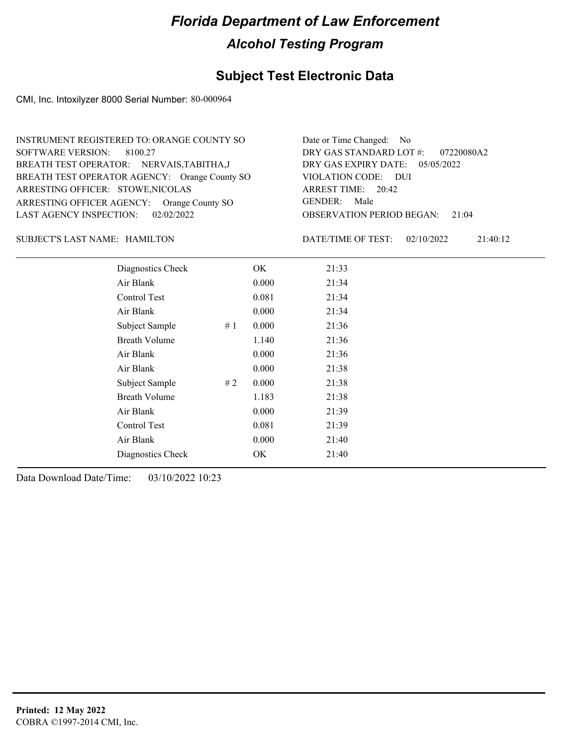# Florida Department of Law Enforcement

## Alcohol Testing Program

### Subject Test Electronic Data

CMI, Inc. Intoxilyzer 8000 Serial Number: 80-000964

INSTRUMENT REGISTERED TO: ORANGE COUNTY SO
SOFTWARE VERSION: 8100.27
BREATH TEST OPERATOR: NERVAIS,TABITHA,J
BREATH TEST OPERATOR AGENCY: Orange County SO
ARRESTING OFFICER: STOWE,NICOLAS
ARRESTING OFFICER AGENCY: Orange County SO
LAST AGENCY INSPECTION: 02/02/2022

Date or Time Changed: No
DRY GAS STANDARD LOT #: 07220080A2
DRY GAS EXPIRY DATE: 05/05/2022
VIOLATION CODE: DUI
ARREST TIME: 20:42
GENDER: Male
OBSERVATION PERIOD BEGAN: 21:04

SUBJECT'S LAST NAME: HAMILTON

DATE/TIME OF TEST: 02/10/2022 21:40:12

| | | | |
|---|---|---|---|
| Diagnostics Check | | OK | 21:33 |
| Air Blank | | 0.000 | 21:34 |
| Control Test | | 0.081 | 21:34 |
| Air Blank | | 0.000 | 21:34 |
| Subject Sample | # 1 | 0.000 | 21:36 |
| Breath Volume | | 1.140 | 21:36 |
| Air Blank | | 0.000 | 21:36 |
| Air Blank | | 0.000 | 21:38 |
| Subject Sample | # 2 | 0.000 | 21:38 |
| Breath Volume | | 1.183 | 21:38 |
| Air Blank | | 0.000 | 21:39 |
| Control Test | | 0.081 | 21:39 |
| Air Blank | | 0.000 | 21:40 |
| Diagnostics Check | | OK | 21:40 |

Data Download Date/Time: 03/10/2022 10:23

**Printed: 12 May 2022**
COBRA ©1997-2014 CMI, Inc.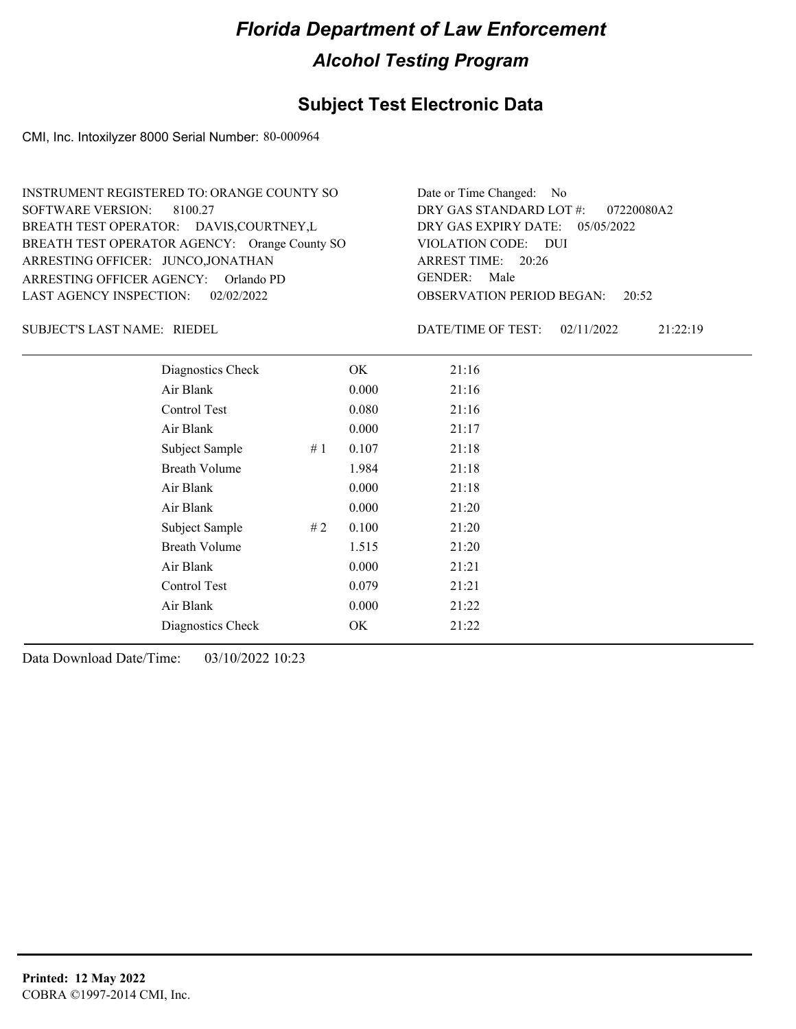# Florida Department of Law Enforcement

## Alcohol Testing Program

### Subject Test Electronic Data

CMI, Inc. Intoxilyzer 8000 Serial Number: 80-000964

INSTRUMENT REGISTERED TO: ORANGE COUNTY SO
SOFTWARE VERSION: 8100.27
BREATH TEST OPERATOR: DAVIS,COURTNEY,L
BREATH TEST OPERATOR AGENCY: Orange County SO
ARRESTING OFFICER: JUNCO,JONATHAN
ARRESTING OFFICER AGENCY: Orlando PD
LAST AGENCY INSPECTION: 02/02/2022

Date or Time Changed: No
DRY GAS STANDARD LOT #: 07220080A2
DRY GAS EXPIRY DATE: 05/05/2022
VIOLATION CODE: DUI
ARREST TIME: 20:26
GENDER: Male
OBSERVATION PERIOD BEGAN: 20:52

SUBJECT'S LAST NAME: RIEDEL

DATE/TIME OF TEST: 02/11/2022 21:22:19

| | | | |
|---|---|---|---|
| Diagnostics Check | | OK | 21:16 |
| Air Blank | | 0.000 | 21:16 |
| Control Test | | 0.080 | 21:16 |
| Air Blank | | 0.000 | 21:17 |
| Subject Sample | # 1 | 0.107 | 21:18 |
| Breath Volume | | 1.984 | 21:18 |
| Air Blank | | 0.000 | 21:18 |
| Air Blank | | 0.000 | 21:20 |
| Subject Sample | # 2 | 0.100 | 21:20 |
| Breath Volume | | 1.515 | 21:20 |
| Air Blank | | 0.000 | 21:21 |
| Control Test | | 0.079 | 21:21 |
| Air Blank | | 0.000 | 21:22 |
| Diagnostics Check | | OK | 21:22 |

Data Download Date/Time: 03/10/2022 10:23

**Printed: 12 May 2022**
COBRA ©1997-2014 CMI, Inc.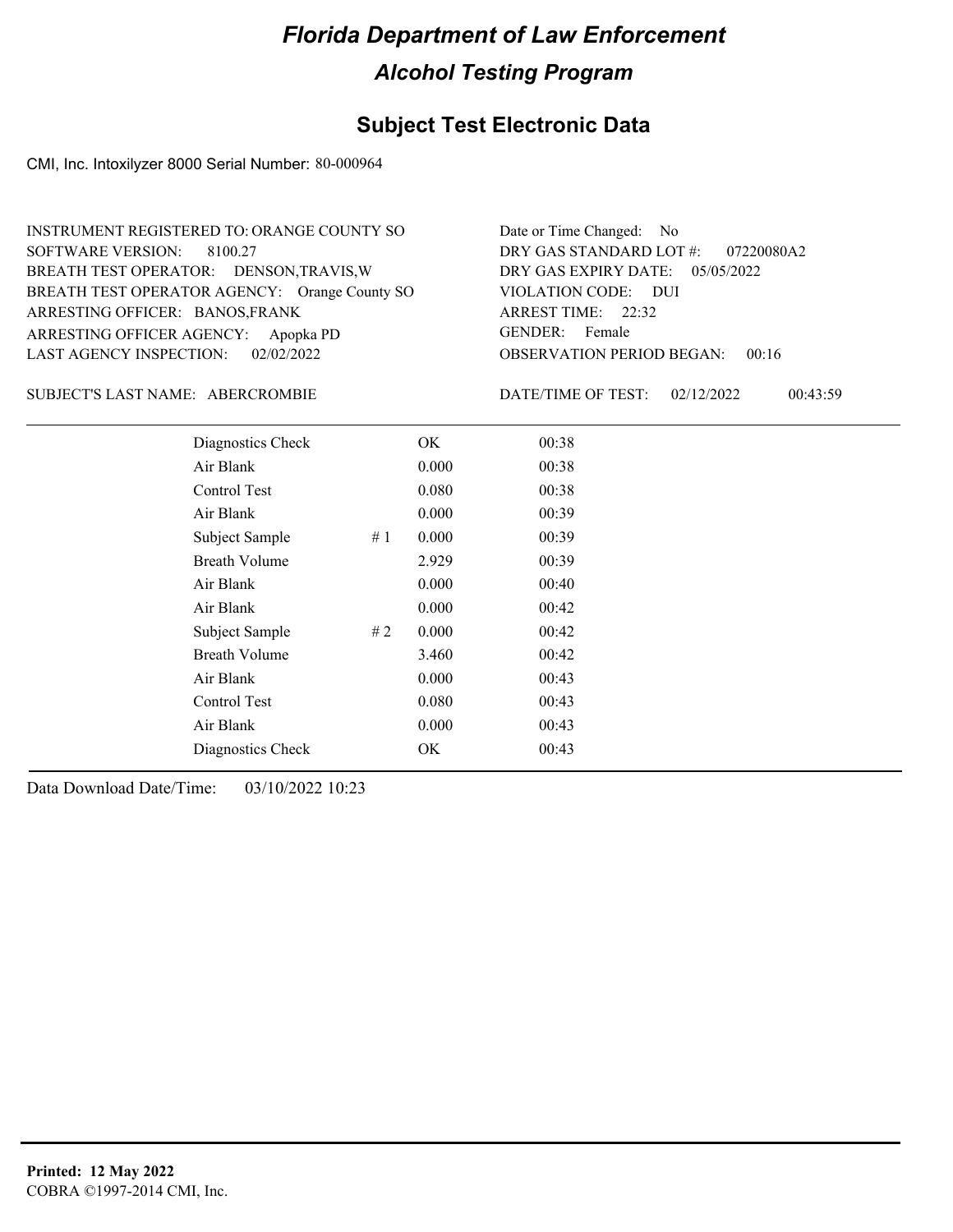# Florida Department of Law Enforcement

## Alcohol Testing Program

## Subject Test Electronic Data

CMI, Inc. Intoxilyzer 8000 Serial Number: 80-000964

INSTRUMENT REGISTERED TO: ORANGE COUNTY SO
SOFTWARE VERSION: 8100.27
BREATH TEST OPERATOR: DENSON,TRAVIS,W
BREATH TEST OPERATOR AGENCY: Orange County SO
ARRESTING OFFICER: BANOS,FRANK
ARRESTING OFFICER AGENCY: Apopka PD
LAST AGENCY INSPECTION: 02/02/2022

Date or Time Changed: No
DRY GAS STANDARD LOT #: 07220080A2
DRY GAS EXPIRY DATE: 05/05/2022
VIOLATION CODE: DUI
ARREST TIME: 22:32
GENDER: Female
OBSERVATION PERIOD BEGAN: 00:16

SUBJECT'S LAST NAME: ABERCROMBIE

DATE/TIME OF TEST: 02/12/2022 00:43:59

| Test | # | Result | Time |
|---|---|---|---|
| Diagnostics Check | | OK | 00:38 |
| Air Blank | | 0.000 | 00:38 |
| Control Test | | 0.080 | 00:38 |
| Air Blank | | 0.000 | 00:39 |
| Subject Sample | # 1 | 0.000 | 00:39 |
| Breath Volume | | 2.929 | 00:39 |
| Air Blank | | 0.000 | 00:40 |
| Air Blank | | 0.000 | 00:42 |
| Subject Sample | # 2 | 0.000 | 00:42 |
| Breath Volume | | 3.460 | 00:42 |
| Air Blank | | 0.000 | 00:43 |
| Control Test | | 0.080 | 00:43 |
| Air Blank | | 0.000 | 00:43 |
| Diagnostics Check | | OK | 00:43 |

Data Download Date/Time: 03/10/2022 10:23

**Printed: 12 May 2022**
COBRA ©1997-2014 CMI, Inc.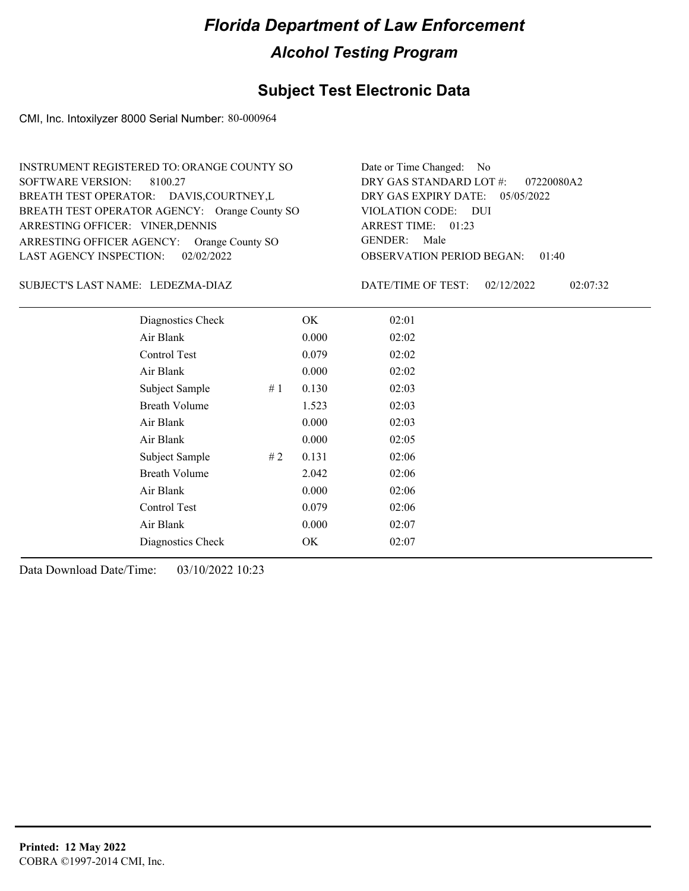# Florida Department of Law Enforcement

## Alcohol Testing Program

### Subject Test Electronic Data

CMI, Inc. Intoxilyzer 8000 Serial Number: 80-000964

INSTRUMENT REGISTERED TO: ORANGE COUNTY SO
SOFTWARE VERSION: 8100.27
BREATH TEST OPERATOR: DAVIS,COURTNEY,L
BREATH TEST OPERATOR AGENCY: Orange County SO
ARRESTING OFFICER: VINER,DENNIS
ARRESTING OFFICER AGENCY: Orange County SO
LAST AGENCY INSPECTION: 02/02/2022

Date or Time Changed: No
DRY GAS STANDARD LOT #: 07220080A2
DRY GAS EXPIRY DATE: 05/05/2022
VIOLATION CODE: DUI
ARREST TIME: 01:23
GENDER: Male
OBSERVATION PERIOD BEGAN: 01:40

SUBJECT'S LAST NAME: LEDEZMA-DIAZ

DATE/TIME OF TEST: 02/12/2022 02:07:32

| | | | |
|---|---|---|---|
| Diagnostics Check | | OK | 02:01 |
| Air Blank | | 0.000 | 02:02 |
| Control Test | | 0.079 | 02:02 |
| Air Blank | | 0.000 | 02:02 |
| Subject Sample | # 1 | 0.130 | 02:03 |
| Breath Volume | | 1.523 | 02:03 |
| Air Blank | | 0.000 | 02:03 |
| Air Blank | | 0.000 | 02:05 |
| Subject Sample | # 2 | 0.131 | 02:06 |
| Breath Volume | | 2.042 | 02:06 |
| Air Blank | | 0.000 | 02:06 |
| Control Test | | 0.079 | 02:06 |
| Air Blank | | 0.000 | 02:07 |
| Diagnostics Check | | OK | 02:07 |

Data Download Date/Time: 03/10/2022 10:23

**Printed: 12 May 2022**
COBRA ©1997-2014 CMI, Inc.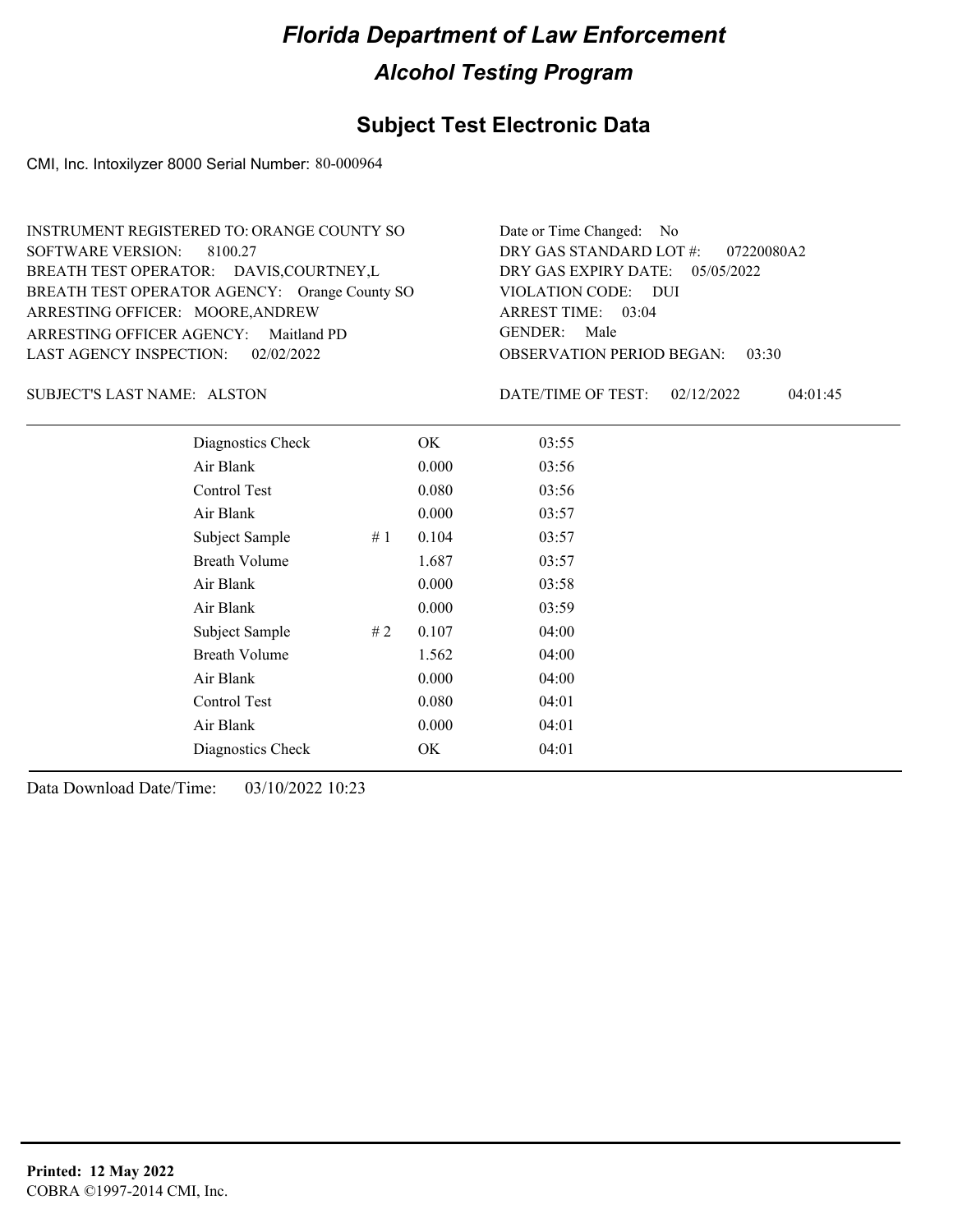# Florida Department of Law Enforcement

## Alcohol Testing Program

### Subject Test Electronic Data

CMI, Inc. Intoxilyzer 8000 Serial Number: 80-000964

INSTRUMENT REGISTERED TO: ORANGE COUNTY SO
SOFTWARE VERSION: 8100.27
BREATH TEST OPERATOR: DAVIS,COURTNEY,L
BREATH TEST OPERATOR AGENCY: Orange County SO
ARRESTING OFFICER: MOORE,ANDREW
ARRESTING OFFICER AGENCY: Maitland PD
LAST AGENCY INSPECTION: 02/02/2022

Date or Time Changed: No
DRY GAS STANDARD LOT #: 07220080A2
DRY GAS EXPIRY DATE: 05/05/2022
VIOLATION CODE: DUI
ARREST TIME: 03:04
GENDER: Male
OBSERVATION PERIOD BEGAN: 03:30

SUBJECT'S LAST NAME: ALSTON

DATE/TIME OF TEST: 02/12/2022 04:01:45

| Test | | Result | Time |
|---|---|---|---|
| Diagnostics Check | | OK | 03:55 |
| Air Blank | | 0.000 | 03:56 |
| Control Test | | 0.080 | 03:56 |
| Air Blank | | 0.000 | 03:57 |
| Subject Sample | # 1 | 0.104 | 03:57 |
| Breath Volume | | 1.687 | 03:57 |
| Air Blank | | 0.000 | 03:58 |
| Air Blank | | 0.000 | 03:59 |
| Subject Sample | # 2 | 0.107 | 04:00 |
| Breath Volume | | 1.562 | 04:00 |
| Air Blank | | 0.000 | 04:00 |
| Control Test | | 0.080 | 04:01 |
| Air Blank | | 0.000 | 04:01 |
| Diagnostics Check | | OK | 04:01 |

Data Download Date/Time: 03/10/2022 10:23

**Printed: 12 May 2022**
COBRA ©1997-2014 CMI, Inc.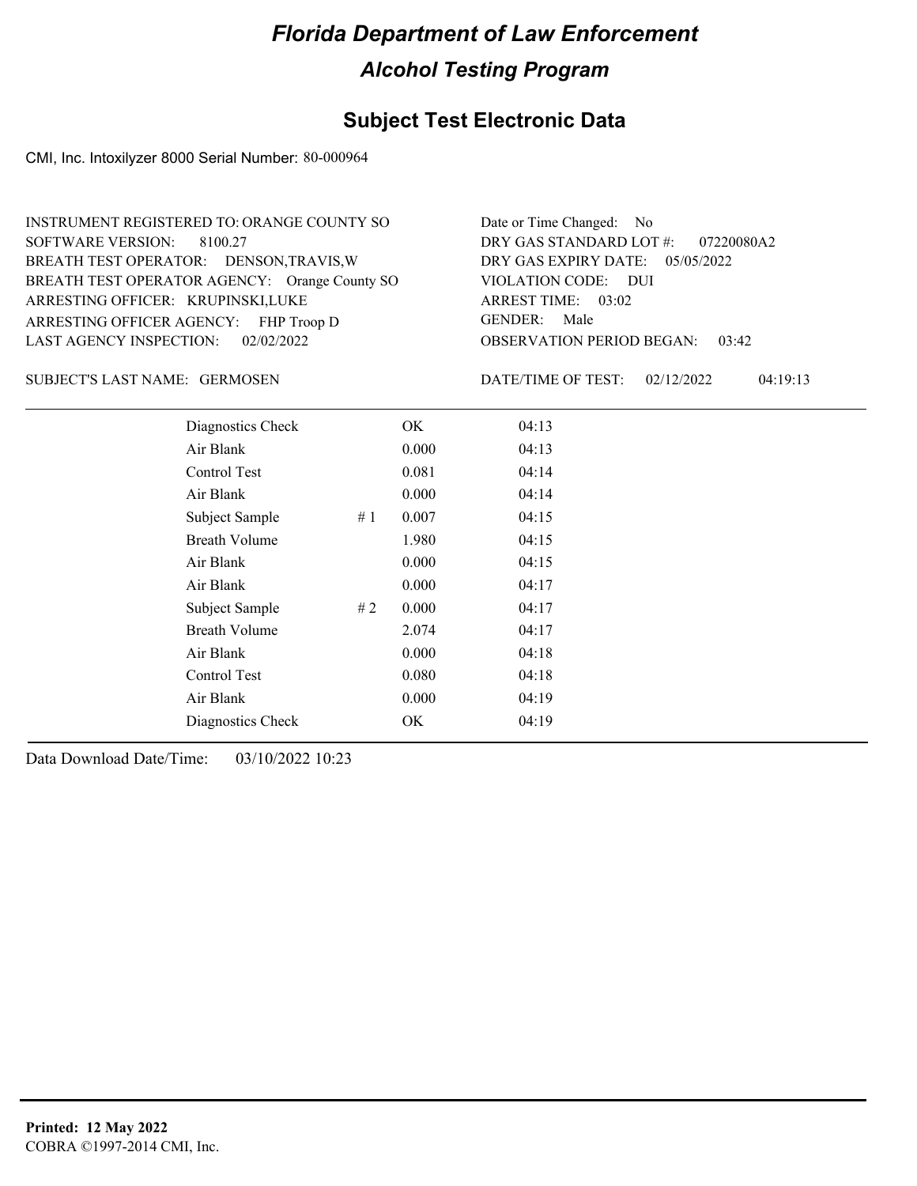# Florida Department of Law Enforcement

## Alcohol Testing Program

## Subject Test Electronic Data

CMI, Inc. Intoxilyzer 8000 Serial Number: 80-000964

INSTRUMENT REGISTERED TO: ORANGE COUNTY SO
SOFTWARE VERSION: 8100.27
BREATH TEST OPERATOR: DENSON,TRAVIS,W
BREATH TEST OPERATOR AGENCY: Orange County SO
ARRESTING OFFICER: KRUPINSKI,LUKE
ARRESTING OFFICER AGENCY: FHP Troop D
LAST AGENCY INSPECTION: 02/02/2022

Date or Time Changed: No
DRY GAS STANDARD LOT #: 07220080A2
DRY GAS EXPIRY DATE: 05/05/2022
VIOLATION CODE: DUI
ARREST TIME: 03:02
GENDER: Male
OBSERVATION PERIOD BEGAN: 03:42

SUBJECT'S LAST NAME: GERMOSEN

DATE/TIME OF TEST: 02/12/2022 04:19:13

| | | | |
|---|---|---|---|
| Diagnostics Check | | OK | 04:13 |
| Air Blank | | 0.000 | 04:13 |
| Control Test | | 0.081 | 04:14 |
| Air Blank | | 0.000 | 04:14 |
| Subject Sample | # 1 | 0.007 | 04:15 |
| Breath Volume | | 1.980 | 04:15 |
| Air Blank | | 0.000 | 04:15 |
| Air Blank | | 0.000 | 04:17 |
| Subject Sample | # 2 | 0.000 | 04:17 |
| Breath Volume | | 2.074 | 04:17 |
| Air Blank | | 0.000 | 04:18 |
| Control Test | | 0.080 | 04:18 |
| Air Blank | | 0.000 | 04:19 |
| Diagnostics Check | | OK | 04:19 |

Data Download Date/Time: 03/10/2022 10:23

**Printed: 12 May 2022**
COBRA ©1997-2014 CMI, Inc.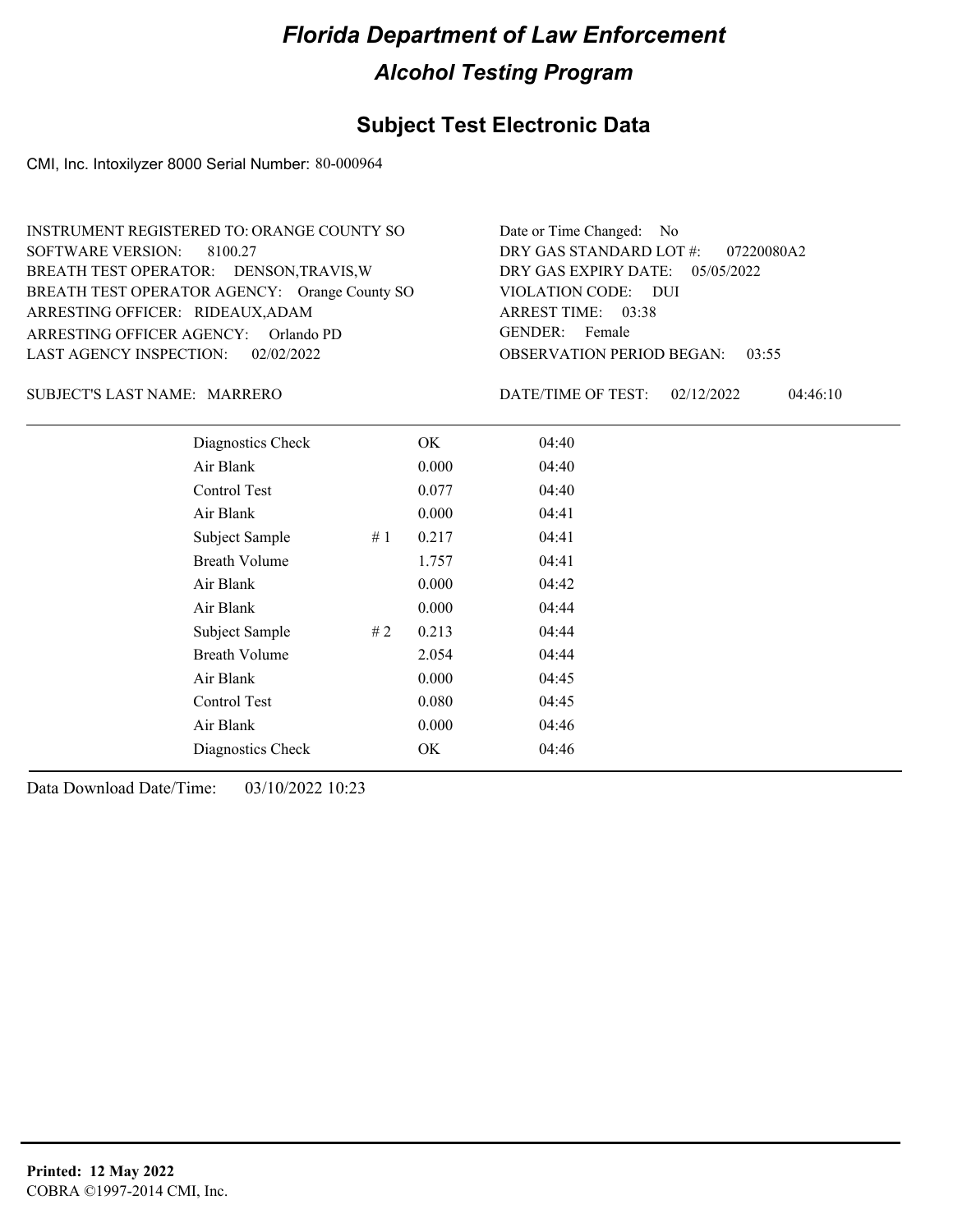# Florida Department of Law Enforcement

## Alcohol Testing Program

### Subject Test Electronic Data

CMI, Inc. Intoxilyzer 8000 Serial Number: 80-000964

INSTRUMENT REGISTERED TO: ORANGE COUNTY SO
SOFTWARE VERSION: 8100.27
BREATH TEST OPERATOR: DENSON,TRAVIS,W
BREATH TEST OPERATOR AGENCY: Orange County SO
ARRESTING OFFICER: RIDEAUX,ADAM
ARRESTING OFFICER AGENCY: Orlando PD
LAST AGENCY INSPECTION: 02/02/2022

Date or Time Changed: No
DRY GAS STANDARD LOT #: 07220080A2
DRY GAS EXPIRY DATE: 05/05/2022
VIOLATION CODE: DUI
ARREST TIME: 03:38
GENDER: Female
OBSERVATION PERIOD BEGAN: 03:55

SUBJECT'S LAST NAME: MARRERO

DATE/TIME OF TEST: 02/12/2022 04:46:10

| Test | # | Result | Time |
|---|---|---|---|
| Diagnostics Check | | OK | 04:40 |
| Air Blank | | 0.000 | 04:40 |
| Control Test | | 0.077 | 04:40 |
| Air Blank | | 0.000 | 04:41 |
| Subject Sample | # 1 | 0.217 | 04:41 |
| Breath Volume | | 1.757 | 04:41 |
| Air Blank | | 0.000 | 04:42 |
| Air Blank | | 0.000 | 04:44 |
| Subject Sample | # 2 | 0.213 | 04:44 |
| Breath Volume | | 2.054 | 04:44 |
| Air Blank | | 0.000 | 04:45 |
| Control Test | | 0.080 | 04:45 |
| Air Blank | | 0.000 | 04:46 |
| Diagnostics Check | | OK | 04:46 |

Data Download Date/Time: 03/10/2022 10:23

**Printed: 12 May 2022**
COBRA ©1997-2014 CMI, Inc.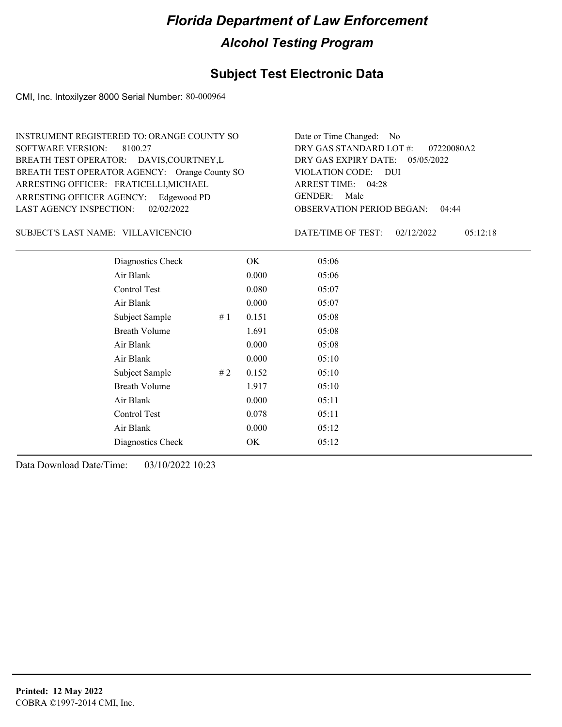# Florida Department of Law Enforcement

## Alcohol Testing Program

### Subject Test Electronic Data

CMI, Inc. Intoxilyzer 8000 Serial Number: 80-000964

INSTRUMENT REGISTERED TO: ORANGE COUNTY SO
SOFTWARE VERSION: 8100.27
BREATH TEST OPERATOR: DAVIS,COURTNEY,L
BREATH TEST OPERATOR AGENCY: Orange County SO
ARRESTING OFFICER: FRATICELLI,MICHAEL
ARRESTING OFFICER AGENCY: Edgewood PD
LAST AGENCY INSPECTION: 02/02/2022

Date or Time Changed: No
DRY GAS STANDARD LOT #: 07220080A2
DRY GAS EXPIRY DATE: 05/05/2022
VIOLATION CODE: DUI
ARREST TIME: 04:28
GENDER: Male
OBSERVATION PERIOD BEGAN: 04:44

SUBJECT'S LAST NAME: VILLAVICENCIO

DATE/TIME OF TEST: 02/12/2022 05:12:18

| | | | |
|---|---|---|---|
| Diagnostics Check | | OK | 05:06 |
| Air Blank | | 0.000 | 05:06 |
| Control Test | | 0.080 | 05:07 |
| Air Blank | | 0.000 | 05:07 |
| Subject Sample | # 1 | 0.151 | 05:08 |
| Breath Volume | | 1.691 | 05:08 |
| Air Blank | | 0.000 | 05:08 |
| Air Blank | | 0.000 | 05:10 |
| Subject Sample | # 2 | 0.152 | 05:10 |
| Breath Volume | | 1.917 | 05:10 |
| Air Blank | | 0.000 | 05:11 |
| Control Test | | 0.078 | 05:11 |
| Air Blank | | 0.000 | 05:12 |
| Diagnostics Check | | OK | 05:12 |

Data Download Date/Time: 03/10/2022 10:23

**Printed: 12 May 2022**
COBRA ©1997-2014 CMI, Inc.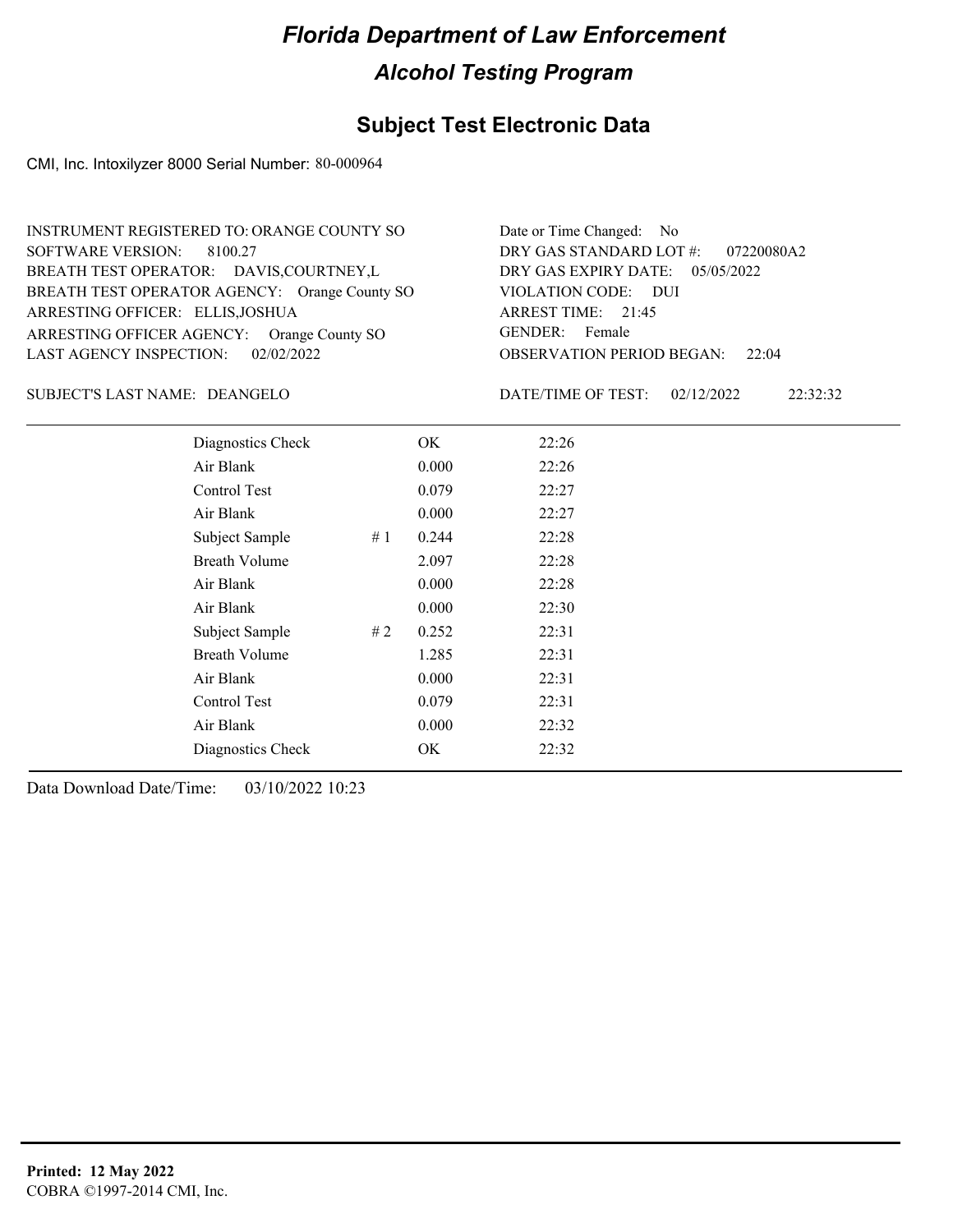# Florida Department of Law Enforcement

## Alcohol Testing Program

### Subject Test Electronic Data

CMI, Inc. Intoxilyzer 8000 Serial Number: 80-000964

INSTRUMENT REGISTERED TO: ORANGE COUNTY SO
SOFTWARE VERSION: 8100.27
BREATH TEST OPERATOR: DAVIS,COURTNEY,L
BREATH TEST OPERATOR AGENCY: Orange County SO
ARRESTING OFFICER: ELLIS,JOSHUA
ARRESTING OFFICER AGENCY: Orange County SO
LAST AGENCY INSPECTION: 02/02/2022

Date or Time Changed: No
DRY GAS STANDARD LOT #: 07220080A2
DRY GAS EXPIRY DATE: 05/05/2022
VIOLATION CODE: DUI
ARREST TIME: 21:45
GENDER: Female
OBSERVATION PERIOD BEGAN: 22:04

SUBJECT'S LAST NAME: DEANGELO

DATE/TIME OF TEST: 02/12/2022 22:32:32

| | | | |
|---|---|---|---|
| Diagnostics Check | | OK | 22:26 |
| Air Blank | | 0.000 | 22:26 |
| Control Test | | 0.079 | 22:27 |
| Air Blank | | 0.000 | 22:27 |
| Subject Sample | # 1 | 0.244 | 22:28 |
| Breath Volume | | 2.097 | 22:28 |
| Air Blank | | 0.000 | 22:28 |
| Air Blank | | 0.000 | 22:30 |
| Subject Sample | # 2 | 0.252 | 22:31 |
| Breath Volume | | 1.285 | 22:31 |
| Air Blank | | 0.000 | 22:31 |
| Control Test | | 0.079 | 22:31 |
| Air Blank | | 0.000 | 22:32 |
| Diagnostics Check | | OK | 22:32 |

Data Download Date/Time: 03/10/2022 10:23

**Printed: 12 May 2022**
COBRA ©1997-2014 CMI, Inc.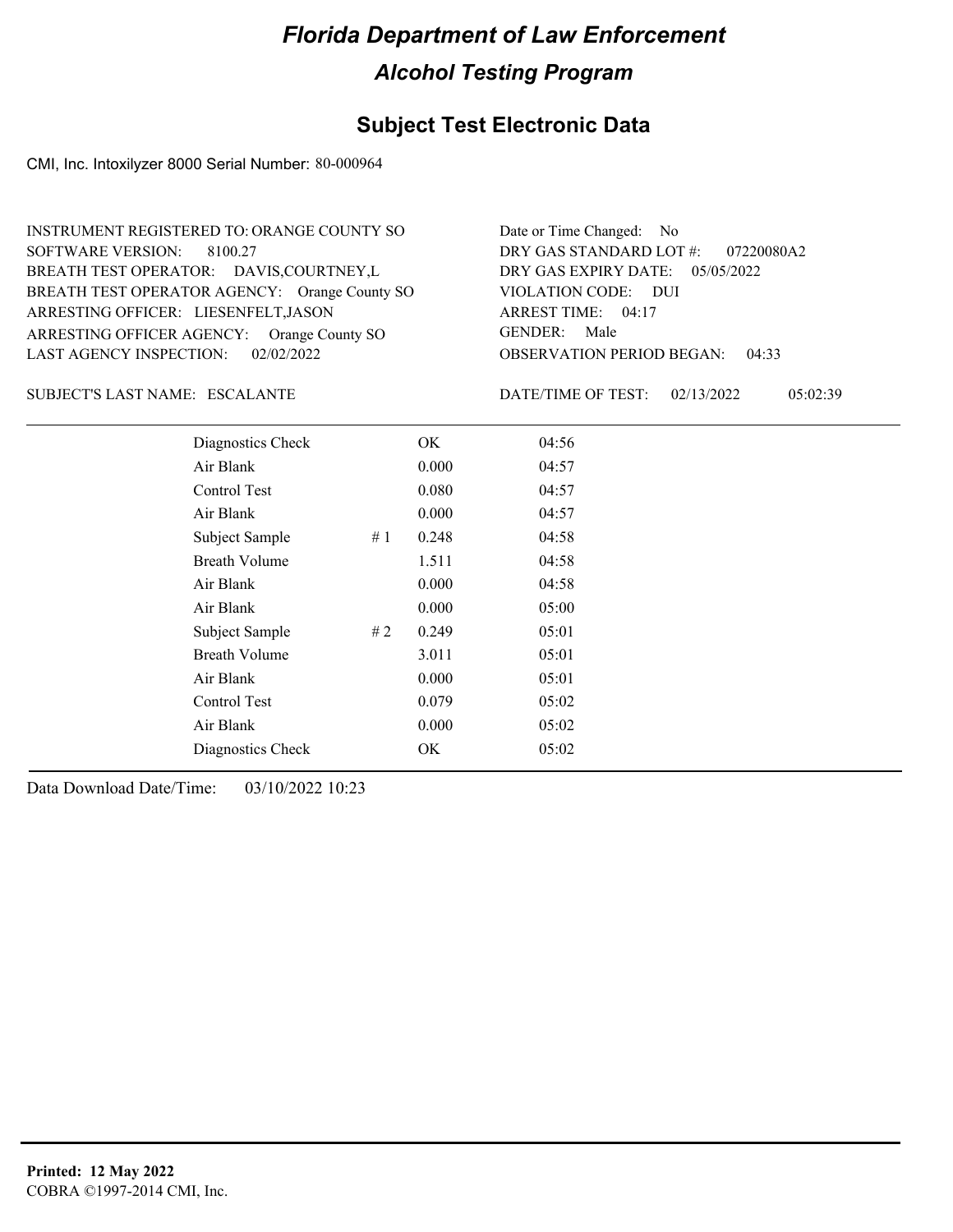# Florida Department of Law Enforcement

## Alcohol Testing Program

### Subject Test Electronic Data

CMI, Inc. Intoxilyzer 8000 Serial Number: 80-000964

INSTRUMENT REGISTERED TO: ORANGE COUNTY SO
SOFTWARE VERSION: 8100.27
BREATH TEST OPERATOR: DAVIS,COURTNEY,L
BREATH TEST OPERATOR AGENCY: Orange County SO
ARRESTING OFFICER: LIESENFELT,JASON
ARRESTING OFFICER AGENCY: Orange County SO
LAST AGENCY INSPECTION: 02/02/2022

Date or Time Changed: No
DRY GAS STANDARD LOT #: 07220080A2
DRY GAS EXPIRY DATE: 05/05/2022
VIOLATION CODE: DUI
ARREST TIME: 04:17
GENDER: Male
OBSERVATION PERIOD BEGAN: 04:33

SUBJECT'S LAST NAME: ESCALANTE

DATE/TIME OF TEST: 02/13/2022 05:02:39

| | | | |
|---|---|---|---|
| Diagnostics Check | | OK | 04:56 |
| Air Blank | | 0.000 | 04:57 |
| Control Test | | 0.080 | 04:57 |
| Air Blank | | 0.000 | 04:57 |
| Subject Sample | # 1 | 0.248 | 04:58 |
| Breath Volume | | 1.511 | 04:58 |
| Air Blank | | 0.000 | 04:58 |
| Air Blank | | 0.000 | 05:00 |
| Subject Sample | # 2 | 0.249 | 05:01 |
| Breath Volume | | 3.011 | 05:01 |
| Air Blank | | 0.000 | 05:01 |
| Control Test | | 0.079 | 05:02 |
| Air Blank | | 0.000 | 05:02 |
| Diagnostics Check | | OK | 05:02 |

Data Download Date/Time: 03/10/2022 10:23

**Printed: 12 May 2022**
COBRA ©1997-2014 CMI, Inc.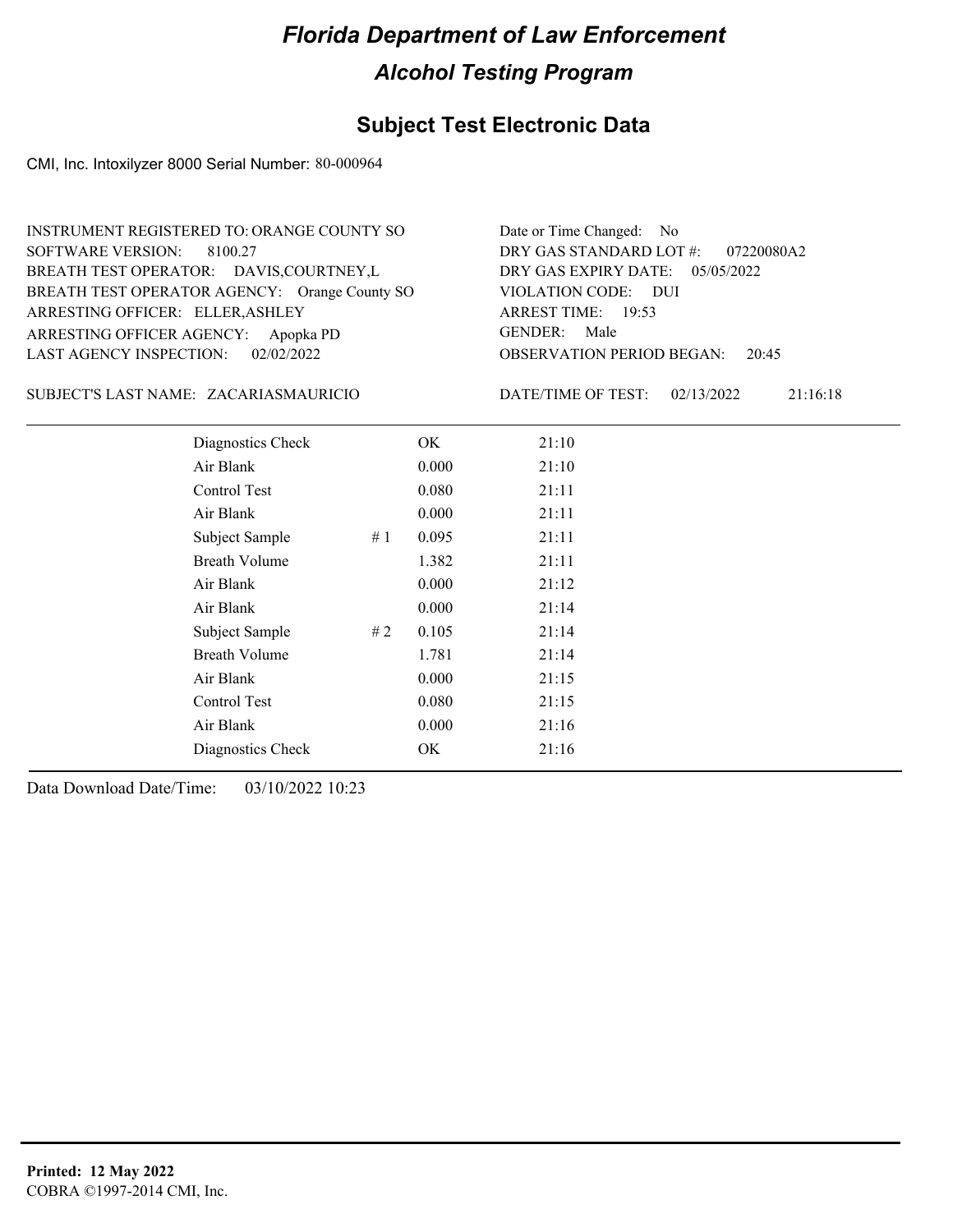# Florida Department of Law Enforcement

## Alcohol Testing Program

## Subject Test Electronic Data

CMI, Inc. Intoxilyzer 8000 Serial Number: 80-000964

INSTRUMENT REGISTERED TO: ORANGE COUNTY SO
SOFTWARE VERSION: 8100.27
BREATH TEST OPERATOR: DAVIS,COURTNEY,L
BREATH TEST OPERATOR AGENCY: Orange County SO
ARRESTING OFFICER: ELLER,ASHLEY
ARRESTING OFFICER AGENCY: Apopka PD
LAST AGENCY INSPECTION: 02/02/2022

Date or Time Changed: No
DRY GAS STANDARD LOT #: 07220080A2
DRY GAS EXPIRY DATE: 05/05/2022
VIOLATION CODE: DUI
ARREST TIME: 19:53
GENDER: Male
OBSERVATION PERIOD BEGAN: 20:45

SUBJECT'S LAST NAME: ZACARIASMAURICIO

DATE/TIME OF TEST: 02/13/2022 21:16:18

| | | | |
|---|---|---|---|
| Diagnostics Check | | OK | 21:10 |
| Air Blank | | 0.000 | 21:10 |
| Control Test | | 0.080 | 21:11 |
| Air Blank | | 0.000 | 21:11 |
| Subject Sample | # 1 | 0.095 | 21:11 |
| Breath Volume | | 1.382 | 21:11 |
| Air Blank | | 0.000 | 21:12 |
| Air Blank | | 0.000 | 21:14 |
| Subject Sample | # 2 | 0.105 | 21:14 |
| Breath Volume | | 1.781 | 21:14 |
| Air Blank | | 0.000 | 21:15 |
| Control Test | | 0.080 | 21:15 |
| Air Blank | | 0.000 | 21:16 |
| Diagnostics Check | | OK | 21:16 |

Data Download Date/Time: 03/10/2022 10:23

**Printed: 12 May 2022**
COBRA ©1997-2014 CMI, Inc.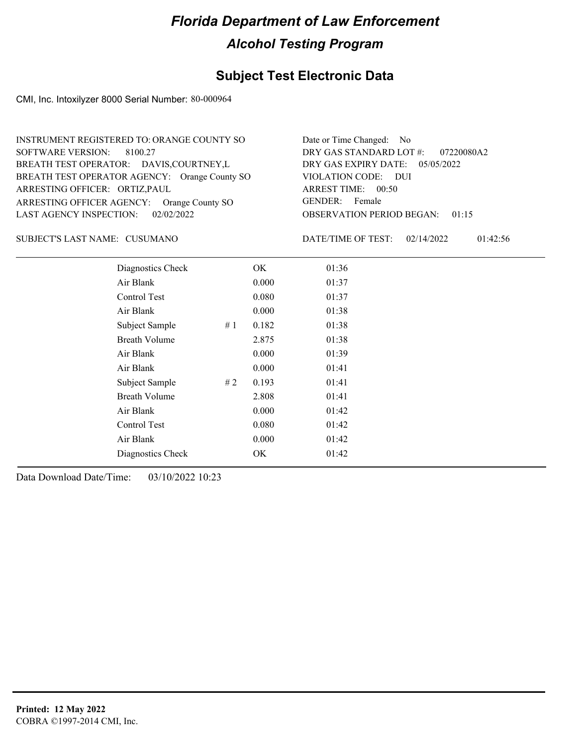# Florida Department of Law Enforcement

## Alcohol Testing Program

### Subject Test Electronic Data

CMI, Inc. Intoxilyzer 8000 Serial Number: 80-000964

INSTRUMENT REGISTERED TO: ORANGE COUNTY SO
SOFTWARE VERSION: 8100.27
BREATH TEST OPERATOR: DAVIS,COURTNEY,L
BREATH TEST OPERATOR AGENCY: Orange County SO
ARRESTING OFFICER: ORTIZ,PAUL
ARRESTING OFFICER AGENCY: Orange County SO
LAST AGENCY INSPECTION: 02/02/2022

Date or Time Changed: No
DRY GAS STANDARD LOT #: 07220080A2
DRY GAS EXPIRY DATE: 05/05/2022
VIOLATION CODE: DUI
ARREST TIME: 00:50
GENDER: Female
OBSERVATION PERIOD BEGAN: 01:15

SUBJECT'S LAST NAME: CUSUMANO

DATE/TIME OF TEST: 02/14/2022 01:42:56

| | | | |
|---|---|---|---|
| Diagnostics Check | | OK | 01:36 |
| Air Blank | | 0.000 | 01:37 |
| Control Test | | 0.080 | 01:37 |
| Air Blank | | 0.000 | 01:38 |
| Subject Sample | # 1 | 0.182 | 01:38 |
| Breath Volume | | 2.875 | 01:38 |
| Air Blank | | 0.000 | 01:39 |
| Air Blank | | 0.000 | 01:41 |
| Subject Sample | # 2 | 0.193 | 01:41 |
| Breath Volume | | 2.808 | 01:41 |
| Air Blank | | 0.000 | 01:42 |
| Control Test | | 0.080 | 01:42 |
| Air Blank | | 0.000 | 01:42 |
| Diagnostics Check | | OK | 01:42 |

Data Download Date/Time: 03/10/2022 10:23

**Printed: 12 May 2022**
COBRA ©1997-2014 CMI, Inc.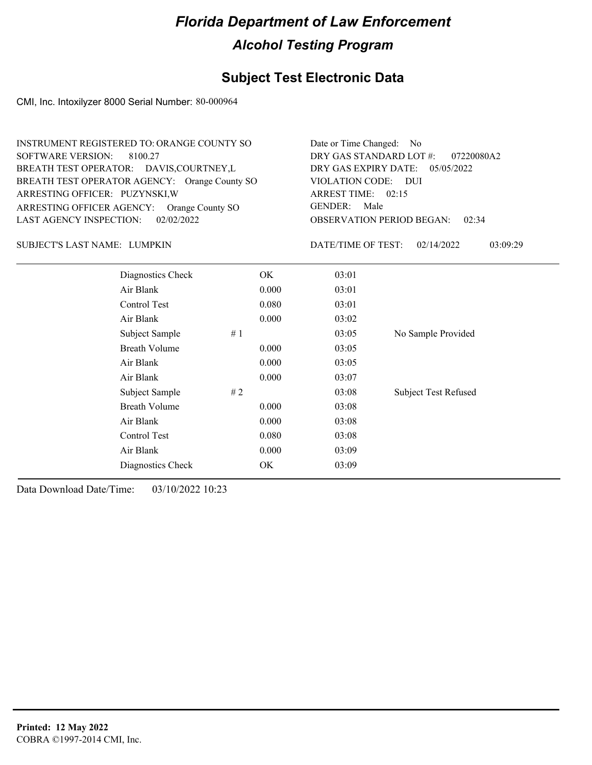# Florida Department of Law Enforcement

## Alcohol Testing Program

## Subject Test Electronic Data

CMI, Inc. Intoxilyzer 8000 Serial Number: 80-000964

INSTRUMENT REGISTERED TO: ORANGE COUNTY SO
SOFTWARE VERSION: 8100.27
BREATH TEST OPERATOR: DAVIS,COURTNEY,L
BREATH TEST OPERATOR AGENCY: Orange County SO
ARRESTING OFFICER: PUZYNSKI,W
ARRESTING OFFICER AGENCY: Orange County SO
LAST AGENCY INSPECTION: 02/02/2022

Date or Time Changed: No
DRY GAS STANDARD LOT #: 07220080A2
DRY GAS EXPIRY DATE: 05/05/2022
VIOLATION CODE: DUI
ARREST TIME: 02:15
GENDER: Male
OBSERVATION PERIOD BEGAN: 02:34

SUBJECT'S LAST NAME: LUMPKIN

DATE/TIME OF TEST: 02/14/2022 03:09:29

| | | | | |
|---|---|---|---|---|
| Diagnostics Check | | OK | 03:01 | |
| Air Blank | | 0.000 | 03:01 | |
| Control Test | | 0.080 | 03:01 | |
| Air Blank | | 0.000 | 03:02 | |
| Subject Sample | # 1 | | 03:05 | No Sample Provided |
| Breath Volume | | 0.000 | 03:05 | |
| Air Blank | | 0.000 | 03:05 | |
| Air Blank | | 0.000 | 03:07 | |
| Subject Sample | # 2 | | 03:08 | Subject Test Refused |
| Breath Volume | | 0.000 | 03:08 | |
| Air Blank | | 0.000 | 03:08 | |
| Control Test | | 0.080 | 03:08 | |
| Air Blank | | 0.000 | 03:09 | |
| Diagnostics Check | | OK | 03:09 | |

Data Download Date/Time: 03/10/2022 10:23

**Printed: 12 May 2022**
COBRA ©1997-2014 CMI, Inc.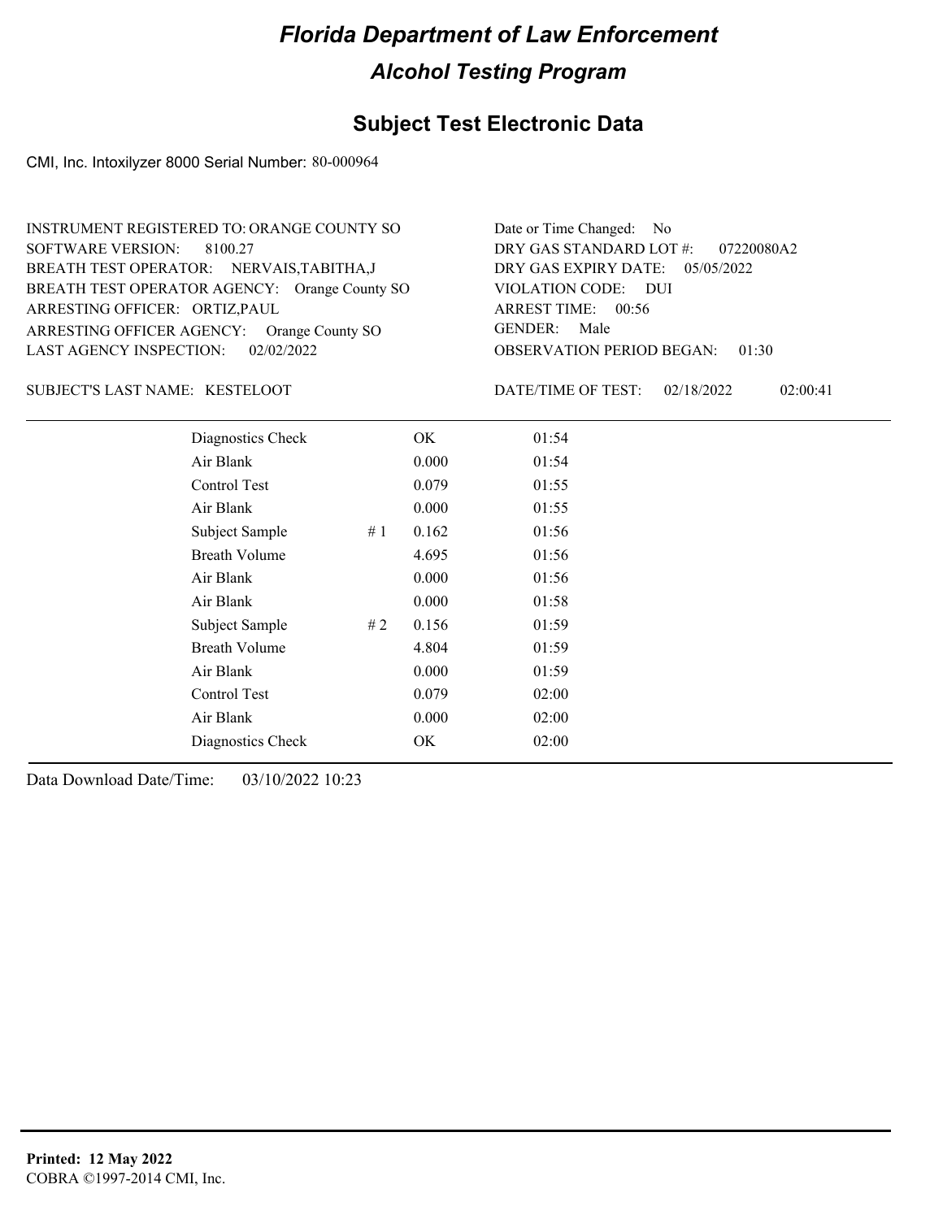# Florida Department of Law Enforcement

## Alcohol Testing Program

### Subject Test Electronic Data

CMI, Inc. Intoxilyzer 8000 Serial Number: 80-000964

INSTRUMENT REGISTERED TO: ORANGE COUNTY SO
SOFTWARE VERSION: 8100.27
BREATH TEST OPERATOR: NERVAIS,TABITHA,J
BREATH TEST OPERATOR AGENCY: Orange County SO
ARRESTING OFFICER: ORTIZ,PAUL
ARRESTING OFFICER AGENCY: Orange County SO
LAST AGENCY INSPECTION: 02/02/2022

Date or Time Changed: No
DRY GAS STANDARD LOT #: 07220080A2
DRY GAS EXPIRY DATE: 05/05/2022
VIOLATION CODE: DUI
ARREST TIME: 00:56
GENDER: Male
OBSERVATION PERIOD BEGAN: 01:30

SUBJECT'S LAST NAME: KESTELOOT

DATE/TIME OF TEST: 02/18/2022 02:00:41

| | | | |
|---|---|---|---|
| Diagnostics Check | | OK | 01:54 |
| Air Blank | | 0.000 | 01:54 |
| Control Test | | 0.079 | 01:55 |
| Air Blank | | 0.000 | 01:55 |
| Subject Sample | # 1 | 0.162 | 01:56 |
| Breath Volume | | 4.695 | 01:56 |
| Air Blank | | 0.000 | 01:56 |
| Air Blank | | 0.000 | 01:58 |
| Subject Sample | # 2 | 0.156 | 01:59 |
| Breath Volume | | 4.804 | 01:59 |
| Air Blank | | 0.000 | 01:59 |
| Control Test | | 0.079 | 02:00 |
| Air Blank | | 0.000 | 02:00 |
| Diagnostics Check | | OK | 02:00 |

Data Download Date/Time: 03/10/2022 10:23

**Printed: 12 May 2022**
COBRA ©1997-2014 CMI, Inc.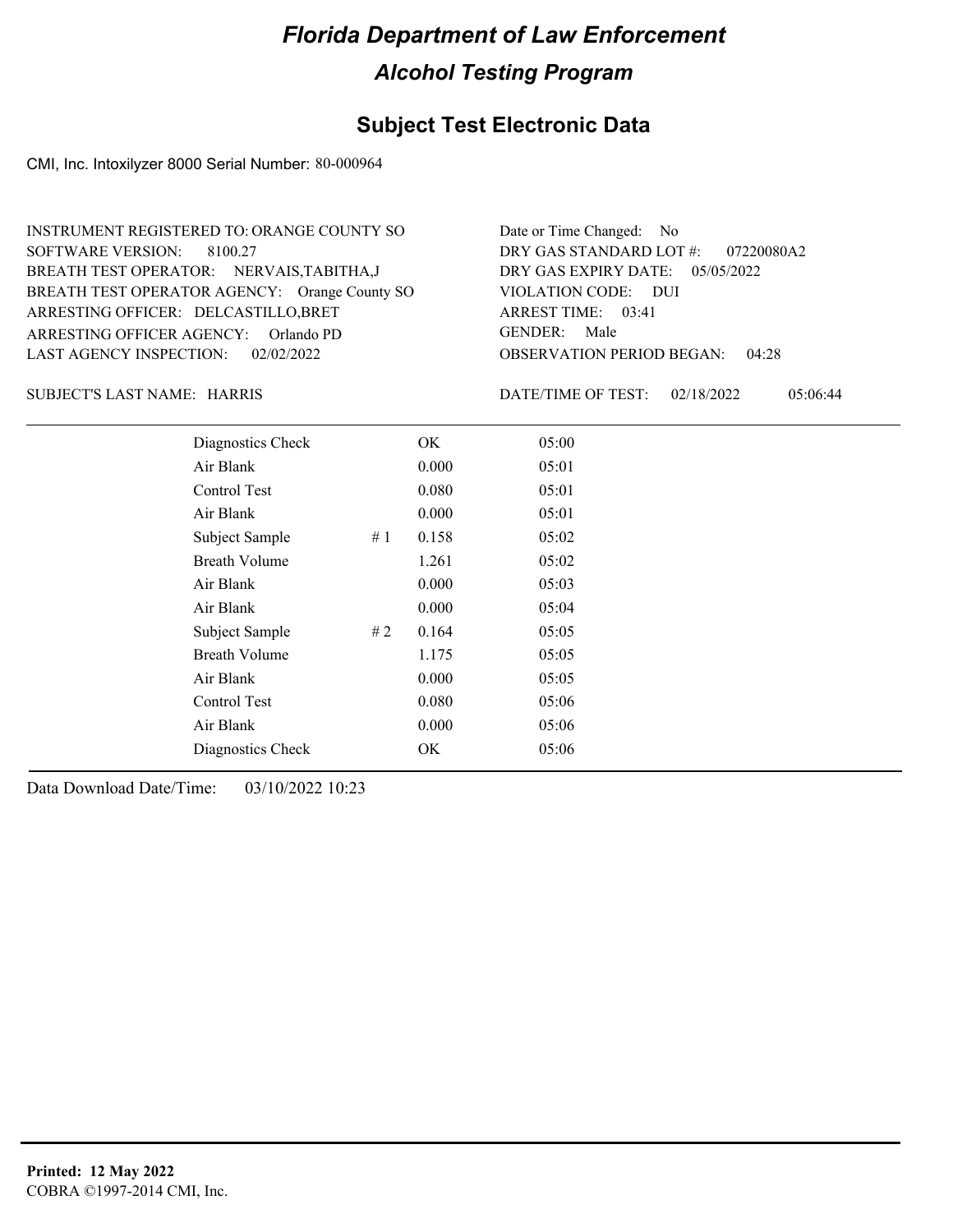# Florida Department of Law Enforcement

## Alcohol Testing Program

### Subject Test Electronic Data

CMI, Inc. Intoxilyzer 8000 Serial Number: 80-000964

INSTRUMENT REGISTERED TO: ORANGE COUNTY SO
SOFTWARE VERSION: 8100.27
BREATH TEST OPERATOR: NERVAIS,TABITHA,J
BREATH TEST OPERATOR AGENCY: Orange County SO
ARRESTING OFFICER: DELCASTILLO,BRET
ARRESTING OFFICER AGENCY: Orlando PD
LAST AGENCY INSPECTION: 02/02/2022

Date or Time Changed: No
DRY GAS STANDARD LOT #: 07220080A2
DRY GAS EXPIRY DATE: 05/05/2022
VIOLATION CODE: DUI
ARREST TIME: 03:41
GENDER: Male
OBSERVATION PERIOD BEGAN: 04:28

SUBJECT'S LAST NAME: HARRIS

DATE/TIME OF TEST: 02/18/2022 05:06:44

| Test | # | Result | Time |
|---|---|---|---|
| Diagnostics Check | | OK | 05:00 |
| Air Blank | | 0.000 | 05:01 |
| Control Test | | 0.080 | 05:01 |
| Air Blank | | 0.000 | 05:01 |
| Subject Sample | # 1 | 0.158 | 05:02 |
| Breath Volume | | 1.261 | 05:02 |
| Air Blank | | 0.000 | 05:03 |
| Air Blank | | 0.000 | 05:04 |
| Subject Sample | # 2 | 0.164 | 05:05 |
| Breath Volume | | 1.175 | 05:05 |
| Air Blank | | 0.000 | 05:05 |
| Control Test | | 0.080 | 05:06 |
| Air Blank | | 0.000 | 05:06 |
| Diagnostics Check | | OK | 05:06 |

Data Download Date/Time: 03/10/2022 10:23

**Printed: 12 May 2022**
COBRA ©1997-2014 CMI, Inc.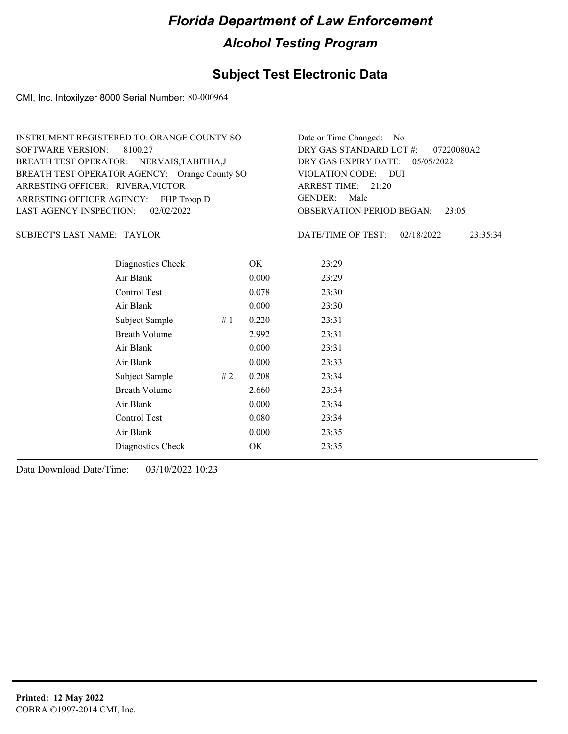# Florida Department of Law Enforcement

## Alcohol Testing Program

### Subject Test Electronic Data

CMI, Inc. Intoxilyzer 8000 Serial Number: 80-000964

INSTRUMENT REGISTERED TO: ORANGE COUNTY SO
SOFTWARE VERSION: 8100.27
BREATH TEST OPERATOR: NERVAIS,TABITHA,J
BREATH TEST OPERATOR AGENCY: Orange County SO
ARRESTING OFFICER: RIVERA,VICTOR
ARRESTING OFFICER AGENCY: FHP Troop D
LAST AGENCY INSPECTION: 02/02/2022

Date or Time Changed: No
DRY GAS STANDARD LOT #: 07220080A2
DRY GAS EXPIRY DATE: 05/05/2022
VIOLATION CODE: DUI
ARREST TIME: 21:20
GENDER: Male
OBSERVATION PERIOD BEGAN: 23:05

SUBJECT'S LAST NAME: TAYLOR

DATE/TIME OF TEST: 02/18/2022 23:35:34

| | | | |
|---|---|---|---|
| Diagnostics Check | | OK | 23:29 |
| Air Blank | | 0.000 | 23:29 |
| Control Test | | 0.078 | 23:30 |
| Air Blank | | 0.000 | 23:30 |
| Subject Sample | # 1 | 0.220 | 23:31 |
| Breath Volume | | 2.992 | 23:31 |
| Air Blank | | 0.000 | 23:31 |
| Air Blank | | 0.000 | 23:33 |
| Subject Sample | # 2 | 0.208 | 23:34 |
| Breath Volume | | 2.660 | 23:34 |
| Air Blank | | 0.000 | 23:34 |
| Control Test | | 0.080 | 23:34 |
| Air Blank | | 0.000 | 23:35 |
| Diagnostics Check | | OK | 23:35 |

Data Download Date/Time: 03/10/2022 10:23

**Printed: 12 May 2022**
COBRA ©1997-2014 CMI, Inc.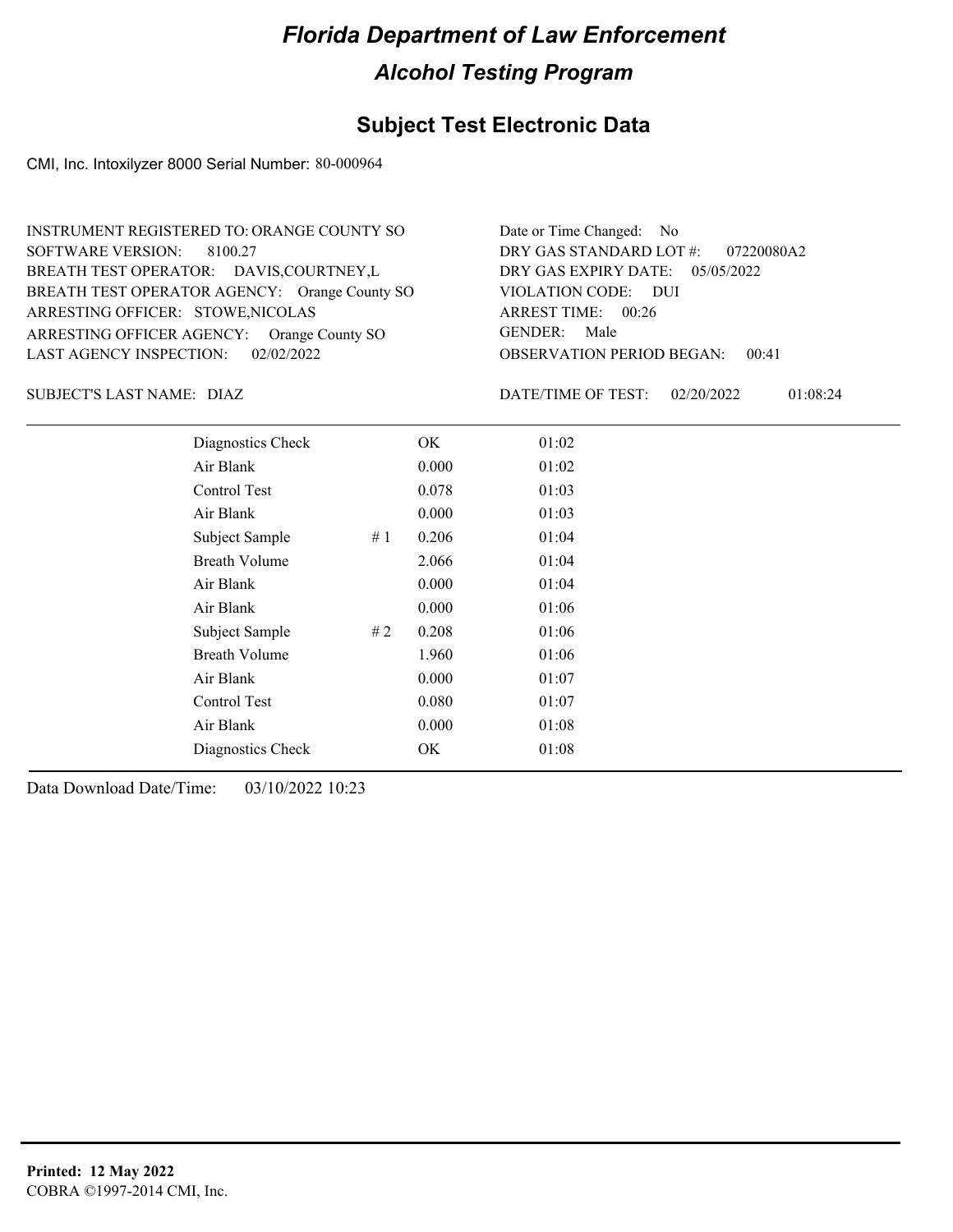# Florida Department of Law Enforcement

## Alcohol Testing Program

## Subject Test Electronic Data

CMI, Inc. Intoxilyzer 8000 Serial Number: 80-000964

INSTRUMENT REGISTERED TO: ORANGE COUNTY SO
SOFTWARE VERSION: 8100.27
BREATH TEST OPERATOR: DAVIS,COURTNEY,L
BREATH TEST OPERATOR AGENCY: Orange County SO
ARRESTING OFFICER: STOWE,NICOLAS
ARRESTING OFFICER AGENCY: Orange County SO
LAST AGENCY INSPECTION: 02/02/2022

Date or Time Changed: No
DRY GAS STANDARD LOT #: 07220080A2
DRY GAS EXPIRY DATE: 05/05/2022
VIOLATION CODE: DUI
ARREST TIME: 00:26
GENDER: Male
OBSERVATION PERIOD BEGAN: 00:41

SUBJECT'S LAST NAME: DIAZ

DATE/TIME OF TEST: 02/20/2022 01:08:24

| Test | # | Result | Time |
|---|---|---|---|
| Diagnostics Check | | OK | 01:02 |
| Air Blank | | 0.000 | 01:02 |
| Control Test | | 0.078 | 01:03 |
| Air Blank | | 0.000 | 01:03 |
| Subject Sample | # 1 | 0.206 | 01:04 |
| Breath Volume | | 2.066 | 01:04 |
| Air Blank | | 0.000 | 01:04 |
| Air Blank | | 0.000 | 01:06 |
| Subject Sample | # 2 | 0.208 | 01:06 |
| Breath Volume | | 1.960 | 01:06 |
| Air Blank | | 0.000 | 01:07 |
| Control Test | | 0.080 | 01:07 |
| Air Blank | | 0.000 | 01:08 |
| Diagnostics Check | | OK | 01:08 |

Data Download Date/Time: 03/10/2022 10:23

**Printed: 12 May 2022**
COBRA ©1997-2014 CMI, Inc.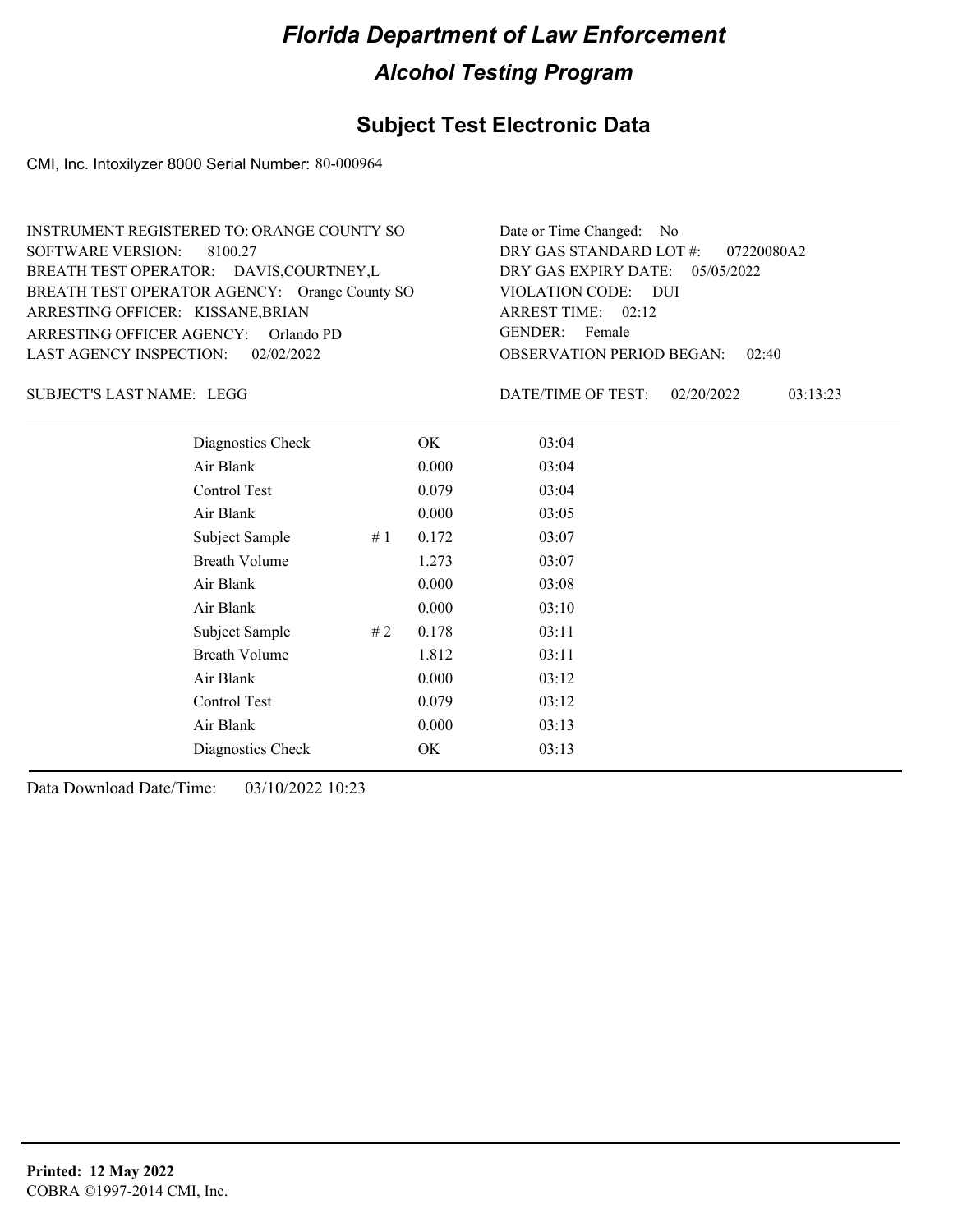# Florida Department of Law Enforcement

## Alcohol Testing Program

### Subject Test Electronic Data

CMI, Inc. Intoxilyzer 8000 Serial Number: 80-000964

INSTRUMENT REGISTERED TO: ORANGE COUNTY SO
SOFTWARE VERSION: 8100.27
BREATH TEST OPERATOR: DAVIS,COURTNEY,L
BREATH TEST OPERATOR AGENCY: Orange County SO
ARRESTING OFFICER: KISSANE,BRIAN
ARRESTING OFFICER AGENCY: Orlando PD
LAST AGENCY INSPECTION: 02/02/2022

Date or Time Changed: No
DRY GAS STANDARD LOT #: 07220080A2
DRY GAS EXPIRY DATE: 05/05/2022
VIOLATION CODE: DUI
ARREST TIME: 02:12
GENDER: Female
OBSERVATION PERIOD BEGAN: 02:40

SUBJECT'S LAST NAME: LEGG

DATE/TIME OF TEST: 02/20/2022 03:13:23

| | | | |
|---|---|---|---|
| Diagnostics Check | | OK | 03:04 |
| Air Blank | | 0.000 | 03:04 |
| Control Test | | 0.079 | 03:04 |
| Air Blank | | 0.000 | 03:05 |
| Subject Sample | # 1 | 0.172 | 03:07 |
| Breath Volume | | 1.273 | 03:07 |
| Air Blank | | 0.000 | 03:08 |
| Air Blank | | 0.000 | 03:10 |
| Subject Sample | # 2 | 0.178 | 03:11 |
| Breath Volume | | 1.812 | 03:11 |
| Air Blank | | 0.000 | 03:12 |
| Control Test | | 0.079 | 03:12 |
| Air Blank | | 0.000 | 03:13 |
| Diagnostics Check | | OK | 03:13 |

Data Download Date/Time: 03/10/2022 10:23

**Printed: 12 May 2022**
COBRA ©1997-2014 CMI, Inc.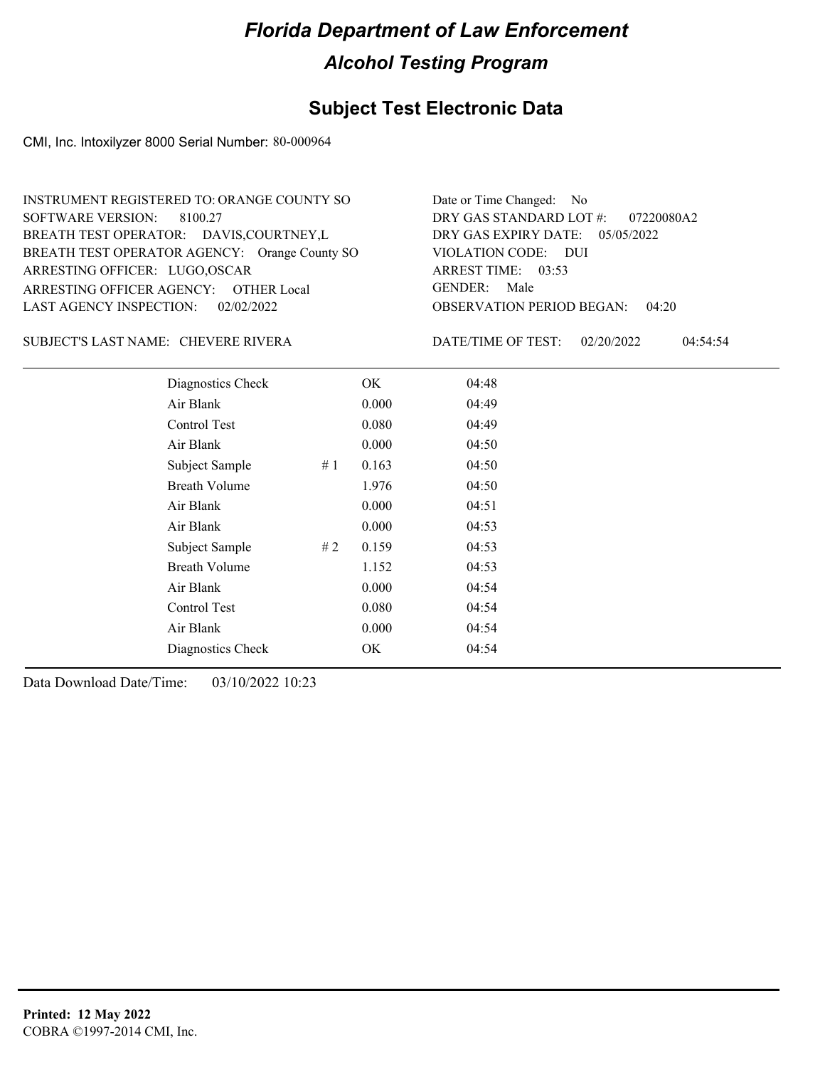# Florida Department of Law Enforcement

## Alcohol Testing Program

## Subject Test Electronic Data

CMI, Inc. Intoxilyzer 8000 Serial Number: 80-000964

INSTRUMENT REGISTERED TO: ORANGE COUNTY SO
SOFTWARE VERSION: 8100.27
BREATH TEST OPERATOR: DAVIS,COURTNEY,L
BREATH TEST OPERATOR AGENCY: Orange County SO
ARRESTING OFFICER: LUGO,OSCAR
ARRESTING OFFICER AGENCY: OTHER Local
LAST AGENCY INSPECTION: 02/02/2022

Date or Time Changed: No
DRY GAS STANDARD LOT #: 07220080A2
DRY GAS EXPIRY DATE: 05/05/2022
VIOLATION CODE: DUI
ARREST TIME: 03:53
GENDER: Male
OBSERVATION PERIOD BEGAN: 04:20

SUBJECT'S LAST NAME: CHEVERE RIVERA

DATE/TIME OF TEST: 02/20/2022 04:54:54

| | | | |
|---|---|---|---|
| Diagnostics Check | | OK | 04:48 |
| Air Blank | | 0.000 | 04:49 |
| Control Test | | 0.080 | 04:49 |
| Air Blank | | 0.000 | 04:50 |
| Subject Sample | # 1 | 0.163 | 04:50 |
| Breath Volume | | 1.976 | 04:50 |
| Air Blank | | 0.000 | 04:51 |
| Air Blank | | 0.000 | 04:53 |
| Subject Sample | # 2 | 0.159 | 04:53 |
| Breath Volume | | 1.152 | 04:53 |
| Air Blank | | 0.000 | 04:54 |
| Control Test | | 0.080 | 04:54 |
| Air Blank | | 0.000 | 04:54 |
| Diagnostics Check | | OK | 04:54 |

Data Download Date/Time: 03/10/2022 10:23

**Printed: 12 May 2022**
COBRA ©1997-2014 CMI, Inc.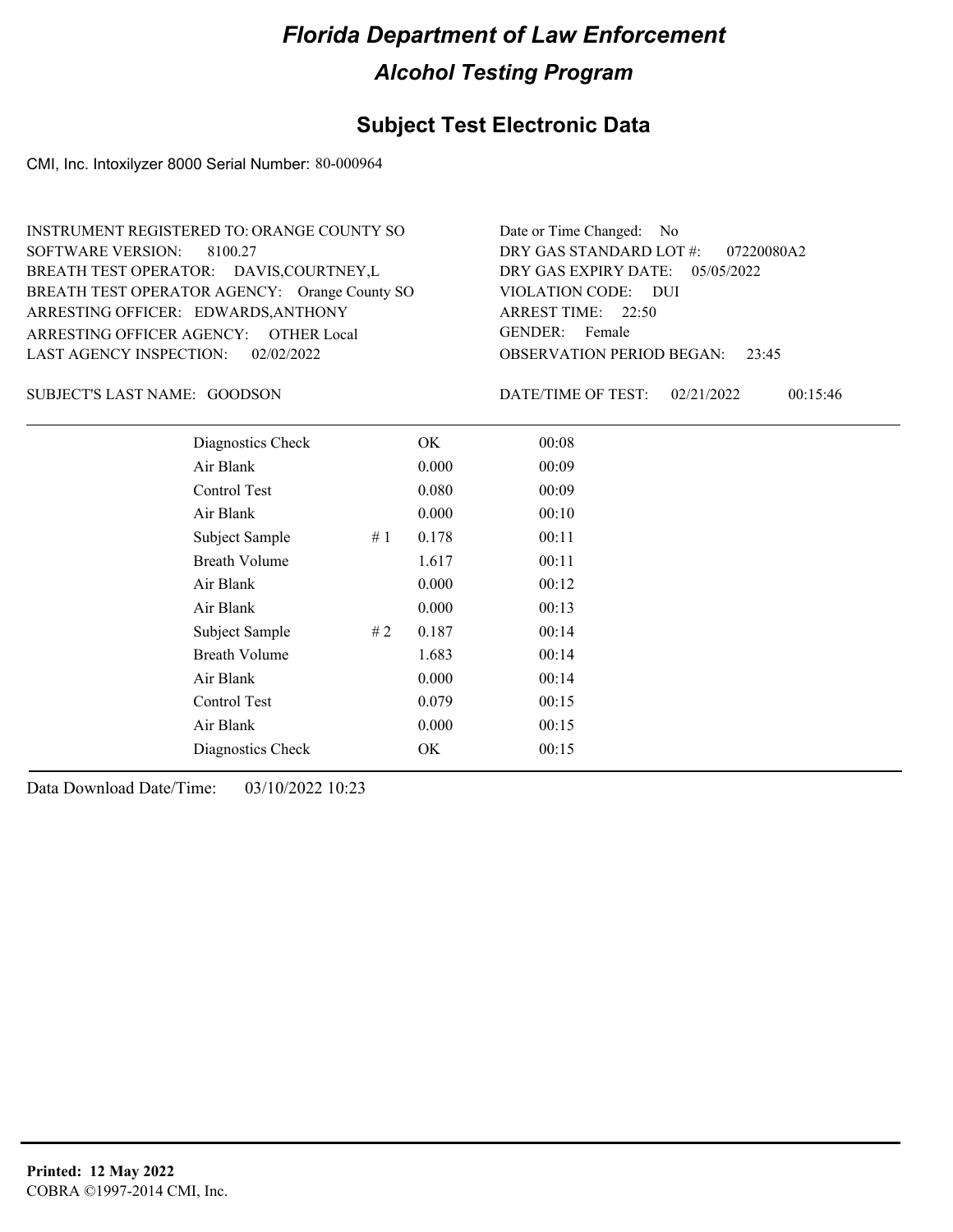# Florida Department of Law Enforcement

## Alcohol Testing Program

### Subject Test Electronic Data

CMI, Inc. Intoxilyzer 8000 Serial Number: 80-000964

INSTRUMENT REGISTERED TO: ORANGE COUNTY SO
SOFTWARE VERSION: 8100.27
BREATH TEST OPERATOR: DAVIS,COURTNEY,L
BREATH TEST OPERATOR AGENCY: Orange County SO
ARRESTING OFFICER: EDWARDS,ANTHONY
ARRESTING OFFICER AGENCY: OTHER Local
LAST AGENCY INSPECTION: 02/02/2022

Date or Time Changed: No
DRY GAS STANDARD LOT #: 07220080A2
DRY GAS EXPIRY DATE: 05/05/2022
VIOLATION CODE: DUI
ARREST TIME: 22:50
GENDER: Female
OBSERVATION PERIOD BEGAN: 23:45

SUBJECT'S LAST NAME: GOODSON

DATE/TIME OF TEST: 02/21/2022 00:15:46

| | | | |
|---|---|---|---|
| Diagnostics Check | | OK | 00:08 |
| Air Blank | | 0.000 | 00:09 |
| Control Test | | 0.080 | 00:09 |
| Air Blank | | 0.000 | 00:10 |
| Subject Sample | # 1 | 0.178 | 00:11 |
| Breath Volume | | 1.617 | 00:11 |
| Air Blank | | 0.000 | 00:12 |
| Air Blank | | 0.000 | 00:13 |
| Subject Sample | # 2 | 0.187 | 00:14 |
| Breath Volume | | 1.683 | 00:14 |
| Air Blank | | 0.000 | 00:14 |
| Control Test | | 0.079 | 00:15 |
| Air Blank | | 0.000 | 00:15 |
| Diagnostics Check | | OK | 00:15 |

Data Download Date/Time: 03/10/2022 10:23

**Printed: 12 May 2022**
COBRA ©1997-2014 CMI, Inc.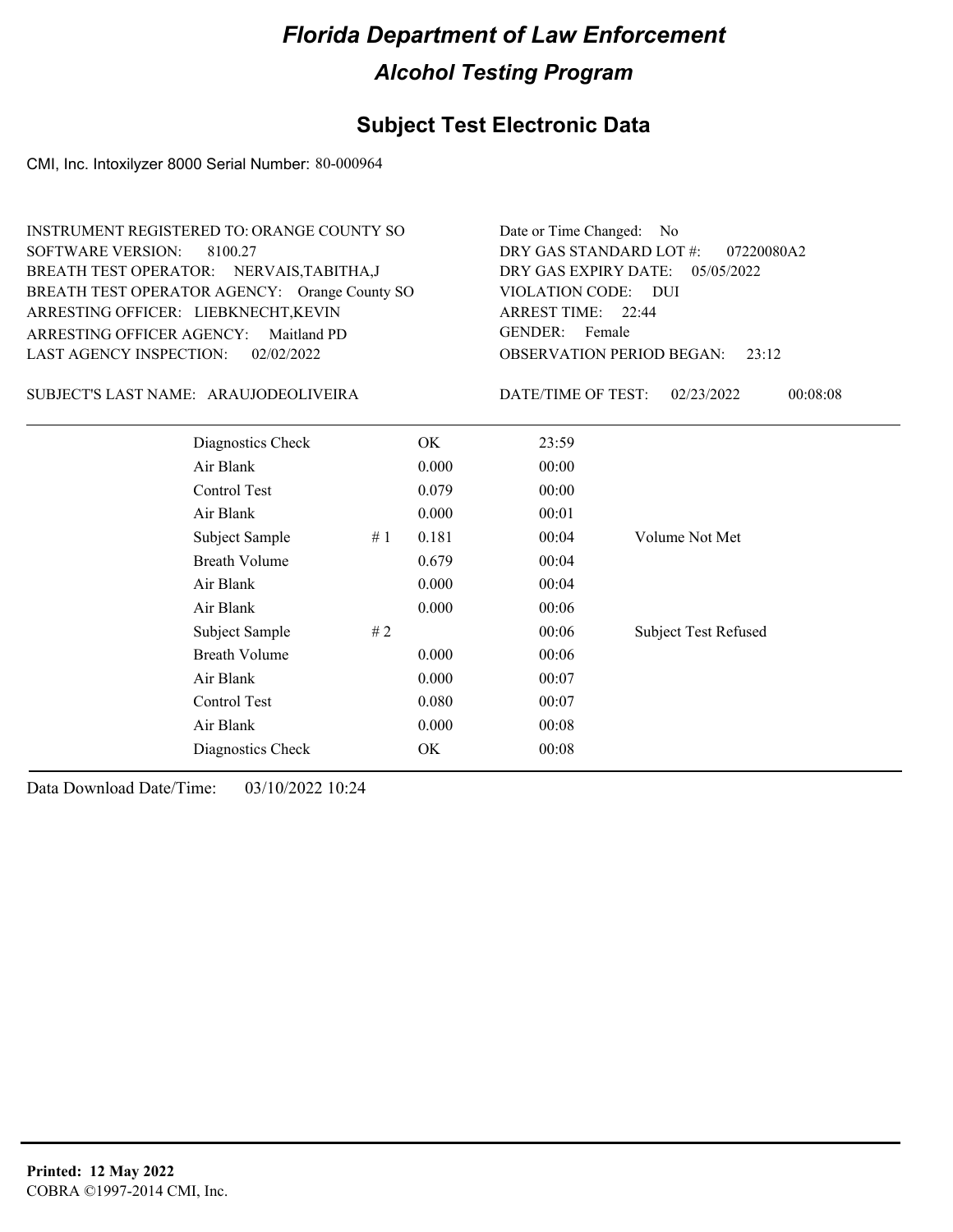# Florida Department of Law Enforcement

## Alcohol Testing Program

## Subject Test Electronic Data

CMI, Inc. Intoxilyzer 8000 Serial Number: 80-000964

INSTRUMENT REGISTERED TO: ORANGE COUNTY SO
SOFTWARE VERSION: 8100.27
BREATH TEST OPERATOR: NERVAIS,TABITHA,J
BREATH TEST OPERATOR AGENCY: Orange County SO
ARRESTING OFFICER: LIEBKNECHT,KEVIN
ARRESTING OFFICER AGENCY: Maitland PD
LAST AGENCY INSPECTION: 02/02/2022

Date or Time Changed: No
DRY GAS STANDARD LOT #: 07220080A2
DRY GAS EXPIRY DATE: 05/05/2022
VIOLATION CODE: DUI
ARREST TIME: 22:44
GENDER: Female
OBSERVATION PERIOD BEGAN: 23:12

SUBJECT'S LAST NAME: ARAUJODEOLIVEIRA

DATE/TIME OF TEST: 02/23/2022 00:08:08

| | | | | |
|---|---|---|---|---|
| Diagnostics Check | | OK | 23:59 | |
| Air Blank | | 0.000 | 00:00 | |
| Control Test | | 0.079 | 00:00 | |
| Air Blank | | 0.000 | 00:01 | |
| Subject Sample | # 1 | 0.181 | 00:04 | Volume Not Met |
| Breath Volume | | 0.679 | 00:04 | |
| Air Blank | | 0.000 | 00:04 | |
| Air Blank | | 0.000 | 00:06 | |
| Subject Sample | # 2 | | 00:06 | Subject Test Refused |
| Breath Volume | | 0.000 | 00:06 | |
| Air Blank | | 0.000 | 00:07 | |
| Control Test | | 0.080 | 00:07 | |
| Air Blank | | 0.000 | 00:08 | |
| Diagnostics Check | | OK | 00:08 | |

Data Download Date/Time: 03/10/2022 10:24

**Printed: 12 May 2022**
COBRA ©1997-2014 CMI, Inc.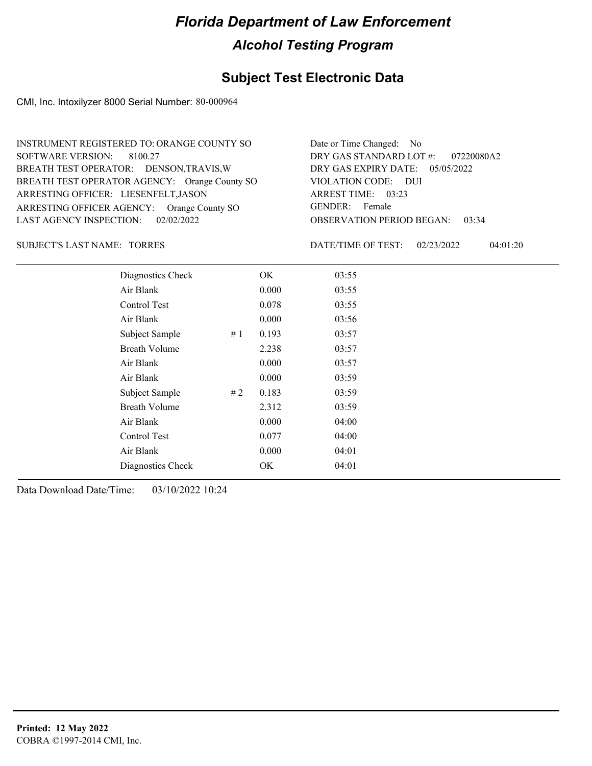# Florida Department of Law Enforcement

## Alcohol Testing Program

## Subject Test Electronic Data

CMI, Inc. Intoxilyzer 8000 Serial Number: 80-000964

INSTRUMENT REGISTERED TO: ORANGE COUNTY SO
SOFTWARE VERSION: 8100.27
BREATH TEST OPERATOR: DENSON,TRAVIS,W
BREATH TEST OPERATOR AGENCY: Orange County SO
ARRESTING OFFICER: LIESENFELT,JASON
ARRESTING OFFICER AGENCY: Orange County SO
LAST AGENCY INSPECTION: 02/02/2022

Date or Time Changed: No
DRY GAS STANDARD LOT #: 07220080A2
DRY GAS EXPIRY DATE: 05/05/2022
VIOLATION CODE: DUI
ARREST TIME: 03:23
GENDER: Female
OBSERVATION PERIOD BEGAN: 03:34

SUBJECT'S LAST NAME: TORRES

DATE/TIME OF TEST: 02/23/2022 04:01:20

| | | | |
|---|---|---|---|
| Diagnostics Check | | OK | 03:55 |
| Air Blank | | 0.000 | 03:55 |
| Control Test | | 0.078 | 03:55 |
| Air Blank | | 0.000 | 03:56 |
| Subject Sample | # 1 | 0.193 | 03:57 |
| Breath Volume | | 2.238 | 03:57 |
| Air Blank | | 0.000 | 03:57 |
| Air Blank | | 0.000 | 03:59 |
| Subject Sample | # 2 | 0.183 | 03:59 |
| Breath Volume | | 2.312 | 03:59 |
| Air Blank | | 0.000 | 04:00 |
| Control Test | | 0.077 | 04:00 |
| Air Blank | | 0.000 | 04:01 |
| Diagnostics Check | | OK | 04:01 |

Data Download Date/Time: 03/10/2022 10:24

**Printed: 12 May 2022**
COBRA ©1997-2014 CMI, Inc.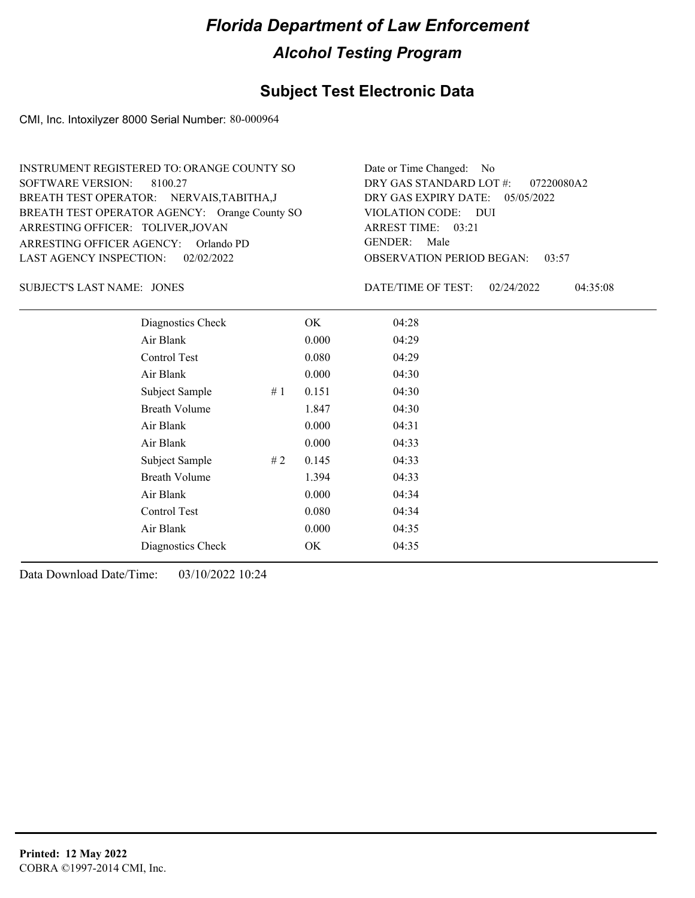# Florida Department of Law Enforcement

## Alcohol Testing Program

### Subject Test Electronic Data

CMI, Inc. Intoxilyzer 8000 Serial Number: 80-000964

INSTRUMENT REGISTERED TO: ORANGE COUNTY SO
SOFTWARE VERSION: 8100.27
BREATH TEST OPERATOR: NERVAIS,TABITHA,J
BREATH TEST OPERATOR AGENCY: Orange County SO
ARRESTING OFFICER: TOLIVER,JOVAN
ARRESTING OFFICER AGENCY: Orlando PD
LAST AGENCY INSPECTION: 02/02/2022

Date or Time Changed: No
DRY GAS STANDARD LOT #: 07220080A2
DRY GAS EXPIRY DATE: 05/05/2022
VIOLATION CODE: DUI
ARREST TIME: 03:21
GENDER: Male
OBSERVATION PERIOD BEGAN: 03:57

SUBJECT'S LAST NAME: JONES

DATE/TIME OF TEST: 02/24/2022 04:35:08

| | | | |
|---|---|---|---|
| Diagnostics Check | | OK | 04:28 |
| Air Blank | | 0.000 | 04:29 |
| Control Test | | 0.080 | 04:29 |
| Air Blank | | 0.000 | 04:30 |
| Subject Sample | # 1 | 0.151 | 04:30 |
| Breath Volume | | 1.847 | 04:30 |
| Air Blank | | 0.000 | 04:31 |
| Air Blank | | 0.000 | 04:33 |
| Subject Sample | # 2 | 0.145 | 04:33 |
| Breath Volume | | 1.394 | 04:33 |
| Air Blank | | 0.000 | 04:34 |
| Control Test | | 0.080 | 04:34 |
| Air Blank | | 0.000 | 04:35 |
| Diagnostics Check | | OK | 04:35 |

Data Download Date/Time: 03/10/2022 10:24

**Printed: 12 May 2022**
COBRA ©1997-2014 CMI, Inc.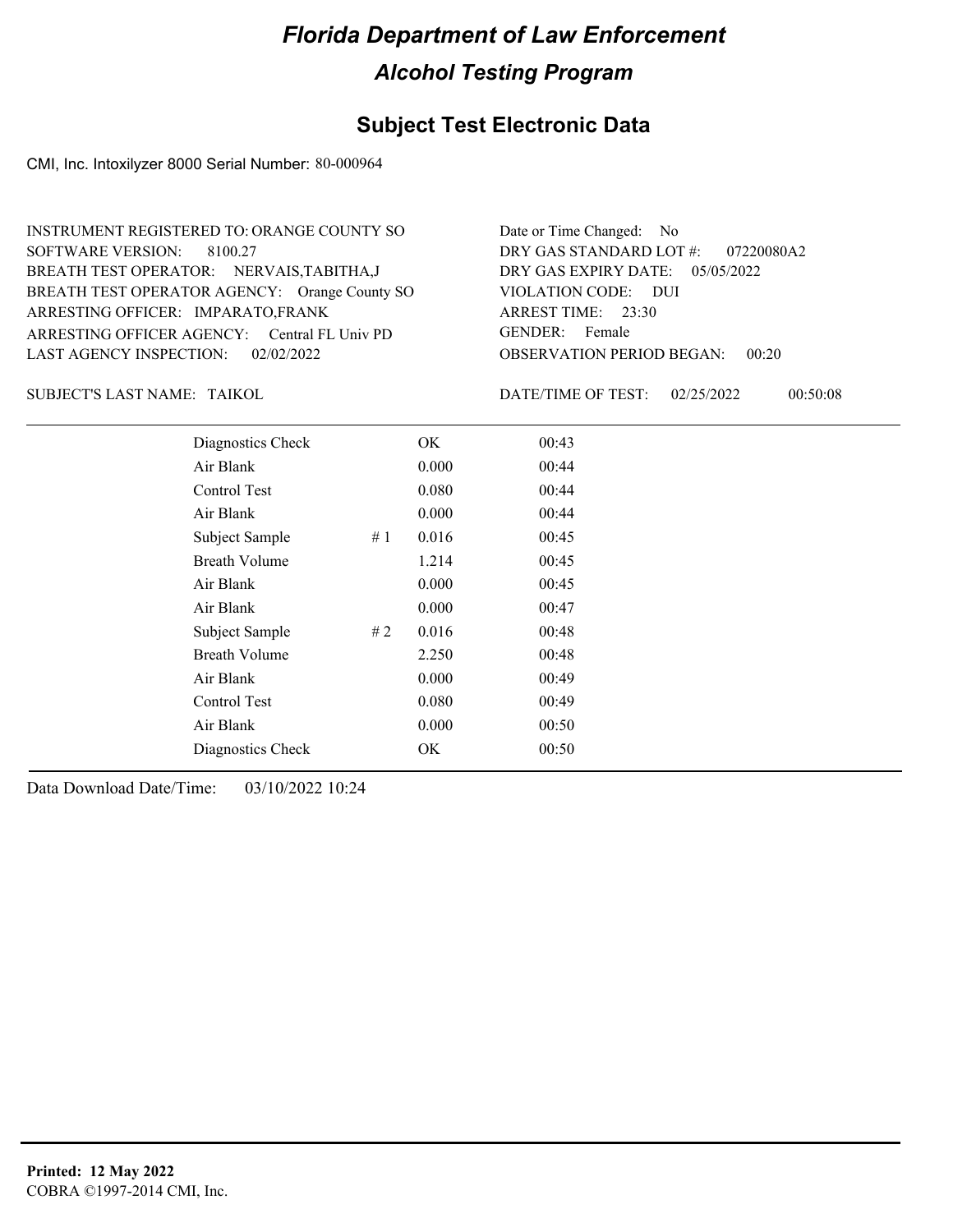# Florida Department of Law Enforcement

## Alcohol Testing Program

### Subject Test Electronic Data

CMI, Inc. Intoxilyzer 8000 Serial Number: 80-000964

INSTRUMENT REGISTERED TO: ORANGE COUNTY SO
SOFTWARE VERSION: 8100.27
BREATH TEST OPERATOR: NERVAIS,TABITHA,J
BREATH TEST OPERATOR AGENCY: Orange County SO
ARRESTING OFFICER: IMPARATO,FRANK
ARRESTING OFFICER AGENCY: Central FL Univ PD
LAST AGENCY INSPECTION: 02/02/2022

Date or Time Changed: No
DRY GAS STANDARD LOT #: 07220080A2
DRY GAS EXPIRY DATE: 05/05/2022
VIOLATION CODE: DUI
ARREST TIME: 23:30
GENDER: Female
OBSERVATION PERIOD BEGAN: 00:20

SUBJECT'S LAST NAME: TAIKOL

DATE/TIME OF TEST: 02/25/2022 00:50:08

| | | | |
|---|---|---|---|
| Diagnostics Check | | OK | 00:43 |
| Air Blank | | 0.000 | 00:44 |
| Control Test | | 0.080 | 00:44 |
| Air Blank | | 0.000 | 00:44 |
| Subject Sample | # 1 | 0.016 | 00:45 |
| Breath Volume | | 1.214 | 00:45 |
| Air Blank | | 0.000 | 00:45 |
| Air Blank | | 0.000 | 00:47 |
| Subject Sample | # 2 | 0.016 | 00:48 |
| Breath Volume | | 2.250 | 00:48 |
| Air Blank | | 0.000 | 00:49 |
| Control Test | | 0.080 | 00:49 |
| Air Blank | | 0.000 | 00:50 |
| Diagnostics Check | | OK | 00:50 |

Data Download Date/Time: 03/10/2022 10:24

**Printed: 12 May 2022**
COBRA ©1997-2014 CMI, Inc.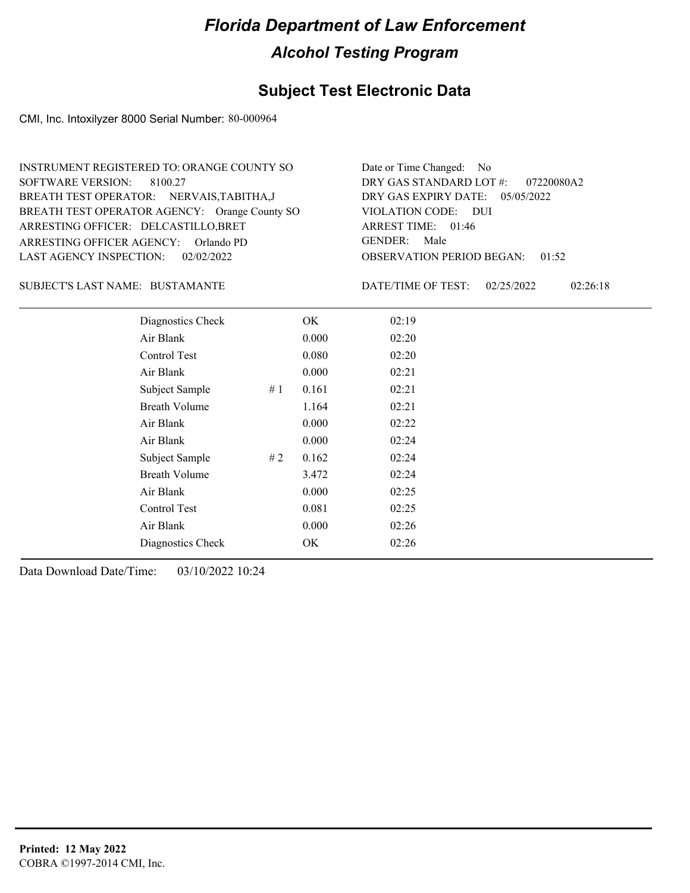# Florida Department of Law Enforcement

## Alcohol Testing Program

### Subject Test Electronic Data

CMI, Inc. Intoxilyzer 8000 Serial Number: 80-000964

INSTRUMENT REGISTERED TO: ORANGE COUNTY SO
SOFTWARE VERSION: 8100.27
BREATH TEST OPERATOR: NERVAIS,TABITHA,J
BREATH TEST OPERATOR AGENCY: Orange County SO
ARRESTING OFFICER: DELCASTILLO,BRET
ARRESTING OFFICER AGENCY: Orlando PD
LAST AGENCY INSPECTION: 02/02/2022

Date or Time Changed: No
DRY GAS STANDARD LOT #: 07220080A2
DRY GAS EXPIRY DATE: 05/05/2022
VIOLATION CODE: DUI
ARREST TIME: 01:46
GENDER: Male
OBSERVATION PERIOD BEGAN: 01:52

SUBJECT'S LAST NAME: BUSTAMANTE

DATE/TIME OF TEST: 02/25/2022 02:26:18

| | | | |
|---|---|---|---|
| Diagnostics Check | | OK | 02:19 |
| Air Blank | | 0.000 | 02:20 |
| Control Test | | 0.080 | 02:20 |
| Air Blank | | 0.000 | 02:21 |
| Subject Sample | # 1 | 0.161 | 02:21 |
| Breath Volume | | 1.164 | 02:21 |
| Air Blank | | 0.000 | 02:22 |
| Air Blank | | 0.000 | 02:24 |
| Subject Sample | # 2 | 0.162 | 02:24 |
| Breath Volume | | 3.472 | 02:24 |
| Air Blank | | 0.000 | 02:25 |
| Control Test | | 0.081 | 02:25 |
| Air Blank | | 0.000 | 02:26 |
| Diagnostics Check | | OK | 02:26 |

Data Download Date/Time: 03/10/2022 10:24

**Printed: 12 May 2022**
COBRA ©1997-2014 CMI, Inc.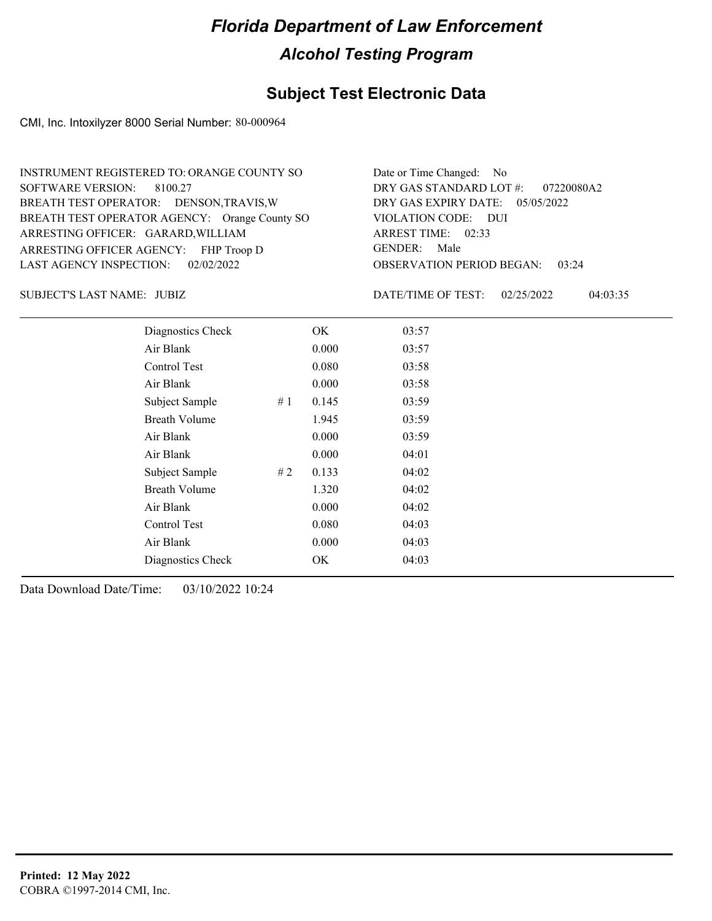# Florida Department of Law Enforcement

## Alcohol Testing Program

### Subject Test Electronic Data

CMI, Inc. Intoxilyzer 8000 Serial Number: 80-000964

| | |
|---|---|
| INSTRUMENT REGISTERED TO: ORANGE COUNTY SO | Date or Time Changed: No |
| SOFTWARE VERSION: 8100.27 | DRY GAS STANDARD LOT #: 07220080A2 |
| BREATH TEST OPERATOR: DENSON,TRAVIS,W | DRY GAS EXPIRY DATE: 05/05/2022 |
| BREATH TEST OPERATOR AGENCY: Orange County SO | VIOLATION CODE: DUI |
| ARRESTING OFFICER: GARARD,WILLIAM | ARREST TIME: 02:33 |
| ARRESTING OFFICER AGENCY: FHP Troop D | GENDER: Male |
| LAST AGENCY INSPECTION: 02/02/2022 | OBSERVATION PERIOD BEGAN: 03:24 |

SUBJECT'S LAST NAME: JUBIZ

DATE/TIME OF TEST: 02/25/2022 04:03:35

| Test | # | Result | Time |
|---|---|---|---|
| Diagnostics Check | | OK | 03:57 |
| Air Blank | | 0.000 | 03:57 |
| Control Test | | 0.080 | 03:58 |
| Air Blank | | 0.000 | 03:58 |
| Subject Sample | # 1 | 0.145 | 03:59 |
| Breath Volume | | 1.945 | 03:59 |
| Air Blank | | 0.000 | 03:59 |
| Air Blank | | 0.000 | 04:01 |
| Subject Sample | # 2 | 0.133 | 04:02 |
| Breath Volume | | 1.320 | 04:02 |
| Air Blank | | 0.000 | 04:02 |
| Control Test | | 0.080 | 04:03 |
| Air Blank | | 0.000 | 04:03 |
| Diagnostics Check | | OK | 04:03 |

Data Download Date/Time: 03/10/2022 10:24

**Printed: 12 May 2022**
COBRA ©1997-2014 CMI, Inc.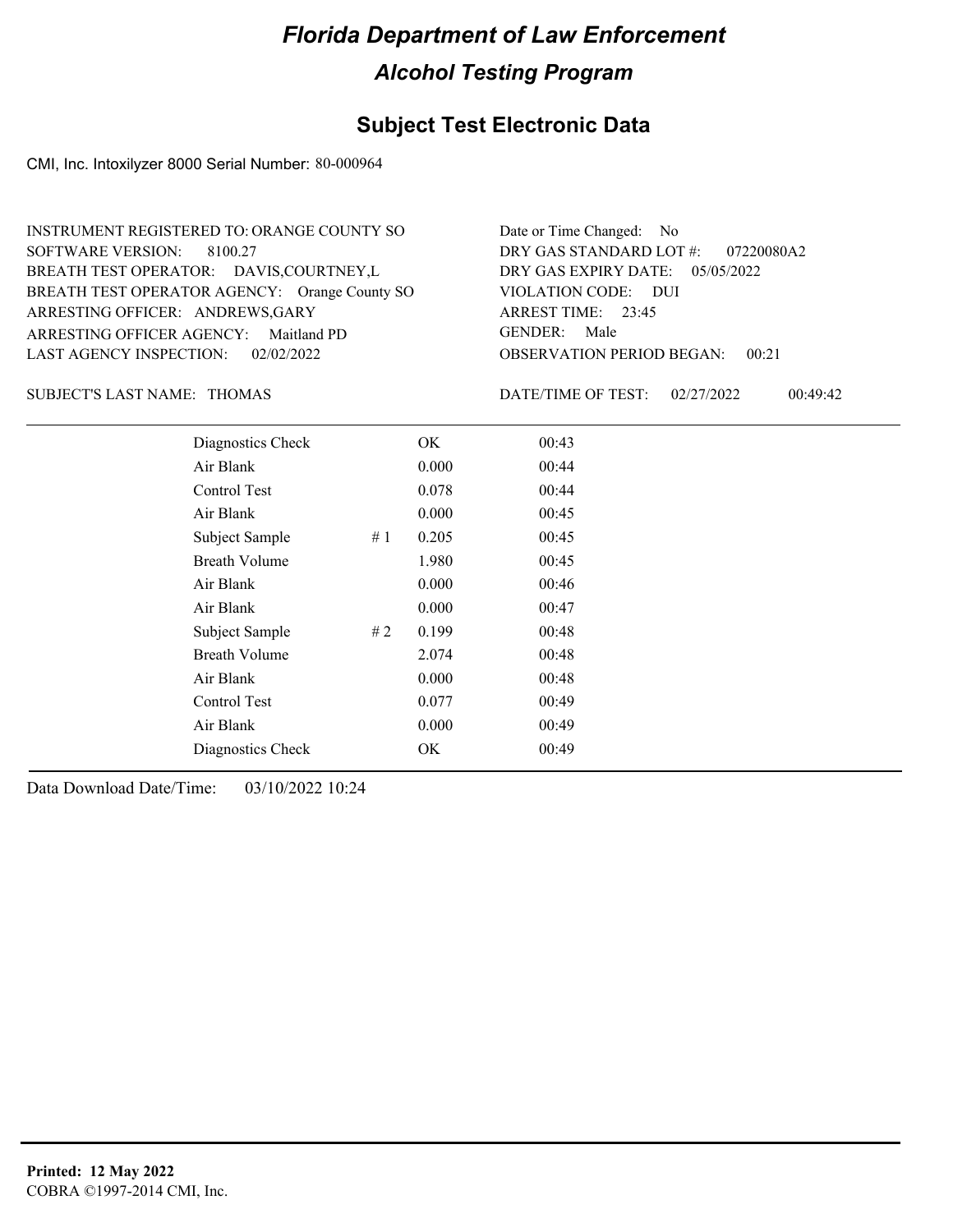# Florida Department of Law Enforcement

## Alcohol Testing Program

### Subject Test Electronic Data

CMI, Inc. Intoxilyzer 8000 Serial Number: 80-000964

INSTRUMENT REGISTERED TO: ORANGE COUNTY SO
SOFTWARE VERSION: 8100.27
BREATH TEST OPERATOR: DAVIS,COURTNEY,L
BREATH TEST OPERATOR AGENCY: Orange County SO
ARRESTING OFFICER: ANDREWS,GARY
ARRESTING OFFICER AGENCY: Maitland PD
LAST AGENCY INSPECTION: 02/02/2022

Date or Time Changed: No
DRY GAS STANDARD LOT #: 07220080A2
DRY GAS EXPIRY DATE: 05/05/2022
VIOLATION CODE: DUI
ARREST TIME: 23:45
GENDER: Male
OBSERVATION PERIOD BEGAN: 00:21

SUBJECT'S LAST NAME: THOMAS

DATE/TIME OF TEST: 02/27/2022 00:49:42

| | | | |
|---|---|---|---|
| Diagnostics Check | | OK | 00:43 |
| Air Blank | | 0.000 | 00:44 |
| Control Test | | 0.078 | 00:44 |
| Air Blank | | 0.000 | 00:45 |
| Subject Sample | # 1 | 0.205 | 00:45 |
| Breath Volume | | 1.980 | 00:45 |
| Air Blank | | 0.000 | 00:46 |
| Air Blank | | 0.000 | 00:47 |
| Subject Sample | # 2 | 0.199 | 00:48 |
| Breath Volume | | 2.074 | 00:48 |
| Air Blank | | 0.000 | 00:48 |
| Control Test | | 0.077 | 00:49 |
| Air Blank | | 0.000 | 00:49 |
| Diagnostics Check | | OK | 00:49 |

Data Download Date/Time: 03/10/2022 10:24

**Printed: 12 May 2022**
COBRA ©1997-2014 CMI, Inc.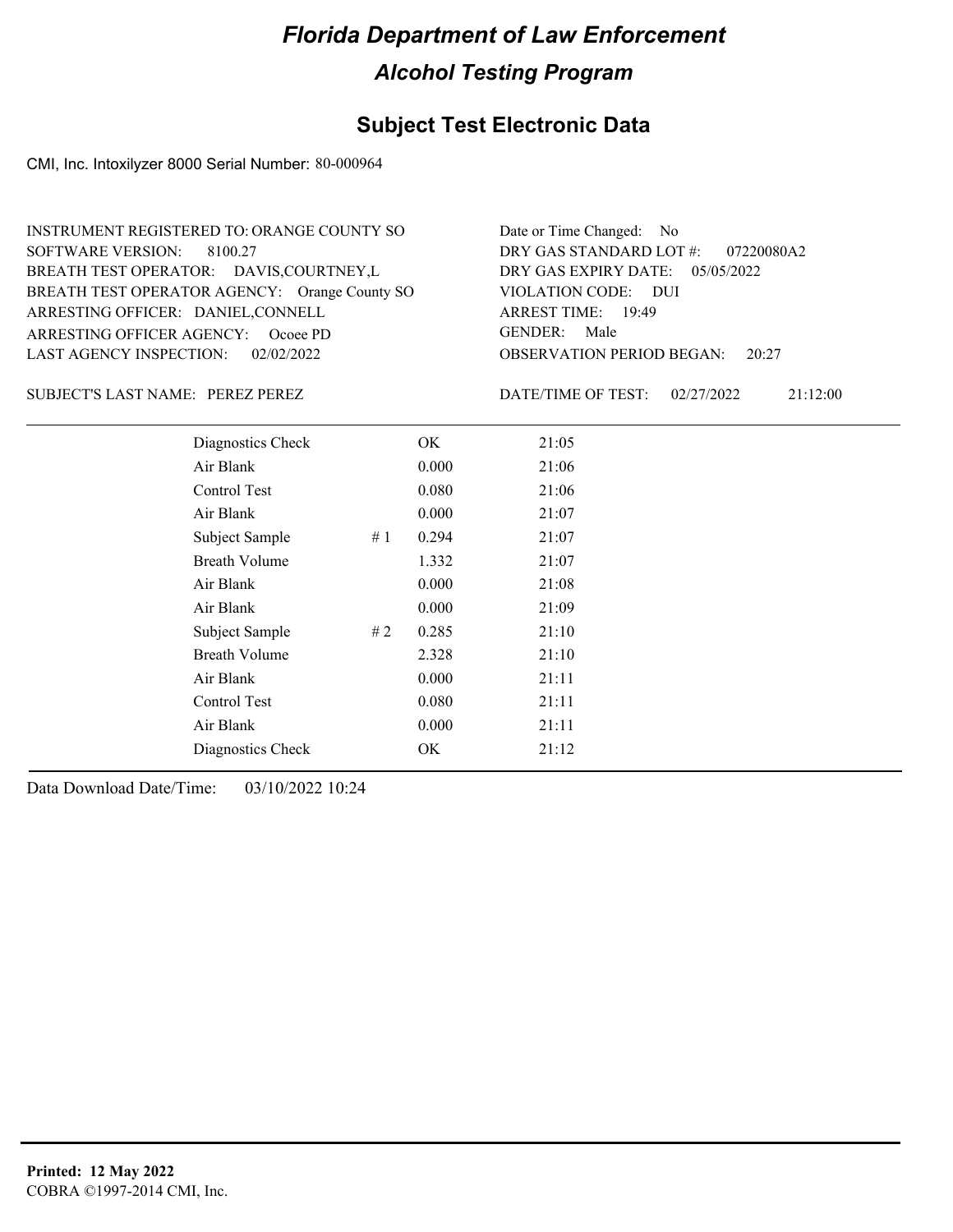# Florida Department of Law Enforcement

## Alcohol Testing Program

### Subject Test Electronic Data

CMI, Inc. Intoxilyzer 8000 Serial Number: 80-000964

INSTRUMENT REGISTERED TO: ORANGE COUNTY SO
SOFTWARE VERSION: 8100.27
BREATH TEST OPERATOR: DAVIS,COURTNEY,L
BREATH TEST OPERATOR AGENCY: Orange County SO
ARRESTING OFFICER: DANIEL,CONNELL
ARRESTING OFFICER AGENCY: Ocoee PD
LAST AGENCY INSPECTION: 02/02/2022

Date or Time Changed: No
DRY GAS STANDARD LOT #: 07220080A2
DRY GAS EXPIRY DATE: 05/05/2022
VIOLATION CODE: DUI
ARREST TIME: 19:49
GENDER: Male
OBSERVATION PERIOD BEGAN: 20:27

SUBJECT'S LAST NAME: PEREZ PEREZ

DATE/TIME OF TEST: 02/27/2022 21:12:00

| | | | |
|---|---|---|---|
| Diagnostics Check | | OK | 21:05 |
| Air Blank | | 0.000 | 21:06 |
| Control Test | | 0.080 | 21:06 |
| Air Blank | | 0.000 | 21:07 |
| Subject Sample | # 1 | 0.294 | 21:07 |
| Breath Volume | | 1.332 | 21:07 |
| Air Blank | | 0.000 | 21:08 |
| Air Blank | | 0.000 | 21:09 |
| Subject Sample | # 2 | 0.285 | 21:10 |
| Breath Volume | | 2.328 | 21:10 |
| Air Blank | | 0.000 | 21:11 |
| Control Test | | 0.080 | 21:11 |
| Air Blank | | 0.000 | 21:11 |
| Diagnostics Check | | OK | 21:12 |

Data Download Date/Time: 03/10/2022 10:24

**Printed: 12 May 2022**
COBRA ©1997-2014 CMI, Inc.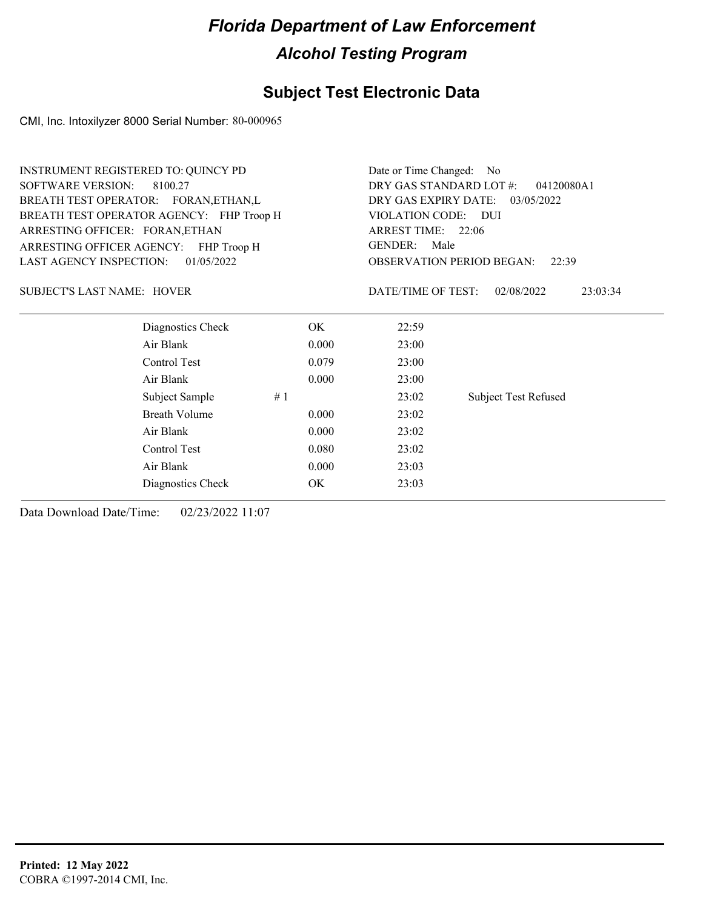# Florida Department of Law Enforcement

## Alcohol Testing Program

## Subject Test Electronic Data

CMI, Inc. Intoxilyzer 8000 Serial Number: 80-000965

INSTRUMENT REGISTERED TO: QUINCY PD
SOFTWARE VERSION: 8100.27
BREATH TEST OPERATOR: FORAN,ETHAN,L
BREATH TEST OPERATOR AGENCY: FHP Troop H
ARRESTING OFFICER: FORAN,ETHAN
ARRESTING OFFICER AGENCY: FHP Troop H
LAST AGENCY INSPECTION: 01/05/2022

Date or Time Changed: No
DRY GAS STANDARD LOT #: 04120080A1
DRY GAS EXPIRY DATE: 03/05/2022
VIOLATION CODE: DUI
ARREST TIME: 22:06
GENDER: Male
OBSERVATION PERIOD BEGAN: 22:39

SUBJECT'S LAST NAME: HOVER

DATE/TIME OF TEST: 02/08/2022 23:03:34

| | | | | |
|---|---|---|---|---|
| Diagnostics Check | | OK | 22:59 | |
| Air Blank | | 0.000 | 23:00 | |
| Control Test | | 0.079 | 23:00 | |
| Air Blank | | 0.000 | 23:00 | |
| Subject Sample | # 1 | | 23:02 | Subject Test Refused |
| Breath Volume | | 0.000 | 23:02 | |
| Air Blank | | 0.000 | 23:02 | |
| Control Test | | 0.080 | 23:02 | |
| Air Blank | | 0.000 | 23:03 | |
| Diagnostics Check | | OK | 23:03 | |

Data Download Date/Time: 02/23/2022 11:07

**Printed: 12 May 2022**
COBRA ©1997-2014 CMI, Inc.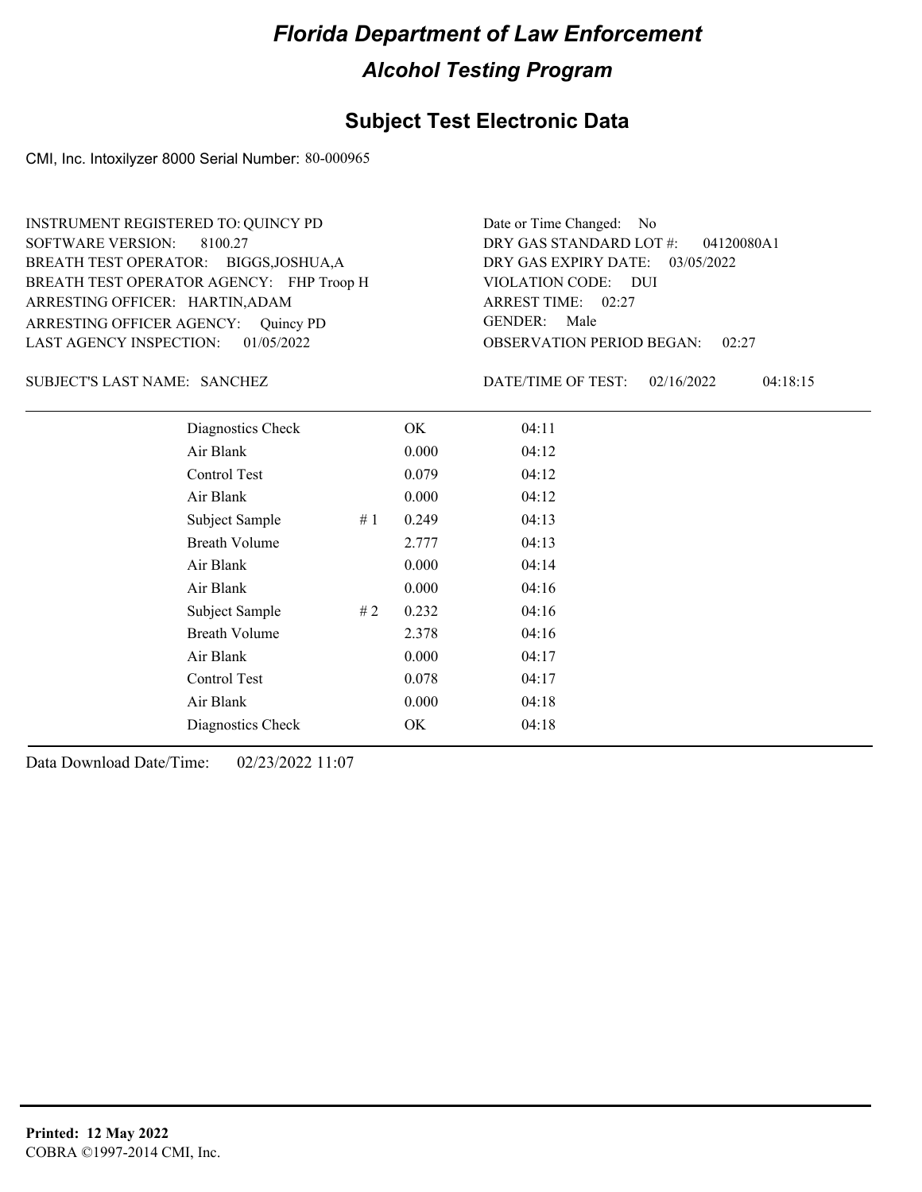# Florida Department of Law Enforcement

## Alcohol Testing Program

## Subject Test Electronic Data

CMI, Inc. Intoxilyzer 8000 Serial Number: 80-000965

INSTRUMENT REGISTERED TO: QUINCY PD
SOFTWARE VERSION: 8100.27
BREATH TEST OPERATOR: BIGGS,JOSHUA,A
BREATH TEST OPERATOR AGENCY: FHP Troop H
ARRESTING OFFICER: HARTIN,ADAM
ARRESTING OFFICER AGENCY: Quincy PD
LAST AGENCY INSPECTION: 01/05/2022

Date or Time Changed: No
DRY GAS STANDARD LOT #: 04120080A1
DRY GAS EXPIRY DATE: 03/05/2022
VIOLATION CODE: DUI
ARREST TIME: 02:27
GENDER: Male
OBSERVATION PERIOD BEGAN: 02:27

SUBJECT'S LAST NAME: SANCHEZ

DATE/TIME OF TEST: 02/16/2022 04:18:15

| Test | | Result | Time |
|---|---|---|---|
| Diagnostics Check | | OK | 04:11 |
| Air Blank | | 0.000 | 04:12 |
| Control Test | | 0.079 | 04:12 |
| Air Blank | | 0.000 | 04:12 |
| Subject Sample | # 1 | 0.249 | 04:13 |
| Breath Volume | | 2.777 | 04:13 |
| Air Blank | | 0.000 | 04:14 |
| Air Blank | | 0.000 | 04:16 |
| Subject Sample | # 2 | 0.232 | 04:16 |
| Breath Volume | | 2.378 | 04:16 |
| Air Blank | | 0.000 | 04:17 |
| Control Test | | 0.078 | 04:17 |
| Air Blank | | 0.000 | 04:18 |
| Diagnostics Check | | OK | 04:18 |

Data Download Date/Time: 02/23/2022 11:07

**Printed: 12 May 2022**
COBRA ©1997-2014 CMI, Inc.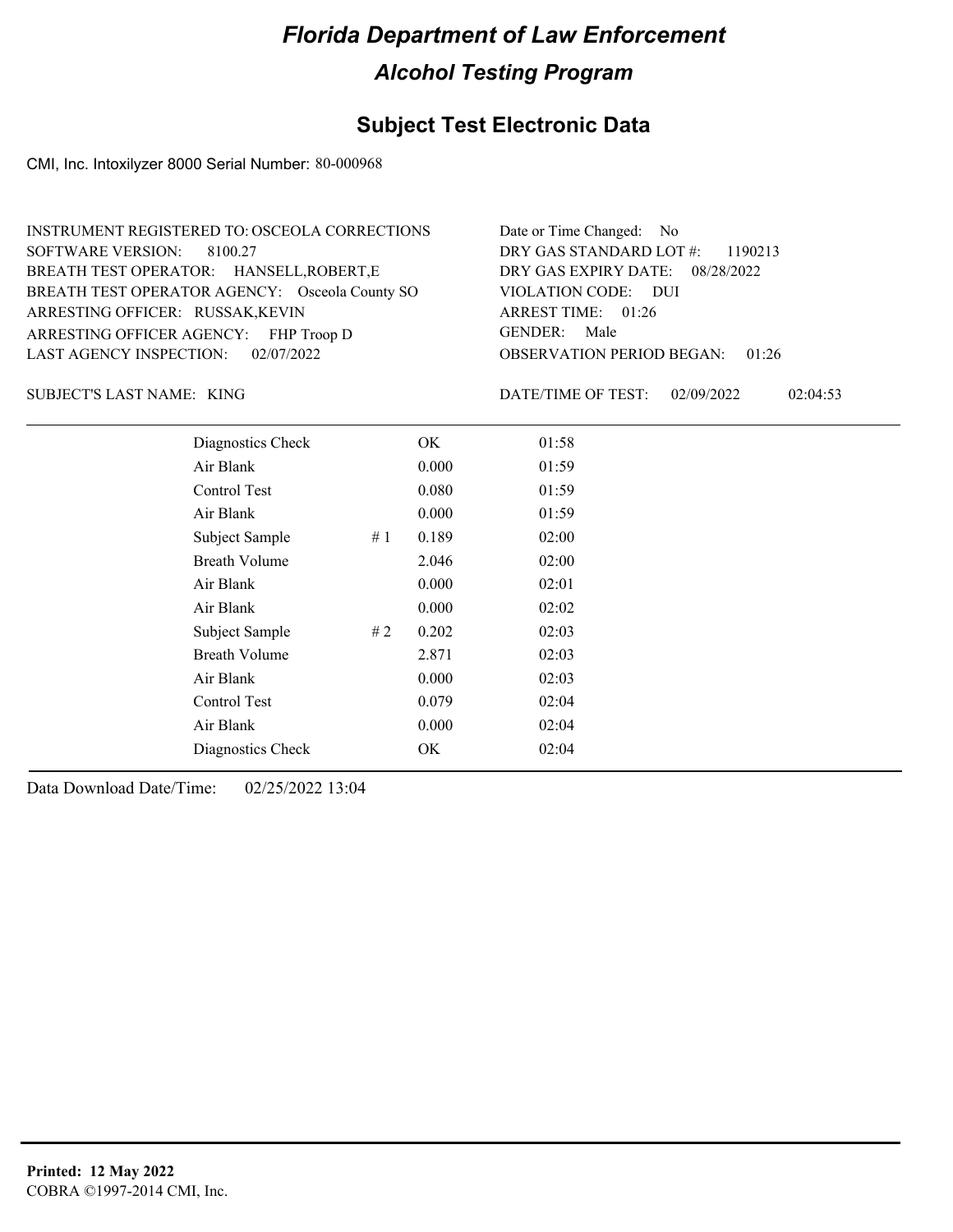# Florida Department of Law Enforcement

## Alcohol Testing Program

### Subject Test Electronic Data

CMI, Inc. Intoxilyzer 8000 Serial Number: 80-000968

INSTRUMENT REGISTERED TO: OSCEOLA CORRECTIONS
SOFTWARE VERSION: 8100.27
BREATH TEST OPERATOR: HANSELL,ROBERT,E
BREATH TEST OPERATOR AGENCY: Osceola County SO
ARRESTING OFFICER: RUSSAK,KEVIN
ARRESTING OFFICER AGENCY: FHP Troop D
LAST AGENCY INSPECTION: 02/07/2022

Date or Time Changed: No
DRY GAS STANDARD LOT #: 1190213
DRY GAS EXPIRY DATE: 08/28/2022
VIOLATION CODE: DUI
ARREST TIME: 01:26
GENDER: Male
OBSERVATION PERIOD BEGAN: 01:26

SUBJECT'S LAST NAME: KING

DATE/TIME OF TEST: 02/09/2022 02:04:53

| | | | |
|---|---|---|---|
| Diagnostics Check | | OK | 01:58 |
| Air Blank | | 0.000 | 01:59 |
| Control Test | | 0.080 | 01:59 |
| Air Blank | | 0.000 | 01:59 |
| Subject Sample | # 1 | 0.189 | 02:00 |
| Breath Volume | | 2.046 | 02:00 |
| Air Blank | | 0.000 | 02:01 |
| Air Blank | | 0.000 | 02:02 |
| Subject Sample | # 2 | 0.202 | 02:03 |
| Breath Volume | | 2.871 | 02:03 |
| Air Blank | | 0.000 | 02:03 |
| Control Test | | 0.079 | 02:04 |
| Air Blank | | 0.000 | 02:04 |
| Diagnostics Check | | OK | 02:04 |

Data Download Date/Time: 02/25/2022 13:04

**Printed: 12 May 2022**
COBRA ©1997-2014 CMI, Inc.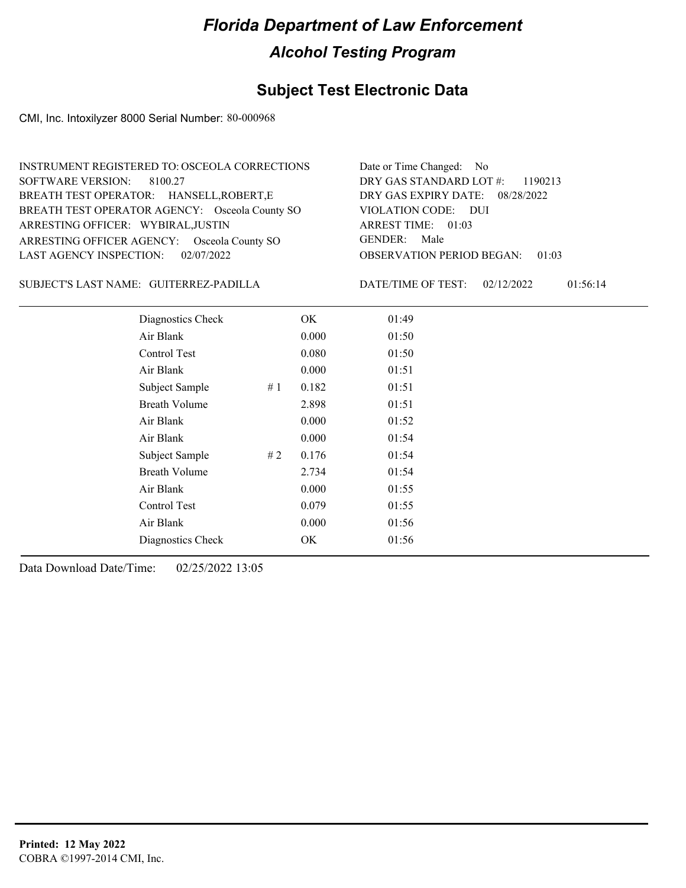# Florida Department of Law Enforcement

## Alcohol Testing Program

### Subject Test Electronic Data

CMI, Inc. Intoxilyzer 8000 Serial Number: 80-000968

INSTRUMENT REGISTERED TO: OSCEOLA CORRECTIONS
SOFTWARE VERSION: 8100.27
BREATH TEST OPERATOR: HANSELL,ROBERT,E
BREATH TEST OPERATOR AGENCY: Osceola County SO
ARRESTING OFFICER: WYBIRAL,JUSTIN
ARRESTING OFFICER AGENCY: Osceola County SO
LAST AGENCY INSPECTION: 02/07/2022

Date or Time Changed: No
DRY GAS STANDARD LOT #: 1190213
DRY GAS EXPIRY DATE: 08/28/2022
VIOLATION CODE: DUI
ARREST TIME: 01:03
GENDER: Male
OBSERVATION PERIOD BEGAN: 01:03

SUBJECT'S LAST NAME: GUITERREZ-PADILLA

DATE/TIME OF TEST: 02/12/2022 01:56:14

| | | | |
|---|---|---|---|
| Diagnostics Check | | OK | 01:49 |
| Air Blank | | 0.000 | 01:50 |
| Control Test | | 0.080 | 01:50 |
| Air Blank | | 0.000 | 01:51 |
| Subject Sample | # 1 | 0.182 | 01:51 |
| Breath Volume | | 2.898 | 01:51 |
| Air Blank | | 0.000 | 01:52 |
| Air Blank | | 0.000 | 01:54 |
| Subject Sample | # 2 | 0.176 | 01:54 |
| Breath Volume | | 2.734 | 01:54 |
| Air Blank | | 0.000 | 01:55 |
| Control Test | | 0.079 | 01:55 |
| Air Blank | | 0.000 | 01:56 |
| Diagnostics Check | | OK | 01:56 |

Data Download Date/Time: 02/25/2022 13:05

**Printed: 12 May 2022**
COBRA ©1997-2014 CMI, Inc.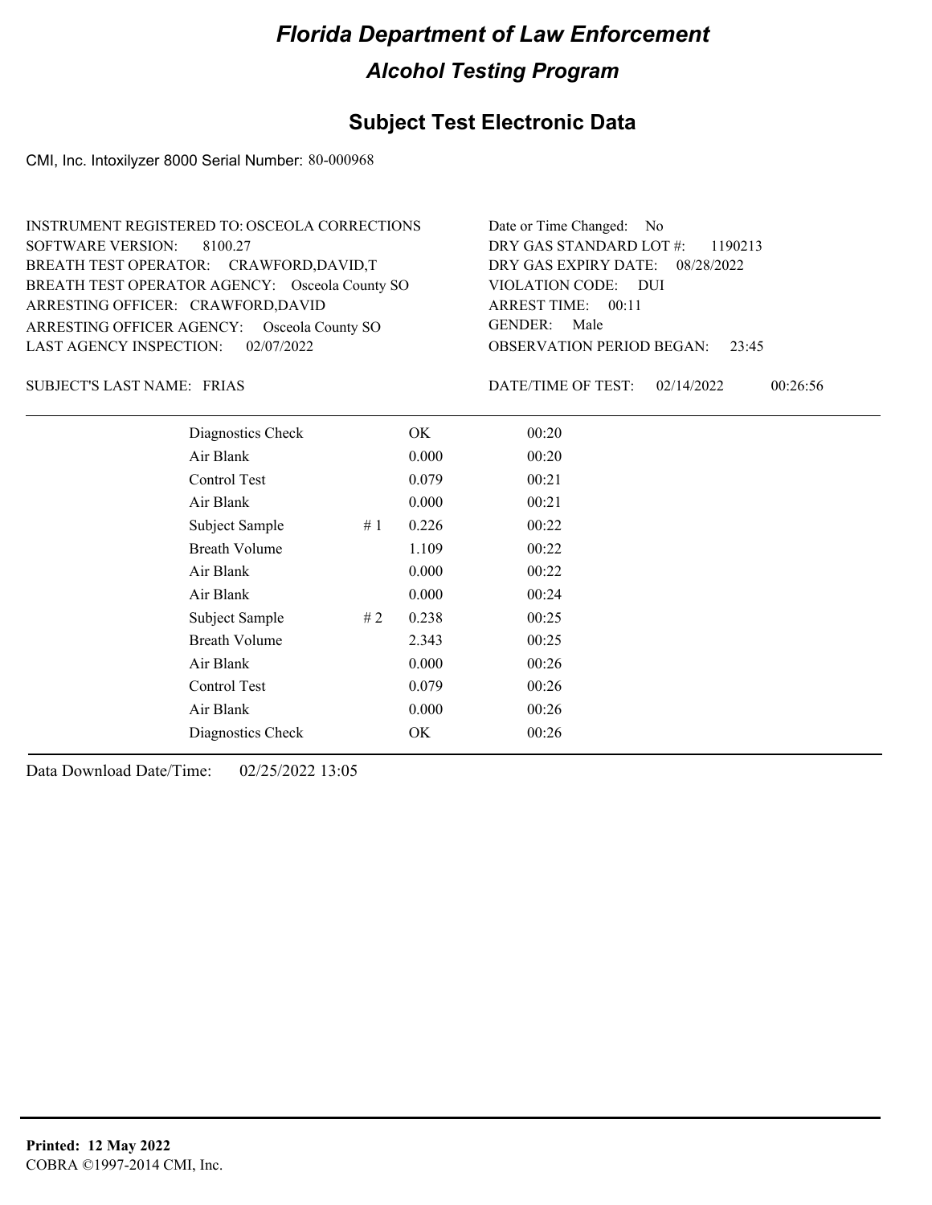# Florida Department of Law Enforcement

## Alcohol Testing Program

## Subject Test Electronic Data

CMI, Inc. Intoxilyzer 8000 Serial Number: 80-000968

INSTRUMENT REGISTERED TO: OSCEOLA CORRECTIONS
SOFTWARE VERSION: 8100.27
BREATH TEST OPERATOR: CRAWFORD,DAVID,T
BREATH TEST OPERATOR AGENCY: Osceola County SO
ARRESTING OFFICER: CRAWFORD,DAVID
ARRESTING OFFICER AGENCY: Osceola County SO
LAST AGENCY INSPECTION: 02/07/2022

Date or Time Changed: No
DRY GAS STANDARD LOT #: 1190213
DRY GAS EXPIRY DATE: 08/28/2022
VIOLATION CODE: DUI
ARREST TIME: 00:11
GENDER: Male
OBSERVATION PERIOD BEGAN: 23:45

SUBJECT'S LAST NAME: FRIAS

DATE/TIME OF TEST: 02/14/2022 00:26:56

| | | | |
|---|---|---|---|
| Diagnostics Check | | OK | 00:20 |
| Air Blank | | 0.000 | 00:20 |
| Control Test | | 0.079 | 00:21 |
| Air Blank | | 0.000 | 00:21 |
| Subject Sample | # 1 | 0.226 | 00:22 |
| Breath Volume | | 1.109 | 00:22 |
| Air Blank | | 0.000 | 00:22 |
| Air Blank | | 0.000 | 00:24 |
| Subject Sample | # 2 | 0.238 | 00:25 |
| Breath Volume | | 2.343 | 00:25 |
| Air Blank | | 0.000 | 00:26 |
| Control Test | | 0.079 | 00:26 |
| Air Blank | | 0.000 | 00:26 |
| Diagnostics Check | | OK | 00:26 |

Data Download Date/Time: 02/25/2022 13:05

**Printed: 12 May 2022**
COBRA ©1997-2014 CMI, Inc.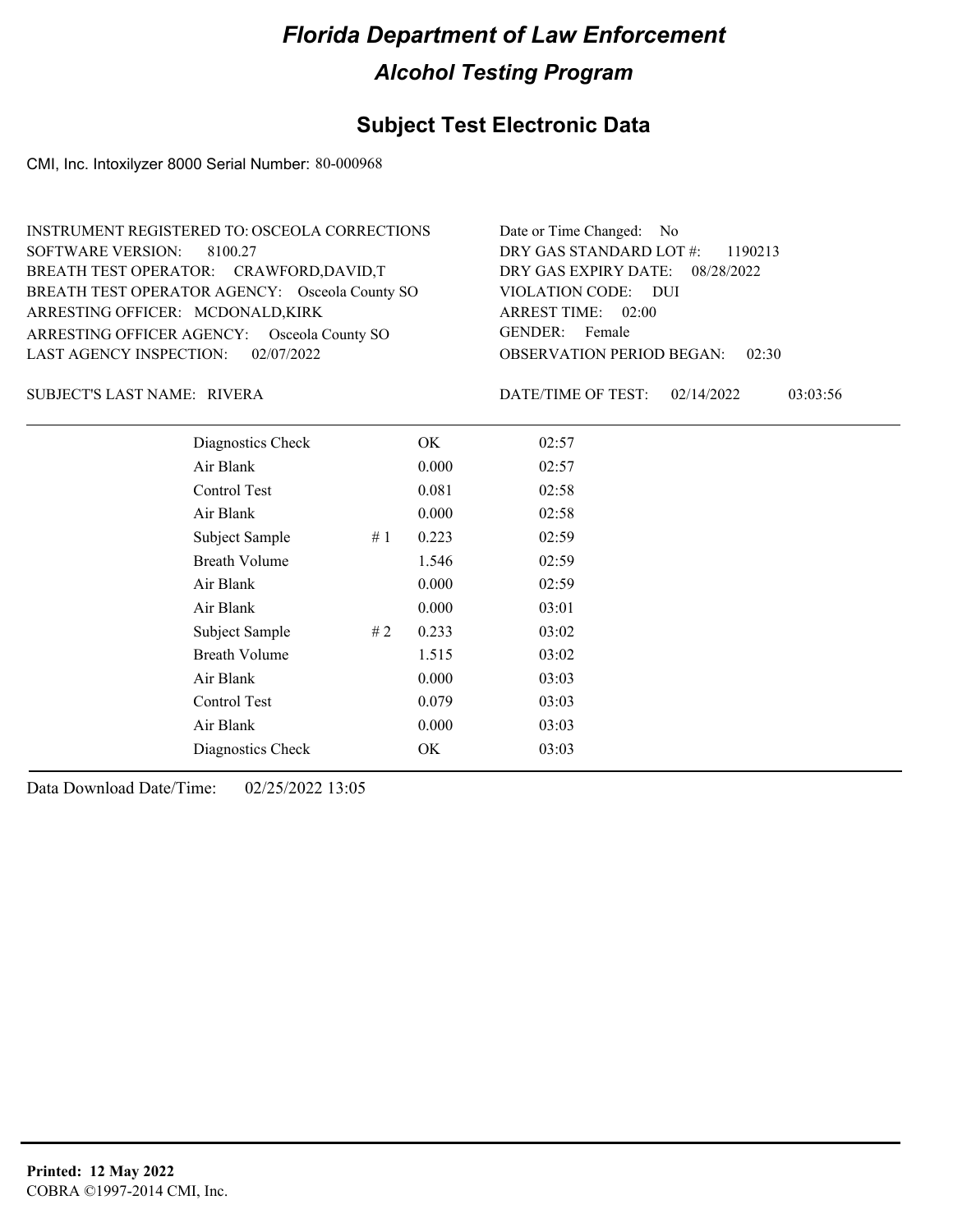# Florida Department of Law Enforcement

## Alcohol Testing Program

### Subject Test Electronic Data

CMI, Inc. Intoxilyzer 8000 Serial Number: 80-000968

INSTRUMENT REGISTERED TO: OSCEOLA CORRECTIONS
SOFTWARE VERSION: 8100.27
BREATH TEST OPERATOR: CRAWFORD,DAVID,T
BREATH TEST OPERATOR AGENCY: Osceola County SO
ARRESTING OFFICER: MCDONALD,KIRK
ARRESTING OFFICER AGENCY: Osceola County SO
LAST AGENCY INSPECTION: 02/07/2022

Date or Time Changed: No
DRY GAS STANDARD LOT #: 1190213
DRY GAS EXPIRY DATE: 08/28/2022
VIOLATION CODE: DUI
ARREST TIME: 02:00
GENDER: Female
OBSERVATION PERIOD BEGAN: 02:30

SUBJECT'S LAST NAME: RIVERA

DATE/TIME OF TEST: 02/14/2022 03:03:56

| Test | # | Result | Time |
|---|---|---|---|
| Diagnostics Check | | OK | 02:57 |
| Air Blank | | 0.000 | 02:57 |
| Control Test | | 0.081 | 02:58 |
| Air Blank | | 0.000 | 02:58 |
| Subject Sample | # 1 | 0.223 | 02:59 |
| Breath Volume | | 1.546 | 02:59 |
| Air Blank | | 0.000 | 02:59 |
| Air Blank | | 0.000 | 03:01 |
| Subject Sample | # 2 | 0.233 | 03:02 |
| Breath Volume | | 1.515 | 03:02 |
| Air Blank | | 0.000 | 03:03 |
| Control Test | | 0.079 | 03:03 |
| Air Blank | | 0.000 | 03:03 |
| Diagnostics Check | | OK | 03:03 |

Data Download Date/Time: 02/25/2022 13:05

**Printed: 12 May 2022**
COBRA ©1997-2014 CMI, Inc.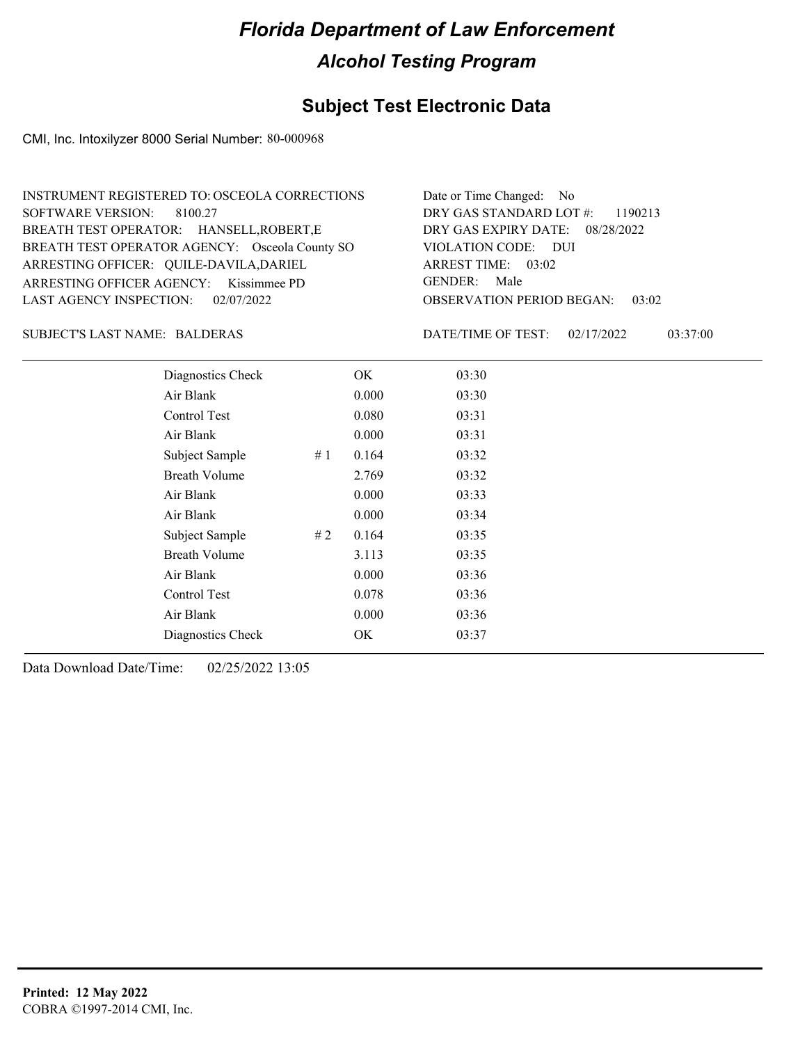# Florida Department of Law Enforcement

## Alcohol Testing Program

## Subject Test Electronic Data

CMI, Inc. Intoxilyzer 8000 Serial Number: 80-000968

INSTRUMENT REGISTERED TO: OSCEOLA CORRECTIONS
SOFTWARE VERSION: 8100.27
BREATH TEST OPERATOR: HANSELL,ROBERT,E
BREATH TEST OPERATOR AGENCY: Osceola County SO
ARRESTING OFFICER: QUILE-DAVILA,DARIEL
ARRESTING OFFICER AGENCY: Kissimmee PD
LAST AGENCY INSPECTION: 02/07/2022

Date or Time Changed: No
DRY GAS STANDARD LOT #: 1190213
DRY GAS EXPIRY DATE: 08/28/2022
VIOLATION CODE: DUI
ARREST TIME: 03:02
GENDER: Male
OBSERVATION PERIOD BEGAN: 03:02

SUBJECT'S LAST NAME: BALDERAS

DATE/TIME OF TEST: 02/17/2022 03:37:00

| | | | |
|---|---|---|---|
| Diagnostics Check | | OK | 03:30 |
| Air Blank | | 0.000 | 03:30 |
| Control Test | | 0.080 | 03:31 |
| Air Blank | | 0.000 | 03:31 |
| Subject Sample | # 1 | 0.164 | 03:32 |
| Breath Volume | | 2.769 | 03:32 |
| Air Blank | | 0.000 | 03:33 |
| Air Blank | | 0.000 | 03:34 |
| Subject Sample | # 2 | 0.164 | 03:35 |
| Breath Volume | | 3.113 | 03:35 |
| Air Blank | | 0.000 | 03:36 |
| Control Test | | 0.078 | 03:36 |
| Air Blank | | 0.000 | 03:36 |
| Diagnostics Check | | OK | 03:37 |

Data Download Date/Time: 02/25/2022 13:05

**Printed: 12 May 2022**
COBRA ©1997-2014 CMI, Inc.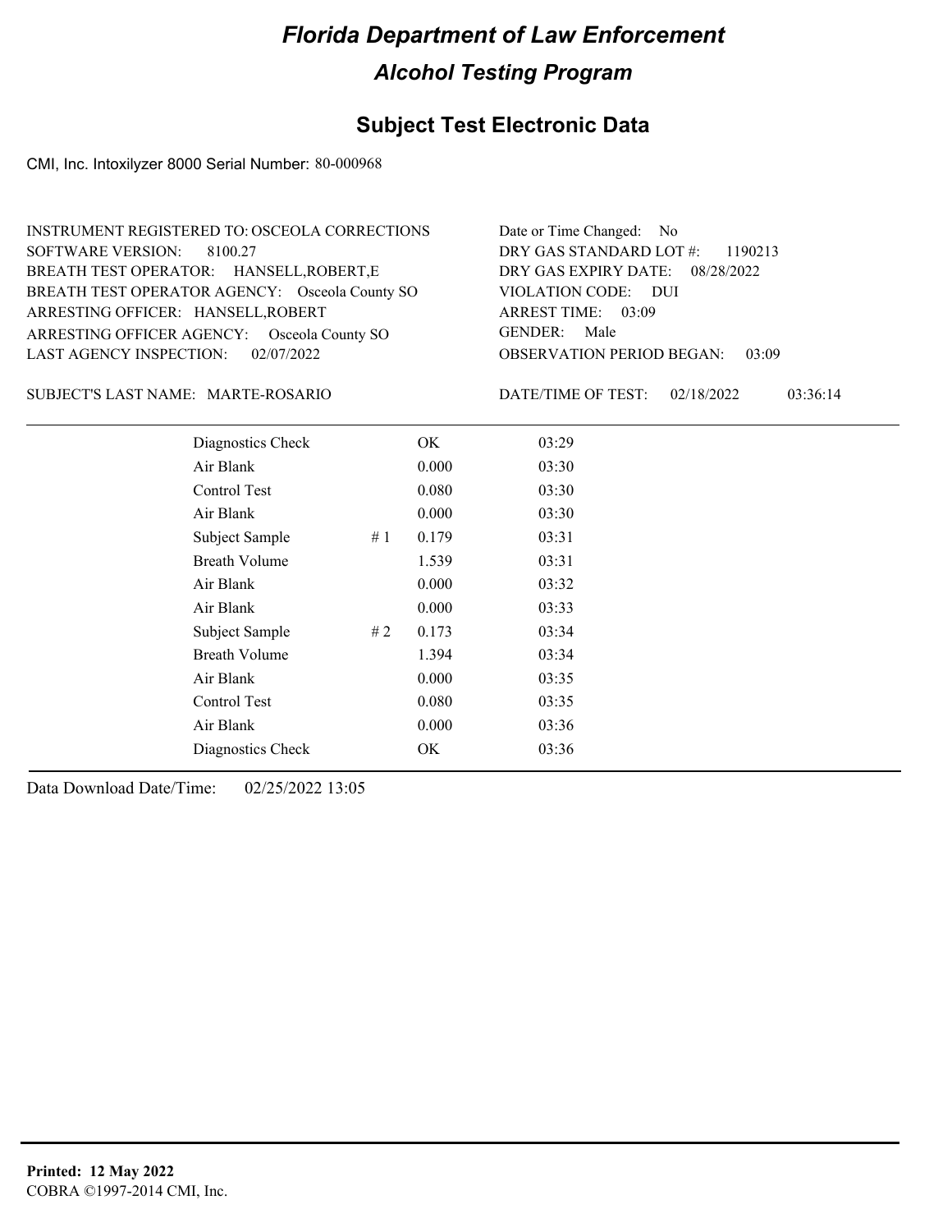# Florida Department of Law Enforcement

## Alcohol Testing Program

### Subject Test Electronic Data

CMI, Inc. Intoxilyzer 8000 Serial Number: 80-000968

INSTRUMENT REGISTERED TO: OSCEOLA CORRECTIONS
SOFTWARE VERSION: 8100.27
BREATH TEST OPERATOR: HANSELL,ROBERT,E
BREATH TEST OPERATOR AGENCY: Osceola County SO
ARRESTING OFFICER: HANSELL,ROBERT
ARRESTING OFFICER AGENCY: Osceola County SO
LAST AGENCY INSPECTION: 02/07/2022

Date or Time Changed: No
DRY GAS STANDARD LOT #: 1190213
DRY GAS EXPIRY DATE: 08/28/2022
VIOLATION CODE: DUI
ARREST TIME: 03:09
GENDER: Male
OBSERVATION PERIOD BEGAN: 03:09

SUBJECT'S LAST NAME: MARTE-ROSARIO

DATE/TIME OF TEST: 02/18/2022 03:36:14

| | | | |
|---|---|---|---|
| Diagnostics Check | | OK | 03:29 |
| Air Blank | | 0.000 | 03:30 |
| Control Test | | 0.080 | 03:30 |
| Air Blank | | 0.000 | 03:30 |
| Subject Sample | # 1 | 0.179 | 03:31 |
| Breath Volume | | 1.539 | 03:31 |
| Air Blank | | 0.000 | 03:32 |
| Air Blank | | 0.000 | 03:33 |
| Subject Sample | # 2 | 0.173 | 03:34 |
| Breath Volume | | 1.394 | 03:34 |
| Air Blank | | 0.000 | 03:35 |
| Control Test | | 0.080 | 03:35 |
| Air Blank | | 0.000 | 03:36 |
| Diagnostics Check | | OK | 03:36 |

Data Download Date/Time: 02/25/2022 13:05

**Printed: 12 May 2022**
COBRA ©1997-2014 CMI, Inc.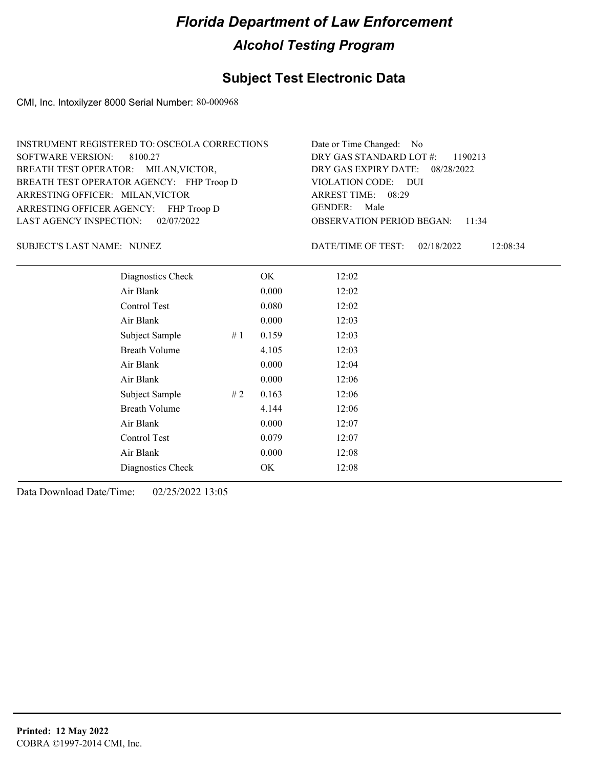# Florida Department of Law Enforcement

## Alcohol Testing Program

### Subject Test Electronic Data

CMI, Inc. Intoxilyzer 8000 Serial Number: 80-000968

INSTRUMENT REGISTERED TO: OSCEOLA CORRECTIONS
SOFTWARE VERSION: 8100.27
BREATH TEST OPERATOR: MILAN,VICTOR,
BREATH TEST OPERATOR AGENCY: FHP Troop D
ARRESTING OFFICER: MILAN,VICTOR
ARRESTING OFFICER AGENCY: FHP Troop D
LAST AGENCY INSPECTION: 02/07/2022

Date or Time Changed: No
DRY GAS STANDARD LOT #: 1190213
DRY GAS EXPIRY DATE: 08/28/2022
VIOLATION CODE: DUI
ARREST TIME: 08:29
GENDER: Male
OBSERVATION PERIOD BEGAN: 11:34

SUBJECT'S LAST NAME: NUNEZ

DATE/TIME OF TEST: 02/18/2022 12:08:34

| Test | # | Result | Time |
|---|---|---|---|
| Diagnostics Check | | OK | 12:02 |
| Air Blank | | 0.000 | 12:02 |
| Control Test | | 0.080 | 12:02 |
| Air Blank | | 0.000 | 12:03 |
| Subject Sample | # 1 | 0.159 | 12:03 |
| Breath Volume | | 4.105 | 12:03 |
| Air Blank | | 0.000 | 12:04 |
| Air Blank | | 0.000 | 12:06 |
| Subject Sample | # 2 | 0.163 | 12:06 |
| Breath Volume | | 4.144 | 12:06 |
| Air Blank | | 0.000 | 12:07 |
| Control Test | | 0.079 | 12:07 |
| Air Blank | | 0.000 | 12:08 |
| Diagnostics Check | | OK | 12:08 |

Data Download Date/Time: 02/25/2022 13:05

**Printed: 12 May 2022**
COBRA ©1997-2014 CMI, Inc.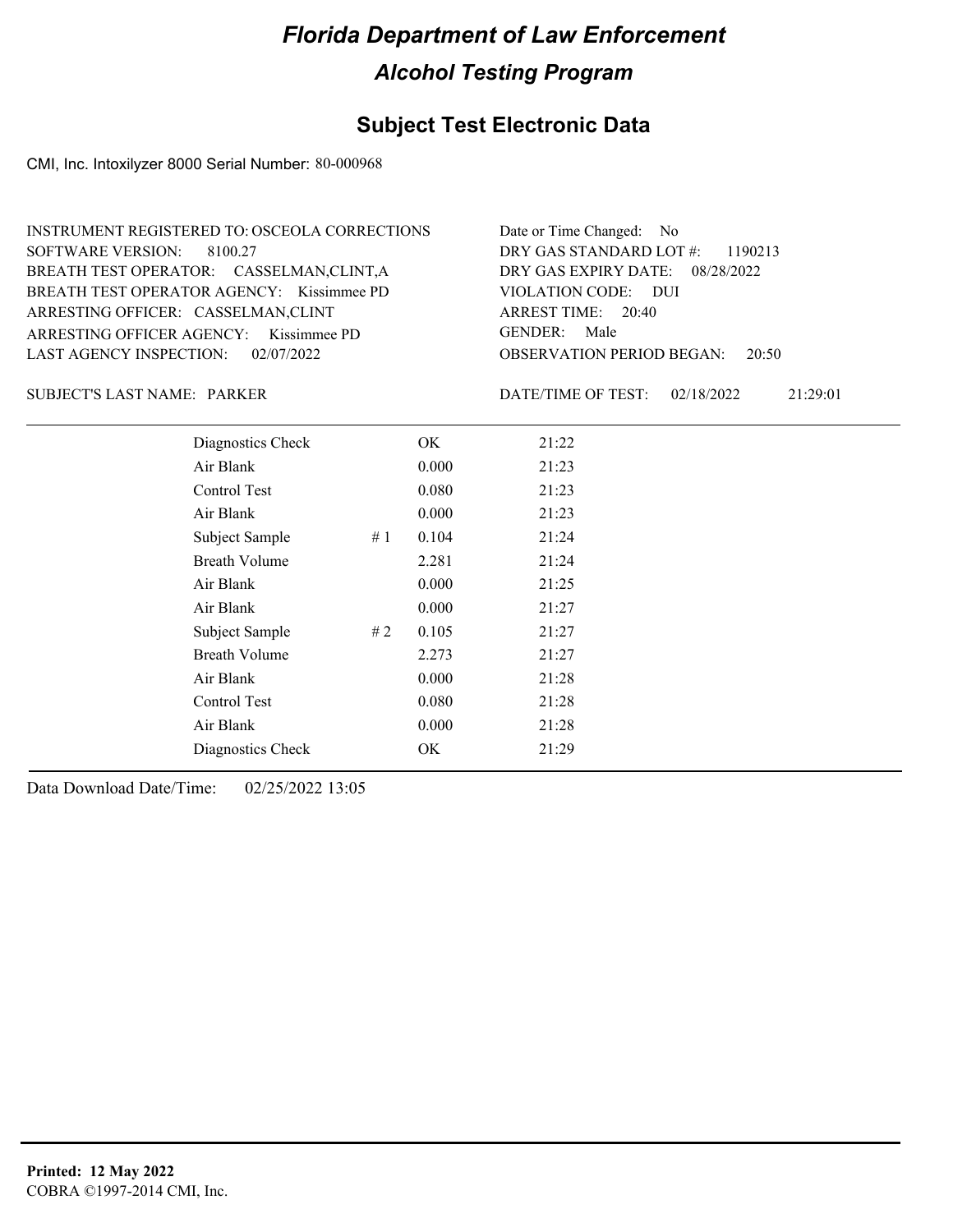# Florida Department of Law Enforcement

## Alcohol Testing Program

### Subject Test Electronic Data

CMI, Inc. Intoxilyzer 8000 Serial Number: 80-000968

INSTRUMENT REGISTERED TO: OSCEOLA CORRECTIONS
SOFTWARE VERSION: 8100.27
BREATH TEST OPERATOR: CASSELMAN,CLINT,A
BREATH TEST OPERATOR AGENCY: Kissimmee PD
ARRESTING OFFICER: CASSELMAN,CLINT
ARRESTING OFFICER AGENCY: Kissimmee PD
LAST AGENCY INSPECTION: 02/07/2022

Date or Time Changed: No
DRY GAS STANDARD LOT #: 1190213
DRY GAS EXPIRY DATE: 08/28/2022
VIOLATION CODE: DUI
ARREST TIME: 20:40
GENDER: Male
OBSERVATION PERIOD BEGAN: 20:50

SUBJECT'S LAST NAME: PARKER

DATE/TIME OF TEST: 02/18/2022 21:29:01

| | | | |
|---|---|---|---|
| Diagnostics Check | | OK | 21:22 |
| Air Blank | | 0.000 | 21:23 |
| Control Test | | 0.080 | 21:23 |
| Air Blank | | 0.000 | 21:23 |
| Subject Sample | # 1 | 0.104 | 21:24 |
| Breath Volume | | 2.281 | 21:24 |
| Air Blank | | 0.000 | 21:25 |
| Air Blank | | 0.000 | 21:27 |
| Subject Sample | # 2 | 0.105 | 21:27 |
| Breath Volume | | 2.273 | 21:27 |
| Air Blank | | 0.000 | 21:28 |
| Control Test | | 0.080 | 21:28 |
| Air Blank | | 0.000 | 21:28 |
| Diagnostics Check | | OK | 21:29 |

Data Download Date/Time: 02/25/2022 13:05

**Printed: 12 May 2022**
COBRA ©1997-2014 CMI, Inc.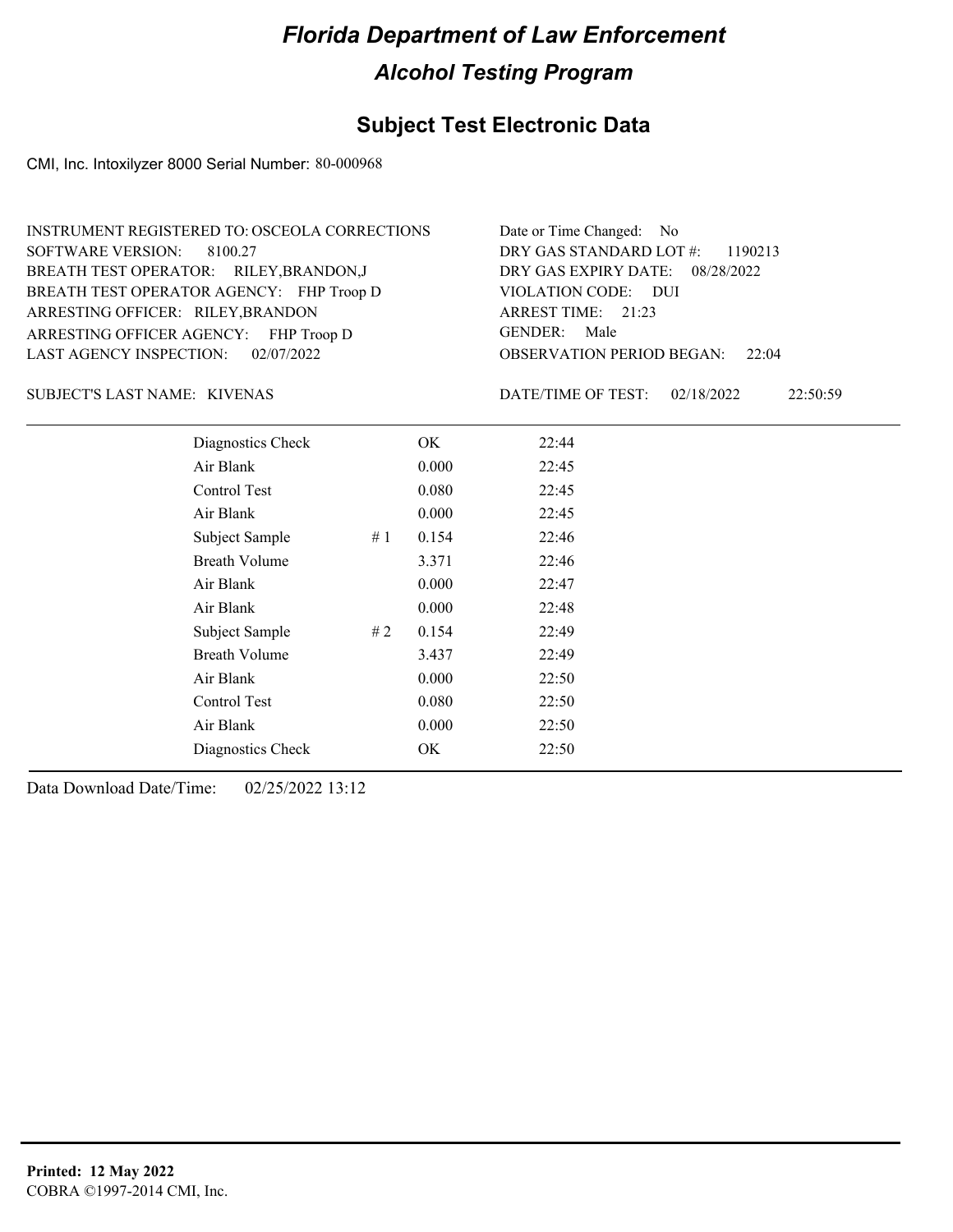# Florida Department of Law Enforcement

## Alcohol Testing Program

### Subject Test Electronic Data

CMI, Inc. Intoxilyzer 8000 Serial Number: 80-000968

INSTRUMENT REGISTERED TO: OSCEOLA CORRECTIONS
SOFTWARE VERSION: 8100.27
BREATH TEST OPERATOR: RILEY,BRANDON,J
BREATH TEST OPERATOR AGENCY: FHP Troop D
ARRESTING OFFICER: RILEY,BRANDON
ARRESTING OFFICER AGENCY: FHP Troop D
LAST AGENCY INSPECTION: 02/07/2022

Date or Time Changed: No
DRY GAS STANDARD LOT #: 1190213
DRY GAS EXPIRY DATE: 08/28/2022
VIOLATION CODE: DUI
ARREST TIME: 21:23
GENDER: Male
OBSERVATION PERIOD BEGAN: 22:04

SUBJECT'S LAST NAME: KIVENAS

DATE/TIME OF TEST: 02/18/2022 22:50:59

| | | | |
|---|---|---|---|
| Diagnostics Check | | OK | 22:44 |
| Air Blank | | 0.000 | 22:45 |
| Control Test | | 0.080 | 22:45 |
| Air Blank | | 0.000 | 22:45 |
| Subject Sample | # 1 | 0.154 | 22:46 |
| Breath Volume | | 3.371 | 22:46 |
| Air Blank | | 0.000 | 22:47 |
| Air Blank | | 0.000 | 22:48 |
| Subject Sample | # 2 | 0.154 | 22:49 |
| Breath Volume | | 3.437 | 22:49 |
| Air Blank | | 0.000 | 22:50 |
| Control Test | | 0.080 | 22:50 |
| Air Blank | | 0.000 | 22:50 |
| Diagnostics Check | | OK | 22:50 |

Data Download Date/Time: 02/25/2022 13:12

**Printed: 12 May 2022**
COBRA ©1997-2014 CMI, Inc.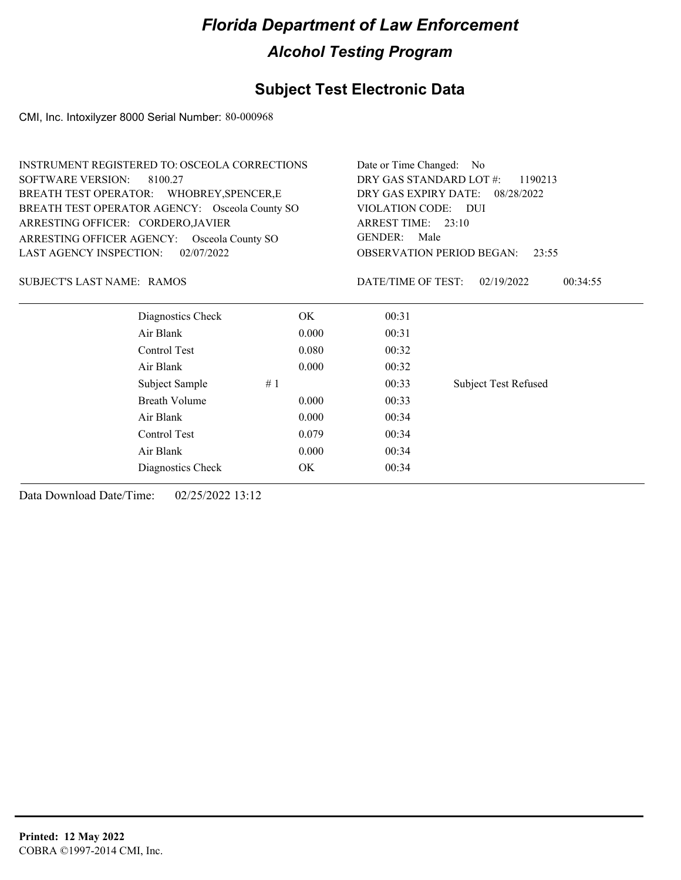# Florida Department of Law Enforcement

## Alcohol Testing Program

### Subject Test Electronic Data

CMI, Inc. Intoxilyzer 8000 Serial Number: 80-000968

INSTRUMENT REGISTERED TO: OSCEOLA CORRECTIONS
SOFTWARE VERSION: 8100.27
BREATH TEST OPERATOR: WHOBREY,SPENCER,E
BREATH TEST OPERATOR AGENCY: Osceola County SO
ARRESTING OFFICER: CORDERO,JAVIER
ARRESTING OFFICER AGENCY: Osceola County SO
LAST AGENCY INSPECTION: 02/07/2022

Date or Time Changed: No
DRY GAS STANDARD LOT #: 1190213
DRY GAS EXPIRY DATE: 08/28/2022
VIOLATION CODE: DUI
ARREST TIME: 23:10
GENDER: Male
OBSERVATION PERIOD BEGAN: 23:55

SUBJECT'S LAST NAME: RAMOS

DATE/TIME OF TEST: 02/19/2022 00:34:55

| | | | |
|---|---|---|---|
| Diagnostics Check | OK | 00:31 | |
| Air Blank | 0.000 | 00:31 | |
| Control Test | 0.080 | 00:32 | |
| Air Blank | 0.000 | 00:32 | |
| Subject Sample # 1 | | 00:33 | Subject Test Refused |
| Breath Volume | 0.000 | 00:33 | |
| Air Blank | 0.000 | 00:34 | |
| Control Test | 0.079 | 00:34 | |
| Air Blank | 0.000 | 00:34 | |
| Diagnostics Check | OK | 00:34 | |

Data Download Date/Time: 02/25/2022 13:12

**Printed: 12 May 2022**
COBRA ©1997-2014 CMI, Inc.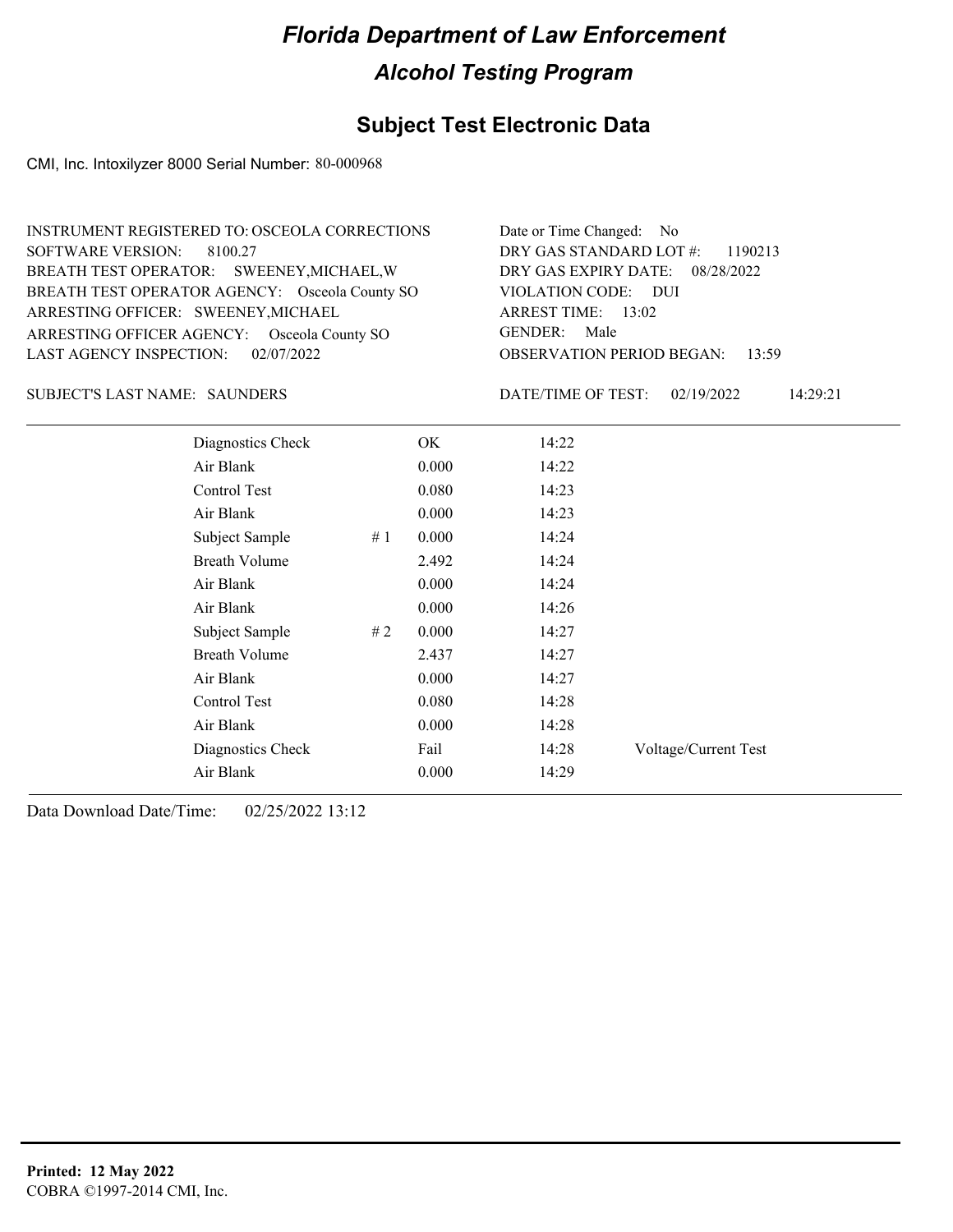# Florida Department of Law Enforcement

## Alcohol Testing Program

### Subject Test Electronic Data

CMI, Inc. Intoxilyzer 8000 Serial Number: 80-000968

INSTRUMENT REGISTERED TO: OSCEOLA CORRECTIONS
SOFTWARE VERSION: 8100.27
BREATH TEST OPERATOR: SWEENEY,MICHAEL,W
BREATH TEST OPERATOR AGENCY: Osceola County SO
ARRESTING OFFICER: SWEENEY,MICHAEL
ARRESTING OFFICER AGENCY: Osceola County SO
LAST AGENCY INSPECTION: 02/07/2022

Date or Time Changed: No
DRY GAS STANDARD LOT #: 1190213
DRY GAS EXPIRY DATE: 08/28/2022
VIOLATION CODE: DUI
ARREST TIME: 13:02
GENDER: Male
OBSERVATION PERIOD BEGAN: 13:59

SUBJECT'S LAST NAME: SAUNDERS

DATE/TIME OF TEST: 02/19/2022 14:29:21

| | | | | |
|---|---|---|---|---|
| Diagnostics Check | | OK | 14:22 | |
| Air Blank | | 0.000 | 14:22 | |
| Control Test | | 0.080 | 14:23 | |
| Air Blank | | 0.000 | 14:23 | |
| Subject Sample | # 1 | 0.000 | 14:24 | |
| Breath Volume | | 2.492 | 14:24 | |
| Air Blank | | 0.000 | 14:24 | |
| Air Blank | | 0.000 | 14:26 | |
| Subject Sample | # 2 | 0.000 | 14:27 | |
| Breath Volume | | 2.437 | 14:27 | |
| Air Blank | | 0.000 | 14:27 | |
| Control Test | | 0.080 | 14:28 | |
| Air Blank | | 0.000 | 14:28 | |
| Diagnostics Check | | Fail | 14:28 | Voltage/Current Test |
| Air Blank | | 0.000 | 14:29 | |

Data Download Date/Time: 02/25/2022 13:12

**Printed: 12 May 2022**
COBRA ©1997-2014 CMI, Inc.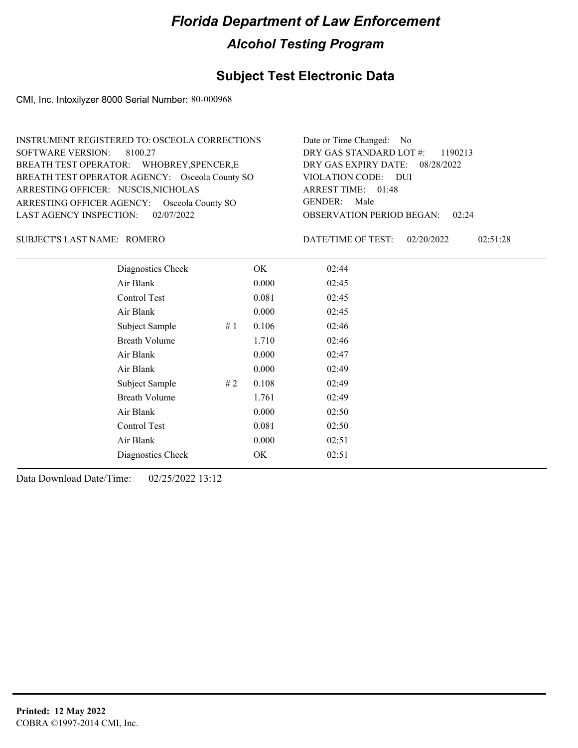# Florida Department of Law Enforcement

## Alcohol Testing Program

## Subject Test Electronic Data

CMI, Inc. Intoxilyzer 8000 Serial Number: 80-000968

INSTRUMENT REGISTERED TO: OSCEOLA CORRECTIONS
SOFTWARE VERSION: 8100.27
BREATH TEST OPERATOR: WHOBREY,SPENCER,E
BREATH TEST OPERATOR AGENCY: Osceola County SO
ARRESTING OFFICER: NUSCIS,NICHOLAS
ARRESTING OFFICER AGENCY: Osceola County SO
LAST AGENCY INSPECTION: 02/07/2022

Date or Time Changed: No
DRY GAS STANDARD LOT #: 1190213
DRY GAS EXPIRY DATE: 08/28/2022
VIOLATION CODE: DUI
ARREST TIME: 01:48
GENDER: Male
OBSERVATION PERIOD BEGAN: 02:24

SUBJECT'S LAST NAME: ROMERO

DATE/TIME OF TEST: 02/20/2022 02:51:28

| | | | |
|---|---|---|---|
| Diagnostics Check | | OK | 02:44 |
| Air Blank | | 0.000 | 02:45 |
| Control Test | | 0.081 | 02:45 |
| Air Blank | | 0.000 | 02:45 |
| Subject Sample | # 1 | 0.106 | 02:46 |
| Breath Volume | | 1.710 | 02:46 |
| Air Blank | | 0.000 | 02:47 |
| Air Blank | | 0.000 | 02:49 |
| Subject Sample | # 2 | 0.108 | 02:49 |
| Breath Volume | | 1.761 | 02:49 |
| Air Blank | | 0.000 | 02:50 |
| Control Test | | 0.081 | 02:50 |
| Air Blank | | 0.000 | 02:51 |
| Diagnostics Check | | OK | 02:51 |

Data Download Date/Time: 02/25/2022 13:12

**Printed: 12 May 2022**
COBRA ©1997-2014 CMI, Inc.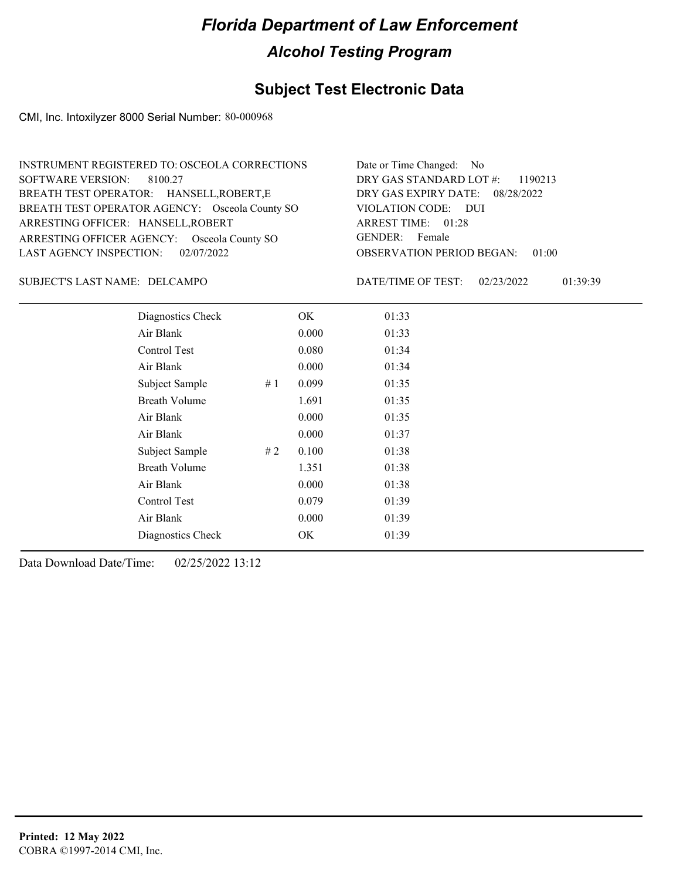# Florida Department of Law Enforcement

## Alcohol Testing Program

### Subject Test Electronic Data

CMI, Inc. Intoxilyzer 8000 Serial Number: 80-000968

INSTRUMENT REGISTERED TO: OSCEOLA CORRECTIONS
SOFTWARE VERSION: 8100.27
BREATH TEST OPERATOR: HANSELL,ROBERT,E
BREATH TEST OPERATOR AGENCY: Osceola County SO
ARRESTING OFFICER: HANSELL,ROBERT
ARRESTING OFFICER AGENCY: Osceola County SO
LAST AGENCY INSPECTION: 02/07/2022

Date or Time Changed: No
DRY GAS STANDARD LOT #: 1190213
DRY GAS EXPIRY DATE: 08/28/2022
VIOLATION CODE: DUI
ARREST TIME: 01:28
GENDER: Female
OBSERVATION PERIOD BEGAN: 01:00

SUBJECT'S LAST NAME: DELCAMPO

DATE/TIME OF TEST: 02/23/2022 01:39:39

| | | | |
|---|---|---|---|
| Diagnostics Check | | OK | 01:33 |
| Air Blank | | 0.000 | 01:33 |
| Control Test | | 0.080 | 01:34 |
| Air Blank | | 0.000 | 01:34 |
| Subject Sample | # 1 | 0.099 | 01:35 |
| Breath Volume | | 1.691 | 01:35 |
| Air Blank | | 0.000 | 01:35 |
| Air Blank | | 0.000 | 01:37 |
| Subject Sample | # 2 | 0.100 | 01:38 |
| Breath Volume | | 1.351 | 01:38 |
| Air Blank | | 0.000 | 01:38 |
| Control Test | | 0.079 | 01:39 |
| Air Blank | | 0.000 | 01:39 |
| Diagnostics Check | | OK | 01:39 |

Data Download Date/Time: 02/25/2022 13:12

**Printed: 12 May 2022**
COBRA ©1997-2014 CMI, Inc.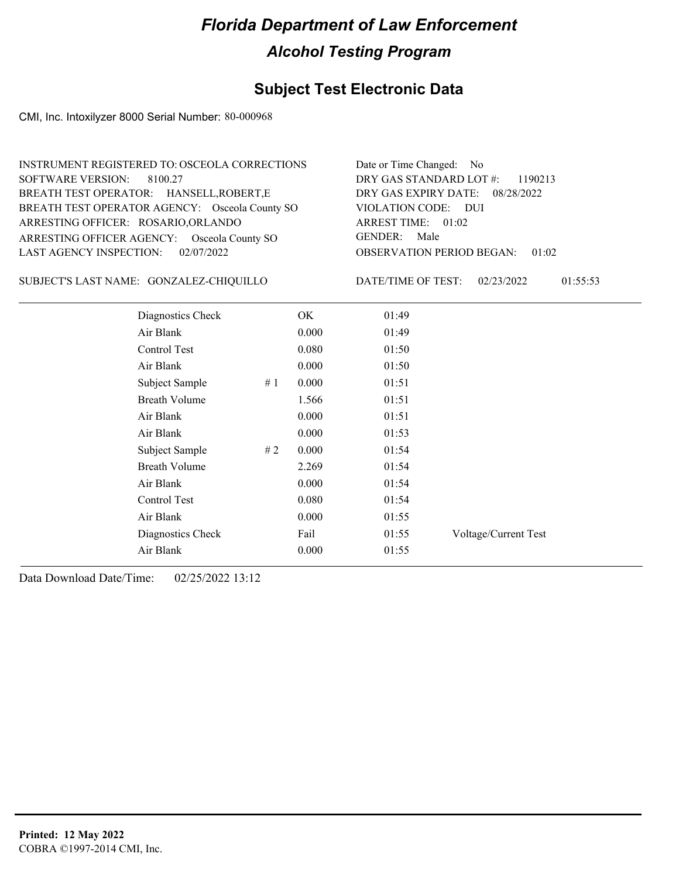# Florida Department of Law Enforcement

## Alcohol Testing Program

### Subject Test Electronic Data

CMI, Inc. Intoxilyzer 8000 Serial Number: 80-000968

INSTRUMENT REGISTERED TO: OSCEOLA CORRECTIONS
SOFTWARE VERSION: 8100.27
BREATH TEST OPERATOR: HANSELL,ROBERT,E
BREATH TEST OPERATOR AGENCY: Osceola County SO
ARRESTING OFFICER: ROSARIO,ORLANDO
ARRESTING OFFICER AGENCY: Osceola County SO
LAST AGENCY INSPECTION: 02/07/2022

Date or Time Changed: No
DRY GAS STANDARD LOT #: 1190213
DRY GAS EXPIRY DATE: 08/28/2022
VIOLATION CODE: DUI
ARREST TIME: 01:02
GENDER: Male
OBSERVATION PERIOD BEGAN: 01:02

SUBJECT'S LAST NAME: GONZALEZ-CHIQUILLO

DATE/TIME OF TEST: 02/23/2022 01:55:53

| | | | | |
|---|---|---|---|---|
| Diagnostics Check | | OK | 01:49 | |
| Air Blank | | 0.000 | 01:49 | |
| Control Test | | 0.080 | 01:50 | |
| Air Blank | | 0.000 | 01:50 | |
| Subject Sample | # 1 | 0.000 | 01:51 | |
| Breath Volume | | 1.566 | 01:51 | |
| Air Blank | | 0.000 | 01:51 | |
| Air Blank | | 0.000 | 01:53 | |
| Subject Sample | # 2 | 0.000 | 01:54 | |
| Breath Volume | | 2.269 | 01:54 | |
| Air Blank | | 0.000 | 01:54 | |
| Control Test | | 0.080 | 01:54 | |
| Air Blank | | 0.000 | 01:55 | |
| Diagnostics Check | | Fail | 01:55 | Voltage/Current Test |
| Air Blank | | 0.000 | 01:55 | |

Data Download Date/Time: 02/25/2022 13:12

**Printed: 12 May 2022**
COBRA ©1997-2014 CMI, Inc.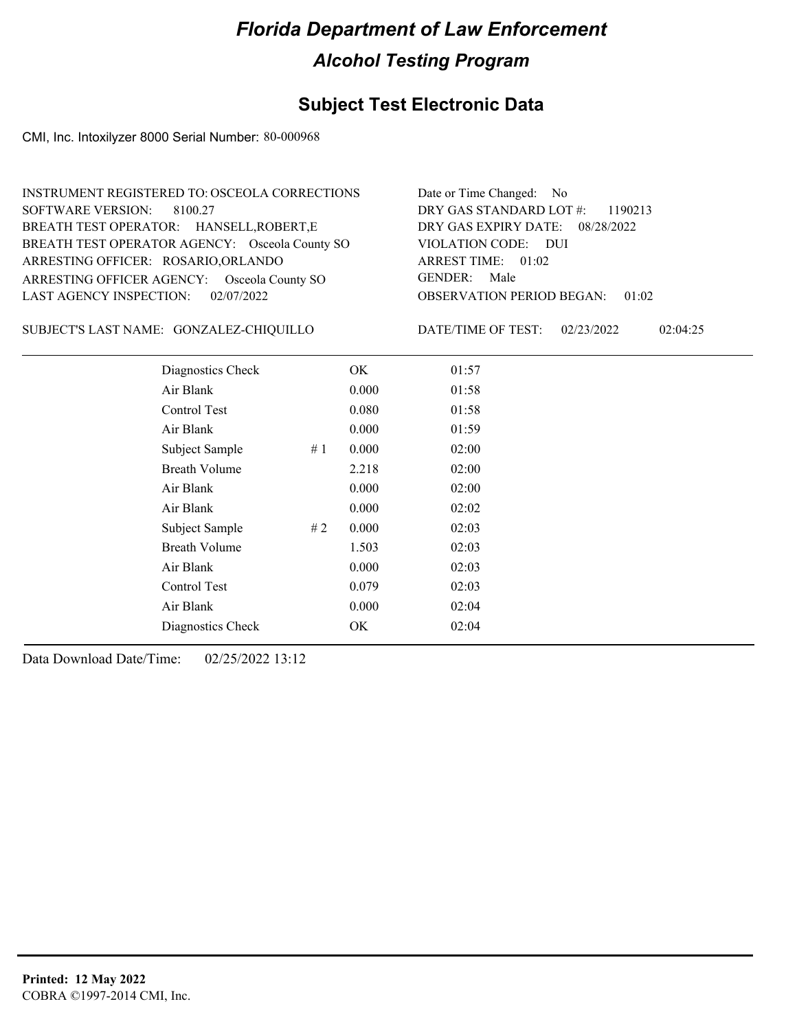# Florida Department of Law Enforcement

## Alcohol Testing Program

### Subject Test Electronic Data

CMI, Inc. Intoxilyzer 8000 Serial Number: 80-000968

INSTRUMENT REGISTERED TO: OSCEOLA CORRECTIONS
SOFTWARE VERSION: 8100.27
BREATH TEST OPERATOR: HANSELL,ROBERT,E
BREATH TEST OPERATOR AGENCY: Osceola County SO
ARRESTING OFFICER: ROSARIO,ORLANDO
ARRESTING OFFICER AGENCY: Osceola County SO
LAST AGENCY INSPECTION: 02/07/2022

Date or Time Changed: No
DRY GAS STANDARD LOT #: 1190213
DRY GAS EXPIRY DATE: 08/28/2022
VIOLATION CODE: DUI
ARREST TIME: 01:02
GENDER: Male
OBSERVATION PERIOD BEGAN: 01:02

SUBJECT'S LAST NAME: GONZALEZ-CHIQUILLO

DATE/TIME OF TEST: 02/23/2022 02:04:25

| Test | # | Result | Time |
|---|---|---|---|
| Diagnostics Check | | OK | 01:57 |
| Air Blank | | 0.000 | 01:58 |
| Control Test | | 0.080 | 01:58 |
| Air Blank | | 0.000 | 01:59 |
| Subject Sample | # 1 | 0.000 | 02:00 |
| Breath Volume | | 2.218 | 02:00 |
| Air Blank | | 0.000 | 02:00 |
| Air Blank | | 0.000 | 02:02 |
| Subject Sample | # 2 | 0.000 | 02:03 |
| Breath Volume | | 1.503 | 02:03 |
| Air Blank | | 0.000 | 02:03 |
| Control Test | | 0.079 | 02:03 |
| Air Blank | | 0.000 | 02:04 |
| Diagnostics Check | | OK | 02:04 |

Data Download Date/Time: 02/25/2022 13:12

**Printed: 12 May 2022**
COBRA ©1997-2014 CMI, Inc.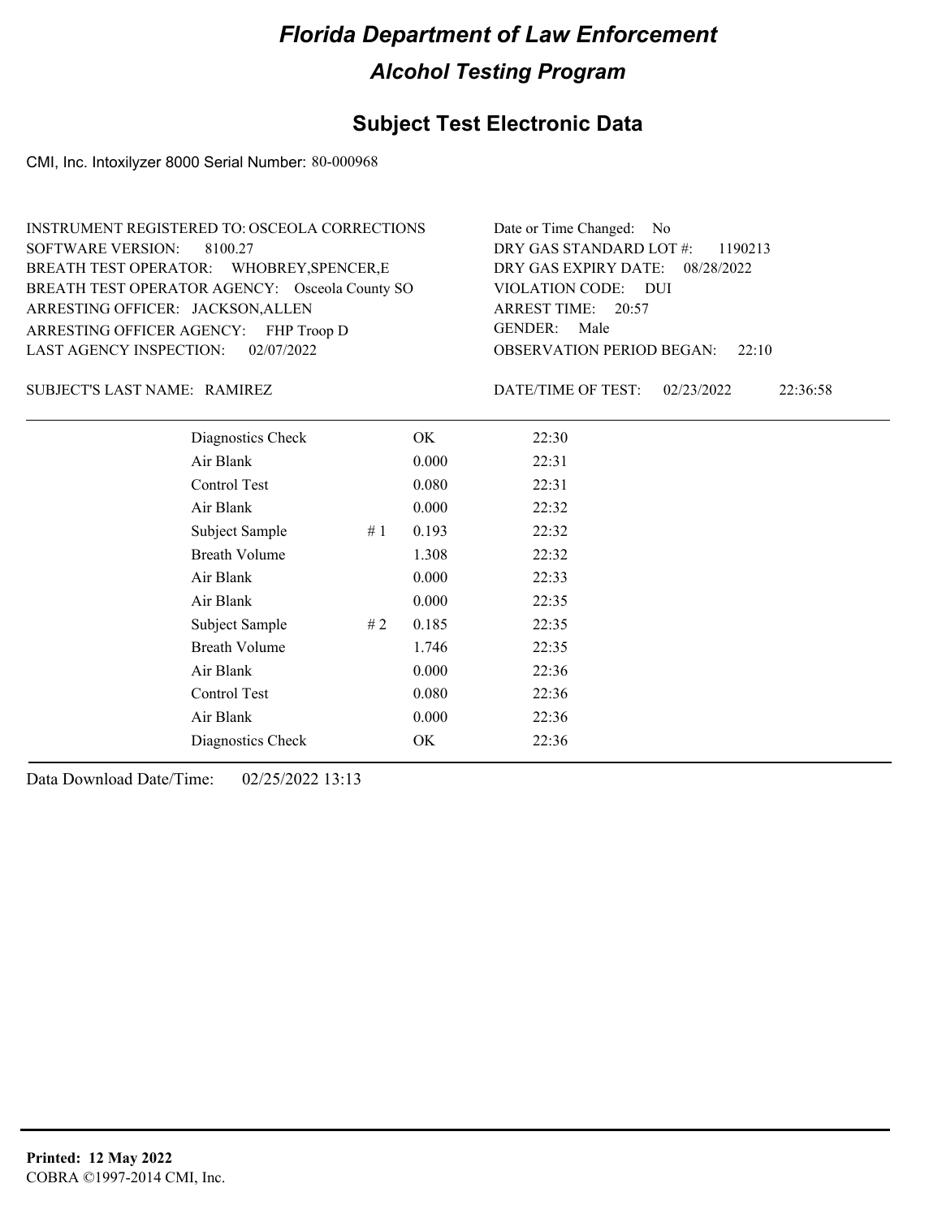# Florida Department of Law Enforcement

## Alcohol Testing Program

### Subject Test Electronic Data

CMI, Inc. Intoxilyzer 8000 Serial Number: 80-000968

INSTRUMENT REGISTERED TO: OSCEOLA CORRECTIONS
SOFTWARE VERSION: 8100.27
BREATH TEST OPERATOR: WHOBREY,SPENCER,E
BREATH TEST OPERATOR AGENCY: Osceola County SO
ARRESTING OFFICER: JACKSON,ALLEN
ARRESTING OFFICER AGENCY: FHP Troop D
LAST AGENCY INSPECTION: 02/07/2022

Date or Time Changed: No
DRY GAS STANDARD LOT #: 1190213
DRY GAS EXPIRY DATE: 08/28/2022
VIOLATION CODE: DUI
ARREST TIME: 20:57
GENDER: Male
OBSERVATION PERIOD BEGAN: 22:10

SUBJECT'S LAST NAME: RAMIREZ

DATE/TIME OF TEST: 02/23/2022 22:36:58

| | | | |
|---|---|---|---|
| Diagnostics Check | | OK | 22:30 |
| Air Blank | | 0.000 | 22:31 |
| Control Test | | 0.080 | 22:31 |
| Air Blank | | 0.000 | 22:32 |
| Subject Sample | # 1 | 0.193 | 22:32 |
| Breath Volume | | 1.308 | 22:32 |
| Air Blank | | 0.000 | 22:33 |
| Air Blank | | 0.000 | 22:35 |
| Subject Sample | # 2 | 0.185 | 22:35 |
| Breath Volume | | 1.746 | 22:35 |
| Air Blank | | 0.000 | 22:36 |
| Control Test | | 0.080 | 22:36 |
| Air Blank | | 0.000 | 22:36 |
| Diagnostics Check | | OK | 22:36 |

Data Download Date/Time: 02/25/2022 13:13

**Printed: 12 May 2022**
COBRA ©1997-2014 CMI, Inc.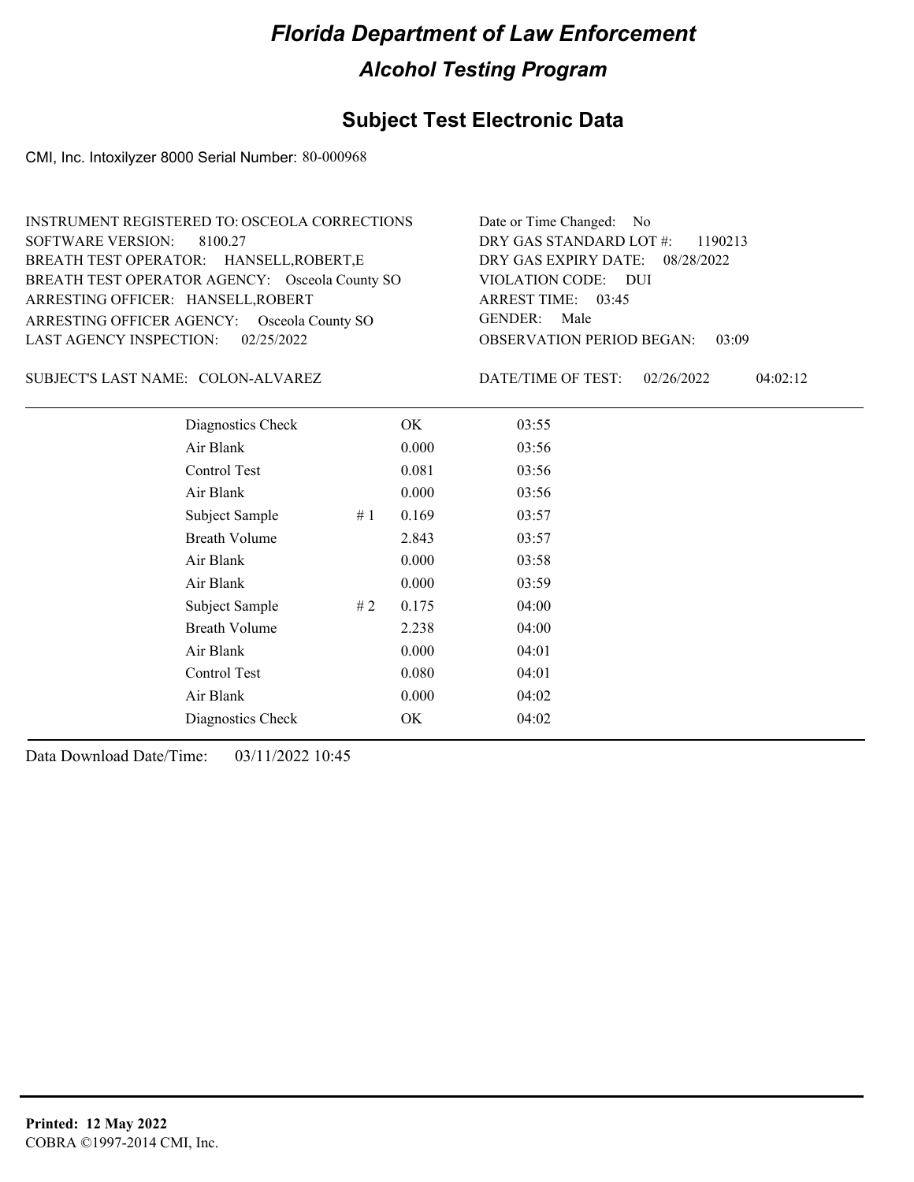# Florida Department of Law Enforcement

## Alcohol Testing Program

## Subject Test Electronic Data

CMI, Inc. Intoxilyzer 8000 Serial Number: 80-000968

INSTRUMENT REGISTERED TO: OSCEOLA CORRECTIONS
SOFTWARE VERSION: 8100.27
BREATH TEST OPERATOR: HANSELL,ROBERT,E
BREATH TEST OPERATOR AGENCY: Osceola County SO
ARRESTING OFFICER: HANSELL,ROBERT
ARRESTING OFFICER AGENCY: Osceola County SO
LAST AGENCY INSPECTION: 02/25/2022

Date or Time Changed: No
DRY GAS STANDARD LOT #: 1190213
DRY GAS EXPIRY DATE: 08/28/2022
VIOLATION CODE: DUI
ARREST TIME: 03:45
GENDER: Male
OBSERVATION PERIOD BEGAN: 03:09

SUBJECT'S LAST NAME: COLON-ALVAREZ

DATE/TIME OF TEST: 02/26/2022 04:02:12

| | | | |
|---|---|---|---|
| Diagnostics Check | | OK | 03:55 |
| Air Blank | | 0.000 | 03:56 |
| Control Test | | 0.081 | 03:56 |
| Air Blank | | 0.000 | 03:56 |
| Subject Sample | # 1 | 0.169 | 03:57 |
| Breath Volume | | 2.843 | 03:57 |
| Air Blank | | 0.000 | 03:58 |
| Air Blank | | 0.000 | 03:59 |
| Subject Sample | # 2 | 0.175 | 04:00 |
| Breath Volume | | 2.238 | 04:00 |
| Air Blank | | 0.000 | 04:01 |
| Control Test | | 0.080 | 04:01 |
| Air Blank | | 0.000 | 04:02 |
| Diagnostics Check | | OK | 04:02 |

Data Download Date/Time: 03/11/2022 10:45

**Printed: 12 May 2022**
COBRA ©1997-2014 CMI, Inc.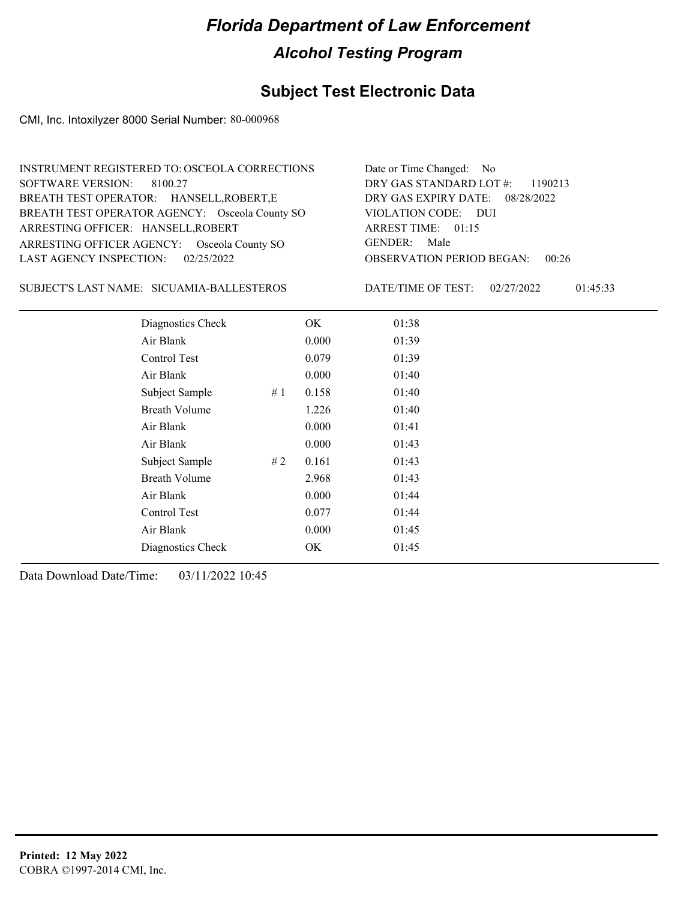# Florida Department of Law Enforcement

## Alcohol Testing Program

## Subject Test Electronic Data

CMI, Inc. Intoxilyzer 8000 Serial Number: 80-000968

INSTRUMENT REGISTERED TO: OSCEOLA CORRECTIONS
SOFTWARE VERSION: 8100.27
BREATH TEST OPERATOR: HANSELL,ROBERT,E
BREATH TEST OPERATOR AGENCY: Osceola County SO
ARRESTING OFFICER: HANSELL,ROBERT
ARRESTING OFFICER AGENCY: Osceola County SO
LAST AGENCY INSPECTION: 02/25/2022

Date or Time Changed: No
DRY GAS STANDARD LOT #: 1190213
DRY GAS EXPIRY DATE: 08/28/2022
VIOLATION CODE: DUI
ARREST TIME: 01:15
GENDER: Male
OBSERVATION PERIOD BEGAN: 00:26

SUBJECT'S LAST NAME: SICUAMIA-BALLESTEROS

DATE/TIME OF TEST: 02/27/2022 01:45:33

| | | | |
|---|---|---|---|
| Diagnostics Check | | OK | 01:38 |
| Air Blank | | 0.000 | 01:39 |
| Control Test | | 0.079 | 01:39 |
| Air Blank | | 0.000 | 01:40 |
| Subject Sample | # 1 | 0.158 | 01:40 |
| Breath Volume | | 1.226 | 01:40 |
| Air Blank | | 0.000 | 01:41 |
| Air Blank | | 0.000 | 01:43 |
| Subject Sample | # 2 | 0.161 | 01:43 |
| Breath Volume | | 2.968 | 01:43 |
| Air Blank | | 0.000 | 01:44 |
| Control Test | | 0.077 | 01:44 |
| Air Blank | | 0.000 | 01:45 |
| Diagnostics Check | | OK | 01:45 |

Data Download Date/Time: 03/11/2022 10:45

**Printed: 12 May 2022**
COBRA ©1997-2014 CMI, Inc.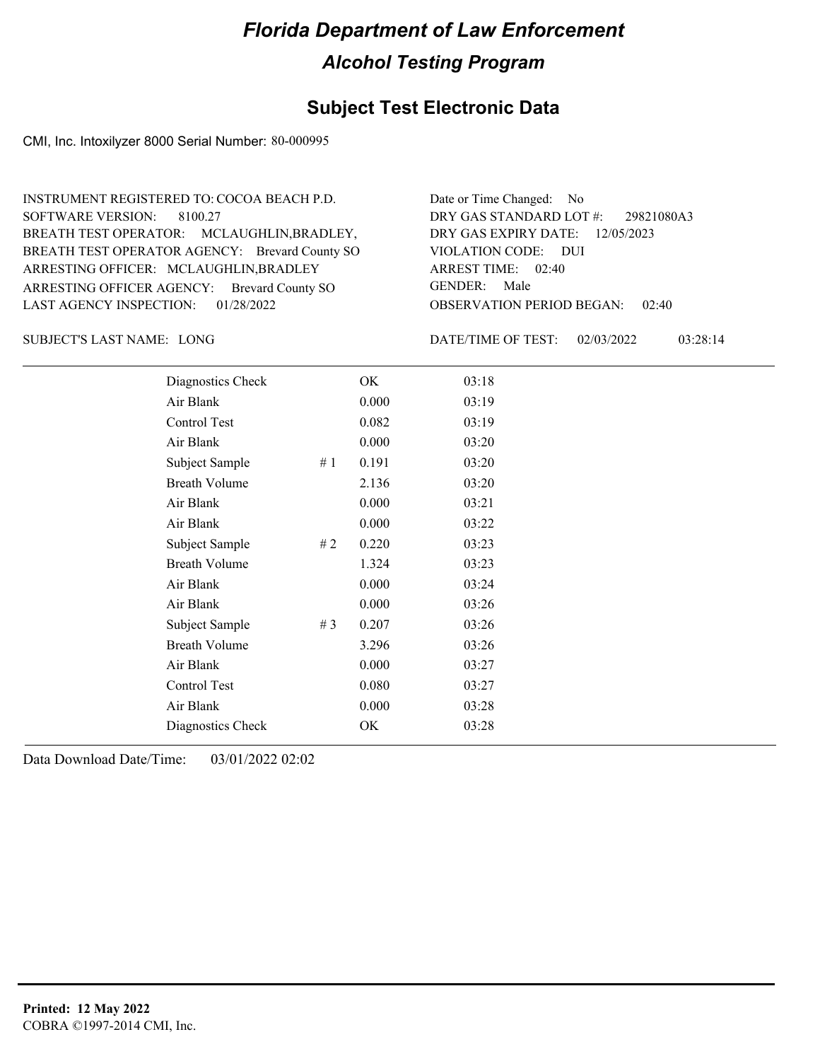# Florida Department of Law Enforcement

## Alcohol Testing Program

### Subject Test Electronic Data

CMI, Inc. Intoxilyzer 8000 Serial Number: 80-000995

INSTRUMENT REGISTERED TO: COCOA BEACH P.D.
SOFTWARE VERSION: 8100.27
BREATH TEST OPERATOR: MCLAUGHLIN,BRADLEY,
BREATH TEST OPERATOR AGENCY: Brevard County SO
ARRESTING OFFICER: MCLAUGHLIN,BRADLEY
ARRESTING OFFICER AGENCY: Brevard County SO
LAST AGENCY INSPECTION: 01/28/2022

Date or Time Changed: No
DRY GAS STANDARD LOT #: 29821080A3
DRY GAS EXPIRY DATE: 12/05/2023
VIOLATION CODE: DUI
ARREST TIME: 02:40
GENDER: Male
OBSERVATION PERIOD BEGAN: 02:40

SUBJECT'S LAST NAME: LONG

DATE/TIME OF TEST: 02/03/2022 03:28:14

| | | | |
|---|---|---|---|
| Diagnostics Check | | OK | 03:18 |
| Air Blank | | 0.000 | 03:19 |
| Control Test | | 0.082 | 03:19 |
| Air Blank | | 0.000 | 03:20 |
| Subject Sample | # 1 | 0.191 | 03:20 |
| Breath Volume | | 2.136 | 03:20 |
| Air Blank | | 0.000 | 03:21 |
| Air Blank | | 0.000 | 03:22 |
| Subject Sample | # 2 | 0.220 | 03:23 |
| Breath Volume | | 1.324 | 03:23 |
| Air Blank | | 0.000 | 03:24 |
| Air Blank | | 0.000 | 03:26 |
| Subject Sample | # 3 | 0.207 | 03:26 |
| Breath Volume | | 3.296 | 03:26 |
| Air Blank | | 0.000 | 03:27 |
| Control Test | | 0.080 | 03:27 |
| Air Blank | | 0.000 | 03:28 |
| Diagnostics Check | | OK | 03:28 |

Data Download Date/Time: 03/01/2022 02:02

**Printed: 12 May 2022**
COBRA ©1997-2014 CMI, Inc.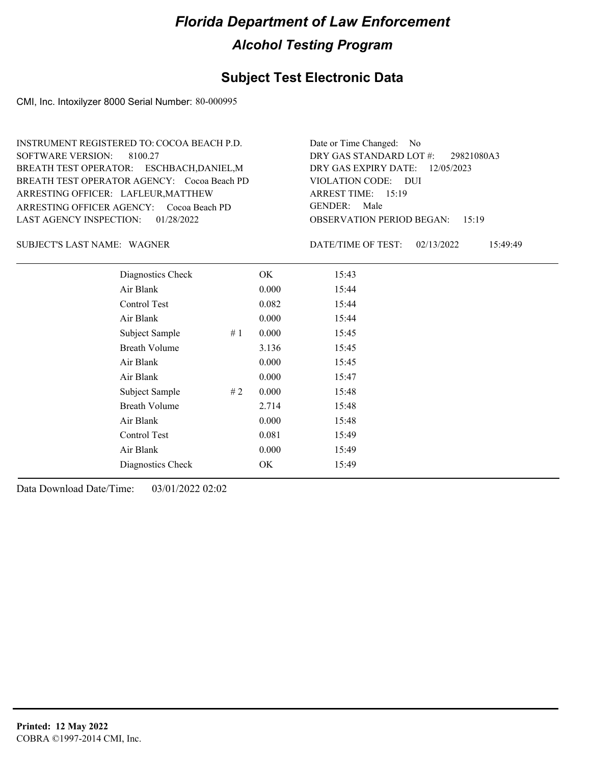# Florida Department of Law Enforcement

## Alcohol Testing Program

## Subject Test Electronic Data

CMI, Inc. Intoxilyzer 8000 Serial Number: 80-000995

INSTRUMENT REGISTERED TO: COCOA BEACH P.D.
SOFTWARE VERSION: 8100.27
BREATH TEST OPERATOR: ESCHBACH,DANIEL,M
BREATH TEST OPERATOR AGENCY: Cocoa Beach PD
ARRESTING OFFICER: LAFLEUR,MATTHEW
ARRESTING OFFICER AGENCY: Cocoa Beach PD
LAST AGENCY INSPECTION: 01/28/2022

Date or Time Changed: No
DRY GAS STANDARD LOT #: 29821080A3
DRY GAS EXPIRY DATE: 12/05/2023
VIOLATION CODE: DUI
ARREST TIME: 15:19
GENDER: Male
OBSERVATION PERIOD BEGAN: 15:19

SUBJECT'S LAST NAME: WAGNER

DATE/TIME OF TEST: 02/13/2022 15:49:49

| | | | |
|---|---|---|---|
| Diagnostics Check | | OK | 15:43 |
| Air Blank | | 0.000 | 15:44 |
| Control Test | | 0.082 | 15:44 |
| Air Blank | | 0.000 | 15:44 |
| Subject Sample | # 1 | 0.000 | 15:45 |
| Breath Volume | | 3.136 | 15:45 |
| Air Blank | | 0.000 | 15:45 |
| Air Blank | | 0.000 | 15:47 |
| Subject Sample | # 2 | 0.000 | 15:48 |
| Breath Volume | | 2.714 | 15:48 |
| Air Blank | | 0.000 | 15:48 |
| Control Test | | 0.081 | 15:49 |
| Air Blank | | 0.000 | 15:49 |
| Diagnostics Check | | OK | 15:49 |

Data Download Date/Time: 03/01/2022 02:02

**Printed: 12 May 2022**
COBRA ©1997-2014 CMI, Inc.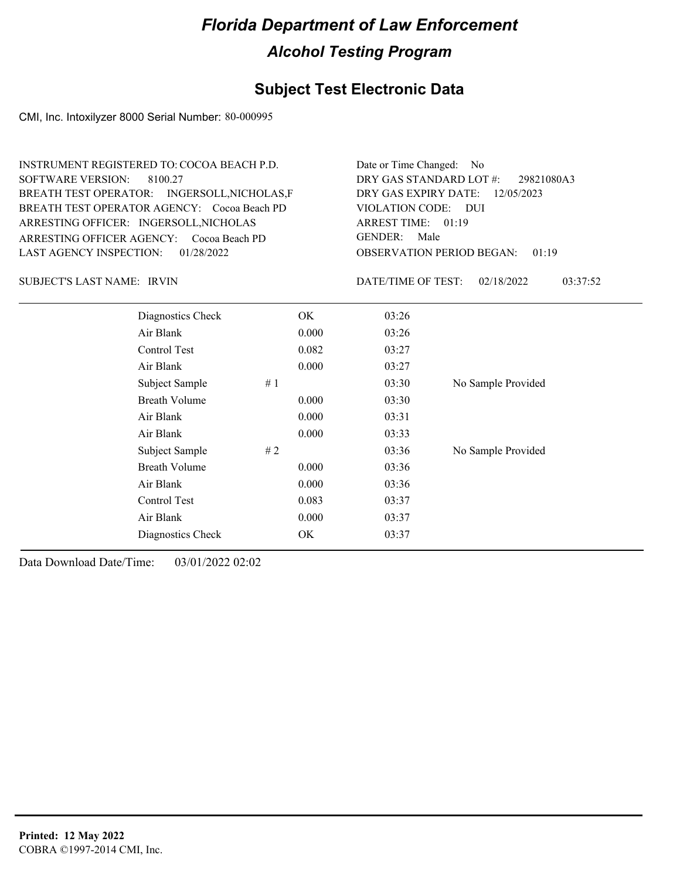# Florida Department of Law Enforcement

## Alcohol Testing Program

## Subject Test Electronic Data

CMI, Inc. Intoxilyzer 8000 Serial Number: 80-000995

INSTRUMENT REGISTERED TO: COCOA BEACH P.D.
SOFTWARE VERSION: 8100.27
BREATH TEST OPERATOR: INGERSOLL,NICHOLAS,F
BREATH TEST OPERATOR AGENCY: Cocoa Beach PD
ARRESTING OFFICER: INGERSOLL,NICHOLAS
ARRESTING OFFICER AGENCY: Cocoa Beach PD
LAST AGENCY INSPECTION: 01/28/2022

Date or Time Changed: No
DRY GAS STANDARD LOT #: 29821080A3
DRY GAS EXPIRY DATE: 12/05/2023
VIOLATION CODE: DUI
ARREST TIME: 01:19
GENDER: Male
OBSERVATION PERIOD BEGAN: 01:19

SUBJECT'S LAST NAME: IRVIN

DATE/TIME OF TEST: 02/18/2022 03:37:52

| | | | | |
|---|---|---|---|---|
| Diagnostics Check | | OK | 03:26 | |
| Air Blank | | 0.000 | 03:26 | |
| Control Test | | 0.082 | 03:27 | |
| Air Blank | | 0.000 | 03:27 | |
| Subject Sample | # 1 | | 03:30 | No Sample Provided |
| Breath Volume | | 0.000 | 03:30 | |
| Air Blank | | 0.000 | 03:31 | |
| Air Blank | | 0.000 | 03:33 | |
| Subject Sample | # 2 | | 03:36 | No Sample Provided |
| Breath Volume | | 0.000 | 03:36 | |
| Air Blank | | 0.000 | 03:36 | |
| Control Test | | 0.083 | 03:37 | |
| Air Blank | | 0.000 | 03:37 | |
| Diagnostics Check | | OK | 03:37 | |

Data Download Date/Time: 03/01/2022 02:02

**Printed: 12 May 2022**
COBRA ©1997-2014 CMI, Inc.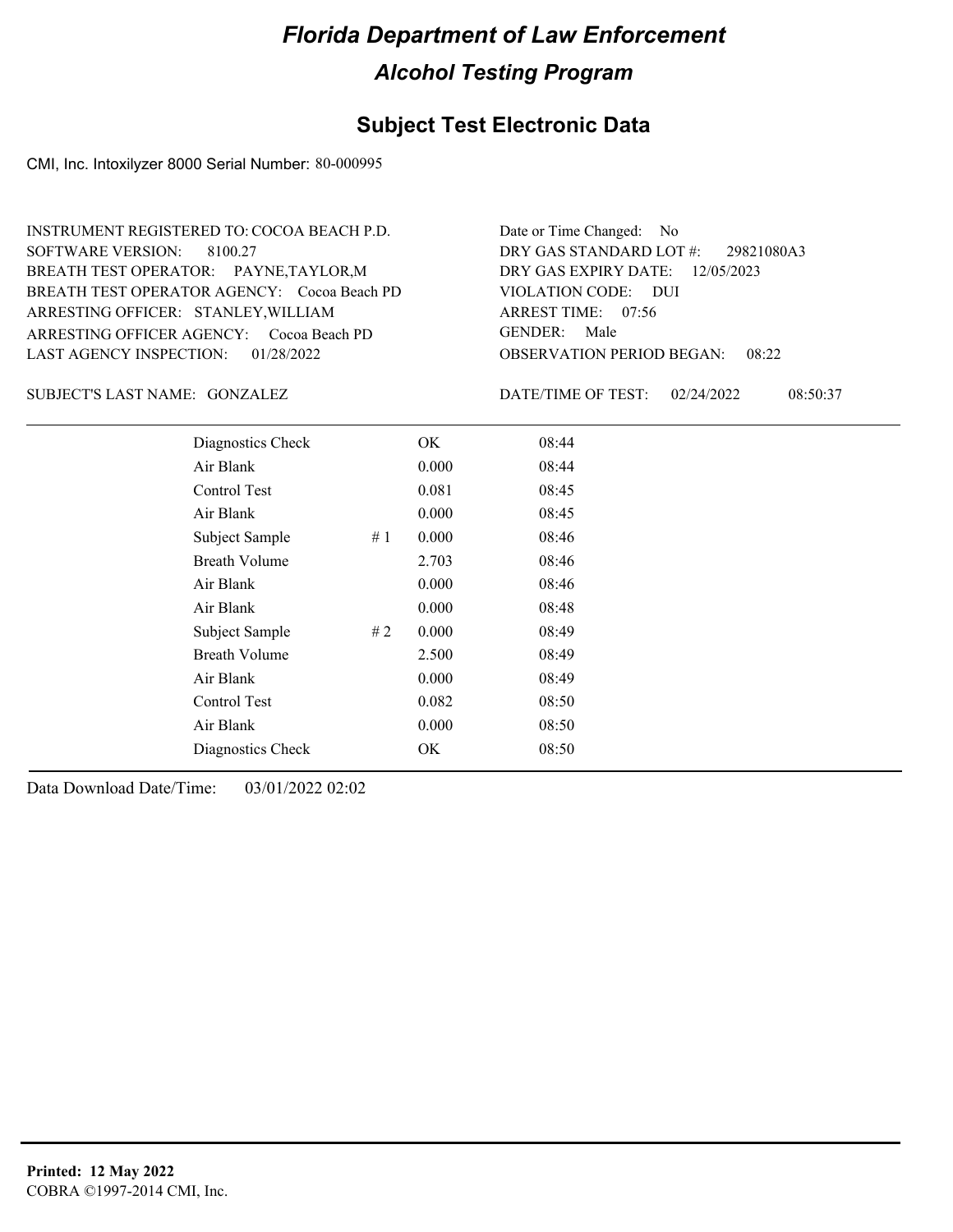# Florida Department of Law Enforcement

## Alcohol Testing Program

## Subject Test Electronic Data

CMI, Inc. Intoxilyzer 8000 Serial Number: 80-000995

INSTRUMENT REGISTERED TO: COCOA BEACH P.D.
SOFTWARE VERSION: 8100.27
BREATH TEST OPERATOR: PAYNE,TAYLOR,M
BREATH TEST OPERATOR AGENCY: Cocoa Beach PD
ARRESTING OFFICER: STANLEY,WILLIAM
ARRESTING OFFICER AGENCY: Cocoa Beach PD
LAST AGENCY INSPECTION: 01/28/2022

Date or Time Changed: No
DRY GAS STANDARD LOT #: 29821080A3
DRY GAS EXPIRY DATE: 12/05/2023
VIOLATION CODE: DUI
ARREST TIME: 07:56
GENDER: Male
OBSERVATION PERIOD BEGAN: 08:22

SUBJECT'S LAST NAME: GONZALEZ

DATE/TIME OF TEST: 02/24/2022 08:50:37

| | | | |
|---|---|---|---|
| Diagnostics Check | | OK | 08:44 |
| Air Blank | | 0.000 | 08:44 |
| Control Test | | 0.081 | 08:45 |
| Air Blank | | 0.000 | 08:45 |
| Subject Sample | # 1 | 0.000 | 08:46 |
| Breath Volume | | 2.703 | 08:46 |
| Air Blank | | 0.000 | 08:46 |
| Air Blank | | 0.000 | 08:48 |
| Subject Sample | # 2 | 0.000 | 08:49 |
| Breath Volume | | 2.500 | 08:49 |
| Air Blank | | 0.000 | 08:49 |
| Control Test | | 0.082 | 08:50 |
| Air Blank | | 0.000 | 08:50 |
| Diagnostics Check | | OK | 08:50 |

Data Download Date/Time: 03/01/2022 02:02

**Printed: 12 May 2022**
COBRA ©1997-2014 CMI, Inc.